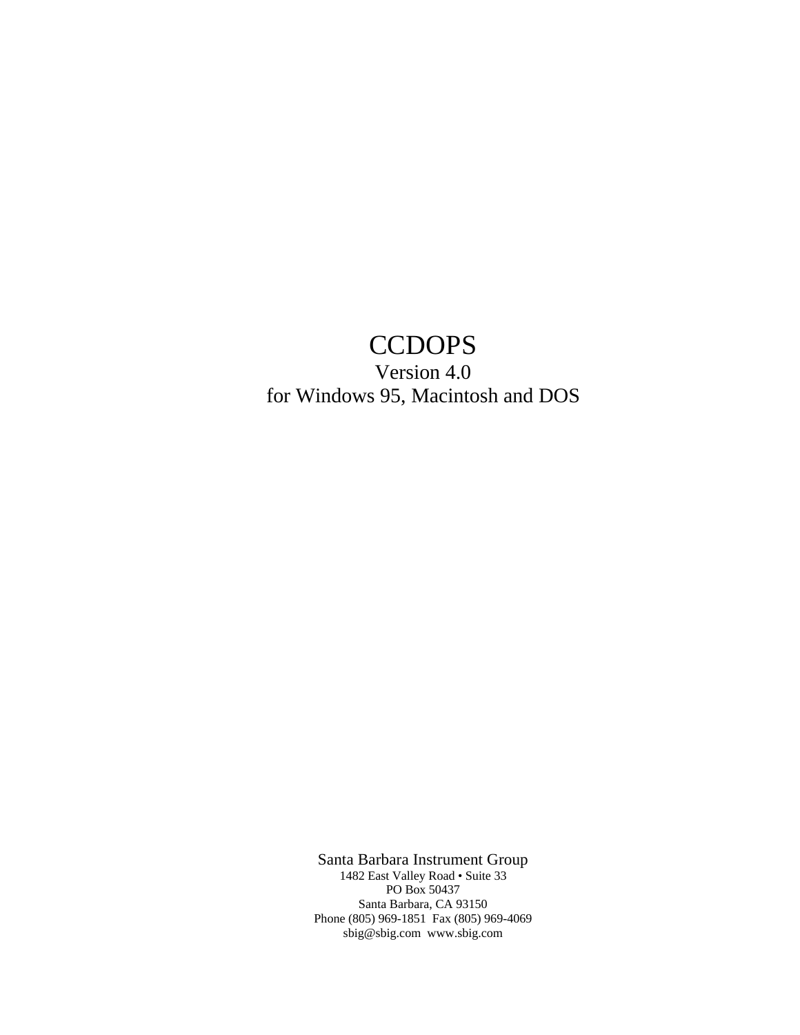# CCDOPS

Version 4.0

for Windows 95, Macintosh and DOS

Santa Barbara Instrument Group

1482 East Valley Road • Suite 33

PO Box 50437

Santa Barbara, CA 93150

Phone (805) 969-1851 Fax (805) 969-4069

sbig@sbig.com www.sbig.com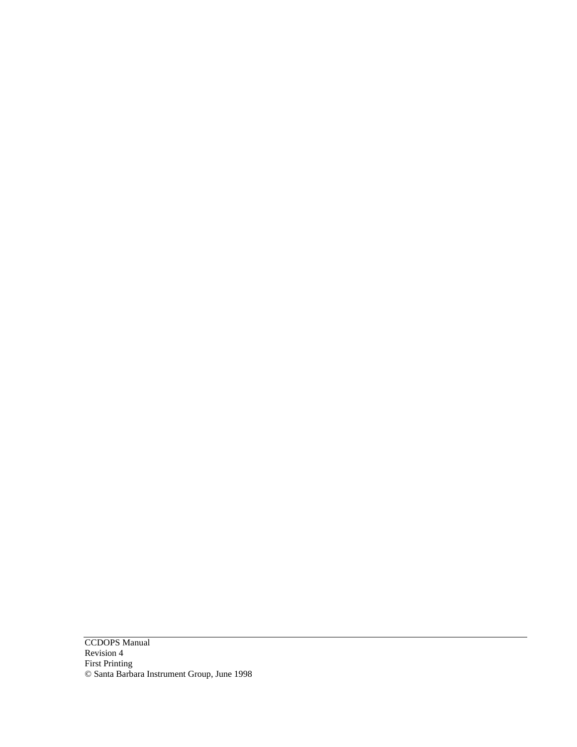CCDOPS Manual
Revision 4
First Printing
© Santa Barbara Instrument Group, June 1998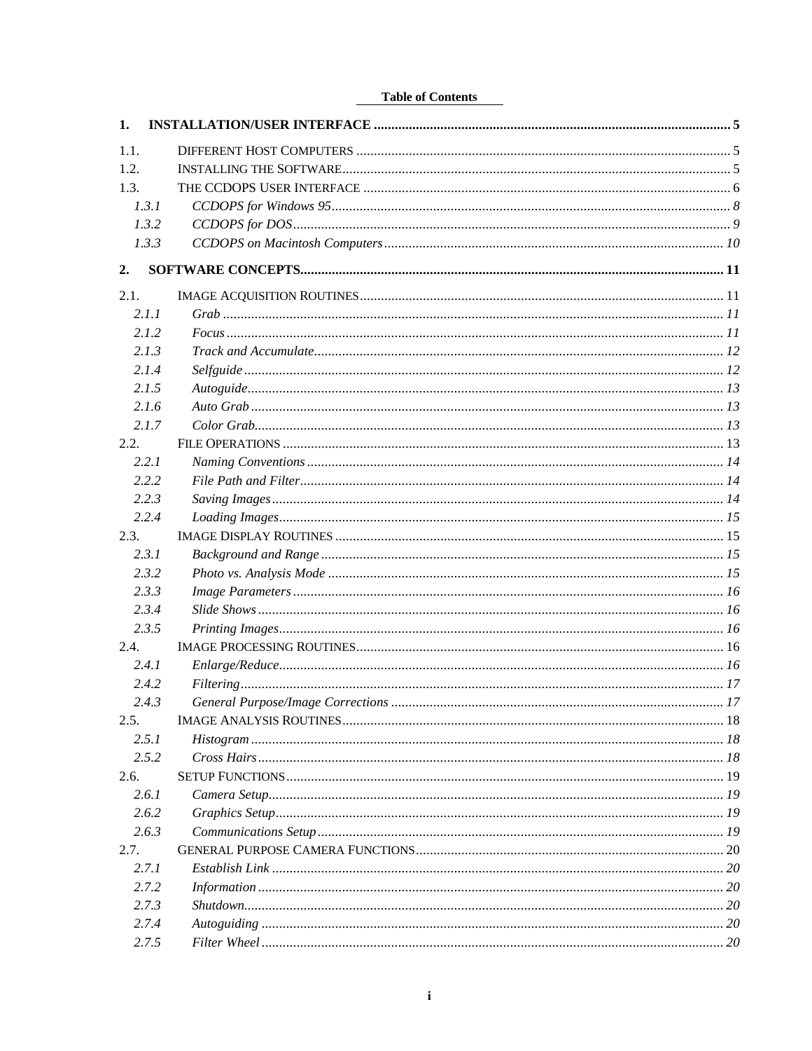**Table of Contents**

**1. INSTALLATION/USER INTERFACE ..... 5**

1.1. DIFFERENT HOST COMPUTERS ..... 5
1.2. INSTALLING THE SOFTWARE ..... 5
1.3. THE CCDOPS USER INTERFACE ..... 6
*1.3.1 CCDOPS for Windows 95 ..... 8*
*1.3.2 CCDOPS for DOS ..... 9*
*1.3.3 CCDOPS on Macintosh Computers ..... 10*

**2. SOFTWARE CONCEPTS ..... 11**

2.1. IMAGE ACQUISITION ROUTINES ..... 11
*2.1.1 Grab ..... 11*
*2.1.2 Focus ..... 11*
*2.1.3 Track and Accumulate ..... 12*
*2.1.4 Selfguide ..... 12*
*2.1.5 Autoguide ..... 13*
*2.1.6 Auto Grab ..... 13*
*2.1.7 Color Grab ..... 13*
2.2. FILE OPERATIONS ..... 13
*2.2.1 Naming Conventions ..... 14*
*2.2.2 File Path and Filter ..... 14*
*2.2.3 Saving Images ..... 14*
*2.2.4 Loading Images ..... 15*
2.3. IMAGE DISPLAY ROUTINES ..... 15
*2.3.1 Background and Range ..... 15*
*2.3.2 Photo vs. Analysis Mode ..... 15*
*2.3.3 Image Parameters ..... 16*
*2.3.4 Slide Shows ..... 16*
*2.3.5 Printing Images ..... 16*
2.4. IMAGE PROCESSING ROUTINES ..... 16
*2.4.1 Enlarge/Reduce ..... 16*
*2.4.2 Filtering ..... 17*
*2.4.3 General Purpose/Image Corrections ..... 17*
2.5. IMAGE ANALYSIS ROUTINES ..... 18
*2.5.1 Histogram ..... 18*
*2.5.2 Cross Hairs ..... 18*
2.6. SETUP FUNCTIONS ..... 19
*2.6.1 Camera Setup ..... 19*
*2.6.2 Graphics Setup ..... 19*
*2.6.3 Communications Setup ..... 19*
2.7. GENERAL PURPOSE CAMERA FUNCTIONS ..... 20
*2.7.1 Establish Link ..... 20*
*2.7.2 Information ..... 20*
*2.7.3 Shutdown ..... 20*
*2.7.4 Autoguiding ..... 20*
*2.7.5 Filter Wheel ..... 20*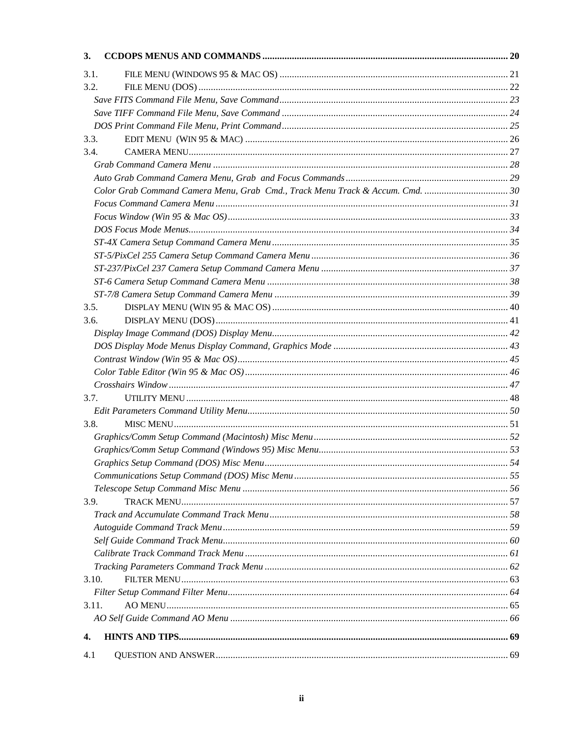**3. CCDOPS MENUS AND COMMANDS .................................................. 20**

3.1. FILE MENU (WINDOWS 95 & MAC OS) .................................................. 21
3.2. FILE MENU (DOS) .................................................. 22
*Save FITS Command File Menu, Save Command .................................................. 23*
*Save TIFF Command File Menu, Save Command .................................................. 24*
*DOS Print Command File Menu, Print Command .................................................. 25*
3.3. EDIT MENU (WIN 95 & MAC) .................................................. 26
3.4. CAMERA MENU .................................................. 27
*Grab Command Camera Menu .................................................. 28*
*Auto Grab Command Camera Menu, Grab and Focus Commands .................................................. 29*
*Color Grab Command Camera Menu, Grab Cmd., Track Menu Track & Accum. Cmd. .................................................. 30*
*Focus Command Camera Menu .................................................. 31*
*Focus Window (Win 95 & Mac OS) .................................................. 33*
*DOS Focus Mode Menus .................................................. 34*
*ST-4X Camera Setup Command Camera Menu .................................................. 35*
*ST-5/PixCel 255 Camera Setup Command Camera Menu .................................................. 36*
*ST-237/PixCel 237 Camera Setup Command Camera Menu .................................................. 37*
*ST-6 Camera Setup Command Camera Menu .................................................. 38*
*ST-7/8 Camera Setup Command Camera Menu .................................................. 39*
3.5. DISPLAY MENU (WIN 95 & MAC OS) .................................................. 40
3.6. DISPLAY MENU (DOS) .................................................. 41
*Display Image Command (DOS) Display Menu .................................................. 42*
*DOS Display Mode Menus Display Command, Graphics Mode .................................................. 43*
*Contrast Window (Win 95 & Mac OS) .................................................. 45*
*Color Table Editor (Win 95 & Mac OS) .................................................. 46*
*Crosshairs Window .................................................. 47*
3.7. UTILITY MENU .................................................. 48
*Edit Parameters Command Utility Menu .................................................. 50*
3.8. MISC MENU .................................................. 51
*Graphics/Comm Setup Command (Macintosh) Misc Menu .................................................. 52*
*Graphics/Comm Setup Command (Windows 95) Misc Menu .................................................. 53*
*Graphics Setup Command (DOS) Misc Menu .................................................. 54*
*Communications Setup Command (DOS) Misc Menu .................................................. 55*
*Telescope Setup Command Misc Menu .................................................. 56*
3.9. TRACK MENU .................................................. 57
*Track and Accumulate Command Track Menu .................................................. 58*
*Autoguide Command Track Menu .................................................. 59*
*Self Guide Command Track Menu .................................................. 60*
*Calibrate Track Command Track Menu .................................................. 61*
*Tracking Parameters Command Track Menu .................................................. 62*
3.10. FILTER MENU .................................................. 63
*Filter Setup Command Filter Menu .................................................. 64*
3.11. AO MENU .................................................. 65
*AO Self Guide Command AO Menu .................................................. 66*

**4. HINTS AND TIPS .................................................. 69**

4.1 QUESTION AND ANSWER .................................................. 69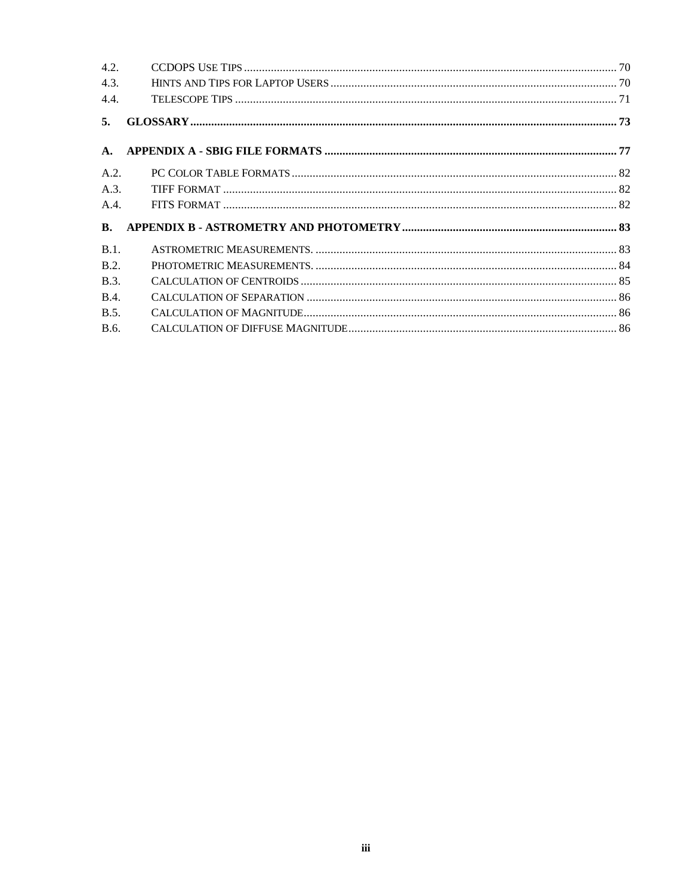4.2. CCDOPS USE TIPS ........ 70
4.3. HINTS AND TIPS FOR LAPTOP USERS ........ 70
4.4. TELESCOPE TIPS ........ 71

**5. GLOSSARY ........ 73**

**A. APPENDIX A - SBIG FILE FORMATS ........ 77**

A.2. PC COLOR TABLE FORMATS ........ 82
A.3. TIFF FORMAT ........ 82
A.4. FITS FORMAT ........ 82

**B. APPENDIX B - ASTROMETRY AND PHOTOMETRY ........ 83**

B.1. ASTROMETRIC MEASUREMENTS. ........ 83
B.2. PHOTOMETRIC MEASUREMENTS. ........ 84
B.3. CALCULATION OF CENTROIDS ........ 85
B.4. CALCULATION OF SEPARATION ........ 86
B.5. CALCULATION OF MAGNITUDE ........ 86
B.6. CALCULATION OF DIFFUSE MAGNITUDE ........ 86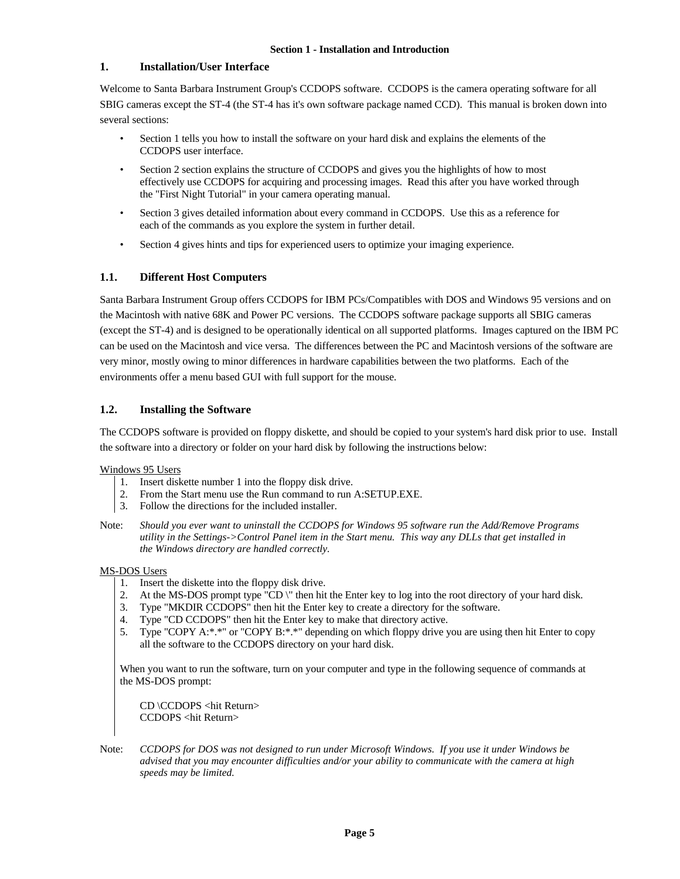**Section 1 - Installation and Introduction**

# 1. Installation/User Interface

Welcome to Santa Barbara Instrument Group's CCDOPS software. CCDOPS is the camera operating software for all SBIG cameras except the ST-4 (the ST-4 has it's own software package named CCD). This manual is broken down into several sections:

- Section 1 tells you how to install the software on your hard disk and explains the elements of the CCDOPS user interface.
- Section 2 section explains the structure of CCDOPS and gives you the highlights of how to most effectively use CCDOPS for acquiring and processing images. Read this after you have worked through the "First Night Tutorial" in your camera operating manual.
- Section 3 gives detailed information about every command in CCDOPS. Use this as a reference for each of the commands as you explore the system in further detail.
- Section 4 gives hints and tips for experienced users to optimize your imaging experience.

## 1.1. Different Host Computers

Santa Barbara Instrument Group offers CCDOPS for IBM PCs/Compatibles with DOS and Windows 95 versions and on the Macintosh with native 68K and Power PC versions. The CCDOPS software package supports all SBIG cameras (except the ST-4) and is designed to be operationally identical on all supported platforms. Images captured on the IBM PC can be used on the Macintosh and vice versa. The differences between the PC and Macintosh versions of the software are very minor, mostly owing to minor differences in hardware capabilities between the two platforms. Each of the environments offer a menu based GUI with full support for the mouse.

## 1.2. Installing the Software

The CCDOPS software is provided on floppy diskette, and should be copied to your system's hard disk prior to use. Install the software into a directory or folder on your hard disk by following the instructions below:

<u>Windows 95 Users</u>

1. Insert diskette number 1 into the floppy disk drive.
2. From the Start menu use the Run command to run A:SETUP.EXE.
3. Follow the directions for the included installer.

Note: *Should you ever want to uninstall the CCDOPS for Windows 95 software run the Add/Remove Programs utility in the Settings->Control Panel item in the Start menu. This way any DLLs that get installed in the Windows directory are handled correctly.*

<u>MS-DOS Users</u>

1. Insert the diskette into the floppy disk drive.
2. At the MS-DOS prompt type "CD \" then hit the Enter key to log into the root directory of your hard disk.
3. Type "MKDIR CCDOPS" then hit the Enter key to create a directory for the software.
4. Type "CD CCDOPS" then hit the Enter key to make that directory active.
5. Type "COPY A:*.*" or "COPY B:*.*" depending on which floppy drive you are using then hit Enter to copy all the software to the CCDOPS directory on your hard disk.

When you want to run the software, turn on your computer and type in the following sequence of commands at the MS-DOS prompt:

```
CD \CCDOPS <hit Return>
CCDOPS <hit Return>
```

Note: *CCDOPS for DOS was not designed to run under Microsoft Windows. If you use it under Windows be advised that you may encounter difficulties and/or your ability to communicate with the camera at high speeds may be limited.*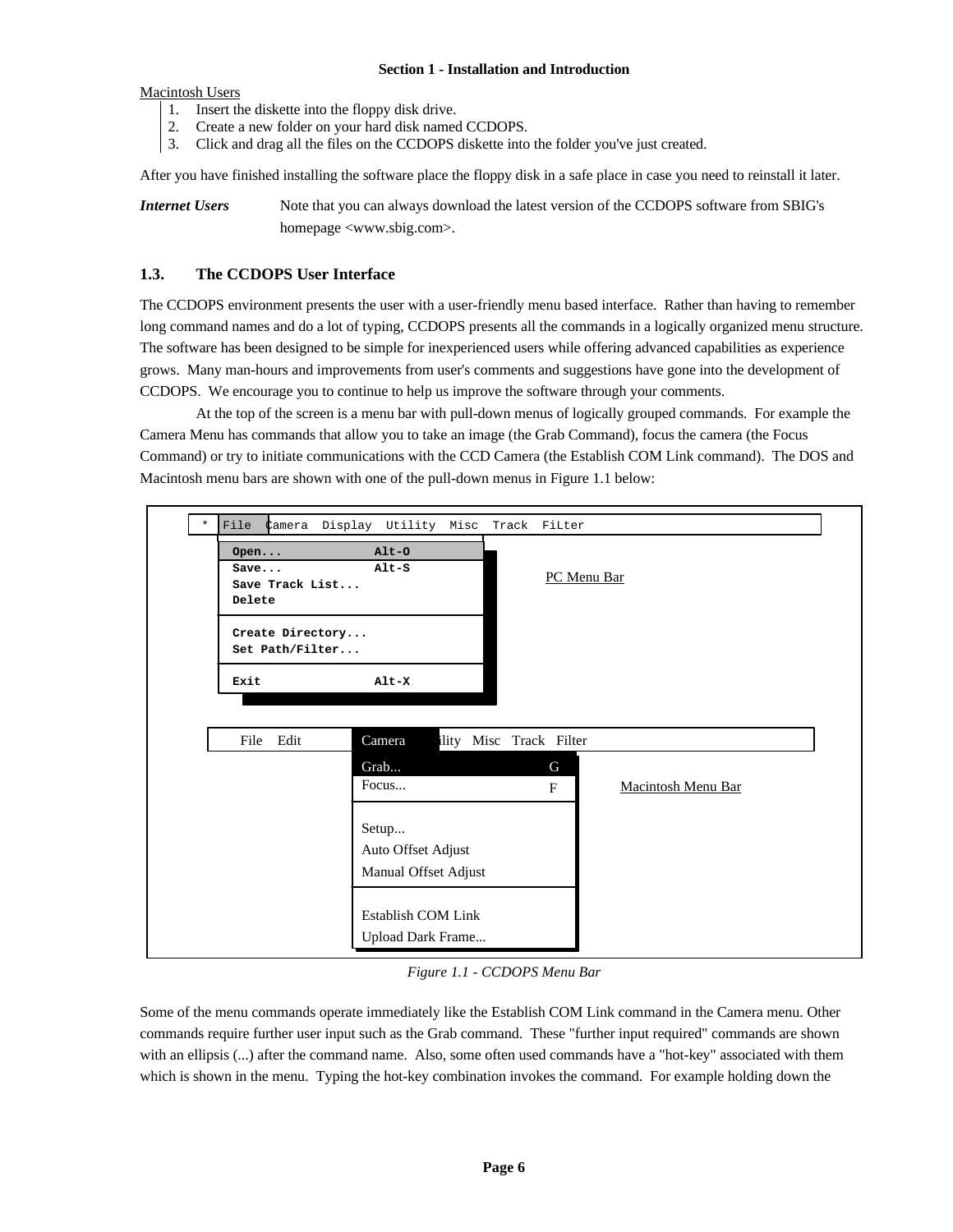Macintosh Users

1. Insert the diskette into the floppy disk drive.
2. Create a new folder on your hard disk named CCDOPS.
3. Click and drag all the files on the CCDOPS diskette into the folder you've just created.

After you have finished installing the software place the floppy disk in a safe place in case you need to reinstall it later.

***Internet Users*** Note that you can always download the latest version of the CCDOPS software from SBIG's homepage <www.sbig.com>.

### 1.3. The CCDOPS User Interface

The CCDOPS environment presents the user with a user-friendly menu based interface. Rather than having to remember long command names and do a lot of typing, CCDOPS presents all the commands in a logically organized menu structure. The software has been designed to be simple for inexperienced users while offering advanced capabilities as experience grows. Many man-hours and improvements from user's comments and suggestions have gone into the development of CCDOPS. We encourage you to continue to help us improve the software through your comments.

At the top of the screen is a menu bar with pull-down menus of logically grouped commands. For example the Camera Menu has commands that allow you to take an image (the Grab Command), focus the camera (the Focus Command) or try to initiate communications with the CCD Camera (the Establish COM Link command). The DOS and Macintosh menu bars are shown with one of the pull-down menus in Figure 1.1 below:

```
 *  File  Camera  Display  Utility  Misc  Track  FiLter

    Open...              Alt-O
    Save...              Alt-S
    Save Track List...                          PC Menu Bar
    Delete

    Create Directory...
    Set Path/Filter...

    Exit                 Alt-X
```

```
   File   Edit      Camera    ility  Misc  Track  Filter

                    Grab...                  G
                    Focus...                 F        Macintosh Menu Bar

                    Setup...
                    Auto Offset Adjust
                    Manual Offset Adjust

                    Establish COM Link
                    Upload Dark Frame...
```

*Figure 1.1 - CCDOPS Menu Bar*

Some of the menu commands operate immediately like the Establish COM Link command in the Camera menu. Other commands require further user input such as the Grab command. These "further input required" commands are shown with an ellipsis (...) after the command name. Also, some often used commands have a "hot-key" associated with them which is shown in the menu. Typing the hot-key combination invokes the command. For example holding down the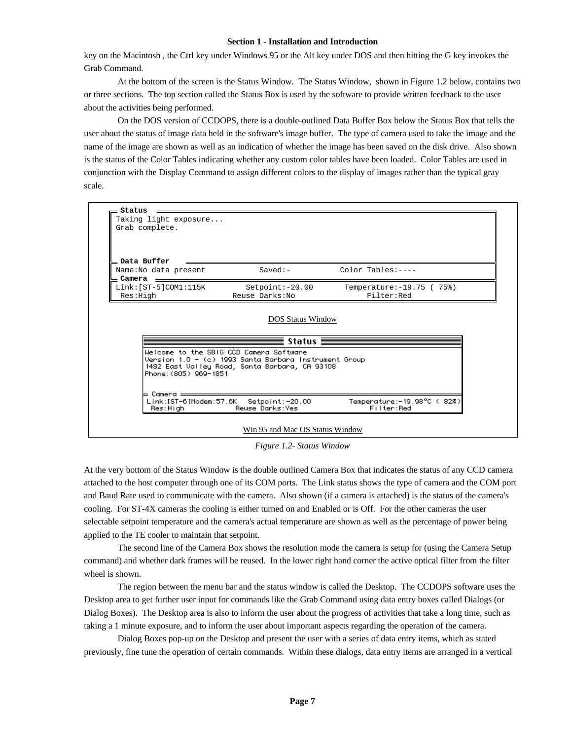key on the Macintosh , the Ctrl key under Windows 95 or the Alt key under DOS and then hitting the G key invokes the Grab Command.

At the bottom of the screen is the Status Window. The Status Window, shown in Figure 1.2 below, contains two or three sections. The top section called the Status Box is used by the software to provide written feedback to the user about the activities being performed.

On the DOS version of CCDOPS, there is a double-outlined Data Buffer Box below the Status Box that tells the user about the status of image data held in the software's image buffer. The type of camera used to take the image and the name of the image are shown as well as an indication of whether the image has been saved on the disk drive. Also shown is the status of the Color Tables indicating whether any custom color tables have been loaded. Color Tables are used in conjunction with the Display Command to assign different colors to the display of images rather than the typical gray scale.

```
Status
Taking light exposure...
Grab complete.

Data Buffer
Name:No data present          Saved:-          Color Tables:----
Camera
Link:[ST-5]COM1:115K        Setpoint:-20.00      Temperature:-19.75 ( 75%)
 Res:High                 Reuse Darks:No               Filter:Red
```

DOS Status Window

```
Status
Welcome to the SBIG CCD Camera Software
Version 1.0 - (c) 1993 Santa Barbara Instrument Group
1482 East Valley Road, Santa Barbara, CA 93108
Phone:(805) 969-1851

Camera
Link:[ST-6]Modem:57.6K   Setpoint:-20.00       Temperature:-19.98°C ( 82%)
 Res:High             Reuse Darks:Yes               Filter:Red
```

Win 95 and Mac OS Status Window

*Figure 1.2- Status Window*

At the very bottom of the Status Window is the double outlined Camera Box that indicates the status of any CCD camera attached to the host computer through one of its COM ports. The Link status shows the type of camera and the COM port and Baud Rate used to communicate with the camera. Also shown (if a camera is attached) is the status of the camera's cooling. For ST-4X cameras the cooling is either turned on and Enabled or is Off. For the other cameras the user selectable setpoint temperature and the camera's actual temperature are shown as well as the percentage of power being applied to the TE cooler to maintain that setpoint.

The second line of the Camera Box shows the resolution mode the camera is setup for (using the Camera Setup command) and whether dark frames will be reused. In the lower right hand corner the active optical filter from the filter wheel is shown.

The region between the menu bar and the status window is called the Desktop. The CCDOPS software uses the Desktop area to get further user input for commands like the Grab Command using data entry boxes called Dialogs (or Dialog Boxes). The Desktop area is also to inform the user about the progress of activities that take a long time, such as taking a 1 minute exposure, and to inform the user about important aspects regarding the operation of the camera.

Dialog Boxes pop-up on the Desktop and present the user with a series of data entry items, which as stated previously, fine tune the operation of certain commands. Within these dialogs, data entry items are arranged in a vertical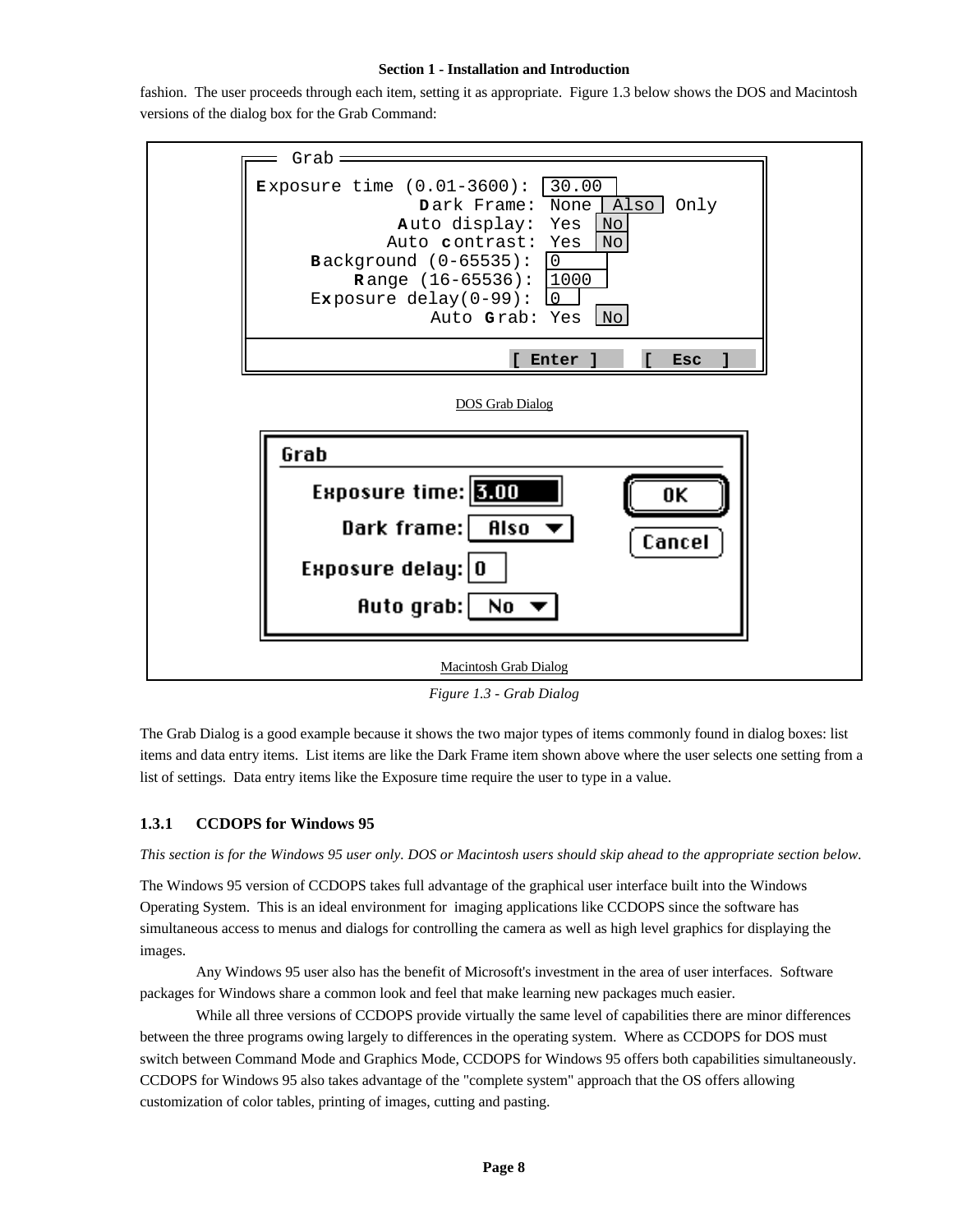fashion. The user proceeds through each item, setting it as appropriate. Figure 1.3 below shows the DOS and Macintosh versions of the dialog box for the Grab Command:

```
Grab
Exposure time (0.01-3600):  30.00
               Dark Frame:  None  Also  Only
             Auto display:  Yes  No
            Auto contrast:  Yes  No
     Background (0-65535):  0
        Range (16-65536):   1000
     Exposure delay(0-99):  0
                Auto Grab:  Yes  No

                    [ Enter ]   [ Esc ]
```

DOS Grab Dialog

```
Grab
   Exposure time: 3.00        OK
      Dark frame: Also        Cancel
  Exposure delay: 0
       Auto grab: No
```

Macintosh Grab Dialog

*Figure 1.3 - Grab Dialog*

The Grab Dialog is a good example because it shows the two major types of items commonly found in dialog boxes: list items and data entry items. List items are like the Dark Frame item shown above where the user selects one setting from a list of settings. Data entry items like the Exposure time require the user to type in a value.

### 1.3.1 CCDOPS for Windows 95

*This section is for the Windows 95 user only. DOS or Macintosh users should skip ahead to the appropriate section below.*

The Windows 95 version of CCDOPS takes full advantage of the graphical user interface built into the Windows Operating System. This is an ideal environment for imaging applications like CCDOPS since the software has simultaneous access to menus and dialogs for controlling the camera as well as high level graphics for displaying the images.

Any Windows 95 user also has the benefit of Microsoft's investment in the area of user interfaces. Software packages for Windows share a common look and feel that make learning new packages much easier.

While all three versions of CCDOPS provide virtually the same level of capabilities there are minor differences between the three programs owing largely to differences in the operating system. Where as CCDOPS for DOS must switch between Command Mode and Graphics Mode, CCDOPS for Windows 95 offers both capabilities simultaneously. CCDOPS for Windows 95 also takes advantage of the "complete system" approach that the OS offers allowing customization of color tables, printing of images, cutting and pasting.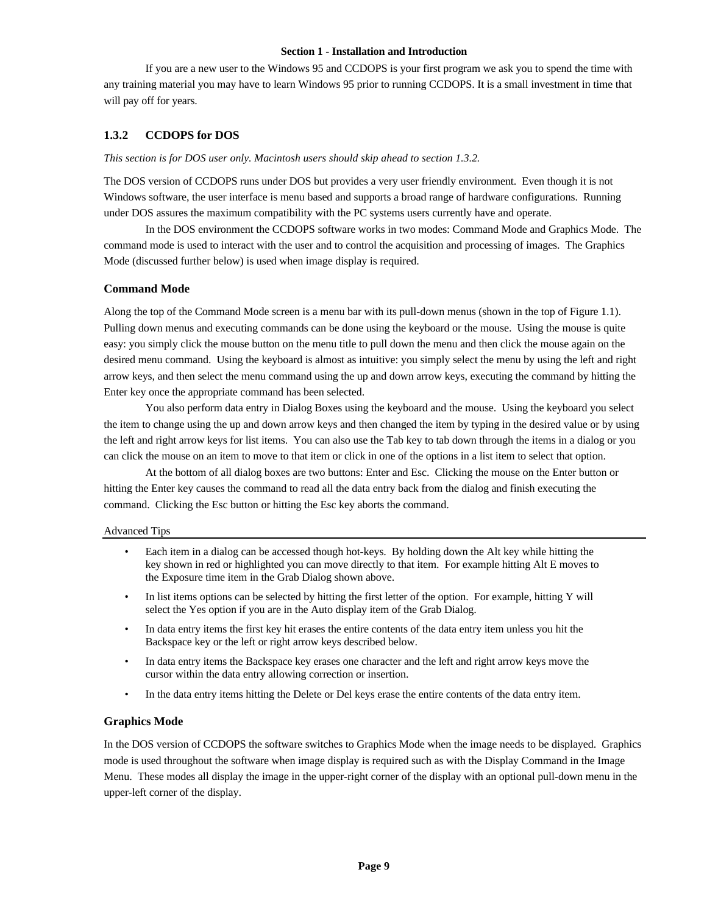If you are a new user to the Windows 95 and CCDOPS is your first program we ask you to spend the time with any training material you may have to learn Windows 95 prior to running CCDOPS. It is a small investment in time that will pay off for years.

### 1.3.2 CCDOPS for DOS

*This section is for DOS user only. Macintosh users should skip ahead to section 1.3.2.*

The DOS version of CCDOPS runs under DOS but provides a very user friendly environment. Even though it is not Windows software, the user interface is menu based and supports a broad range of hardware configurations. Running under DOS assures the maximum compatibility with the PC systems users currently have and operate.

In the DOS environment the CCDOPS software works in two modes: Command Mode and Graphics Mode. The command mode is used to interact with the user and to control the acquisition and processing of images. The Graphics Mode (discussed further below) is used when image display is required.

#### Command Mode

Along the top of the Command Mode screen is a menu bar with its pull-down menus (shown in the top of Figure 1.1). Pulling down menus and executing commands can be done using the keyboard or the mouse. Using the mouse is quite easy: you simply click the mouse button on the menu title to pull down the menu and then click the mouse again on the desired menu command. Using the keyboard is almost as intuitive: you simply select the menu by using the left and right arrow keys, and then select the menu command using the up and down arrow keys, executing the command by hitting the Enter key once the appropriate command has been selected.

You also perform data entry in Dialog Boxes using the keyboard and the mouse. Using the keyboard you select the item to change using the up and down arrow keys and then changed the item by typing in the desired value or by using the left and right arrow keys for list items. You can also use the Tab key to tab down through the items in a dialog or you can click the mouse on an item to move to that item or click in one of the options in a list item to select that option.

At the bottom of all dialog boxes are two buttons: Enter and Esc. Clicking the mouse on the Enter button or hitting the Enter key causes the command to read all the data entry back from the dialog and finish executing the command. Clicking the Esc button or hitting the Esc key aborts the command.

Advanced Tips

- Each item in a dialog can be accessed though hot-keys. By holding down the Alt key while hitting the key shown in red or highlighted you can move directly to that item. For example hitting Alt E moves to the Exposure time item in the Grab Dialog shown above.
- In list items options can be selected by hitting the first letter of the option. For example, hitting Y will select the Yes option if you are in the Auto display item of the Grab Dialog.
- In data entry items the first key hit erases the entire contents of the data entry item unless you hit the Backspace key or the left or right arrow keys described below.
- In data entry items the Backspace key erases one character and the left and right arrow keys move the cursor within the data entry allowing correction or insertion.
- In the data entry items hitting the Delete or Del keys erase the entire contents of the data entry item.

#### Graphics Mode

In the DOS version of CCDOPS the software switches to Graphics Mode when the image needs to be displayed. Graphics mode is used throughout the software when image display is required such as with the Display Command in the Image Menu. These modes all display the image in the upper-right corner of the display with an optional pull-down menu in the upper-left corner of the display.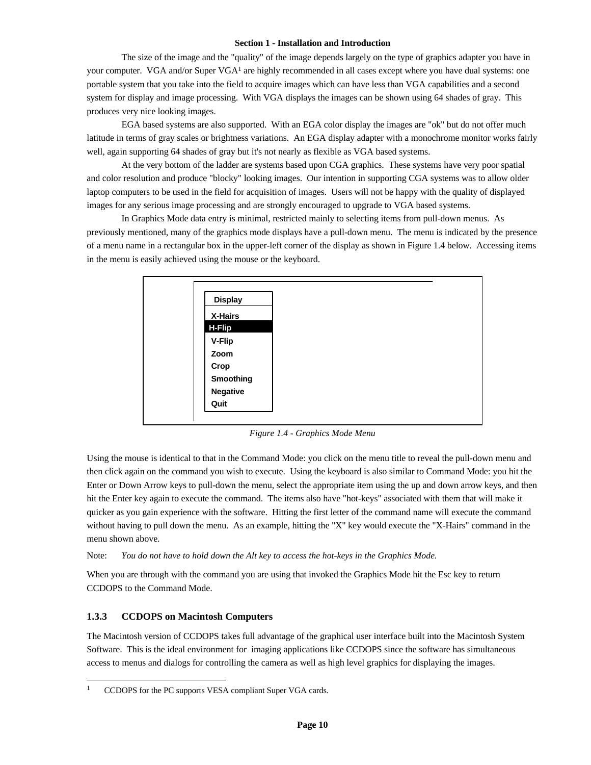The size of the image and the "quality" of the image depends largely on the type of graphics adapter you have in your computer. VGA and/or Super VGA[1] are highly recommended in all cases except where you have dual systems: one portable system that you take into the field to acquire images which can have less than VGA capabilities and a second system for display and image processing. With VGA displays the images can be shown using 64 shades of gray. This produces very nice looking images.

EGA based systems are also supported. With an EGA color display the images are "ok" but do not offer much latitude in terms of gray scales or brightness variations. An EGA display adapter with a monochrome monitor works fairly well, again supporting 64 shades of gray but it's not nearly as flexible as VGA based systems.

At the very bottom of the ladder are systems based upon CGA graphics. These systems have very poor spatial and color resolution and produce "blocky" looking images. Our intention in supporting CGA systems was to allow older laptop computers to be used in the field for acquisition of images. Users will not be happy with the quality of displayed images for any serious image processing and are strongly encouraged to upgrade to VGA based systems.

In Graphics Mode data entry is minimal, restricted mainly to selecting items from pull-down menus. As previously mentioned, many of the graphics mode displays have a pull-down menu. The menu is indicated by the presence of a menu name in a rectangular box in the upper-left corner of the display as shown in Figure 1.4 below. Accessing items in the menu is easily achieved using the mouse or the keyboard.

```
Display
-------
X-Hairs
H-Flip
V-Flip
Zoom
Crop
Smoothing
Negative
Quit
```

*Figure 1.4 - Graphics Mode Menu*

Using the mouse is identical to that in the Command Mode: you click on the menu title to reveal the pull-down menu and then click again on the command you wish to execute. Using the keyboard is also similar to Command Mode: you hit the Enter or Down Arrow keys to pull-down the menu, select the appropriate item using the up and down arrow keys, and then hit the Enter key again to execute the command. The items also have "hot-keys" associated with them that will make it quicker as you gain experience with the software. Hitting the first letter of the command name will execute the command without having to pull down the menu. As an example, hitting the "X" key would execute the "X-Hairs" command in the menu shown above.

Note: *You do not have to hold down the Alt key to access the hot-keys in the Graphics Mode.*

When you are through with the command you are using that invoked the Graphics Mode hit the Esc key to return CCDOPS to the Command Mode.

### 1.3.3 CCDOPS on Macintosh Computers

The Macintosh version of CCDOPS takes full advantage of the graphical user interface built into the Macintosh System Software. This is the ideal environment for imaging applications like CCDOPS since the software has simultaneous access to menus and dialogs for controlling the camera as well as high level graphics for displaying the images.

---

[1] CCDOPS for the PC supports VESA compliant Super VGA cards.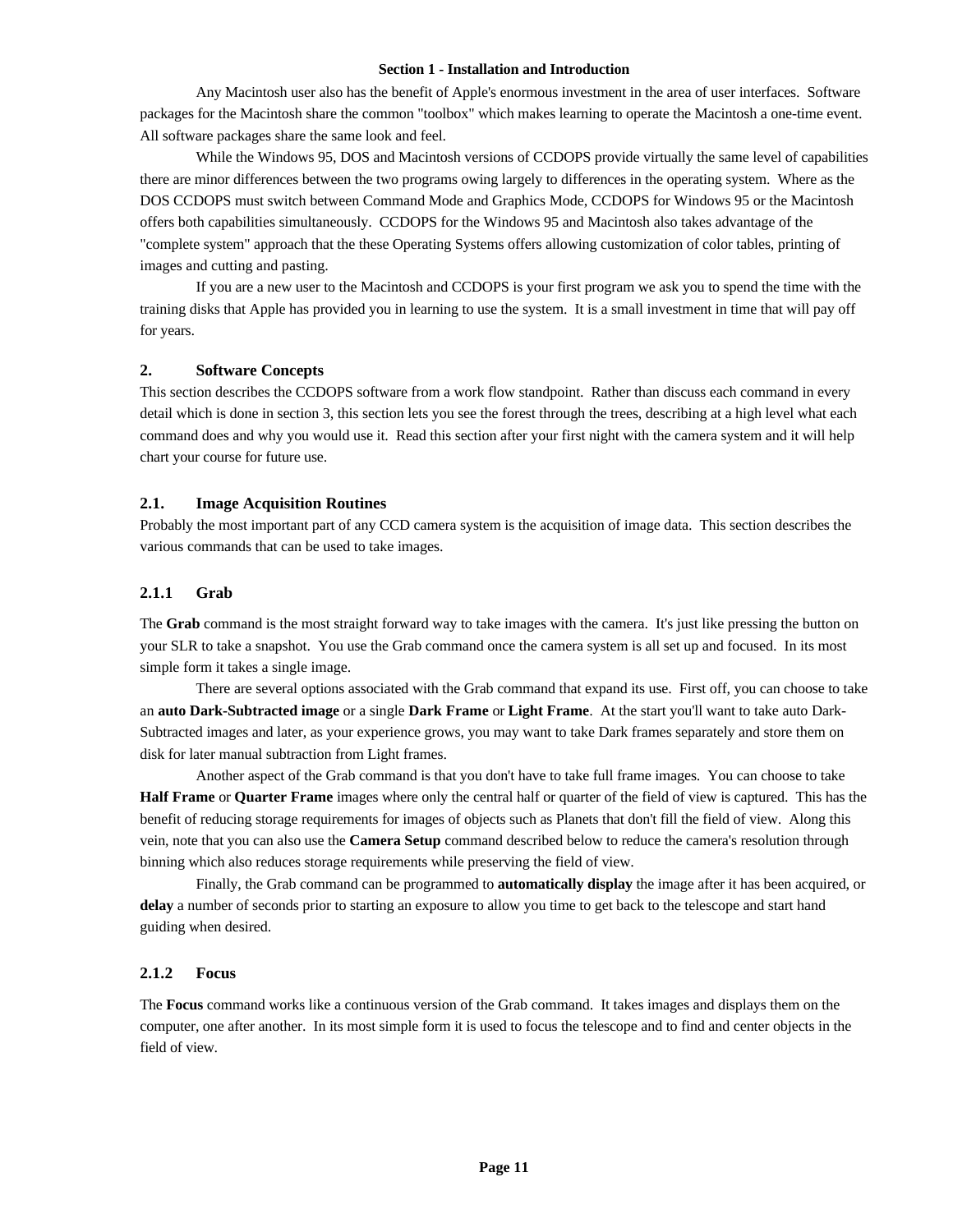Any Macintosh user also has the benefit of Apple's enormous investment in the area of user interfaces. Software packages for the Macintosh share the common "toolbox" which makes learning to operate the Macintosh a one-time event. All software packages share the same look and feel.

While the Windows 95, DOS and Macintosh versions of CCDOPS provide virtually the same level of capabilities there are minor differences between the two programs owing largely to differences in the operating system. Where as the DOS CCDOPS must switch between Command Mode and Graphics Mode, CCDOPS for Windows 95 or the Macintosh offers both capabilities simultaneously. CCDOPS for the Windows 95 and Macintosh also takes advantage of the "complete system" approach that the these Operating Systems offers allowing customization of color tables, printing of images and cutting and pasting.

If you are a new user to the Macintosh and CCDOPS is your first program we ask you to spend the time with the training disks that Apple has provided you in learning to use the system. It is a small investment in time that will pay off for years.

## 2. Software Concepts

This section describes the CCDOPS software from a work flow standpoint. Rather than discuss each command in every detail which is done in section 3, this section lets you see the forest through the trees, describing at a high level what each command does and why you would use it. Read this section after your first night with the camera system and it will help chart your course for future use.

### 2.1. Image Acquisition Routines

Probably the most important part of any CCD camera system is the acquisition of image data. This section describes the various commands that can be used to take images.

#### 2.1.1 Grab

The **Grab** command is the most straight forward way to take images with the camera. It's just like pressing the button on your SLR to take a snapshot. You use the Grab command once the camera system is all set up and focused. In its most simple form it takes a single image.

There are several options associated with the Grab command that expand its use. First off, you can choose to take an **auto Dark-Subtracted image** or a single **Dark Frame** or **Light Frame**. At the start you'll want to take auto Dark-Subtracted images and later, as your experience grows, you may want to take Dark frames separately and store them on disk for later manual subtraction from Light frames.

Another aspect of the Grab command is that you don't have to take full frame images. You can choose to take **Half Frame** or **Quarter Frame** images where only the central half or quarter of the field of view is captured. This has the benefit of reducing storage requirements for images of objects such as Planets that don't fill the field of view. Along this vein, note that you can also use the **Camera Setup** command described below to reduce the camera's resolution through binning which also reduces storage requirements while preserving the field of view.

Finally, the Grab command can be programmed to **automatically display** the image after it has been acquired, or **delay** a number of seconds prior to starting an exposure to allow you time to get back to the telescope and start hand guiding when desired.

#### 2.1.2 Focus

The **Focus** command works like a continuous version of the Grab command. It takes images and displays them on the computer, one after another. In its most simple form it is used to focus the telescope and to find and center objects in the field of view.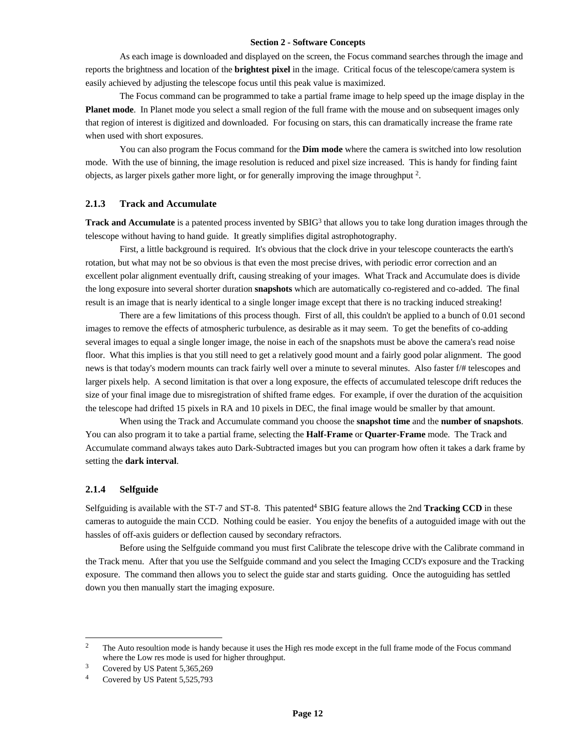As each image is downloaded and displayed on the screen, the Focus command searches through the image and reports the brightness and location of the **brightest pixel** in the image. Critical focus of the telescope/camera system is easily achieved by adjusting the telescope focus until this peak value is maximized.

The Focus command can be programmed to take a partial frame image to help speed up the image display in the **Planet mode**. In Planet mode you select a small region of the full frame with the mouse and on subsequent images only that region of interest is digitized and downloaded. For focusing on stars, this can dramatically increase the frame rate when used with short exposures.

You can also program the Focus command for the **Dim mode** where the camera is switched into low resolution mode. With the use of binning, the image resolution is reduced and pixel size increased. This is handy for finding faint objects, as larger pixels gather more light, or for generally improving the image throughput [2].

### 2.1.3 Track and Accumulate

**Track and Accumulate** is a patented process invented by SBIG[3] that allows you to take long duration images through the telescope without having to hand guide. It greatly simplifies digital astrophotography.

First, a little background is required. It's obvious that the clock drive in your telescope counteracts the earth's rotation, but what may not be so obvious is that even the most precise drives, with periodic error correction and an excellent polar alignment eventually drift, causing streaking of your images. What Track and Accumulate does is divide the long exposure into several shorter duration **snapshots** which are automatically co-registered and co-added. The final result is an image that is nearly identical to a single longer image except that there is no tracking induced streaking!

There are a few limitations of this process though. First of all, this couldn't be applied to a bunch of 0.01 second images to remove the effects of atmospheric turbulence, as desirable as it may seem. To get the benefits of co-adding several images to equal a single longer image, the noise in each of the snapshots must be above the camera's read noise floor. What this implies is that you still need to get a relatively good mount and a fairly good polar alignment. The good news is that today's modern mounts can track fairly well over a minute to several minutes. Also faster f/# telescopes and larger pixels help. A second limitation is that over a long exposure, the effects of accumulated telescope drift reduces the size of your final image due to misregistration of shifted frame edges. For example, if over the duration of the acquisition the telescope had drifted 15 pixels in RA and 10 pixels in DEC, the final image would be smaller by that amount.

When using the Track and Accumulate command you choose the **snapshot time** and the **number of snapshots**. You can also program it to take a partial frame, selecting the **Half-Frame** or **Quarter-Frame** mode. The Track and Accumulate command always takes auto Dark-Subtracted images but you can program how often it takes a dark frame by setting the **dark interval**.

### 2.1.4 Selfguide

Selfguiding is available with the ST-7 and ST-8. This patented[4] SBIG feature allows the 2nd **Tracking CCD** in these cameras to autoguide the main CCD. Nothing could be easier. You enjoy the benefits of a autoguided image with out the hassles of off-axis guiders or deflection caused by secondary refractors.

Before using the Selfguide command you must first Calibrate the telescope drive with the Calibrate command in the Track menu. After that you use the Selfguide command and you select the Imaging CCD's exposure and the Tracking exposure. The command then allows you to select the guide star and starts guiding. Once the autoguiding has settled down you then manually start the imaging exposure.

---

[2] The Auto resoultion mode is handy because it uses the High res mode except in the full frame mode of the Focus command where the Low res mode is used for higher throughput.

[3] Covered by US Patent 5,365,269

[4] Covered by US Patent 5,525,793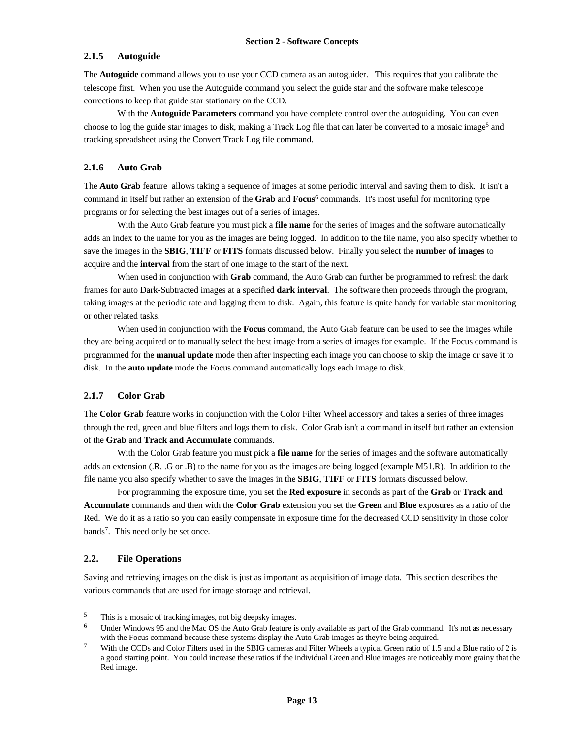### 2.1.5 Autoguide

The **Autoguide** command allows you to use your CCD camera as an autoguider. This requires that you calibrate the telescope first. When you use the Autoguide command you select the guide star and the software make telescope corrections to keep that guide star stationary on the CCD.

With the **Autoguide Parameters** command you have complete control over the autoguiding. You can even choose to log the guide star images to disk, making a Track Log file that can later be converted to a mosaic image[5] and tracking spreadsheet using the Convert Track Log file command.

### 2.1.6 Auto Grab

The **Auto Grab** feature allows taking a sequence of images at some periodic interval and saving them to disk. It isn't a command in itself but rather an extension of the **Grab** and **Focus**[6] commands. It's most useful for monitoring type programs or for selecting the best images out of a series of images.

With the Auto Grab feature you must pick a **file name** for the series of images and the software automatically adds an index to the name for you as the images are being logged. In addition to the file name, you also specify whether to save the images in the **SBIG**, **TIFF** or **FITS** formats discussed below. Finally you select the **number of images** to acquire and the **interval** from the start of one image to the start of the next.

When used in conjunction with **Grab** command, the Auto Grab can further be programmed to refresh the dark frames for auto Dark-Subtracted images at a specified **dark interval**. The software then proceeds through the program, taking images at the periodic rate and logging them to disk. Again, this feature is quite handy for variable star monitoring or other related tasks.

When used in conjunction with the **Focus** command, the Auto Grab feature can be used to see the images while they are being acquired or to manually select the best image from a series of images for example. If the Focus command is programmed for the **manual update** mode then after inspecting each image you can choose to skip the image or save it to disk. In the **auto update** mode the Focus command automatically logs each image to disk.

### 2.1.7 Color Grab

The **Color Grab** feature works in conjunction with the Color Filter Wheel accessory and takes a series of three images through the red, green and blue filters and logs them to disk. Color Grab isn't a command in itself but rather an extension of the **Grab** and **Track and Accumulate** commands.

With the Color Grab feature you must pick a **file name** for the series of images and the software automatically adds an extension (.R, .G or .B) to the name for you as the images are being logged (example M51.R). In addition to the file name you also specify whether to save the images in the **SBIG**, **TIFF** or **FITS** formats discussed below.

For programming the exposure time, you set the **Red exposure** in seconds as part of the **Grab** or **Track and Accumulate** commands and then with the **Color Grab** extension you set the **Green** and **Blue** exposures as a ratio of the Red. We do it as a ratio so you can easily compensate in exposure time for the decreased CCD sensitivity in those color bands[7]. This need only be set once.

## 2.2. File Operations

Saving and retrieving images on the disk is just as important as acquisition of image data. This section describes the various commands that are used for image storage and retrieval.

---

[5] This is a mosaic of tracking images, not big deepsky images.

[6] Under Windows 95 and the Mac OS the Auto Grab feature is only available as part of the Grab command. It's not as necessary with the Focus command because these systems display the Auto Grab images as they're being acquired.

[7] With the CCDs and Color Filters used in the SBIG cameras and Filter Wheels a typical Green ratio of 1.5 and a Blue ratio of 2 is a good starting point. You could increase these ratios if the individual Green and Blue images are noticeably more grainy that the Red image.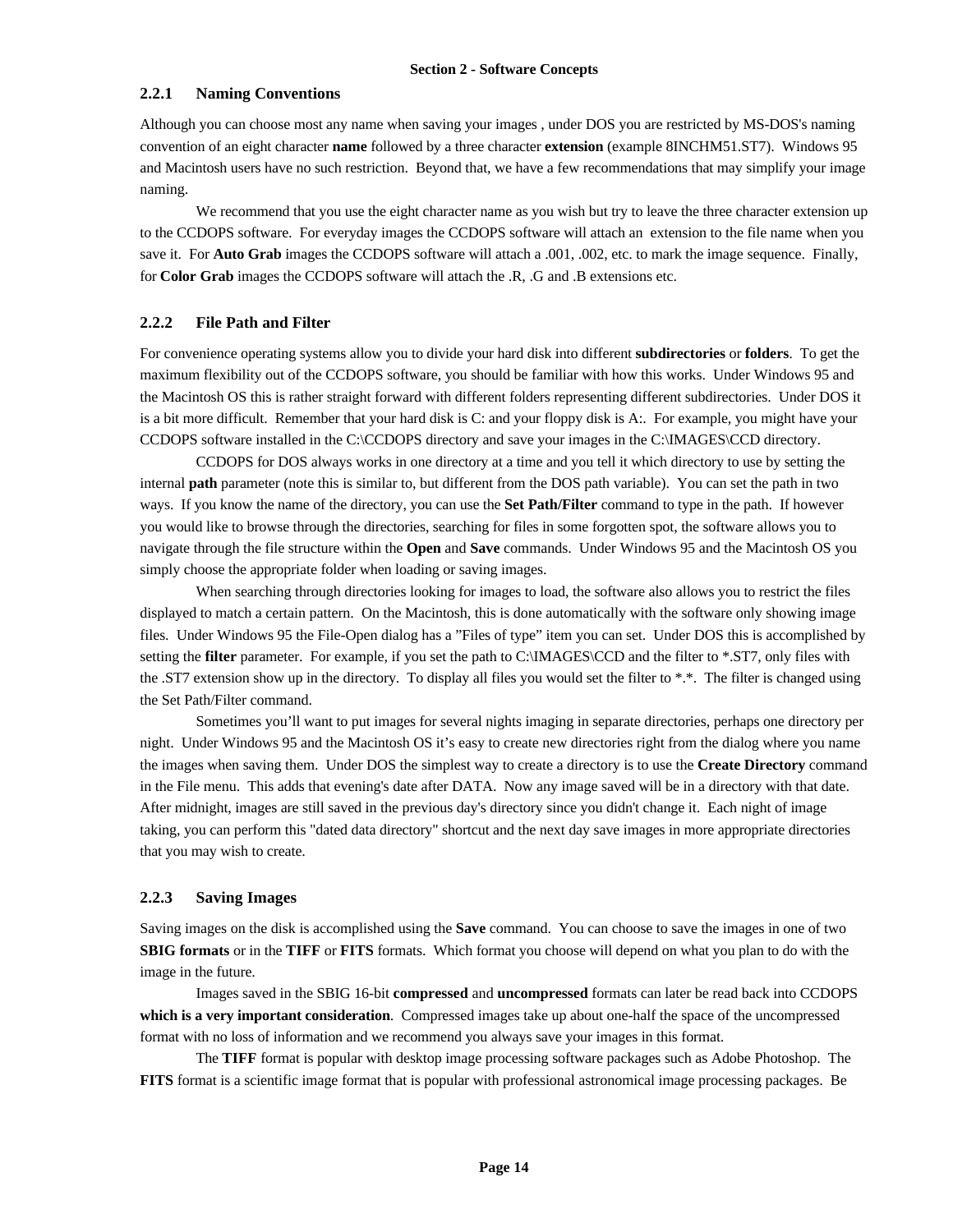### 2.2.1 Naming Conventions

Although you can choose most any name when saving your images , under DOS you are restricted by MS-DOS's naming convention of an eight character **name** followed by a three character **extension** (example 8INCHM51.ST7). Windows 95 and Macintosh users have no such restriction. Beyond that, we have a few recommendations that may simplify your image naming.

We recommend that you use the eight character name as you wish but try to leave the three character extension up to the CCDOPS software. For everyday images the CCDOPS software will attach an extension to the file name when you save it. For **Auto Grab** images the CCDOPS software will attach a .001, .002, etc. to mark the image sequence. Finally, for **Color Grab** images the CCDOPS software will attach the .R, .G and .B extensions etc.

### 2.2.2 File Path and Filter

For convenience operating systems allow you to divide your hard disk into different **subdirectories** or **folders**. To get the maximum flexibility out of the CCDOPS software, you should be familiar with how this works. Under Windows 95 and the Macintosh OS this is rather straight forward with different folders representing different subdirectories. Under DOS it is a bit more difficult. Remember that your hard disk is C: and your floppy disk is A:. For example, you might have your CCDOPS software installed in the C:\CCDOPS directory and save your images in the C:\IMAGES\CCD directory.

CCDOPS for DOS always works in one directory at a time and you tell it which directory to use by setting the internal **path** parameter (note this is similar to, but different from the DOS path variable). You can set the path in two ways. If you know the name of the directory, you can use the **Set Path/Filter** command to type in the path. If however you would like to browse through the directories, searching for files in some forgotten spot, the software allows you to navigate through the file structure within the **Open** and **Save** commands. Under Windows 95 and the Macintosh OS you simply choose the appropriate folder when loading or saving images.

When searching through directories looking for images to load, the software also allows you to restrict the files displayed to match a certain pattern. On the Macintosh, this is done automatically with the software only showing image files. Under Windows 95 the File-Open dialog has a "Files of type" item you can set. Under DOS this is accomplished by setting the **filter** parameter. For example, if you set the path to C:\IMAGES\CCD and the filter to *.ST7, only files with the .ST7 extension show up in the directory. To display all files you would set the filter to *.*. The filter is changed using the Set Path/Filter command.

Sometimes you'll want to put images for several nights imaging in separate directories, perhaps one directory per night. Under Windows 95 and the Macintosh OS it's easy to create new directories right from the dialog where you name the images when saving them. Under DOS the simplest way to create a directory is to use the **Create Directory** command in the File menu. This adds that evening's date after DATA. Now any image saved will be in a directory with that date. After midnight, images are still saved in the previous day's directory since you didn't change it. Each night of image taking, you can perform this "dated data directory" shortcut and the next day save images in more appropriate directories that you may wish to create.

### 2.2.3 Saving Images

Saving images on the disk is accomplished using the **Save** command. You can choose to save the images in one of two **SBIG formats** or in the **TIFF** or **FITS** formats. Which format you choose will depend on what you plan to do with the image in the future.

Images saved in the SBIG 16-bit **compressed** and **uncompressed** formats can later be read back into CCDOPS **which is a very important consideration**. Compressed images take up about one-half the space of the uncompressed format with no loss of information and we recommend you always save your images in this format.

The **TIFF** format is popular with desktop image processing software packages such as Adobe Photoshop. The **FITS** format is a scientific image format that is popular with professional astronomical image processing packages. Be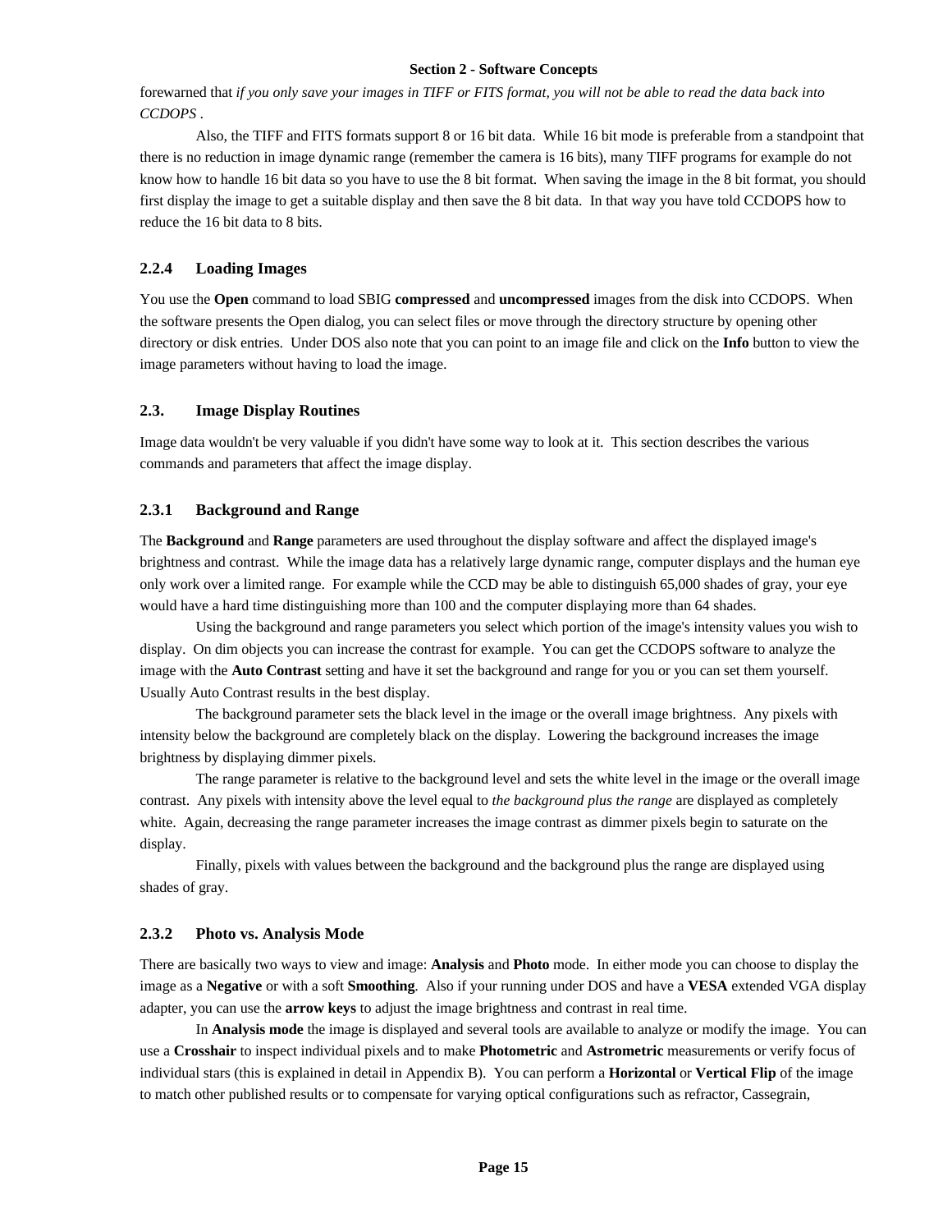forewarned that *if you only save your images in TIFF or FITS format, you will not be able to read the data back into CCDOPS* .

Also, the TIFF and FITS formats support 8 or 16 bit data. While 16 bit mode is preferable from a standpoint that there is no reduction in image dynamic range (remember the camera is 16 bits), many TIFF programs for example do not know how to handle 16 bit data so you have to use the 8 bit format. When saving the image in the 8 bit format, you should first display the image to get a suitable display and then save the 8 bit data. In that way you have told CCDOPS how to reduce the 16 bit data to 8 bits.

### 2.2.4 Loading Images

You use the **Open** command to load SBIG **compressed** and **uncompressed** images from the disk into CCDOPS. When the software presents the Open dialog, you can select files or move through the directory structure by opening other directory or disk entries. Under DOS also note that you can point to an image file and click on the **Info** button to view the image parameters without having to load the image.

## 2.3. Image Display Routines

Image data wouldn't be very valuable if you didn't have some way to look at it. This section describes the various commands and parameters that affect the image display.

### 2.3.1 Background and Range

The **Background** and **Range** parameters are used throughout the display software and affect the displayed image's brightness and contrast. While the image data has a relatively large dynamic range, computer displays and the human eye only work over a limited range. For example while the CCD may be able to distinguish 65,000 shades of gray, your eye would have a hard time distinguishing more than 100 and the computer displaying more than 64 shades.

Using the background and range parameters you select which portion of the image's intensity values you wish to display. On dim objects you can increase the contrast for example. You can get the CCDOPS software to analyze the image with the **Auto Contrast** setting and have it set the background and range for you or you can set them yourself. Usually Auto Contrast results in the best display.

The background parameter sets the black level in the image or the overall image brightness. Any pixels with intensity below the background are completely black on the display. Lowering the background increases the image brightness by displaying dimmer pixels.

The range parameter is relative to the background level and sets the white level in the image or the overall image contrast. Any pixels with intensity above the level equal to *the background plus the range* are displayed as completely white. Again, decreasing the range parameter increases the image contrast as dimmer pixels begin to saturate on the display.

Finally, pixels with values between the background and the background plus the range are displayed using shades of gray.

### 2.3.2 Photo vs. Analysis Mode

There are basically two ways to view and image: **Analysis** and **Photo** mode. In either mode you can choose to display the image as a **Negative** or with a soft **Smoothing**. Also if your running under DOS and have a **VESA** extended VGA display adapter, you can use the **arrow keys** to adjust the image brightness and contrast in real time.

In **Analysis mode** the image is displayed and several tools are available to analyze or modify the image. You can use a **Crosshair** to inspect individual pixels and to make **Photometric** and **Astrometric** measurements or verify focus of individual stars (this is explained in detail in Appendix B). You can perform a **Horizontal** or **Vertical Flip** of the image to match other published results or to compensate for varying optical configurations such as refractor, Cassegrain,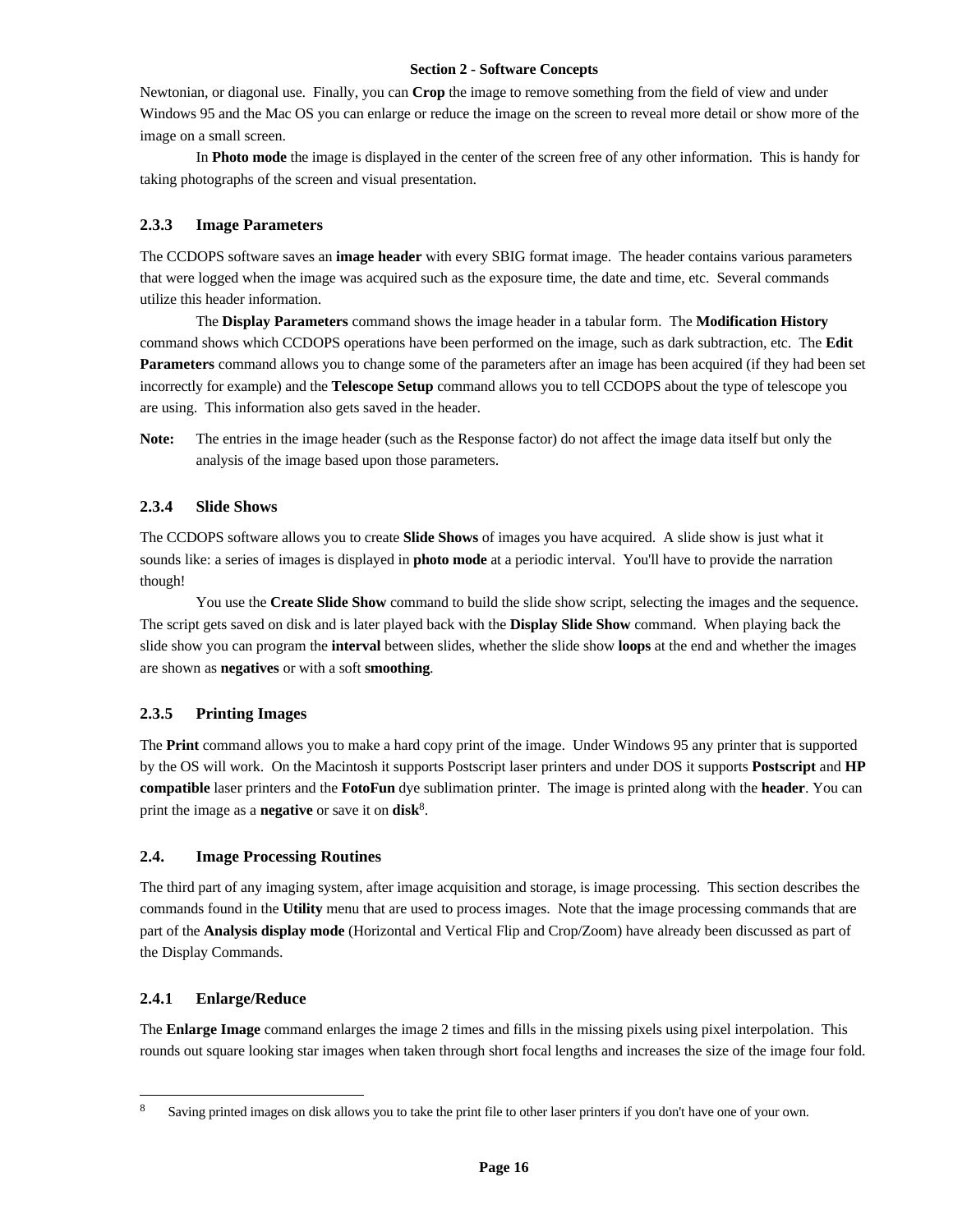Newtonian, or diagonal use. Finally, you can **Crop** the image to remove something from the field of view and under Windows 95 and the Mac OS you can enlarge or reduce the image on the screen to reveal more detail or show more of the image on a small screen.

In **Photo mode** the image is displayed in the center of the screen free of any other information. This is handy for taking photographs of the screen and visual presentation.

### 2.3.3 Image Parameters

The CCDOPS software saves an **image header** with every SBIG format image. The header contains various parameters that were logged when the image was acquired such as the exposure time, the date and time, etc. Several commands utilize this header information.

The **Display Parameters** command shows the image header in a tabular form. The **Modification History** command shows which CCDOPS operations have been performed on the image, such as dark subtraction, etc. The **Edit Parameters** command allows you to change some of the parameters after an image has been acquired (if they had been set incorrectly for example) and the **Telescope Setup** command allows you to tell CCDOPS about the type of telescope you are using. This information also gets saved in the header.

**Note:** The entries in the image header (such as the Response factor) do not affect the image data itself but only the analysis of the image based upon those parameters.

### 2.3.4 Slide Shows

The CCDOPS software allows you to create **Slide Shows** of images you have acquired. A slide show is just what it sounds like: a series of images is displayed in **photo mode** at a periodic interval. You'll have to provide the narration though!

You use the **Create Slide Show** command to build the slide show script, selecting the images and the sequence. The script gets saved on disk and is later played back with the **Display Slide Show** command. When playing back the slide show you can program the **interval** between slides, whether the slide show **loops** at the end and whether the images are shown as **negatives** or with a soft **smoothing**.

### 2.3.5 Printing Images

The **Print** command allows you to make a hard copy print of the image. Under Windows 95 any printer that is supported by the OS will work. On the Macintosh it supports Postscript laser printers and under DOS it supports **Postscript** and **HP compatible** laser printers and the **FotoFun** dye sublimation printer. The image is printed along with the **header**. You can print the image as a **negative** or save it on **disk**[8].

## 2.4. Image Processing Routines

The third part of any imaging system, after image acquisition and storage, is image processing. This section describes the commands found in the **Utility** menu that are used to process images. Note that the image processing commands that are part of the **Analysis display mode** (Horizontal and Vertical Flip and Crop/Zoom) have already been discussed as part of the Display Commands.

### 2.4.1 Enlarge/Reduce

The **Enlarge Image** command enlarges the image 2 times and fills in the missing pixels using pixel interpolation. This rounds out square looking star images when taken through short focal lengths and increases the size of the image four fold.

---

[8] Saving printed images on disk allows you to take the print file to other laser printers if you don't have one of your own.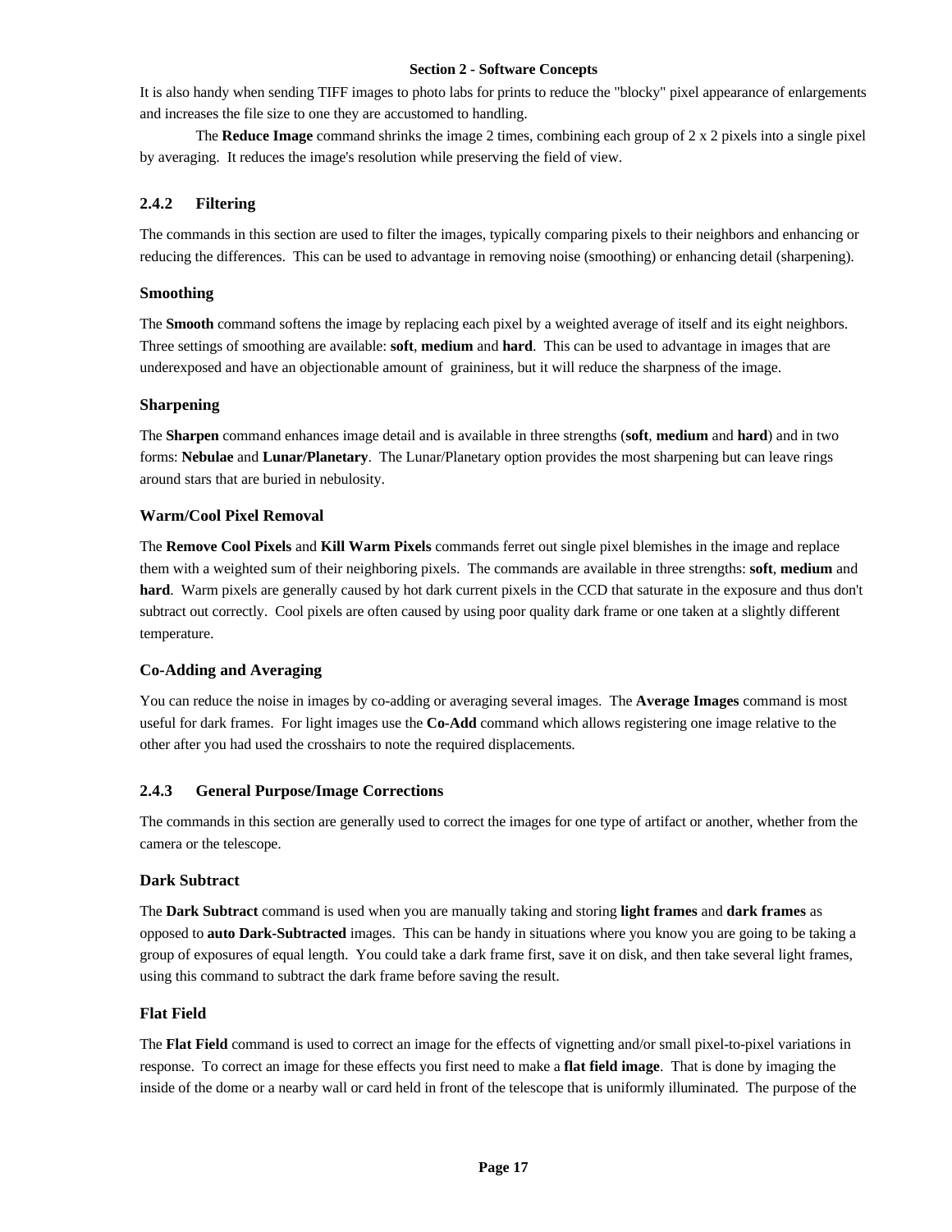It is also handy when sending TIFF images to photo labs for prints to reduce the "blocky" pixel appearance of enlargements and increases the file size to one they are accustomed to handling.

The **Reduce Image** command shrinks the image 2 times, combining each group of 2 x 2 pixels into a single pixel by averaging. It reduces the image's resolution while preserving the field of view.

## 2.4.2 Filtering

The commands in this section are used to filter the images, typically comparing pixels to their neighbors and enhancing or reducing the differences. This can be used to advantage in removing noise (smoothing) or enhancing detail (sharpening).

### Smoothing

The **Smooth** command softens the image by replacing each pixel by a weighted average of itself and its eight neighbors. Three settings of smoothing are available: **soft**, **medium** and **hard**. This can be used to advantage in images that are underexposed and have an objectionable amount of graininess, but it will reduce the sharpness of the image.

### Sharpening

The **Sharpen** command enhances image detail and is available in three strengths (**soft**, **medium** and **hard**) and in two forms: **Nebulae** and **Lunar/Planetary**. The Lunar/Planetary option provides the most sharpening but can leave rings around stars that are buried in nebulosity.

### Warm/Cool Pixel Removal

The **Remove Cool Pixels** and **Kill Warm Pixels** commands ferret out single pixel blemishes in the image and replace them with a weighted sum of their neighboring pixels. The commands are available in three strengths: **soft**, **medium** and **hard**. Warm pixels are generally caused by hot dark current pixels in the CCD that saturate in the exposure and thus don't subtract out correctly. Cool pixels are often caused by using poor quality dark frame or one taken at a slightly different temperature.

### Co-Adding and Averaging

You can reduce the noise in images by co-adding or averaging several images. The **Average Images** command is most useful for dark frames. For light images use the **Co-Add** command which allows registering one image relative to the other after you had used the crosshairs to note the required displacements.

## 2.4.3 General Purpose/Image Corrections

The commands in this section are generally used to correct the images for one type of artifact or another, whether from the camera or the telescope.

### Dark Subtract

The **Dark Subtract** command is used when you are manually taking and storing **light frames** and **dark frames** as opposed to **auto Dark-Subtracted** images. This can be handy in situations where you know you are going to be taking a group of exposures of equal length. You could take a dark frame first, save it on disk, and then take several light frames, using this command to subtract the dark frame before saving the result.

### Flat Field

The **Flat Field** command is used to correct an image for the effects of vignetting and/or small pixel-to-pixel variations in response. To correct an image for these effects you first need to make a **flat field image**. That is done by imaging the inside of the dome or a nearby wall or card held in front of the telescope that is uniformly illuminated. The purpose of the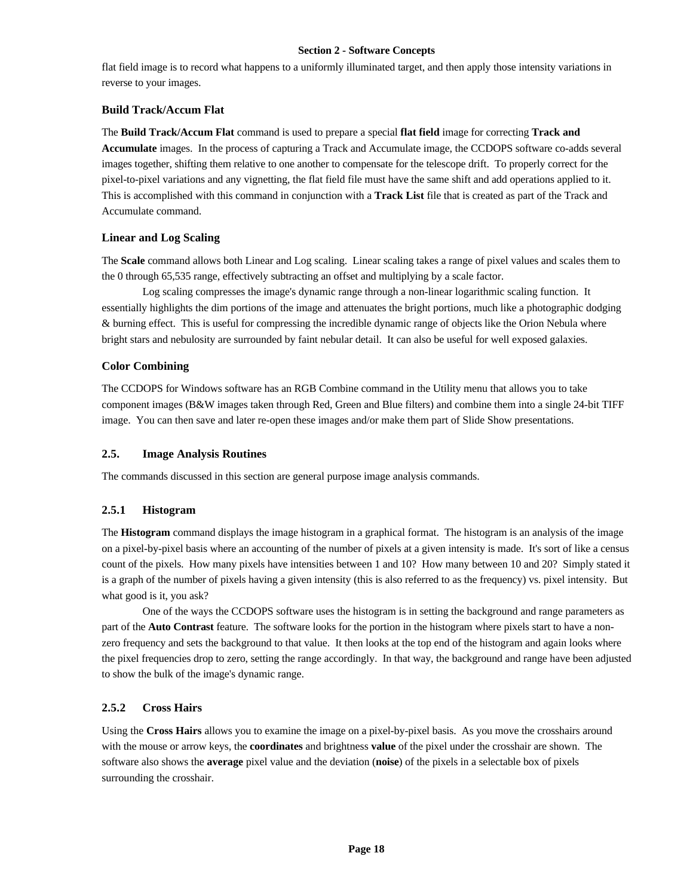flat field image is to record what happens to a uniformly illuminated target, and then apply those intensity variations in reverse to your images.

### Build Track/Accum Flat

The **Build Track/Accum Flat** command is used to prepare a special **flat field** image for correcting **Track and Accumulate** images. In the process of capturing a Track and Accumulate image, the CCDOPS software co-adds several images together, shifting them relative to one another to compensate for the telescope drift. To properly correct for the pixel-to-pixel variations and any vignetting, the flat field file must have the same shift and add operations applied to it. This is accomplished with this command in conjunction with a **Track List** file that is created as part of the Track and Accumulate command.

### Linear and Log Scaling

The **Scale** command allows both Linear and Log scaling. Linear scaling takes a range of pixel values and scales them to the 0 through 65,535 range, effectively subtracting an offset and multiplying by a scale factor.

Log scaling compresses the image's dynamic range through a non-linear logarithmic scaling function. It essentially highlights the dim portions of the image and attenuates the bright portions, much like a photographic dodging & burning effect. This is useful for compressing the incredible dynamic range of objects like the Orion Nebula where bright stars and nebulosity are surrounded by faint nebular detail. It can also be useful for well exposed galaxies.

### Color Combining

The CCDOPS for Windows software has an RGB Combine command in the Utility menu that allows you to take component images (B&W images taken through Red, Green and Blue filters) and combine them into a single 24-bit TIFF image. You can then save and later re-open these images and/or make them part of Slide Show presentations.

## 2.5. Image Analysis Routines

The commands discussed in this section are general purpose image analysis commands.

### 2.5.1 Histogram

The **Histogram** command displays the image histogram in a graphical format. The histogram is an analysis of the image on a pixel-by-pixel basis where an accounting of the number of pixels at a given intensity is made. It's sort of like a census count of the pixels. How many pixels have intensities between 1 and 10? How many between 10 and 20? Simply stated it is a graph of the number of pixels having a given intensity (this is also referred to as the frequency) vs. pixel intensity. But what good is it, you ask?

One of the ways the CCDOPS software uses the histogram is in setting the background and range parameters as part of the **Auto Contrast** feature. The software looks for the portion in the histogram where pixels start to have a non-zero frequency and sets the background to that value. It then looks at the top end of the histogram and again looks where the pixel frequencies drop to zero, setting the range accordingly. In that way, the background and range have been adjusted to show the bulk of the image's dynamic range.

### 2.5.2 Cross Hairs

Using the **Cross Hairs** allows you to examine the image on a pixel-by-pixel basis. As you move the crosshairs around with the mouse or arrow keys, the **coordinates** and brightness **value** of the pixel under the crosshair are shown. The software also shows the **average** pixel value and the deviation (**noise**) of the pixels in a selectable box of pixels surrounding the crosshair.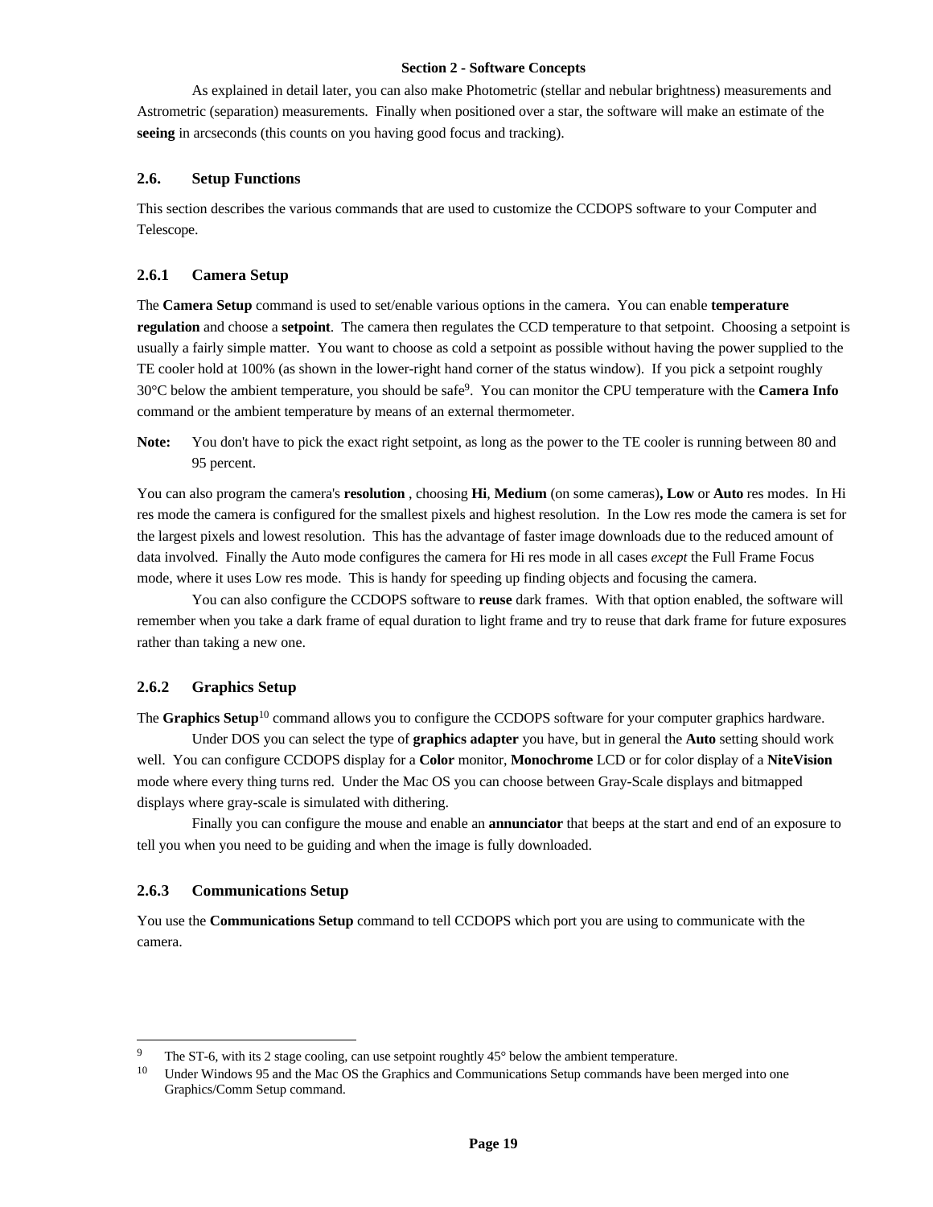As explained in detail later, you can also make Photometric (stellar and nebular brightness) measurements and Astrometric (separation) measurements. Finally when positioned over a star, the software will make an estimate of the **seeing** in arcseconds (this counts on you having good focus and tracking).

## 2.6. Setup Functions

This section describes the various commands that are used to customize the CCDOPS software to your Computer and Telescope.

### 2.6.1 Camera Setup

The **Camera Setup** command is used to set/enable various options in the camera. You can enable **temperature regulation** and choose a **setpoint**. The camera then regulates the CCD temperature to that setpoint. Choosing a setpoint is usually a fairly simple matter. You want to choose as cold a setpoint as possible without having the power supplied to the TE cooler hold at 100% (as shown in the lower-right hand corner of the status window). If you pick a setpoint roughly 30°C below the ambient temperature, you should be safe[9]. You can monitor the CPU temperature with the **Camera Info** command or the ambient temperature by means of an external thermometer.

**Note:** You don't have to pick the exact right setpoint, as long as the power to the TE cooler is running between 80 and 95 percent.

You can also program the camera's **resolution** , choosing **Hi**, **Medium** (on some cameras)**, Low** or **Auto** res modes. In Hi res mode the camera is configured for the smallest pixels and highest resolution. In the Low res mode the camera is set for the largest pixels and lowest resolution. This has the advantage of faster image downloads due to the reduced amount of data involved. Finally the Auto mode configures the camera for Hi res mode in all cases *except* the Full Frame Focus mode, where it uses Low res mode. This is handy for speeding up finding objects and focusing the camera.

You can also configure the CCDOPS software to **reuse** dark frames. With that option enabled, the software will remember when you take a dark frame of equal duration to light frame and try to reuse that dark frame for future exposures rather than taking a new one.

### 2.6.2 Graphics Setup

The **Graphics Setup**[10] command allows you to configure the CCDOPS software for your computer graphics hardware.

Under DOS you can select the type of **graphics adapter** you have, but in general the **Auto** setting should work well. You can configure CCDOPS display for a **Color** monitor, **Monochrome** LCD or for color display of a **NiteVision** mode where every thing turns red. Under the Mac OS you can choose between Gray-Scale displays and bitmapped displays where gray-scale is simulated with dithering.

Finally you can configure the mouse and enable an **annunciator** that beeps at the start and end of an exposure to tell you when you need to be guiding and when the image is fully downloaded.

### 2.6.3 Communications Setup

You use the **Communications Setup** command to tell CCDOPS which port you are using to communicate with the camera.

---

[9] The ST-6, with its 2 stage cooling, can use setpoint roughtly 45° below the ambient temperature.

[10] Under Windows 95 and the Mac OS the Graphics and Communications Setup commands have been merged into one Graphics/Comm Setup command.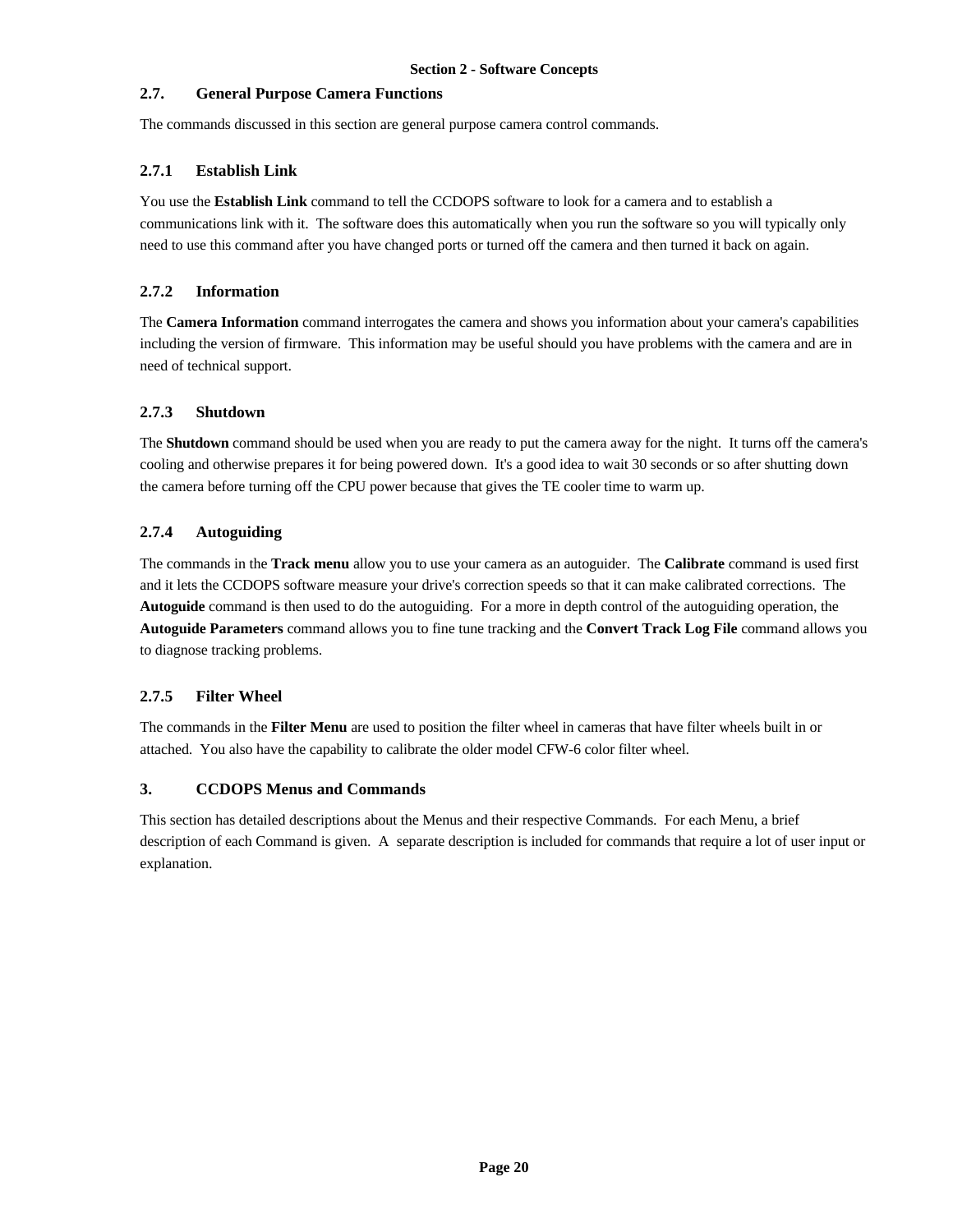## 2.7. General Purpose Camera Functions

The commands discussed in this section are general purpose camera control commands.

### 2.7.1 Establish Link

You use the **Establish Link** command to tell the CCDOPS software to look for a camera and to establish a communications link with it. The software does this automatically when you run the software so you will typically only need to use this command after you have changed ports or turned off the camera and then turned it back on again.

### 2.7.2 Information

The **Camera Information** command interrogates the camera and shows you information about your camera's capabilities including the version of firmware. This information may be useful should you have problems with the camera and are in need of technical support.

### 2.7.3 Shutdown

The **Shutdown** command should be used when you are ready to put the camera away for the night. It turns off the camera's cooling and otherwise prepares it for being powered down. It's a good idea to wait 30 seconds or so after shutting down the camera before turning off the CPU power because that gives the TE cooler time to warm up.

### 2.7.4 Autoguiding

The commands in the **Track menu** allow you to use your camera as an autoguider. The **Calibrate** command is used first and it lets the CCDOPS software measure your drive's correction speeds so that it can make calibrated corrections. The **Autoguide** command is then used to do the autoguiding. For a more in depth control of the autoguiding operation, the **Autoguide Parameters** command allows you to fine tune tracking and the **Convert Track Log File** command allows you to diagnose tracking problems.

### 2.7.5 Filter Wheel

The commands in the **Filter Menu** are used to position the filter wheel in cameras that have filter wheels built in or attached. You also have the capability to calibrate the older model CFW-6 color filter wheel.

# 3. CCDOPS Menus and Commands

This section has detailed descriptions about the Menus and their respective Commands. For each Menu, a brief description of each Command is given. A separate description is included for commands that require a lot of user input or explanation.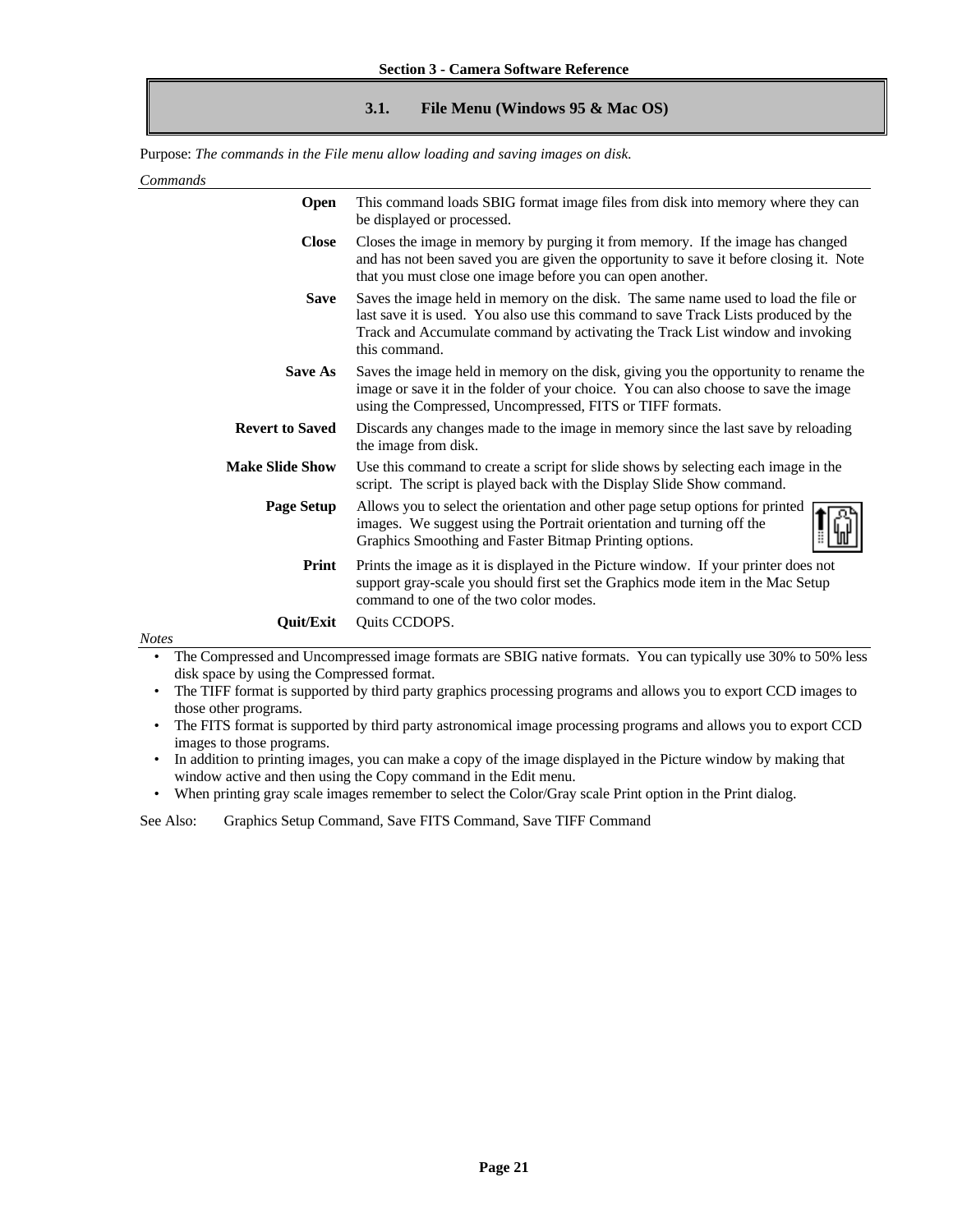## 3.1. File Menu (Windows 95 & Mac OS)

Purpose: *The commands in the File menu allow loading and saving images on disk.*

*Commands*

**Open** This command loads SBIG format image files from disk into memory where they can be displayed or processed.

**Close** Closes the image in memory by purging it from memory. If the image has changed and has not been saved you are given the opportunity to save it before closing it. Note that you must close one image before you can open another.

**Save** Saves the image held in memory on the disk. The same name used to load the file or last save it is used. You also use this command to save Track Lists produced by the Track and Accumulate command by activating the Track List window and invoking this command.

**Save As** Saves the image held in memory on the disk, giving you the opportunity to rename the image or save it in the folder of your choice. You can also choose to save the image using the Compressed, Uncompressed, FITS or TIFF formats.

**Revert to Saved** Discards any changes made to the image in memory since the last save by reloading the image from disk.

**Make Slide Show** Use this command to create a script for slide shows by selecting each image in the script. The script is played back with the Display Slide Show command.

**Page Setup** Allows you to select the orientation and other page setup options for printed images. We suggest using the Portrait orientation and turning off the Graphics Smoothing and Faster Bitmap Printing options.

**Print** Prints the image as it is displayed in the Picture window. If your printer does not support gray-scale you should first set the Graphics mode item in the Mac Setup command to one of the two color modes.

**Quit/Exit** Quits CCDOPS.

*Notes*

- The Compressed and Uncompressed image formats are SBIG native formats. You can typically use 30% to 50% less disk space by using the Compressed format.
- The TIFF format is supported by third party graphics processing programs and allows you to export CCD images to those other programs.
- The FITS format is supported by third party astronomical image processing programs and allows you to export CCD images to those programs.
- In addition to printing images, you can make a copy of the image displayed in the Picture window by making that window active and then using the Copy command in the Edit menu.
- When printing gray scale images remember to select the Color/Gray scale Print option in the Print dialog.

See Also: Graphics Setup Command, Save FITS Command, Save TIFF Command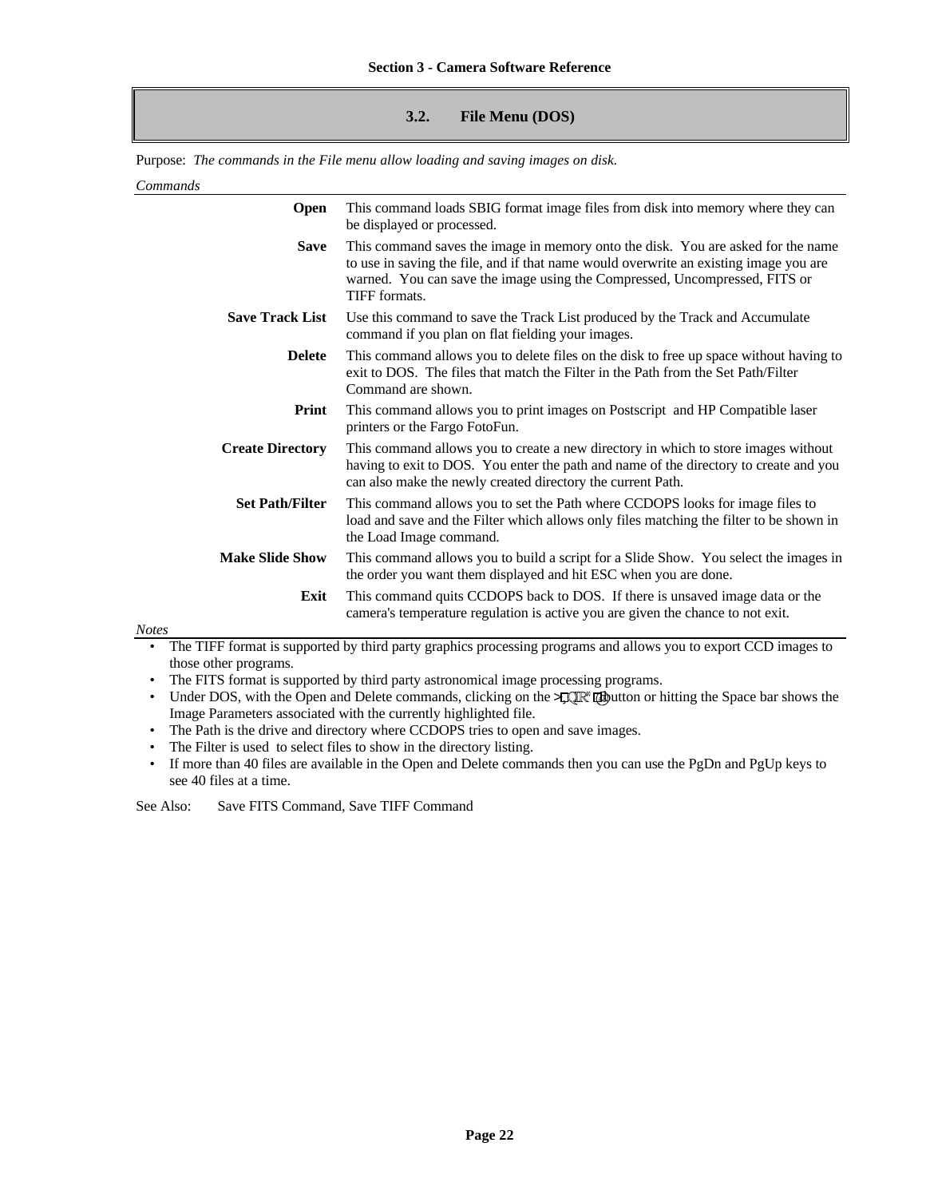## 3.2. File Menu (DOS)

Purpose: *The commands in the File menu allow loading and saving images on disk.*

*Commands*

| | |
|---|---|
| **Open** | This command loads SBIG format image files from disk into memory where they can be displayed or processed. |
| **Save** | This command saves the image in memory onto the disk. You are asked for the name to use in saving the file, and if that name would overwrite an existing image you are warned. You can save the image using the Compressed, Uncompressed, FITS or TIFF formats. |
| **Save Track List** | Use this command to save the Track List produced by the Track and Accumulate command if you plan on flat fielding your images. |
| **Delete** | This command allows you to delete files on the disk to free up space without having to exit to DOS. The files that match the Filter in the Path from the Set Path/Filter Command are shown. |
| **Print** | This command allows you to print images on Postscript and HP Compatible laser printers or the Fargo FotoFun. |
| **Create Directory** | This command allows you to create a new directory in which to store images without having to exit to DOS. You enter the path and name of the directory to create and you can also make the newly created directory the current Path. |
| **Set Path/Filter** | This command allows you to set the Path where CCDOPS looks for image files to load and save and the Filter which allows only files matching the filter to be shown in the Load Image command. |
| **Make Slide Show** | This command allows you to build a script for a Slide Show. You select the images in the order you want them displayed and hit ESC when you are done. |
| **Exit** | This command quits CCDOPS back to DOS. If there is unsaved image data or the camera's temperature regulation is active you are given the chance to not exit. |

*Notes*

- The TIFF format is supported by third party graphics processing programs and allows you to export CCD images to those other programs.
- The FITS format is supported by third party astronomical image processing programs.
- Under DOS, with the Open and Delete commands, clicking on the >Info< button or hitting the Space bar shows the Image Parameters associated with the currently highlighted file.
- The Path is the drive and directory where CCDOPS tries to open and save images.
- The Filter is used to select files to show in the directory listing.
- If more than 40 files are available in the Open and Delete commands then you can use the PgDn and PgUp keys to see 40 files at a time.

See Also: Save FITS Command, Save TIFF Command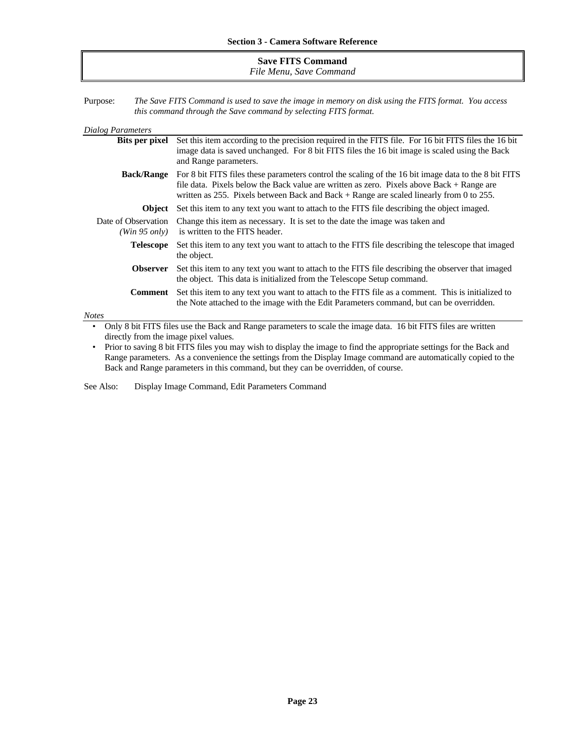## Save FITS Command

*File Menu, Save Command*

Purpose: *The Save FITS Command is used to save the image in memory on disk using the FITS format. You access this command through the Save command by selecting FITS format.*

*Dialog Parameters*

| | |
|---|---|
| **Bits per pixel** | Set this item according to the precision required in the FITS file. For 16 bit FITS files the 16 bit image data is saved unchanged. For 8 bit FITS files the 16 bit image is scaled using the Back and Range parameters. |
| **Back/Range** | For 8 bit FITS files these parameters control the scaling of the 16 bit image data to the 8 bit FITS file data. Pixels below the Back value are written as zero. Pixels above Back + Range are written as 255. Pixels between Back and Back + Range are scaled linearly from 0 to 255. |
| **Object** | Set this item to any text you want to attach to the FITS file describing the object imaged. |
| Date of Observation *(Win 95 only)* | Change this item as necessary. It is set to the date the image was taken and is written to the FITS header. |
| **Telescope** | Set this item to any text you want to attach to the FITS file describing the telescope that imaged the object. |
| **Observer** | Set this item to any text you want to attach to the FITS file describing the observer that imaged the object. This data is initialized from the Telescope Setup command. |
| **Comment** | Set this item to any text you want to attach to the FITS file as a comment. This is initialized to the Note attached to the image with the Edit Parameters command, but can be overridden. |

*Notes*

- Only 8 bit FITS files use the Back and Range parameters to scale the image data. 16 bit FITS files are written directly from the image pixel values.
- Prior to saving 8 bit FITS files you may wish to display the image to find the appropriate settings for the Back and Range parameters. As a convenience the settings from the Display Image command are automatically copied to the Back and Range parameters in this command, but they can be overridden, of course.

See Also: Display Image Command, Edit Parameters Command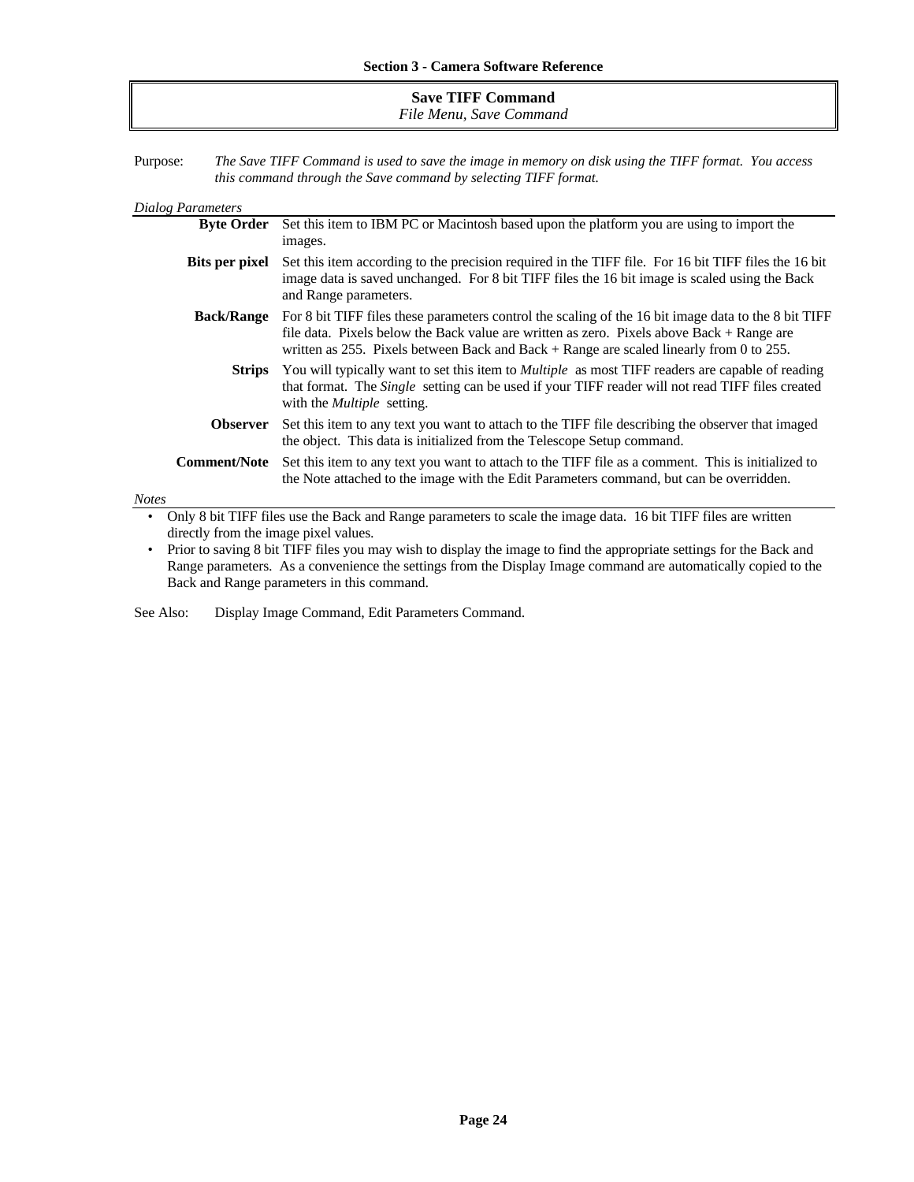## Save TIFF Command

*File Menu, Save Command*

Purpose: *The Save TIFF Command is used to save the image in memory on disk using the TIFF format. You access this command through the Save command by selecting TIFF format.*

*Dialog Parameters*

**Byte Order** Set this item to IBM PC or Macintosh based upon the platform you are using to import the images.

**Bits per pixel** Set this item according to the precision required in the TIFF file. For 16 bit TIFF files the 16 bit image data is saved unchanged. For 8 bit TIFF files the 16 bit image is scaled using the Back and Range parameters.

**Back/Range** For 8 bit TIFF files these parameters control the scaling of the 16 bit image data to the 8 bit TIFF file data. Pixels below the Back value are written as zero. Pixels above Back + Range are written as 255. Pixels between Back and Back + Range are scaled linearly from 0 to 255.

**Strips** You will typically want to set this item to *Multiple* as most TIFF readers are capable of reading that format. The *Single* setting can be used if your TIFF reader will not read TIFF files created with the *Multiple* setting.

**Observer** Set this item to any text you want to attach to the TIFF file describing the observer that imaged the object. This data is initialized from the Telescope Setup command.

**Comment/Note** Set this item to any text you want to attach to the TIFF file as a comment. This is initialized to the Note attached to the image with the Edit Parameters command, but can be overridden.

*Notes*

- Only 8 bit TIFF files use the Back and Range parameters to scale the image data. 16 bit TIFF files are written directly from the image pixel values.
- Prior to saving 8 bit TIFF files you may wish to display the image to find the appropriate settings for the Back and Range parameters. As a convenience the settings from the Display Image command are automatically copied to the Back and Range parameters in this command.

See Also: Display Image Command, Edit Parameters Command.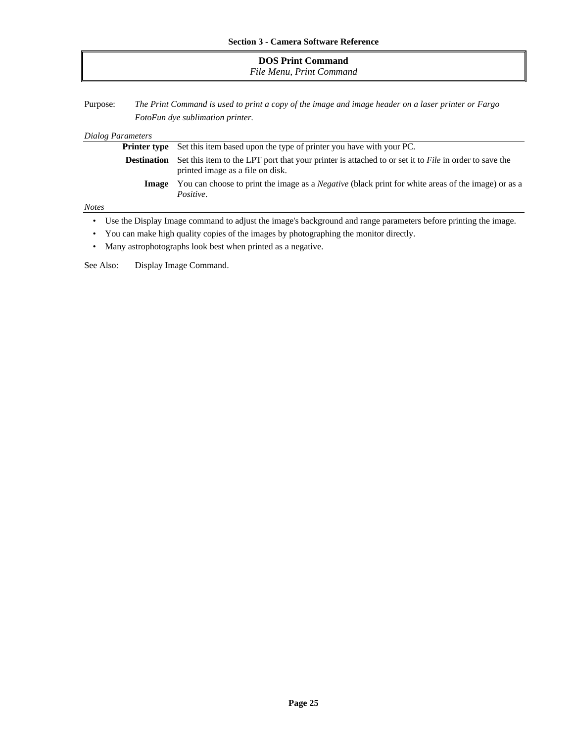## DOS Print Command

*File Menu, Print Command*

Purpose: *The Print Command is used to print a copy of the image and image header on a laser printer or Fargo FotoFun dye sublimation printer.*

*Dialog Parameters*

**Printer type** Set this item based upon the type of printer you have with your PC.

**Destination** Set this item to the LPT port that your printer is attached to or set it to *File* in order to save the printed image as a file on disk.

**Image** You can choose to print the image as a *Negative* (black print for white areas of the image) or as a *Positive*.

*Notes*

- Use the Display Image command to adjust the image's background and range parameters before printing the image.
- You can make high quality copies of the images by photographing the monitor directly.
- Many astrophotographs look best when printed as a negative.

See Also: Display Image Command.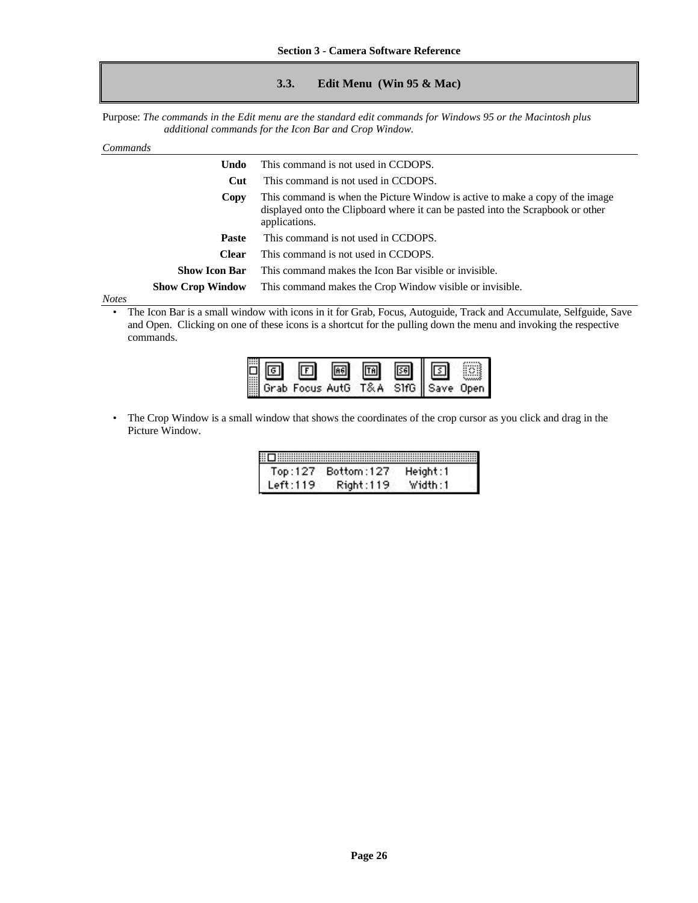## 3.3. Edit Menu (Win 95 & Mac)

Purpose: *The commands in the Edit menu are the standard edit commands for Windows 95 or the Macintosh plus additional commands for the Icon Bar and Crop Window.*

*Commands*

| | |
|---|---|
| **Undo** | This command is not used in CCDOPS. |
| **Cut** | This command is not used in CCDOPS. |
| **Copy** | This command is when the Picture Window is active to make a copy of the image displayed onto the Clipboard where it can be pasted into the Scrapbook or other applications. |
| **Paste** | This command is not used in CCDOPS. |
| **Clear** | This command is not used in CCDOPS. |
| **Show Icon Bar** | This command makes the Icon Bar visible or invisible. |
| **Show Crop Window** | This command makes the Crop Window visible or invisible. |

*Notes*

- The Icon Bar is a small window with icons in it for Grab, Focus, Autoguide, Track and Accumulate, Selfguide, Save and Open. Clicking on one of these icons is a shortcut for the pulling down the menu and invoking the respective commands.

- The Crop Window is a small window that shows the coordinates of the crop cursor as you click and drag in the Picture Window.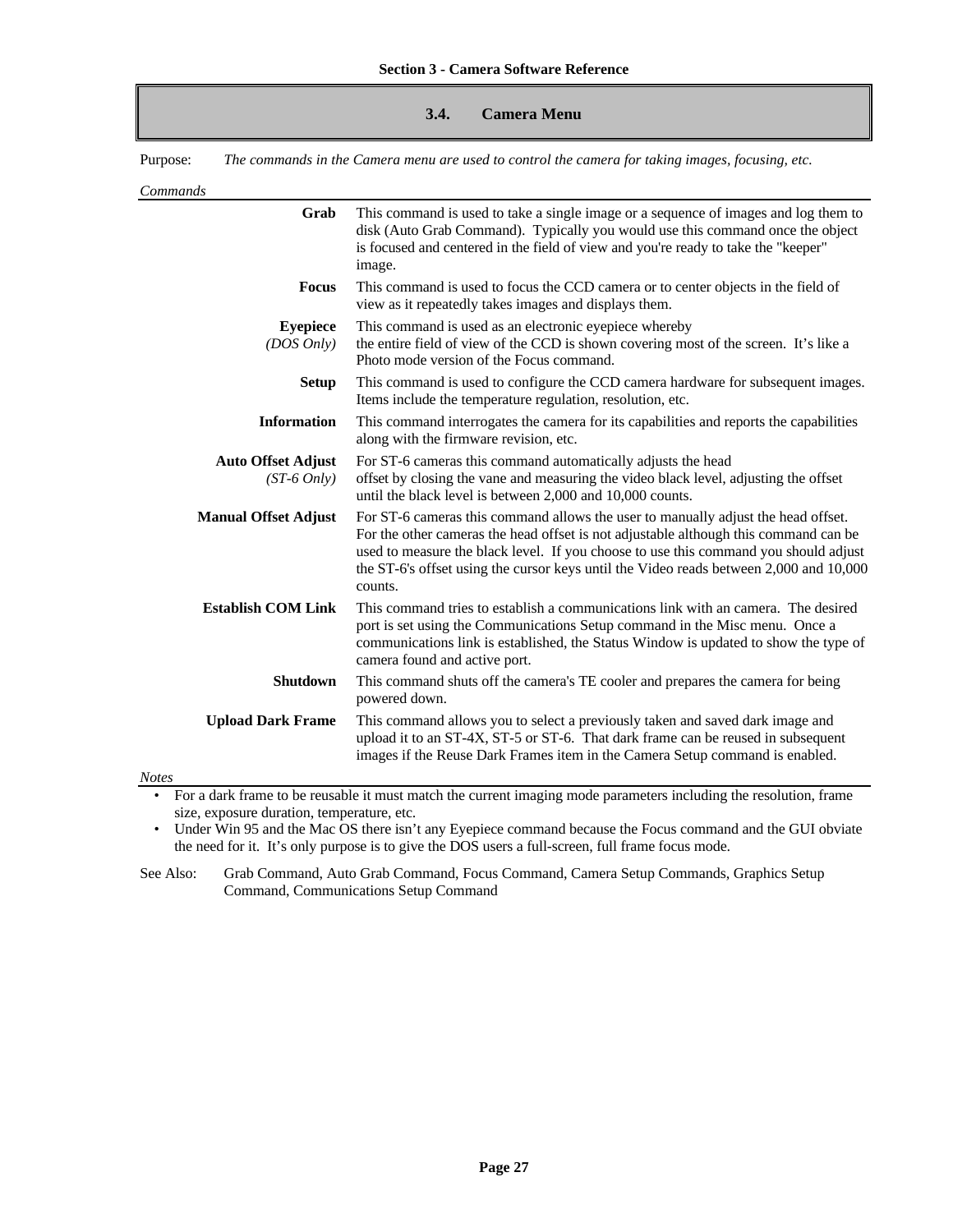## 3.4. Camera Menu

Purpose: *The commands in the Camera menu are used to control the camera for taking images, focusing, etc.*

*Commands*

| | |
|---|---|
| **Grab** | This command is used to take a single image or a sequence of images and log them to disk (Auto Grab Command). Typically you would use this command once the object is focused and centered in the field of view and you're ready to take the "keeper" image. |
| **Focus** | This command is used to focus the CCD camera or to center objects in the field of view as it repeatedly takes images and displays them. |
| **Eyepiece** *(DOS Only)* | This command is used as an electronic eyepiece whereby the entire field of view of the CCD is shown covering most of the screen. It's like a Photo mode version of the Focus command. |
| **Setup** | This command is used to configure the CCD camera hardware for subsequent images. Items include the temperature regulation, resolution, etc. |
| **Information** | This command interrogates the camera for its capabilities and reports the capabilities along with the firmware revision, etc. |
| **Auto Offset Adjust** *(ST-6 Only)* | For ST-6 cameras this command automatically adjusts the head offset by closing the vane and measuring the video black level, adjusting the offset until the black level is between 2,000 and 10,000 counts. |
| **Manual Offset Adjust** | For ST-6 cameras this command allows the user to manually adjust the head offset. For the other cameras the head offset is not adjustable although this command can be used to measure the black level. If you choose to use this command you should adjust the ST-6's offset using the cursor keys until the Video reads between 2,000 and 10,000 counts. |
| **Establish COM Link** | This command tries to establish a communications link with an camera. The desired port is set using the Communications Setup command in the Misc menu. Once a communications link is established, the Status Window is updated to show the type of camera found and active port. |
| **Shutdown** | This command shuts off the camera's TE cooler and prepares the camera for being powered down. |
| **Upload Dark Frame** | This command allows you to select a previously taken and saved dark image and upload it to an ST-4X, ST-5 or ST-6. That dark frame can be reused in subsequent images if the Reuse Dark Frames item in the Camera Setup command is enabled. |

*Notes*

- For a dark frame to be reusable it must match the current imaging mode parameters including the resolution, frame size, exposure duration, temperature, etc.
- Under Win 95 and the Mac OS there isn't any Eyepiece command because the Focus command and the GUI obviate the need for it. It's only purpose is to give the DOS users a full-screen, full frame focus mode.

See Also: Grab Command, Auto Grab Command, Focus Command, Camera Setup Commands, Graphics Setup Command, Communications Setup Command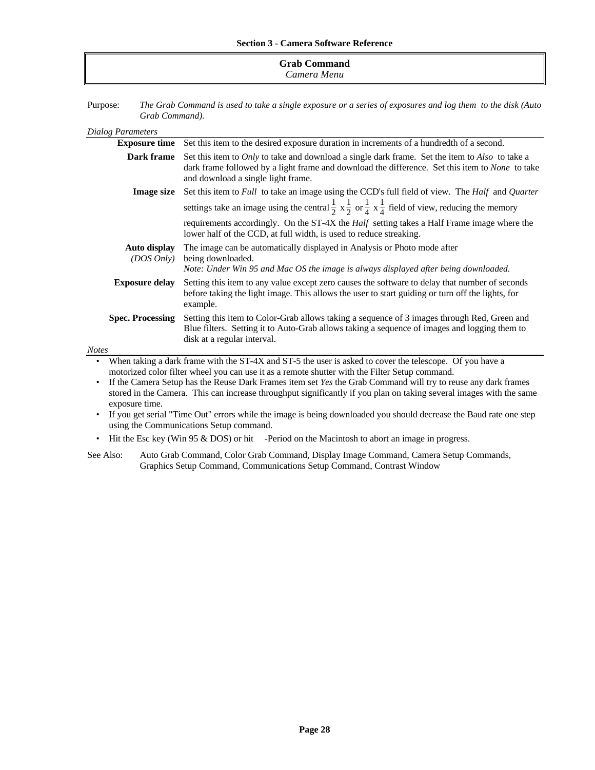## Grab Command

*Camera Menu*

Purpose: *The Grab Command is used to take a single exposure or a series of exposures and log them to the disk (Auto Grab Command).*

*Dialog Parameters*

**Exposure time** Set this item to the desired exposure duration in increments of a hundredth of a second.

**Dark frame** Set this item to *Only* to take and download a single dark frame. Set the item to *Also* to take a dark frame followed by a light frame and download the difference. Set this item to *None* to take and download a single light frame.

**Image size** Set this item to *Full* to take an image using the CCD's full field of view. The *Half* and *Quarter* settings take an image using the central $\frac{1}{2} \times \frac{1}{2}$ or $\frac{1}{4} \times \frac{1}{4}$ field of view, reducing the memory requirements accordingly. On the ST-4X the *Half* setting takes a Half Frame image where the lower half of the CCD, at full width, is used to reduce streaking.

**Auto display** *(DOS Only)* The image can be automatically displayed in Analysis or Photo mode after being downloaded.
*Note: Under Win 95 and Mac OS the image is always displayed after being downloaded.*

**Exposure delay** Setting this item to any value except zero causes the software to delay that number of seconds before taking the light image. This allows the user to start guiding or turn off the lights, for example.

**Spec. Processing** Setting this item to Color-Grab allows taking a sequence of 3 images through Red, Green and Blue filters. Setting it to Auto-Grab allows taking a sequence of images and logging them to disk at a regular interval.

*Notes*

- When taking a dark frame with the ST-4X and ST-5 the user is asked to cover the telescope. Of you have a motorized color filter wheel you can use it as a remote shutter with the Filter Setup command.
- If the Camera Setup has the Reuse Dark Frames item set *Yes* the Grab Command will try to reuse any dark frames stored in the Camera. This can increase throughput significantly if you plan on taking several images with the same exposure time.
- If you get serial "Time Out" errors while the image is being downloaded you should decrease the Baud rate one step using the Communications Setup command.
- Hit the Esc key (Win 95 & DOS) or hit -Period on the Macintosh to abort an image in progress.

See Also: Auto Grab Command, Color Grab Command, Display Image Command, Camera Setup Commands, Graphics Setup Command, Communications Setup Command, Contrast Window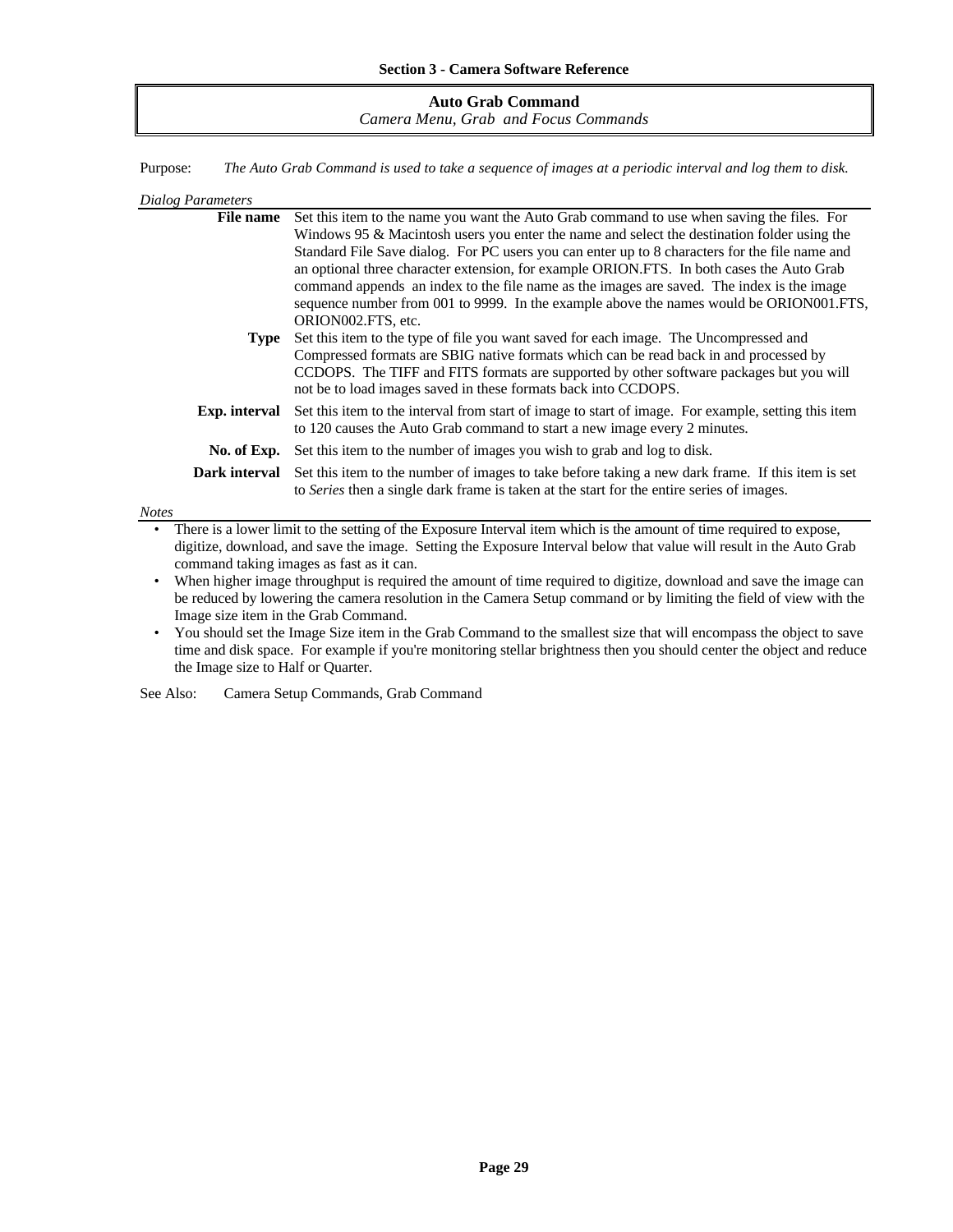## Auto Grab Command

*Camera Menu, Grab and Focus Commands*

Purpose: *The Auto Grab Command is used to take a sequence of images at a periodic interval and log them to disk.*

*Dialog Parameters*

**File name** Set this item to the name you want the Auto Grab command to use when saving the files. For Windows 95 & Macintosh users you enter the name and select the destination folder using the Standard File Save dialog. For PC users you can enter up to 8 characters for the file name and an optional three character extension, for example ORION.FTS. In both cases the Auto Grab command appends an index to the file name as the images are saved. The index is the image sequence number from 001 to 9999. In the example above the names would be ORION001.FTS, ORION002.FTS, etc.

**Type** Set this item to the type of file you want saved for each image. The Uncompressed and Compressed formats are SBIG native formats which can be read back in and processed by CCDOPS. The TIFF and FITS formats are supported by other software packages but you will not be to load images saved in these formats back into CCDOPS.

**Exp. interval** Set this item to the interval from start of image to start of image. For example, setting this item to 120 causes the Auto Grab command to start a new image every 2 minutes.

**No. of Exp.** Set this item to the number of images you wish to grab and log to disk.

**Dark interval** Set this item to the number of images to take before taking a new dark frame. If this item is set to *Series* then a single dark frame is taken at the start for the entire series of images.

*Notes*

- There is a lower limit to the setting of the Exposure Interval item which is the amount of time required to expose, digitize, download, and save the image. Setting the Exposure Interval below that value will result in the Auto Grab command taking images as fast as it can.
- When higher image throughput is required the amount of time required to digitize, download and save the image can be reduced by lowering the camera resolution in the Camera Setup command or by limiting the field of view with the Image size item in the Grab Command.
- You should set the Image Size item in the Grab Command to the smallest size that will encompass the object to save time and disk space. For example if you're monitoring stellar brightness then you should center the object and reduce the Image size to Half or Quarter.

See Also: Camera Setup Commands, Grab Command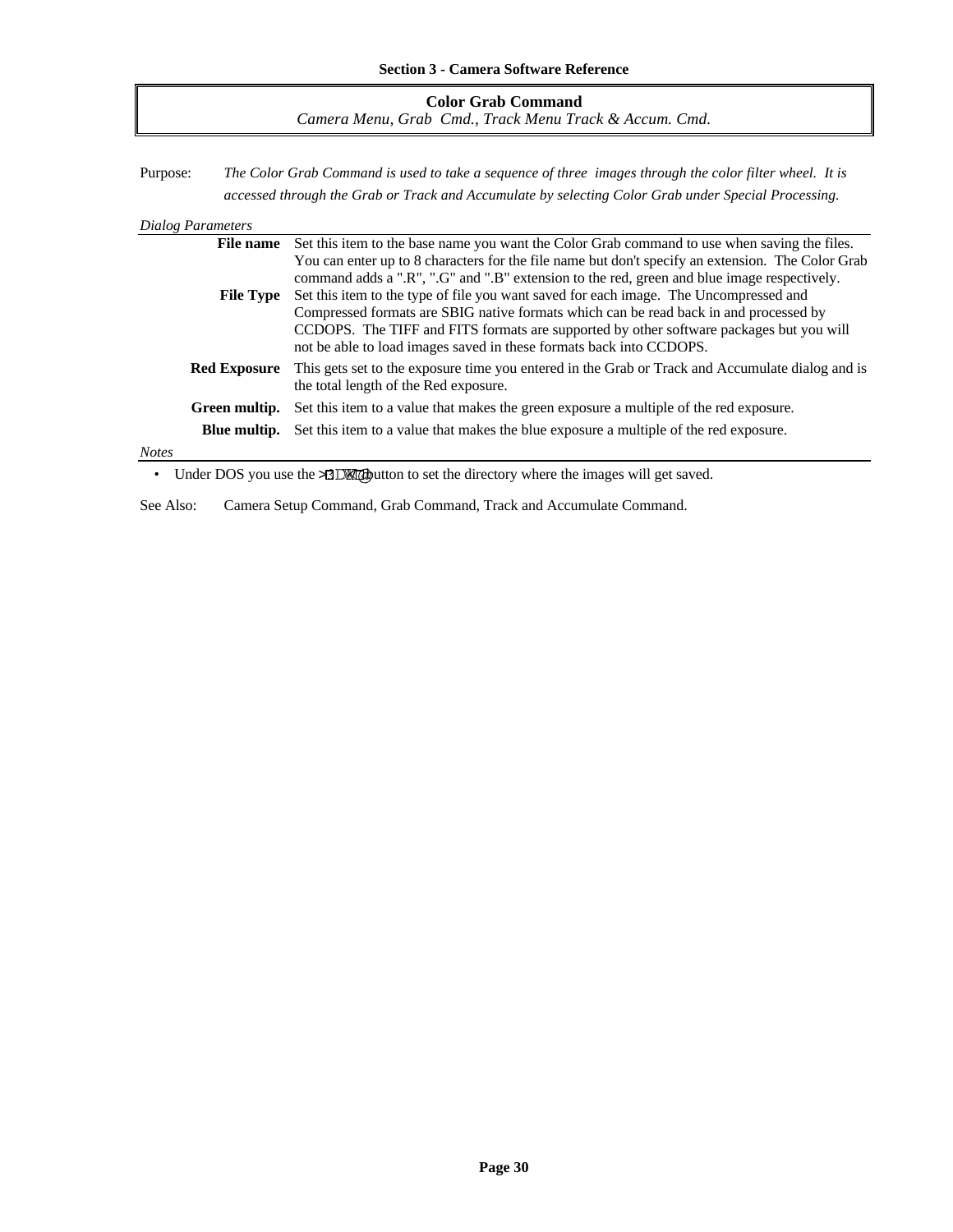## Color Grab Command

*Camera Menu, Grab Cmd., Track Menu Track & Accum. Cmd.*

Purpose: *The Color Grab Command is used to take a sequence of three images through the color filter wheel. It is accessed through the Grab or Track and Accumulate by selecting Color Grab under Special Processing.*

*Dialog Parameters*

**File name** Set this item to the base name you want the Color Grab command to use when saving the files. You can enter up to 8 characters for the file name but don't specify an extension. The Color Grab command adds a ".R", ".G" and ".B" extension to the red, green and blue image respectively.

**File Type** Set this item to the type of file you want saved for each image. The Uncompressed and Compressed formats are SBIG native formats which can be read back in and processed by CCDOPS. The TIFF and FITS formats are supported by other software packages but you will not be able to load images saved in these formats back into CCDOPS.

**Red Exposure** This gets set to the exposure time you entered in the Grab or Track and Accumulate dialog and is the total length of the Red exposure.

**Green multip.** Set this item to a value that makes the green exposure a multiple of the red exposure.

**Blue multip.** Set this item to a value that makes the blue exposure a multiple of the red exposure.

*Notes*

- Under DOS you use the [Path] button to set the directory where the images will get saved.

See Also: Camera Setup Command, Grab Command, Track and Accumulate Command.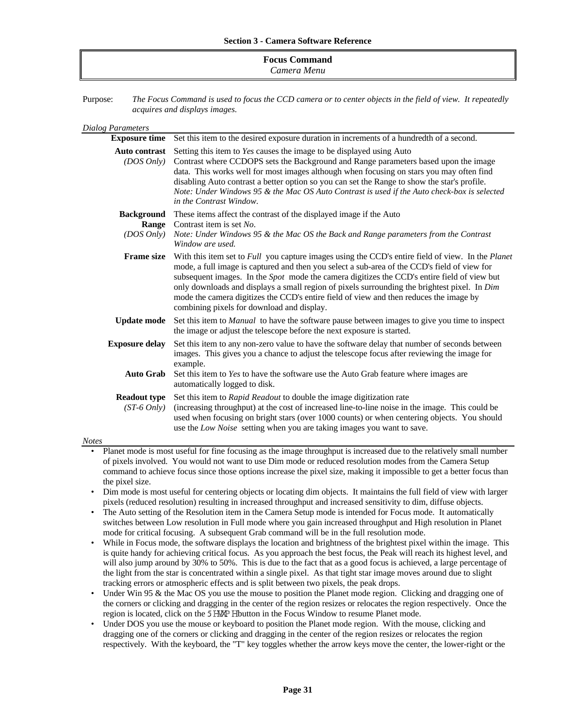## Focus Command

*Camera Menu*

Purpose: *The Focus Command is used to focus the CCD camera or to center objects in the field of view. It repeatedly acquires and displays images.*

*Dialog Parameters*

**Exposure time** Set this item to the desired exposure duration in increments of a hundredth of a second.

**Auto contrast** *(DOS Only)* Setting this item to *Yes* causes the image to be displayed using Auto Contrast where CCDOPS sets the Background and Range parameters based upon the image data. This works well for most images although when focusing on stars you may often find disabling Auto contrast a better option so you can set the Range to show the star's profile. *Note: Under Windows 95 & the Mac OS Auto Contrast is used if the Auto check-box is selected in the Contrast Window.*

**Background Range** *(DOS Only)* These items affect the contrast of the displayed image if the Auto Contrast item is set *No*. *Note: Under Windows 95 & the Mac OS the Back and Range parameters from the Contrast Window are used.*

**Frame size** With this item set to *Full* you capture images using the CCD's entire field of view. In the *Planet* mode, a full image is captured and then you select a sub-area of the CCD's field of view for subsequent images. In the *Spot* mode the camera digitizes the CCD's entire field of view but only downloads and displays a small region of pixels surrounding the brightest pixel. In *Dim* mode the camera digitizes the CCD's entire field of view and then reduces the image by combining pixels for download and display.

**Update mode** Set this item to *Manual* to have the software pause between images to give you time to inspect the image or adjust the telescope before the next exposure is started.

**Exposure delay** Set this item to any non-zero value to have the software delay that number of seconds between images. This gives you a chance to adjust the telescope focus after reviewing the image for example.

**Auto Grab** Set this item to *Yes* to have the software use the Auto Grab feature where images are automatically logged to disk.

**Readout type** *(ST-6 Only)* Set this item to *Rapid Readout* to double the image digitization rate (increasing throughput) at the cost of increased line-to-line noise in the image. This could be used when focusing on bright stars (over 1000 counts) or when centering objects. You should use the *Low Noise* setting when you are taking images you want to save.

*Notes*

- Planet mode is most useful for fine focusing as the image throughput is increased due to the relatively small number of pixels involved. You would not want to use Dim mode or reduced resolution modes from the Camera Setup command to achieve focus since those options increase the pixel size, making it impossible to get a better focus than the pixel size.
- Dim mode is most useful for centering objects or locating dim objects. It maintains the full field of view with larger pixels (reduced resolution) resulting in increased throughput and increased sensitivity to dim, diffuse objects.
- The Auto setting of the Resolution item in the Camera Setup mode is intended for Focus mode. It automatically switches between Low resolution in Full mode where you gain increased throughput and High resolution in Planet mode for critical focusing. A subsequent Grab command will be in the full resolution mode.
- While in Focus mode, the software displays the location and brightness of the brightest pixel within the image. This is quite handy for achieving critical focus. As you approach the best focus, the Peak will reach its highest level, and will also jump around by 30% to 50%. This is due to the fact that as a good focus is achieved, a large percentage of the light from the star is concentrated within a single pixel. As that tight star image moves around due to slight tracking errors or atmospheric effects and is split between two pixels, the peak drops.
- Under Win 95 & the Mac OS you use the mouse to position the Planet mode region. Clicking and dragging one of the corners or clicking and dragging in the center of the region resizes or relocates the region respectively. Once the region is located, click on the Resume button in the Focus Window to resume Planet mode.
- Under DOS you use the mouse or keyboard to position the Planet mode region. With the mouse, clicking and dragging one of the corners or clicking and dragging in the center of the region resizes or relocates the region respectively. With the keyboard, the "T" key toggles whether the arrow keys move the center, the lower-right or the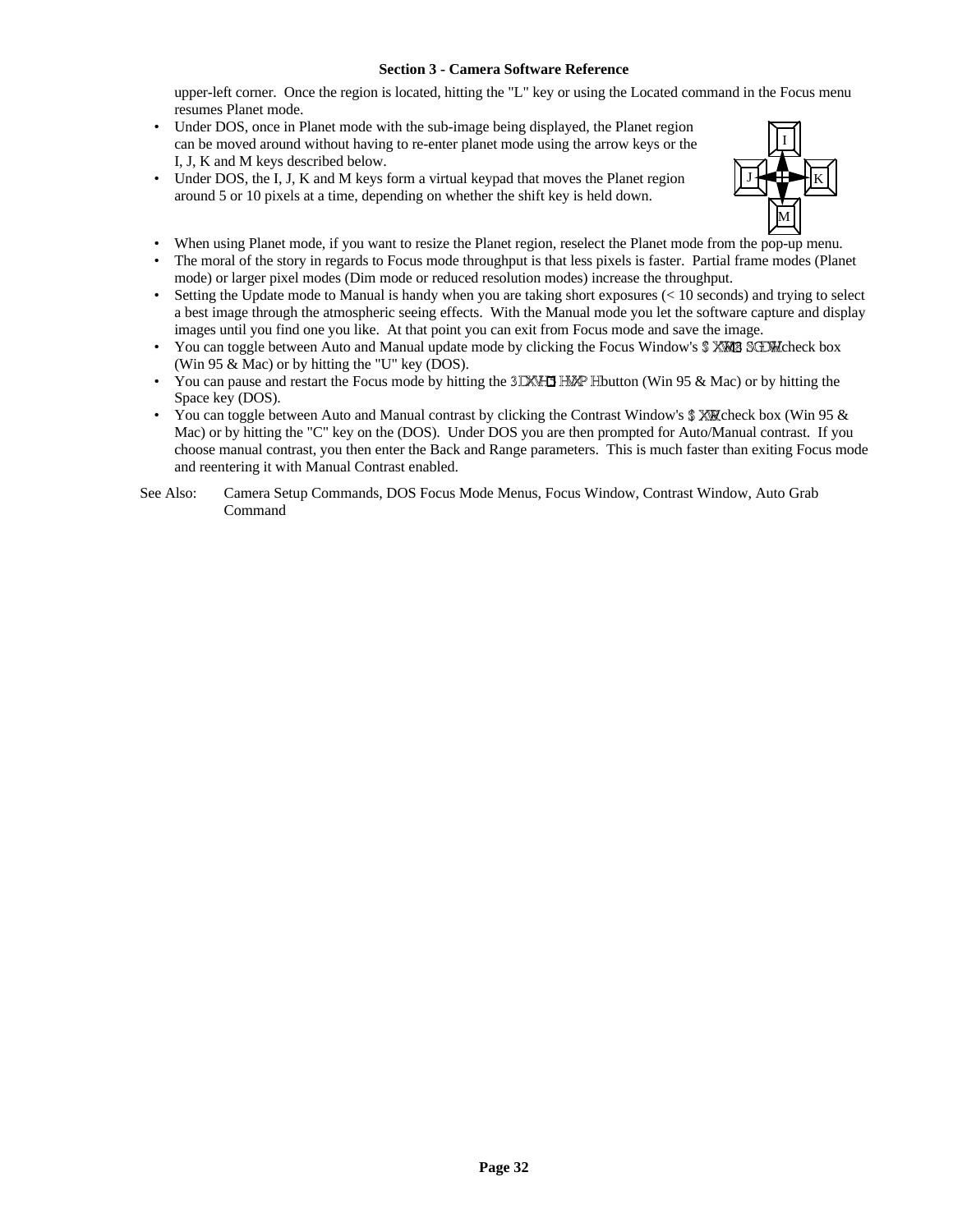upper-left corner. Once the region is located, hitting the "L" key or using the Located command in the Focus menu resumes Planet mode.

- Under DOS, once in Planet mode with the sub-image being displayed, the Planet region can be moved around without having to re-enter planet mode using the arrow keys or the I, J, K and M keys described below.
- Under DOS, the I, J, K and M keys form a virtual keypad that moves the Planet region around 5 or 10 pixels at a time, depending on whether the shift key is held down.
- When using Planet mode, if you want to resize the Planet region, reselect the Planet mode from the pop-up menu.
- The moral of the story in regards to Focus mode throughput is that less pixels is faster. Partial frame modes (Planet mode) or larger pixel modes (Dim mode or reduced resolution modes) increase the throughput.
- Setting the Update mode to Manual is handy when you are taking short exposures (< 10 seconds) and trying to select a best image through the atmospheric seeing effects. With the Manual mode you let the software capture and display images until you find one you like. At that point you can exit from Focus mode and save the image.
- You can toggle between Auto and Manual update mode by clicking the Focus Window's Auto Update check box (Win 95 & Mac) or by hitting the "U" key (DOS).
- You can pause and restart the Focus mode by hitting the Pause/Resume button (Win 95 & Mac) or by hitting the Space key (DOS).
- You can toggle between Auto and Manual contrast by clicking the Contrast Window's Auto check box (Win 95 & Mac) or by hitting the "C" key on the (DOS). Under DOS you are then prompted for Auto/Manual contrast. If you choose manual contrast, you then enter the Back and Range parameters. This is much faster than exiting Focus mode and reentering it with Manual Contrast enabled.

See Also: Camera Setup Commands, DOS Focus Mode Menus, Focus Window, Contrast Window, Auto Grab Command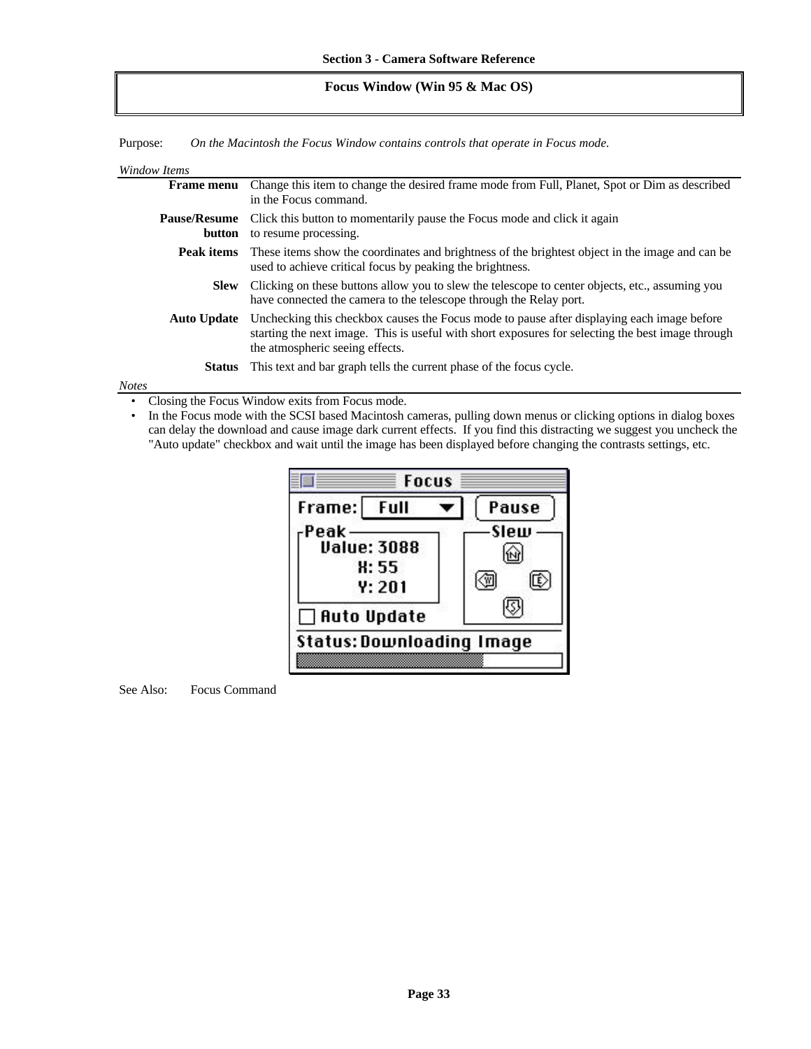## Focus Window (Win 95 & Mac OS)

Purpose: *On the Macintosh the Focus Window contains controls that operate in Focus mode.*

*Window Items*

**Frame menu** Change this item to change the desired frame mode from Full, Planet, Spot or Dim as described in the Focus command.

**Pause/Resume button** Click this button to momentarily pause the Focus mode and click it again to resume processing.

**Peak items** These items show the coordinates and brightness of the brightest object in the image and can be used to achieve critical focus by peaking the brightness.

**Slew** Clicking on these buttons allow you to slew the telescope to center objects, etc., assuming you have connected the camera to the telescope through the Relay port.

**Auto Update** Unchecking this checkbox causes the Focus mode to pause after displaying each image before starting the next image. This is useful with short exposures for selecting the best image through the atmospheric seeing effects.

**Status** This text and bar graph tells the current phase of the focus cycle.

*Notes*

- Closing the Focus Window exits from Focus mode.
- In the Focus mode with the SCSI based Macintosh cameras, pulling down menus or clicking options in dialog boxes can delay the download and cause image dark current effects. If you find this distracting we suggest you uncheck the "Auto update" checkbox and wait until the image has been displayed before changing the contrasts settings, etc.

See Also: Focus Command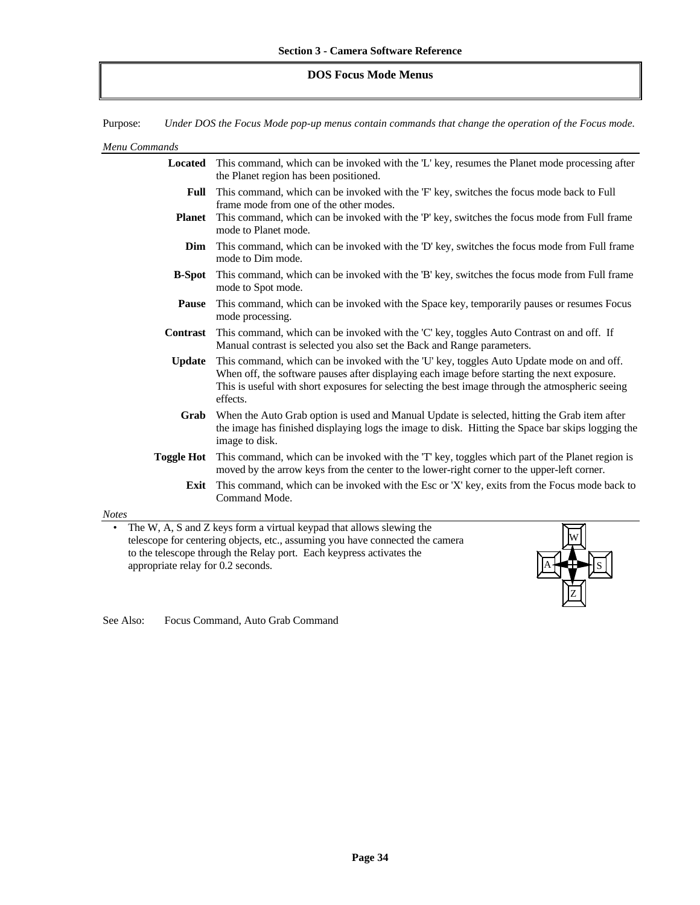## DOS Focus Mode Menus

Purpose: *Under DOS the Focus Mode pop-up menus contain commands that change the operation of the Focus mode.*

*Menu Commands*

**Located** This command, which can be invoked with the 'L' key, resumes the Planet mode processing after the Planet region has been positioned.

**Full** This command, which can be invoked with the 'F' key, switches the focus mode back to Full frame mode from one of the other modes.

**Planet** This command, which can be invoked with the 'P' key, switches the focus mode from Full frame mode to Planet mode.

**Dim** This command, which can be invoked with the 'D' key, switches the focus mode from Full frame mode to Dim mode.

**B-Spot** This command, which can be invoked with the 'B' key, switches the focus mode from Full frame mode to Spot mode.

**Pause** This command, which can be invoked with the Space key, temporarily pauses or resumes Focus mode processing.

**Contrast** This command, which can be invoked with the 'C' key, toggles Auto Contrast on and off. If Manual contrast is selected you also set the Back and Range parameters.

**Update** This command, which can be invoked with the 'U' key, toggles Auto Update mode on and off. When off, the software pauses after displaying each image before starting the next exposure. This is useful with short exposures for selecting the best image through the atmospheric seeing effects.

**Grab** When the Auto Grab option is used and Manual Update is selected, hitting the Grab item after the image has finished displaying logs the image to disk. Hitting the Space bar skips logging the image to disk.

**Toggle Hot** This command, which can be invoked with the 'T' key, toggles which part of the Planet region is moved by the arrow keys from the center to the lower-right corner to the upper-left corner.

**Exit** This command, which can be invoked with the Esc or 'X' key, exits from the Focus mode back to Command Mode.

*Notes*

- The W, A, S and Z keys form a virtual keypad that allows slewing the telescope for centering objects, etc., assuming you have connected the camera to the telescope through the Relay port. Each keypress activates the appropriate relay for 0.2 seconds.

See Also: Focus Command, Auto Grab Command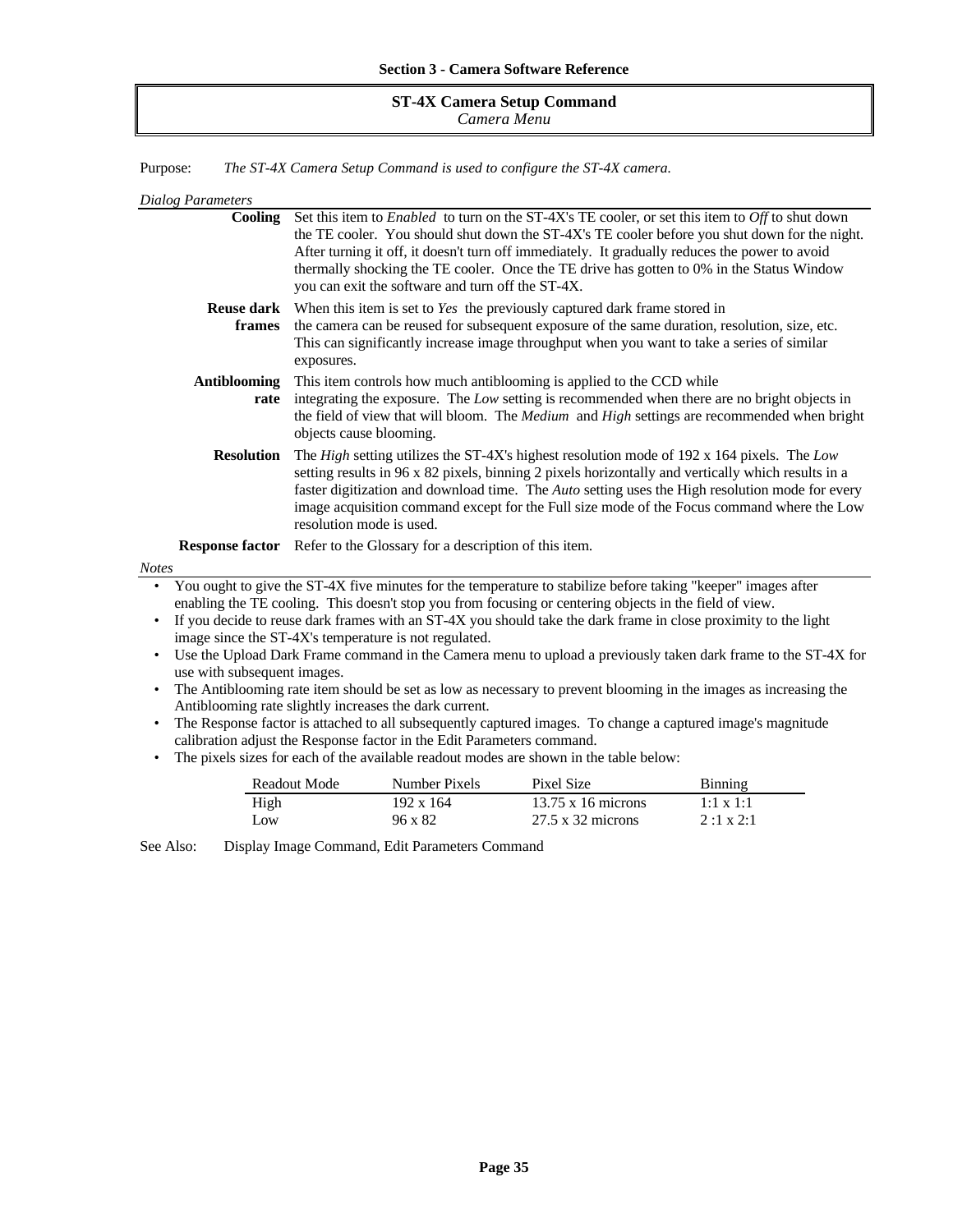## ST-4X Camera Setup Command

*Camera Menu*

Purpose: *The ST-4X Camera Setup Command is used to configure the ST-4X camera.*

*Dialog Parameters*

**Cooling** Set this item to *Enabled* to turn on the ST-4X's TE cooler, or set this item to *Off* to shut down the TE cooler. You should shut down the ST-4X's TE cooler before you shut down for the night. After turning it off, it doesn't turn off immediately. It gradually reduces the power to avoid thermally shocking the TE cooler. Once the TE drive has gotten to 0% in the Status Window you can exit the software and turn off the ST-4X.

**Reuse dark frames** When this item is set to *Yes* the previously captured dark frame stored in the camera can be reused for subsequent exposure of the same duration, resolution, size, etc. This can significantly increase image throughput when you want to take a series of similar exposures.

**Antiblooming rate** This item controls how much antiblooming is applied to the CCD while integrating the exposure. The *Low* setting is recommended when there are no bright objects in the field of view that will bloom. The *Medium* and *High* settings are recommended when bright objects cause blooming.

**Resolution** The *High* setting utilizes the ST-4X's highest resolution mode of 192 x 164 pixels. The *Low* setting results in 96 x 82 pixels, binning 2 pixels horizontally and vertically which results in a faster digitization and download time. The *Auto* setting uses the High resolution mode for every image acquisition command except for the Full size mode of the Focus command where the Low resolution mode is used.

**Response factor** Refer to the Glossary for a description of this item.

*Notes*

- You ought to give the ST-4X five minutes for the temperature to stabilize before taking "keeper" images after enabling the TE cooling. This doesn't stop you from focusing or centering objects in the field of view.
- If you decide to reuse dark frames with an ST-4X you should take the dark frame in close proximity to the light image since the ST-4X's temperature is not regulated.
- Use the Upload Dark Frame command in the Camera menu to upload a previously taken dark frame to the ST-4X for use with subsequent images.
- The Antiblooming rate item should be set as low as necessary to prevent blooming in the images as increasing the Antiblooming rate slightly increases the dark current.
- The Response factor is attached to all subsequently captured images. To change a captured image's magnitude calibration adjust the Response factor in the Edit Parameters command.
- The pixels sizes for each of the available readout modes are shown in the table below:

| Readout Mode | Number Pixels | Pixel Size | Binning |
|---|---|---|---|
| High | 192 x 164 | 13.75 x 16 microns | 1:1 x 1:1 |
| Low | 96 x 82 | 27.5 x 32 microns | 2 :1 x 2:1 |

See Also: Display Image Command, Edit Parameters Command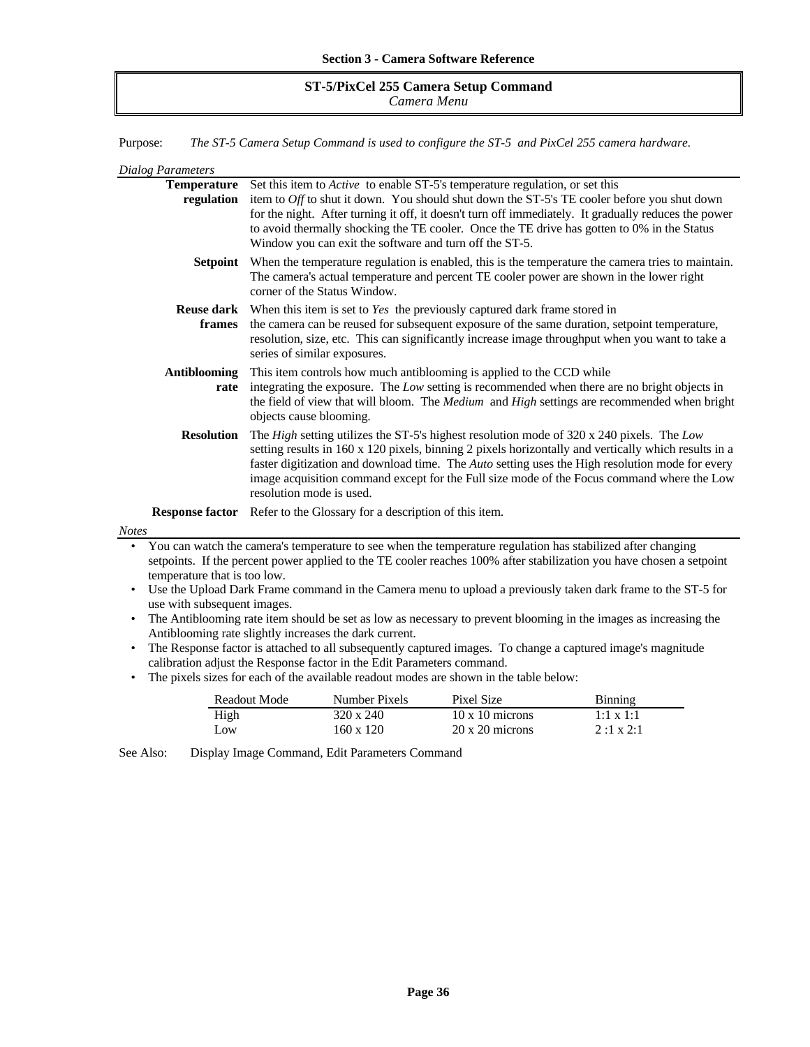## ST-5/PixCel 255 Camera Setup Command

*Camera Menu*

Purpose: *The ST-5 Camera Setup Command is used to configure the ST-5 and PixCel 255 camera hardware.*

*Dialog Parameters*

**Temperature regulation** Set this item to *Active* to enable ST-5's temperature regulation, or set this item to *Off* to shut it down. You should shut down the ST-5's TE cooler before you shut down for the night. After turning it off, it doesn't turn off immediately. It gradually reduces the power to avoid thermally shocking the TE cooler. Once the TE drive has gotten to 0% in the Status Window you can exit the software and turn off the ST-5.

**Setpoint** When the temperature regulation is enabled, this is the temperature the camera tries to maintain. The camera's actual temperature and percent TE cooler power are shown in the lower right corner of the Status Window.

**Reuse dark frames** When this item is set to *Yes* the previously captured dark frame stored in the camera can be reused for subsequent exposure of the same duration, setpoint temperature, resolution, size, etc. This can significantly increase image throughput when you want to take a series of similar exposures.

**Antiblooming rate** This item controls how much antiblooming is applied to the CCD while integrating the exposure. The *Low* setting is recommended when there are no bright objects in the field of view that will bloom. The *Medium* and *High* settings are recommended when bright objects cause blooming.

**Resolution** The *High* setting utilizes the ST-5's highest resolution mode of 320 x 240 pixels. The *Low* setting results in 160 x 120 pixels, binning 2 pixels horizontally and vertically which results in a faster digitization and download time. The *Auto* setting uses the High resolution mode for every image acquisition command except for the Full size mode of the Focus command where the Low resolution mode is used.

**Response factor** Refer to the Glossary for a description of this item.

*Notes*

- You can watch the camera's temperature to see when the temperature regulation has stabilized after changing setpoints. If the percent power applied to the TE cooler reaches 100% after stabilization you have chosen a setpoint temperature that is too low.
- Use the Upload Dark Frame command in the Camera menu to upload a previously taken dark frame to the ST-5 for use with subsequent images.
- The Antiblooming rate item should be set as low as necessary to prevent blooming in the images as increasing the Antiblooming rate slightly increases the dark current.
- The Response factor is attached to all subsequently captured images. To change a captured image's magnitude calibration adjust the Response factor in the Edit Parameters command.
- The pixels sizes for each of the available readout modes are shown in the table below:

| Readout Mode | Number Pixels | Pixel Size | Binning |
|---|---|---|---|
| High | 320 x 240 | 10 x 10 microns | 1:1 x 1:1 |
| Low | 160 x 120 | 20 x 20 microns | 2 :1 x 2:1 |

See Also: Display Image Command, Edit Parameters Command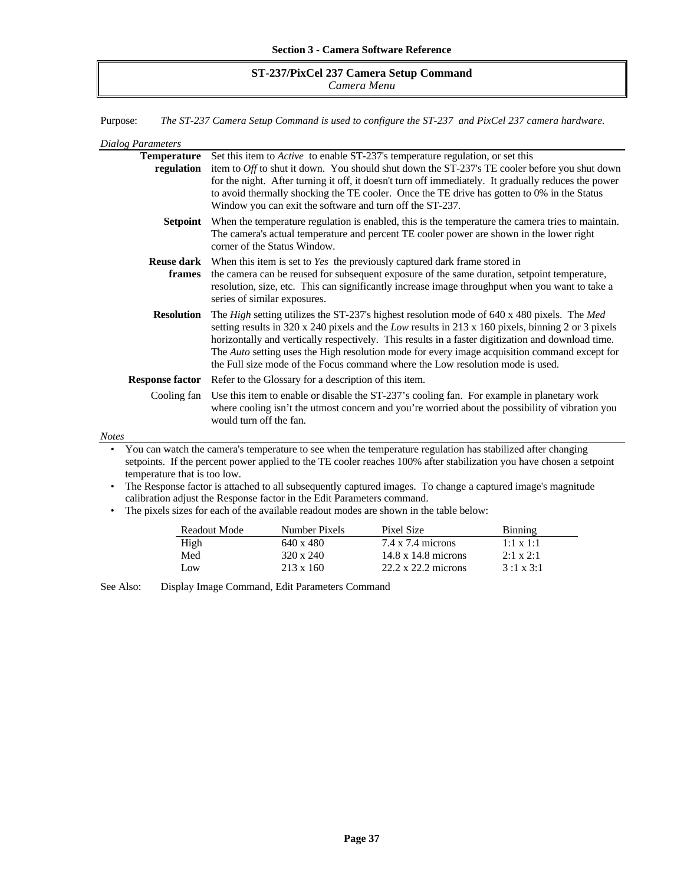## ST-237/PixCel 237 Camera Setup Command

*Camera Menu*

Purpose: *The ST-237 Camera Setup Command is used to configure the ST-237 and PixCel 237 camera hardware.*

*Dialog Parameters*

**Temperature regulation** Set this item to *Active* to enable ST-237's temperature regulation, or set this item to *Off* to shut it down. You should shut down the ST-237's TE cooler before you shut down for the night. After turning it off, it doesn't turn off immediately. It gradually reduces the power to avoid thermally shocking the TE cooler. Once the TE drive has gotten to 0% in the Status Window you can exit the software and turn off the ST-237.

**Setpoint** When the temperature regulation is enabled, this is the temperature the camera tries to maintain. The camera's actual temperature and percent TE cooler power are shown in the lower right corner of the Status Window.

**Reuse dark frames** When this item is set to *Yes* the previously captured dark frame stored in the camera can be reused for subsequent exposure of the same duration, setpoint temperature, resolution, size, etc. This can significantly increase image throughput when you want to take a series of similar exposures.

**Resolution** The *High* setting utilizes the ST-237's highest resolution mode of 640 x 480 pixels. The *Med* setting results in 320 x 240 pixels and the *Low* results in 213 x 160 pixels, binning 2 or 3 pixels horizontally and vertically respectively. This results in a faster digitization and download time. The *Auto* setting uses the High resolution mode for every image acquisition command except for the Full size mode of the Focus command where the Low resolution mode is used.

**Response factor** Refer to the Glossary for a description of this item.

Cooling fan Use this item to enable or disable the ST-237's cooling fan. For example in planetary work where cooling isn't the utmost concern and you're worried about the possibility of vibration you would turn off the fan.

*Notes*

- You can watch the camera's temperature to see when the temperature regulation has stabilized after changing setpoints. If the percent power applied to the TE cooler reaches 100% after stabilization you have chosen a setpoint temperature that is too low.
- The Response factor is attached to all subsequently captured images. To change a captured image's magnitude calibration adjust the Response factor in the Edit Parameters command.
- The pixels sizes for each of the available readout modes are shown in the table below:

| Readout Mode | Number Pixels | Pixel Size | Binning |
|---|---|---|---|
| High | 640 x 480 | 7.4 x 7.4 microns | 1:1 x 1:1 |
| Med | 320 x 240 | 14.8 x 14.8 microns | 2:1 x 2:1 |
| Low | 213 x 160 | 22.2 x 22.2 microns | 3 :1 x 3:1 |

See Also: Display Image Command, Edit Parameters Command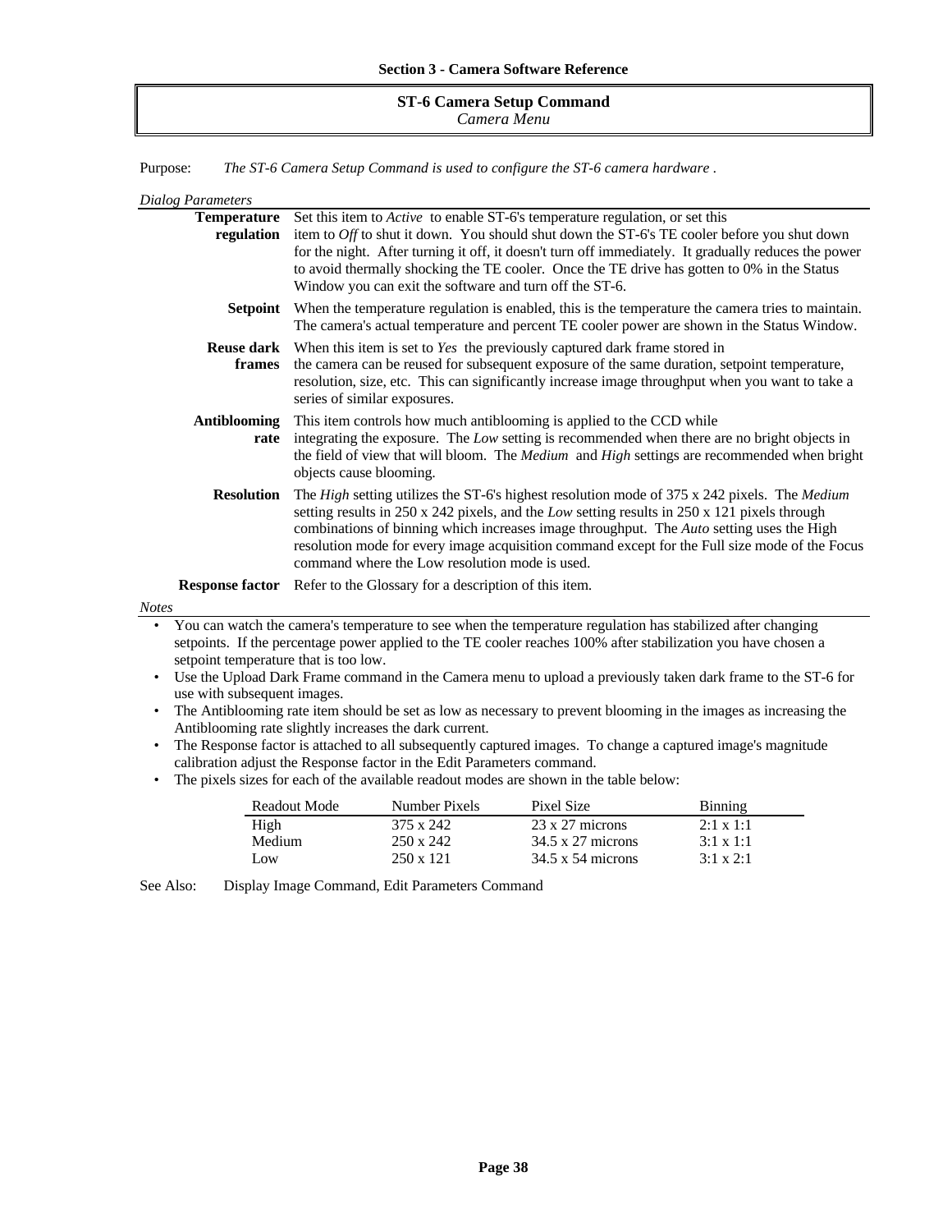## ST-6 Camera Setup Command

*Camera Menu*

Purpose: *The ST-6 Camera Setup Command is used to configure the ST-6 camera hardware .*

*Dialog Parameters*

**Temperature regulation** Set this item to *Active* to enable ST-6's temperature regulation, or set this item to *Off* to shut it down. You should shut down the ST-6's TE cooler before you shut down for the night. After turning it off, it doesn't turn off immediately. It gradually reduces the power to avoid thermally shocking the TE cooler. Once the TE drive has gotten to 0% in the Status Window you can exit the software and turn off the ST-6.

**Setpoint** When the temperature regulation is enabled, this is the temperature the camera tries to maintain. The camera's actual temperature and percent TE cooler power are shown in the Status Window.

**Reuse dark frames** When this item is set to *Yes* the previously captured dark frame stored in the camera can be reused for subsequent exposure of the same duration, setpoint temperature, resolution, size, etc. This can significantly increase image throughput when you want to take a series of similar exposures.

**Antiblooming rate** This item controls how much antiblooming is applied to the CCD while integrating the exposure. The *Low* setting is recommended when there are no bright objects in the field of view that will bloom. The *Medium* and *High* settings are recommended when bright objects cause blooming.

**Resolution** The *High* setting utilizes the ST-6's highest resolution mode of 375 x 242 pixels. The *Medium* setting results in 250 x 242 pixels, and the *Low* setting results in 250 x 121 pixels through combinations of binning which increases image throughput. The *Auto* setting uses the High resolution mode for every image acquisition command except for the Full size mode of the Focus command where the Low resolution mode is used.

**Response factor** Refer to the Glossary for a description of this item.

*Notes*

- You can watch the camera's temperature to see when the temperature regulation has stabilized after changing setpoints. If the percentage power applied to the TE cooler reaches 100% after stabilization you have chosen a setpoint temperature that is too low.
- Use the Upload Dark Frame command in the Camera menu to upload a previously taken dark frame to the ST-6 for use with subsequent images.
- The Antiblooming rate item should be set as low as necessary to prevent blooming in the images as increasing the Antiblooming rate slightly increases the dark current.
- The Response factor is attached to all subsequently captured images. To change a captured image's magnitude calibration adjust the Response factor in the Edit Parameters command.
- The pixels sizes for each of the available readout modes are shown in the table below:

| Readout Mode | Number Pixels | Pixel Size | Binning |
|---|---|---|---|
| High | 375 x 242 | 23 x 27 microns | 2:1 x 1:1 |
| Medium | 250 x 242 | 34.5 x 27 microns | 3:1 x 1:1 |
| Low | 250 x 121 | 34.5 x 54 microns | 3:1 x 2:1 |

See Also: Display Image Command, Edit Parameters Command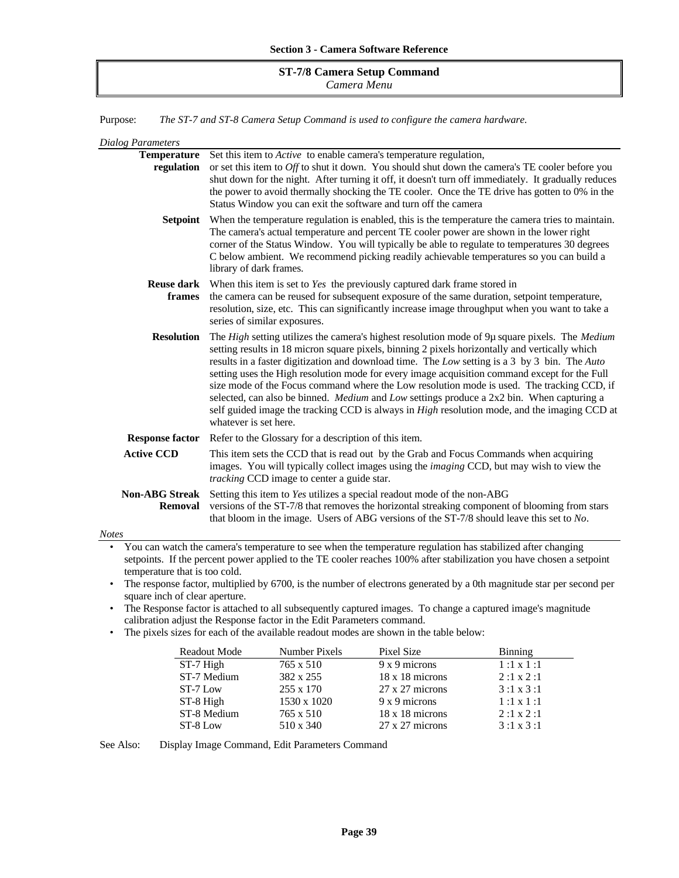## ST-7/8 Camera Setup Command

*Camera Menu*

Purpose: *The ST-7 and ST-8 Camera Setup Command is used to configure the camera hardware.*

*Dialog Parameters*

**Temperature regulation** Set this item to *Active* to enable camera's temperature regulation, or set this item to *Off* to shut it down. You should shut down the camera's TE cooler before you shut down for the night. After turning it off, it doesn't turn off immediately. It gradually reduces the power to avoid thermally shocking the TE cooler. Once the TE drive has gotten to 0% in the Status Window you can exit the software and turn off the camera

**Setpoint** When the temperature regulation is enabled, this is the temperature the camera tries to maintain. The camera's actual temperature and percent TE cooler power are shown in the lower right corner of the Status Window. You will typically be able to regulate to temperatures 30 degrees C below ambient. We recommend picking readily achievable temperatures so you can build a library of dark frames.

**Reuse dark frames** When this item is set to *Yes* the previously captured dark frame stored in the camera can be reused for subsequent exposure of the same duration, setpoint temperature, resolution, size, etc. This can significantly increase image throughput when you want to take a series of similar exposures.

**Resolution** The *High* setting utilizes the camera's highest resolution mode of 9µ square pixels. The *Medium* setting results in 18 micron square pixels, binning 2 pixels horizontally and vertically which results in a faster digitization and download time. The *Low* setting is a 3 by 3 bin. The *Auto* setting uses the High resolution mode for every image acquisition command except for the Full size mode of the Focus command where the Low resolution mode is used. The tracking CCD, if selected, can also be binned. *Medium* and *Low* settings produce a 2x2 bin. When capturing a self guided image the tracking CCD is always in *High* resolution mode, and the imaging CCD at whatever is set here.

**Response factor** Refer to the Glossary for a description of this item.

**Active CCD** This item sets the CCD that is read out by the Grab and Focus Commands when acquiring images. You will typically collect images using the *imaging* CCD, but may wish to view the *tracking* CCD image to center a guide star.

**Non-ABG Streak Removal** Setting this item to *Yes* utilizes a special readout mode of the non-ABG versions of the ST-7/8 that removes the horizontal streaking component of blooming from stars that bloom in the image. Users of ABG versions of the ST-7/8 should leave this set to *No*.

*Notes*

- You can watch the camera's temperature to see when the temperature regulation has stabilized after changing setpoints. If the percent power applied to the TE cooler reaches 100% after stabilization you have chosen a setpoint temperature that is too cold.
- The response factor, multiplied by 6700, is the number of electrons generated by a 0th magnitude star per second per square inch of clear aperture.
- The Response factor is attached to all subsequently captured images. To change a captured image's magnitude calibration adjust the Response factor in the Edit Parameters command.
- The pixels sizes for each of the available readout modes are shown in the table below:

| Readout Mode | Number Pixels | Pixel Size | Binning |
|---|---|---|---|
| ST-7 High | 765 x 510 | 9 x 9 microns | 1 :1 x 1 :1 |
| ST-7 Medium | 382 x 255 | 18 x 18 microns | 2 :1 x 2 :1 |
| ST-7 Low | 255 x 170 | 27 x 27 microns | 3 :1 x 3 :1 |
| ST-8 High | 1530 x 1020 | 9 x 9 microns | 1 :1 x 1 :1 |
| ST-8 Medium | 765 x 510 | 18 x 18 microns | 2 :1 x 2 :1 |
| ST-8 Low | 510 x 340 | 27 x 27 microns | 3 :1 x 3 :1 |

See Also: Display Image Command, Edit Parameters Command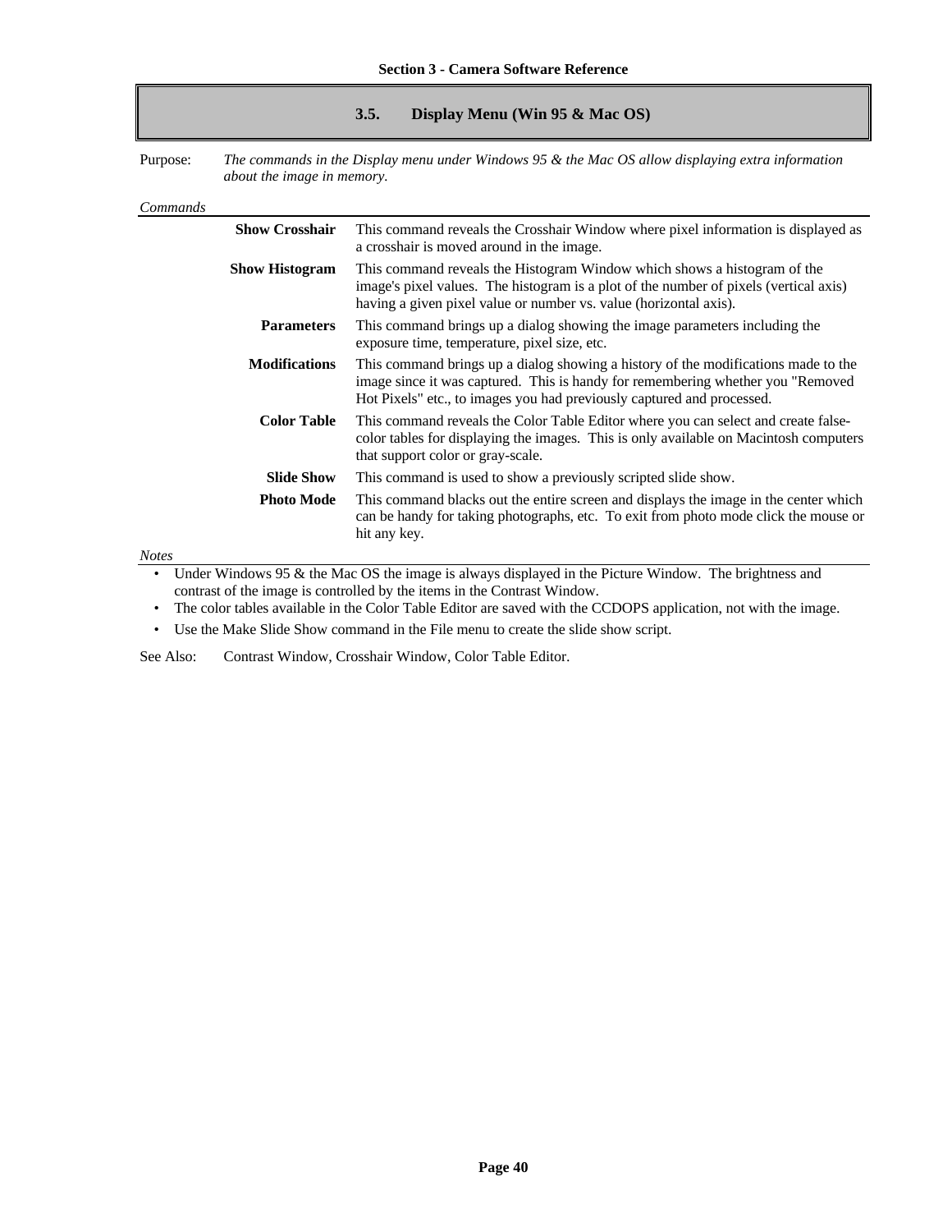## 3.5. Display Menu (Win 95 & Mac OS)

Purpose: *The commands in the Display menu under Windows 95 & the Mac OS allow displaying extra information about the image in memory.*

*Commands*

| | |
|---|---|
| **Show Crosshair** | This command reveals the Crosshair Window where pixel information is displayed as a crosshair is moved around in the image. |
| **Show Histogram** | This command reveals the Histogram Window which shows a histogram of the image's pixel values. The histogram is a plot of the number of pixels (vertical axis) having a given pixel value or number vs. value (horizontal axis). |
| **Parameters** | This command brings up a dialog showing the image parameters including the exposure time, temperature, pixel size, etc. |
| **Modifications** | This command brings up a dialog showing a history of the modifications made to the image since it was captured. This is handy for remembering whether you "Removed Hot Pixels" etc., to images you had previously captured and processed. |
| **Color Table** | This command reveals the Color Table Editor where you can select and create false-color tables for displaying the images. This is only available on Macintosh computers that support color or gray-scale. |
| **Slide Show** | This command is used to show a previously scripted slide show. |
| **Photo Mode** | This command blacks out the entire screen and displays the image in the center which can be handy for taking photographs, etc. To exit from photo mode click the mouse or hit any key. |

*Notes*

- Under Windows 95 & the Mac OS the image is always displayed in the Picture Window. The brightness and contrast of the image is controlled by the items in the Contrast Window.
- The color tables available in the Color Table Editor are saved with the CCDOPS application, not with the image.
- Use the Make Slide Show command in the File menu to create the slide show script.

See Also: Contrast Window, Crosshair Window, Color Table Editor.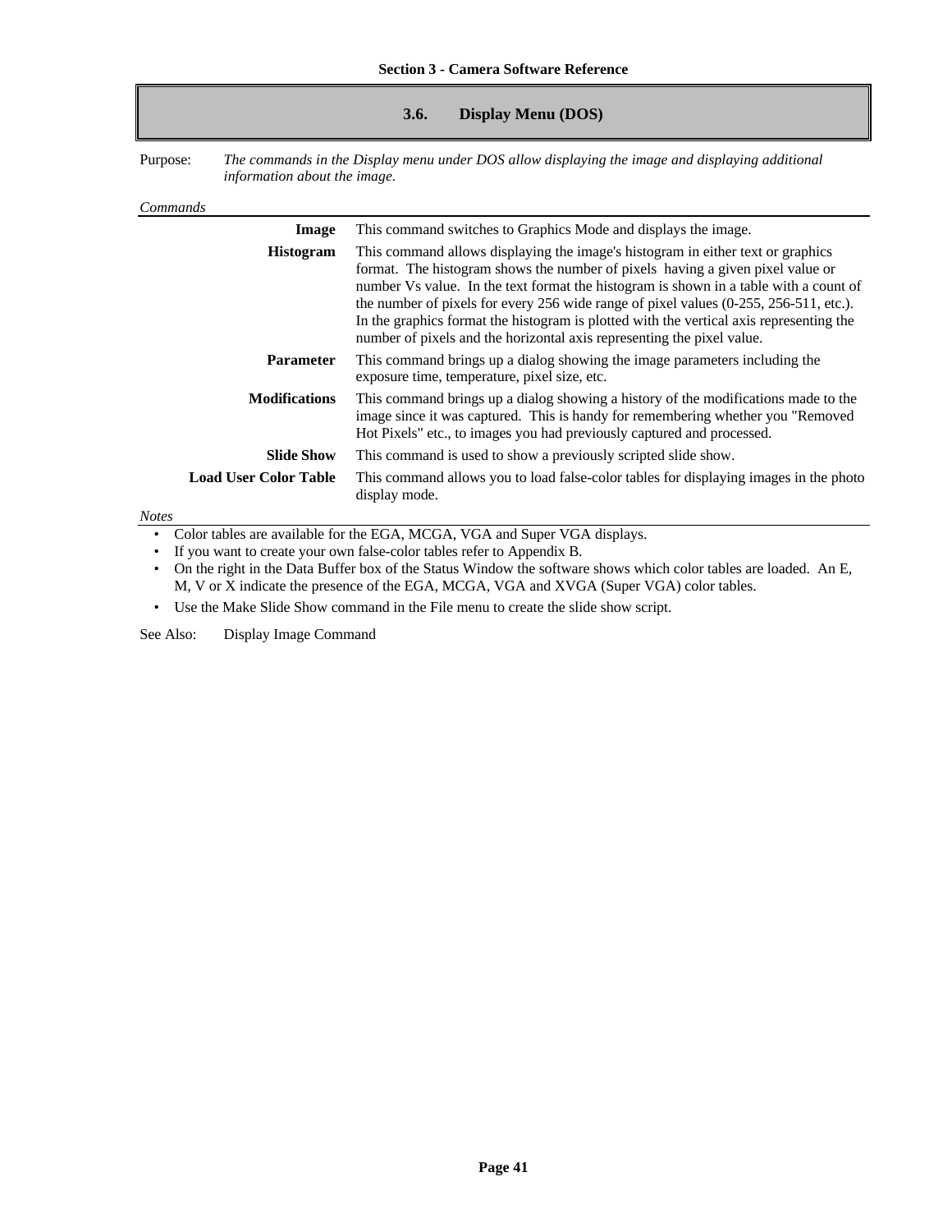## 3.6. Display Menu (DOS)

Purpose: *The commands in the Display menu under DOS allow displaying the image and displaying additional information about the image.*

*Commands*

| | |
|---|---|
| **Image** | This command switches to Graphics Mode and displays the image. |
| **Histogram** | This command allows displaying the image's histogram in either text or graphics format. The histogram shows the number of pixels having a given pixel value or number Vs value. In the text format the histogram is shown in a table with a count of the number of pixels for every 256 wide range of pixel values (0-255, 256-511, etc.). In the graphics format the histogram is plotted with the vertical axis representing the number of pixels and the horizontal axis representing the pixel value. |
| **Parameter** | This command brings up a dialog showing the image parameters including the exposure time, temperature, pixel size, etc. |
| **Modifications** | This command brings up a dialog showing a history of the modifications made to the image since it was captured. This is handy for remembering whether you "Removed Hot Pixels" etc., to images you had previously captured and processed. |
| **Slide Show** | This command is used to show a previously scripted slide show. |
| **Load User Color Table** | This command allows you to load false-color tables for displaying images in the photo display mode. |

*Notes*

- Color tables are available for the EGA, MCGA, VGA and Super VGA displays.
- If you want to create your own false-color tables refer to Appendix B.
- On the right in the Data Buffer box of the Status Window the software shows which color tables are loaded. An E, M, V or X indicate the presence of the EGA, MCGA, VGA and XVGA (Super VGA) color tables.
- Use the Make Slide Show command in the File menu to create the slide show script.

See Also: Display Image Command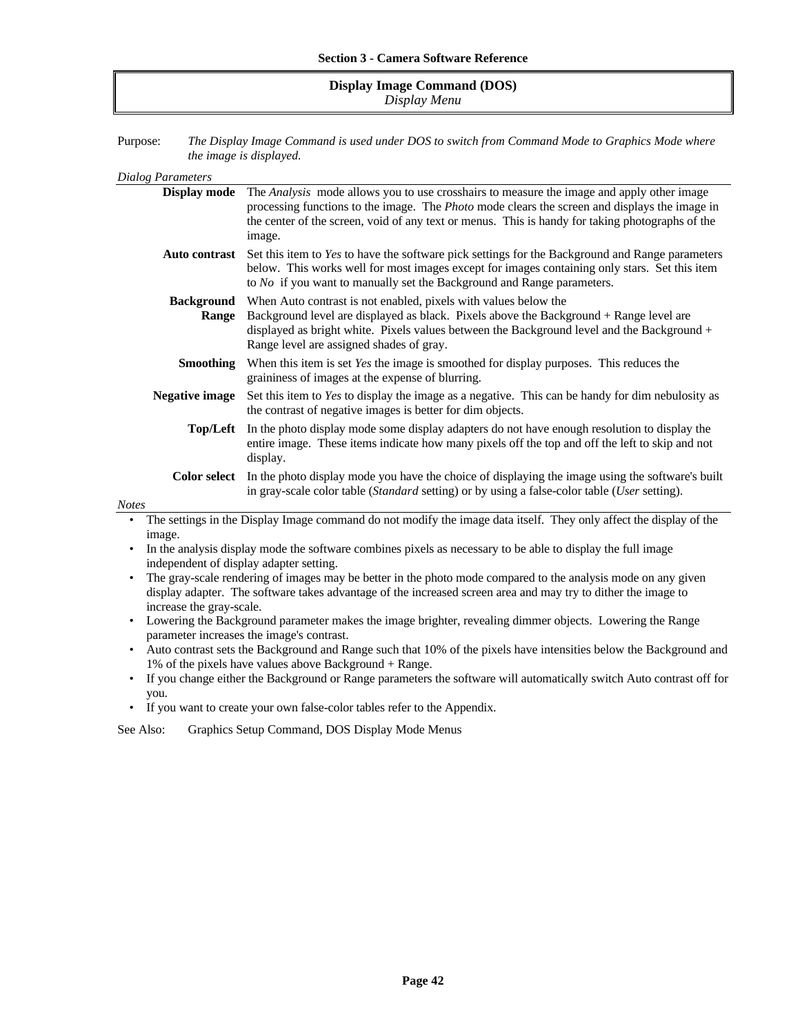## Display Image Command (DOS)

*Display Menu*

Purpose: *The Display Image Command is used under DOS to switch from Command Mode to Graphics Mode where the image is displayed.*

*Dialog Parameters*

**Display mode** The *Analysis* mode allows you to use crosshairs to measure the image and apply other image processing functions to the image. The *Photo* mode clears the screen and displays the image in the center of the screen, void of any text or menus. This is handy for taking photographs of the image.

**Auto contrast** Set this item to *Yes* to have the software pick settings for the Background and Range parameters below. This works well for most images except for images containing only stars. Set this item to *No* if you want to manually set the Background and Range parameters.

**Background**
**Range** When Auto contrast is not enabled, pixels with values below the Background level are displayed as black. Pixels above the Background + Range level are displayed as bright white. Pixels values between the Background level and the Background + Range level are assigned shades of gray.

**Smoothing** When this item is set *Yes* the image is smoothed for display purposes. This reduces the graininess of images at the expense of blurring.

**Negative image** Set this item to *Yes* to display the image as a negative. This can be handy for dim nebulosity as the contrast of negative images is better for dim objects.

**Top/Left** In the photo display mode some display adapters do not have enough resolution to display the entire image. These items indicate how many pixels off the top and off the left to skip and not display.

**Color select** In the photo display mode you have the choice of displaying the image using the software's built in gray-scale color table (*Standard* setting) or by using a false-color table (*User* setting).

*Notes*

- The settings in the Display Image command do not modify the image data itself. They only affect the display of the image.
- In the analysis display mode the software combines pixels as necessary to be able to display the full image independent of display adapter setting.
- The gray-scale rendering of images may be better in the photo mode compared to the analysis mode on any given display adapter. The software takes advantage of the increased screen area and may try to dither the image to increase the gray-scale.
- Lowering the Background parameter makes the image brighter, revealing dimmer objects. Lowering the Range parameter increases the image's contrast.
- Auto contrast sets the Background and Range such that 10% of the pixels have intensities below the Background and 1% of the pixels have values above Background + Range.
- If you change either the Background or Range parameters the software will automatically switch Auto contrast off for you.
- If you want to create your own false-color tables refer to the Appendix.

See Also: Graphics Setup Command, DOS Display Mode Menus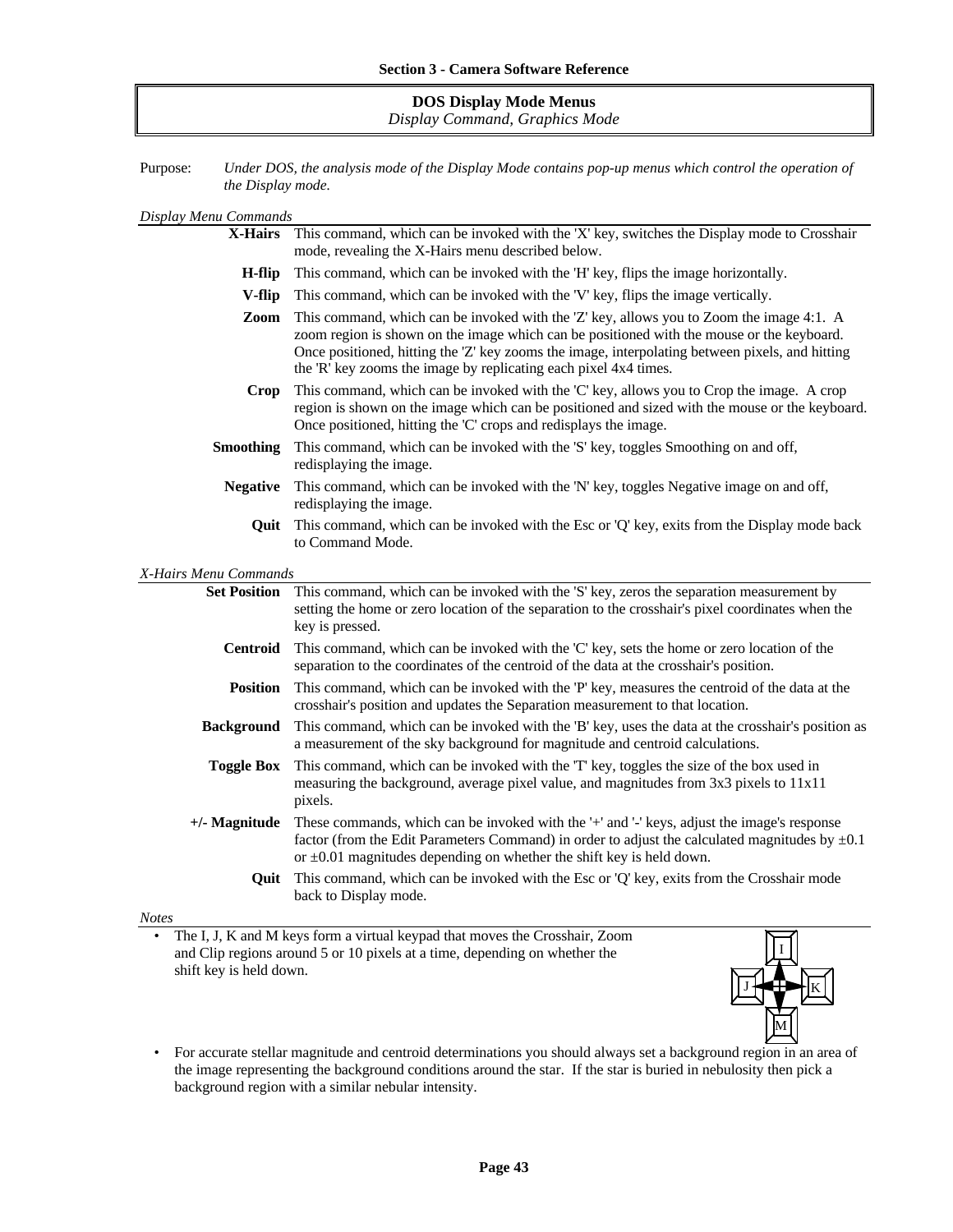## DOS Display Mode Menus

*Display Command, Graphics Mode*

Purpose: *Under DOS, the analysis mode of the Display Mode contains pop-up menus which control the operation of the Display mode.*

*Display Menu Commands*

| | |
|---|---|
| **X-Hairs** | This command, which can be invoked with the 'X' key, switches the Display mode to Crosshair mode, revealing the X-Hairs menu described below. |
| **H-flip** | This command, which can be invoked with the 'H' key, flips the image horizontally. |
| **V-flip** | This command, which can be invoked with the 'V' key, flips the image vertically. |
| **Zoom** | This command, which can be invoked with the 'Z' key, allows you to Zoom the image 4:1. A zoom region is shown on the image which can be positioned with the mouse or the keyboard. Once positioned, hitting the 'Z' key zooms the image, interpolating between pixels, and hitting the 'R' key zooms the image by replicating each pixel 4x4 times. |
| **Crop** | This command, which can be invoked with the 'C' key, allows you to Crop the image. A crop region is shown on the image which can be positioned and sized with the mouse or the keyboard. Once positioned, hitting the 'C' crops and redisplays the image. |
| **Smoothing** | This command, which can be invoked with the 'S' key, toggles Smoothing on and off, redisplaying the image. |
| **Negative** | This command, which can be invoked with the 'N' key, toggles Negative image on and off, redisplaying the image. |
| **Quit** | This command, which can be invoked with the Esc or 'Q' key, exits from the Display mode back to Command Mode. |

*X-Hairs Menu Commands*

| | |
|---|---|
| **Set Position** | This command, which can be invoked with the 'S' key, zeros the separation measurement by setting the home or zero location of the separation to the crosshair's pixel coordinates when the key is pressed. |
| **Centroid** | This command, which can be invoked with the 'C' key, sets the home or zero location of the separation to the coordinates of the centroid of the data at the crosshair's position. |
| **Position** | This command, which can be invoked with the 'P' key, measures the centroid of the data at the crosshair's position and updates the Separation measurement to that location. |
| **Background** | This command, which can be invoked with the 'B' key, uses the data at the crosshair's position as a measurement of the sky background for magnitude and centroid calculations. |
| **Toggle Box** | This command, which can be invoked with the 'T' key, toggles the size of the box used in measuring the background, average pixel value, and magnitudes from 3x3 pixels to 11x11 pixels. |
| **+/- Magnitude** | These commands, which can be invoked with the '+' and '-' keys, adjust the image's response factor (from the Edit Parameters Command) in order to adjust the calculated magnitudes by ±0.1 or ±0.01 magnitudes depending on whether the shift key is held down. |
| **Quit** | This command, which can be invoked with the Esc or 'Q' key, exits from the Crosshair mode back to Display mode. |

*Notes*

- The I, J, K and M keys form a virtual keypad that moves the Crosshair, Zoom and Clip regions around 5 or 10 pixels at a time, depending on whether the shift key is held down.
- For accurate stellar magnitude and centroid determinations you should always set a background region in an area of the image representing the background conditions around the star. If the star is buried in nebulosity then pick a background region with a similar nebular intensity.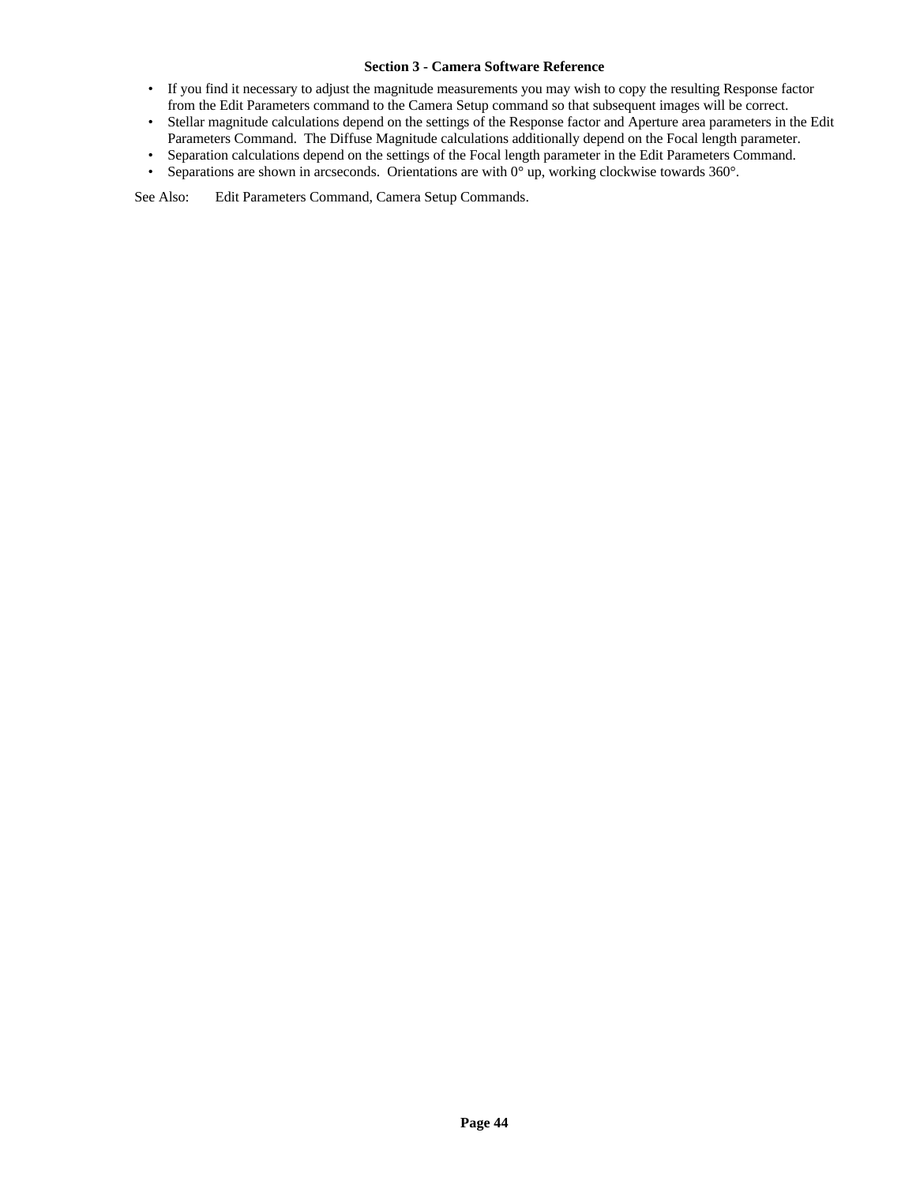- If you find it necessary to adjust the magnitude measurements you may wish to copy the resulting Response factor from the Edit Parameters command to the Camera Setup command so that subsequent images will be correct.
- Stellar magnitude calculations depend on the settings of the Response factor and Aperture area parameters in the Edit Parameters Command. The Diffuse Magnitude calculations additionally depend on the Focal length parameter.
- Separation calculations depend on the settings of the Focal length parameter in the Edit Parameters Command.
- Separations are shown in arcseconds. Orientations are with 0° up, working clockwise towards 360°.

See Also: Edit Parameters Command, Camera Setup Commands.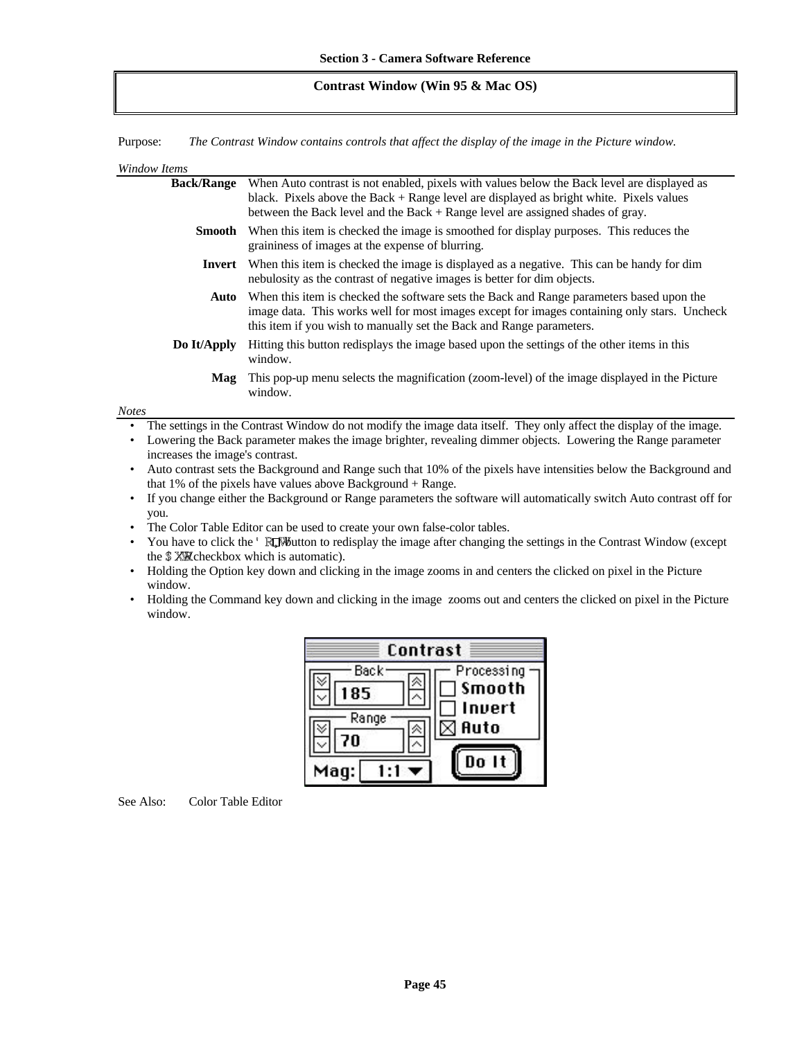## Contrast Window (Win 95 & Mac OS)

Purpose: *The Contrast Window contains controls that affect the display of the image in the Picture window.*

*Window Items*

**Back/Range** When Auto contrast is not enabled, pixels with values below the Back level are displayed as black. Pixels above the Back + Range level are displayed as bright white. Pixels values between the Back level and the Back + Range level are assigned shades of gray.

**Smooth** When this item is checked the image is smoothed for display purposes. This reduces the graininess of images at the expense of blurring.

**Invert** When this item is checked the image is displayed as a negative. This can be handy for dim nebulosity as the contrast of negative images is better for dim objects.

**Auto** When this item is checked the software sets the Back and Range parameters based upon the image data. This works well for most images except for images containing only stars. Uncheck this item if you wish to manually set the Back and Range parameters.

**Do It/Apply** Hitting this button redisplays the image based upon the settings of the other items in this window.

**Mag** This pop-up menu selects the magnification (zoom-level) of the image displayed in the Picture window.

*Notes*

- The settings in the Contrast Window do not modify the image data itself. They only affect the display of the image.
- Lowering the Back parameter makes the image brighter, revealing dimmer objects. Lowering the Range parameter increases the image's contrast.
- Auto contrast sets the Background and Range such that 10% of the pixels have intensities below the Background and that 1% of the pixels have values above Background + Range.
- If you change either the Background or Range parameters the software will automatically switch Auto contrast off for you.
- The Color Table Editor can be used to create your own false-color tables.
- You have to click the Do It button to redisplay the image after changing the settings in the Contrast Window (except the Auto checkbox which is automatic).
- Holding the Option key down and clicking in the image zooms in and centers the clicked on pixel in the Picture window.
- Holding the Command key down and clicking in the image zooms out and centers the clicked on pixel in the Picture window.

See Also: Color Table Editor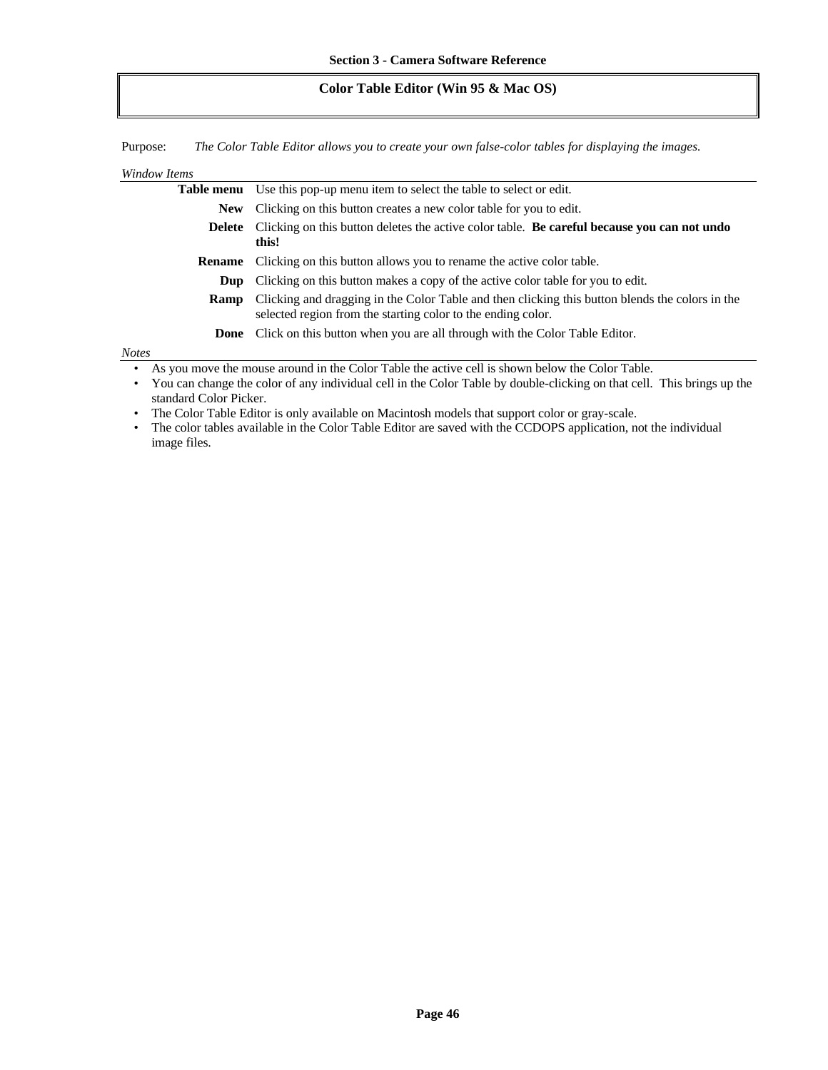## Color Table Editor (Win 95 & Mac OS)

Purpose: *The Color Table Editor allows you to create your own false-color tables for displaying the images.*

*Window Items*

| | |
|---|---|
| **Table menu** | Use this pop-up menu item to select the table to select or edit. |
| **New** | Clicking on this button creates a new color table for you to edit. |
| **Delete** | Clicking on this button deletes the active color table. **Be careful because you can not undo this!** |
| **Rename** | Clicking on this button allows you to rename the active color table. |
| **Dup** | Clicking on this button makes a copy of the active color table for you to edit. |
| **Ramp** | Clicking and dragging in the Color Table and then clicking this button blends the colors in the selected region from the starting color to the ending color. |
| **Done** | Click on this button when you are all through with the Color Table Editor. |

*Notes*

- As you move the mouse around in the Color Table the active cell is shown below the Color Table.
- You can change the color of any individual cell in the Color Table by double-clicking on that cell. This brings up the standard Color Picker.
- The Color Table Editor is only available on Macintosh models that support color or gray-scale.
- The color tables available in the Color Table Editor are saved with the CCDOPS application, not the individual image files.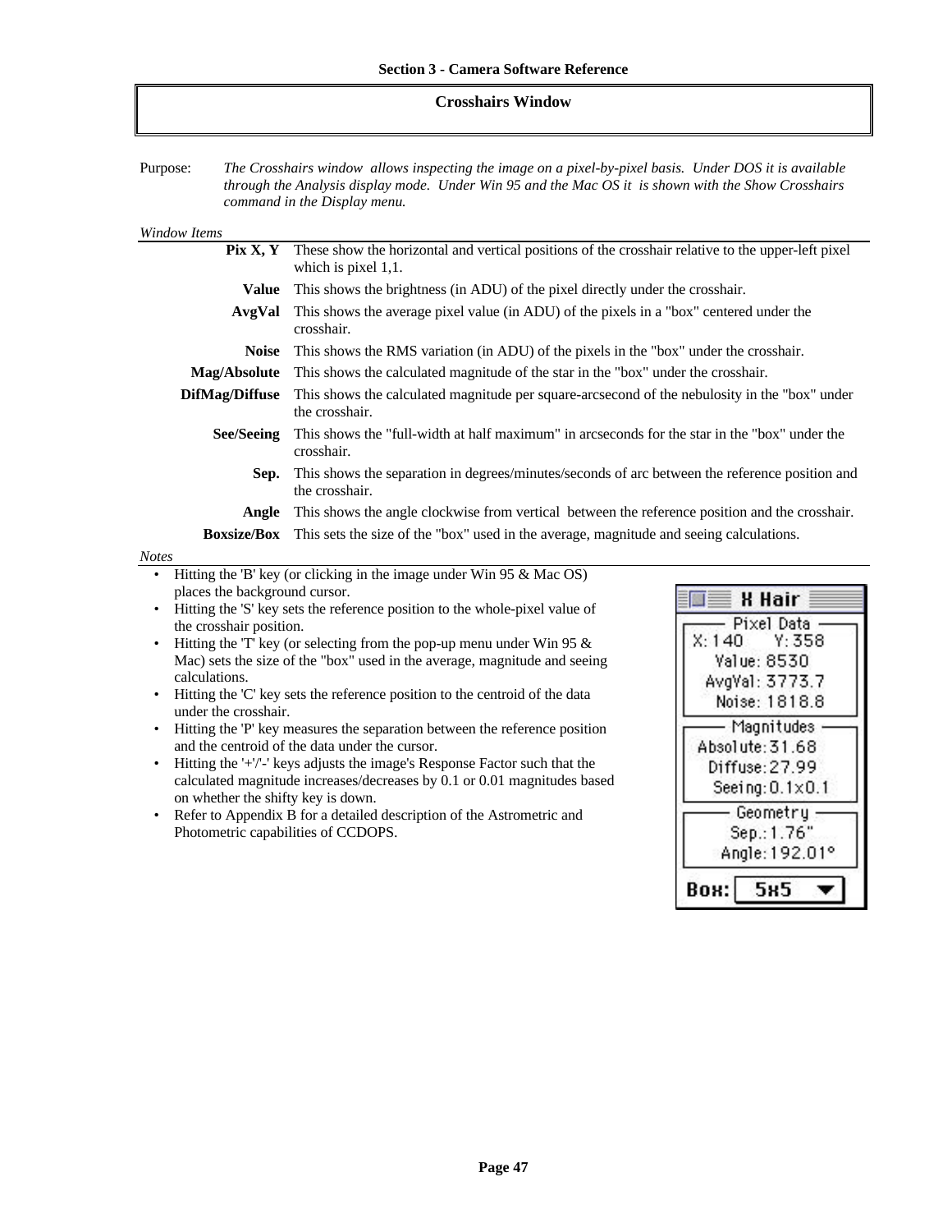## Crosshairs Window

Purpose: *The Crosshairs window allows inspecting the image on a pixel-by-pixel basis. Under DOS it is available through the Analysis display mode. Under Win 95 and the Mac OS it is shown with the Show Crosshairs command in the Display menu.*

*Window Items*

| | |
|---|---|
| **Pix X, Y** | These show the horizontal and vertical positions of the crosshair relative to the upper-left pixel which is pixel 1,1. |
| **Value** | This shows the brightness (in ADU) of the pixel directly under the crosshair. |
| **AvgVal** | This shows the average pixel value (in ADU) of the pixels in a "box" centered under the crosshair. |
| **Noise** | This shows the RMS variation (in ADU) of the pixels in the "box" under the crosshair. |
| **Mag/Absolute** | This shows the calculated magnitude of the star in the "box" under the crosshair. |
| **DifMag/Diffuse** | This shows the calculated magnitude per square-arcsecond of the nebulosity in the "box" under the crosshair. |
| **See/Seeing** | This shows the "full-width at half maximum" in arcseconds for the star in the "box" under the crosshair. |
| **Sep.** | This shows the separation in degrees/minutes/seconds of arc between the reference position and the crosshair. |
| **Angle** | This shows the angle clockwise from vertical between the reference position and the crosshair. |
| **Boxsize/Box** | This sets the size of the "box" used in the average, magnitude and seeing calculations. |

*Notes*

- Hitting the 'B' key (or clicking in the image under Win 95 & Mac OS) places the background cursor.
- Hitting the 'S' key sets the reference position to the whole-pixel value of the crosshair position.
- Hitting the 'T' key (or selecting from the pop-up menu under Win 95 & Mac) sets the size of the "box" used in the average, magnitude and seeing calculations.
- Hitting the 'C' key sets the reference position to the centroid of the data under the crosshair.
- Hitting the 'P' key measures the separation between the reference position and the centroid of the data under the cursor.
- Hitting the '+'/'-' keys adjusts the image's Response Factor such that the calculated magnitude increases/decreases by 0.1 or 0.01 magnitudes based on whether the shifty key is down.
- Refer to Appendix B for a detailed description of the Astrometric and Photometric capabilities of CCDOPS.

X Hair

Pixel Data
X: 140 Y: 358
Value: 8530
AvgVal: 3773.7
Noise: 1818.8

Magnitudes
Absolute: 31.68
Diffuse: 27.99
Seeing: 0.1x0.1

Geometry
Sep.: 1.76"
Angle: 192.01°

Box: 5x5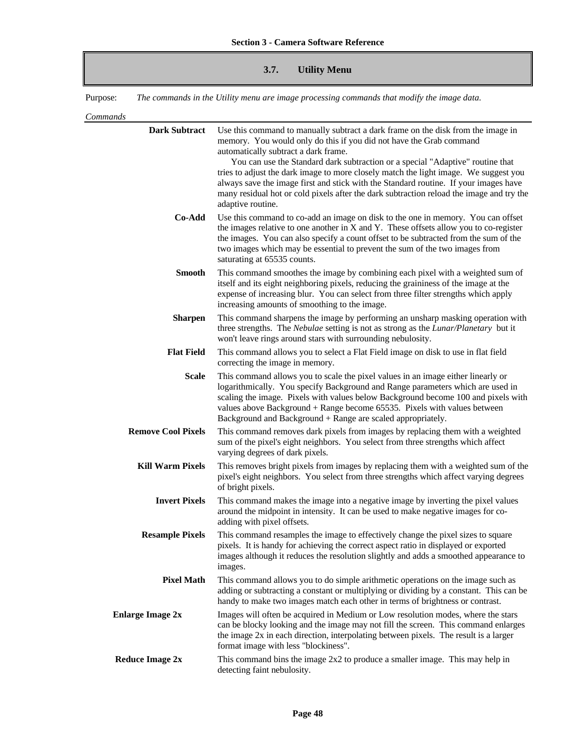## 3.7. Utility Menu

Purpose: *The commands in the Utility menu are image processing commands that modify the image data.*

*Commands*

**Dark Subtract** Use this command to manually subtract a dark frame on the disk from the image in memory. You would only do this if you did not have the Grab command automatically subtract a dark frame.

You can use the Standard dark subtraction or a special "Adaptive" routine that tries to adjust the dark image to more closely match the light image. We suggest you always save the image first and stick with the Standard routine. If your images have many residual hot or cold pixels after the dark subtraction reload the image and try the adaptive routine.

**Co-Add** Use this command to co-add an image on disk to the one in memory. You can offset the images relative to one another in X and Y. These offsets allow you to co-register the images. You can also specify a count offset to be subtracted from the sum of the two images which may be essential to prevent the sum of the two images from saturating at 65535 counts.

**Smooth** This command smoothes the image by combining each pixel with a weighted sum of itself and its eight neighboring pixels, reducing the graininess of the image at the expense of increasing blur. You can select from three filter strengths which apply increasing amounts of smoothing to the image.

**Sharpen** This command sharpens the image by performing an unsharp masking operation with three strengths. The *Nebulae* setting is not as strong as the *Lunar/Planetary* but it won't leave rings around stars with surrounding nebulosity.

**Flat Field** This command allows you to select a Flat Field image on disk to use in flat field correcting the image in memory.

**Scale** This command allows you to scale the pixel values in an image either linearly or logarithmically. You specify Background and Range parameters which are used in scaling the image. Pixels with values below Background become 100 and pixels with values above Background + Range become 65535. Pixels with values between Background and Background + Range are scaled appropriately.

**Remove Cool Pixels** This command removes dark pixels from images by replacing them with a weighted sum of the pixel's eight neighbors. You select from three strengths which affect varying degrees of dark pixels.

**Kill Warm Pixels** This removes bright pixels from images by replacing them with a weighted sum of the pixel's eight neighbors. You select from three strengths which affect varying degrees of bright pixels.

**Invert Pixels** This command makes the image into a negative image by inverting the pixel values around the midpoint in intensity. It can be used to make negative images for co-adding with pixel offsets.

**Resample Pixels** This command resamples the image to effectively change the pixel sizes to square pixels. It is handy for achieving the correct aspect ratio in displayed or exported images although it reduces the resolution slightly and adds a smoothed appearance to images.

**Pixel Math** This command allows you to do simple arithmetic operations on the image such as adding or subtracting a constant or multiplying or dividing by a constant. This can be handy to make two images match each other in terms of brightness or contrast.

**Enlarge Image 2x** Images will often be acquired in Medium or Low resolution modes, where the stars can be blocky looking and the image may not fill the screen. This command enlarges the image 2x in each direction, interpolating between pixels. The result is a larger format image with less "blockiness".

**Reduce Image 2x** This command bins the image 2x2 to produce a smaller image. This may help in detecting faint nebulosity.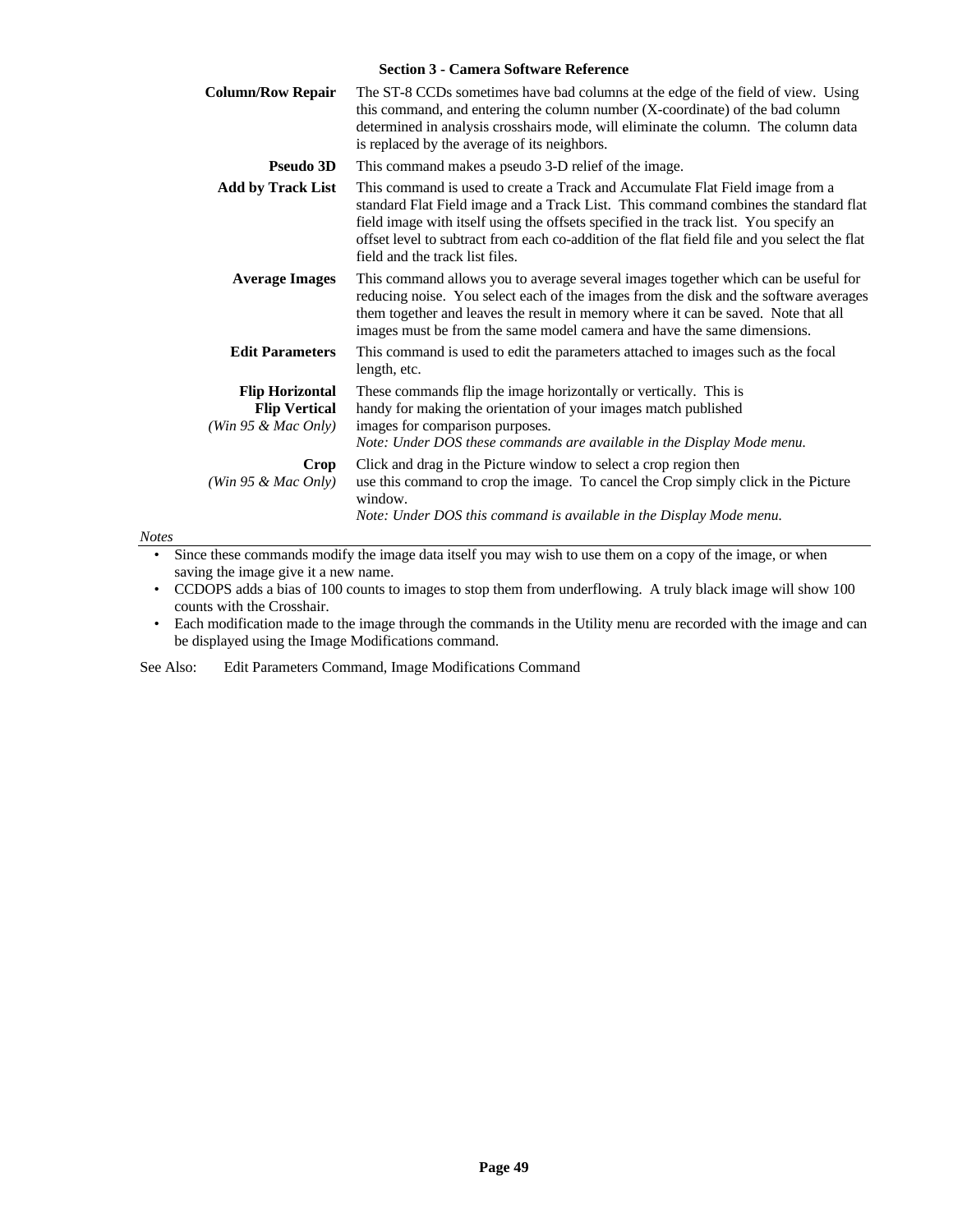**Column/Row Repair** The ST-8 CCDs sometimes have bad columns at the edge of the field of view. Using this command, and entering the column number (X-coordinate) of the bad column determined in analysis crosshairs mode, will eliminate the column. The column data is replaced by the average of its neighbors.

**Pseudo 3D** This command makes a pseudo 3-D relief of the image.

**Add by Track List** This command is used to create a Track and Accumulate Flat Field image from a standard Flat Field image and a Track List. This command combines the standard flat field image with itself using the offsets specified in the track list. You specify an offset level to subtract from each co-addition of the flat field file and you select the flat field and the track list files.

**Average Images** This command allows you to average several images together which can be useful for reducing noise. You select each of the images from the disk and the software averages them together and leaves the result in memory where it can be saved. Note that all images must be from the same model camera and have the same dimensions.

**Edit Parameters** This command is used to edit the parameters attached to images such as the focal length, etc.

**Flip Horizontal**
**Flip Vertical**
*(Win 95 & Mac Only)* These commands flip the image horizontally or vertically. This is handy for making the orientation of your images match published images for comparison purposes.
*Note: Under DOS these commands are available in the Display Mode menu.*

**Crop**
*(Win 95 & Mac Only)* Click and drag in the Picture window to select a crop region then use this command to crop the image. To cancel the Crop simply click in the Picture window.
*Note: Under DOS this command is available in the Display Mode menu.*

*Notes*

- Since these commands modify the image data itself you may wish to use them on a copy of the image, or when saving the image give it a new name.
- CCDOPS adds a bias of 100 counts to images to stop them from underflowing. A truly black image will show 100 counts with the Crosshair.
- Each modification made to the image through the commands in the Utility menu are recorded with the image and can be displayed using the Image Modifications command.

See Also: Edit Parameters Command, Image Modifications Command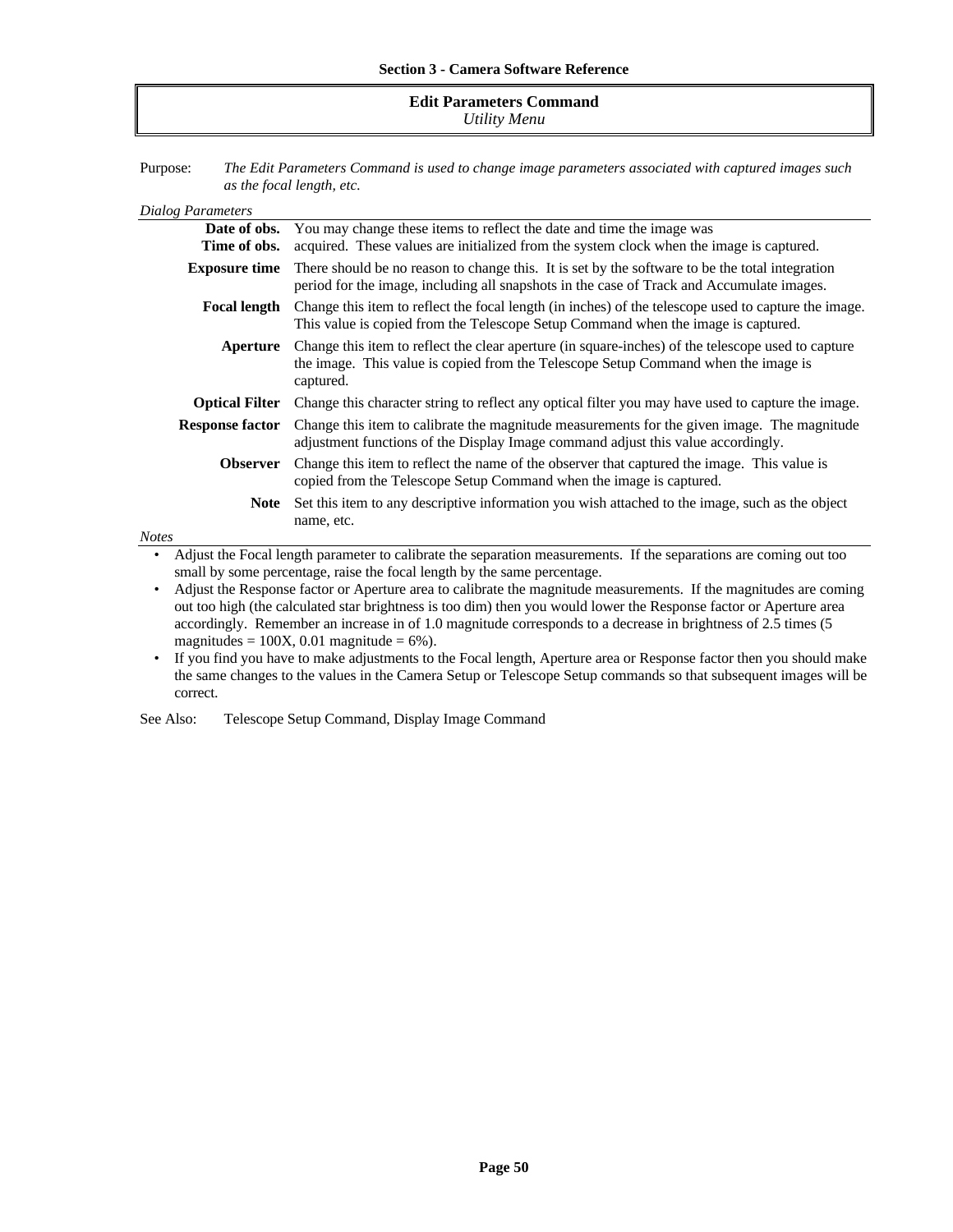## Edit Parameters Command

*Utility Menu*

Purpose: *The Edit Parameters Command is used to change image parameters associated with captured images such as the focal length, etc.*

*Dialog Parameters*

**Date of obs.**
**Time of obs.** You may change these items to reflect the date and time the image was acquired. These values are initialized from the system clock when the image is captured.

**Exposure time** There should be no reason to change this. It is set by the software to be the total integration period for the image, including all snapshots in the case of Track and Accumulate images.

**Focal length** Change this item to reflect the focal length (in inches) of the telescope used to capture the image. This value is copied from the Telescope Setup Command when the image is captured.

**Aperture** Change this item to reflect the clear aperture (in square-inches) of the telescope used to capture the image. This value is copied from the Telescope Setup Command when the image is captured.

**Optical Filter** Change this character string to reflect any optical filter you may have used to capture the image.

**Response factor** Change this item to calibrate the magnitude measurements for the given image. The magnitude adjustment functions of the Display Image command adjust this value accordingly.

**Observer** Change this item to reflect the name of the observer that captured the image. This value is copied from the Telescope Setup Command when the image is captured.

**Note** Set this item to any descriptive information you wish attached to the image, such as the object name, etc.

*Notes*

- Adjust the Focal length parameter to calibrate the separation measurements. If the separations are coming out too small by some percentage, raise the focal length by the same percentage.
- Adjust the Response factor or Aperture area to calibrate the magnitude measurements. If the magnitudes are coming out too high (the calculated star brightness is too dim) then you would lower the Response factor or Aperture area accordingly. Remember an increase in of 1.0 magnitude corresponds to a decrease in brightness of 2.5 times (5 magnitudes = 100X, 0.01 magnitude = 6%).
- If you find you have to make adjustments to the Focal length, Aperture area or Response factor then you should make the same changes to the values in the Camera Setup or Telescope Setup commands so that subsequent images will be correct.

See Also: Telescope Setup Command, Display Image Command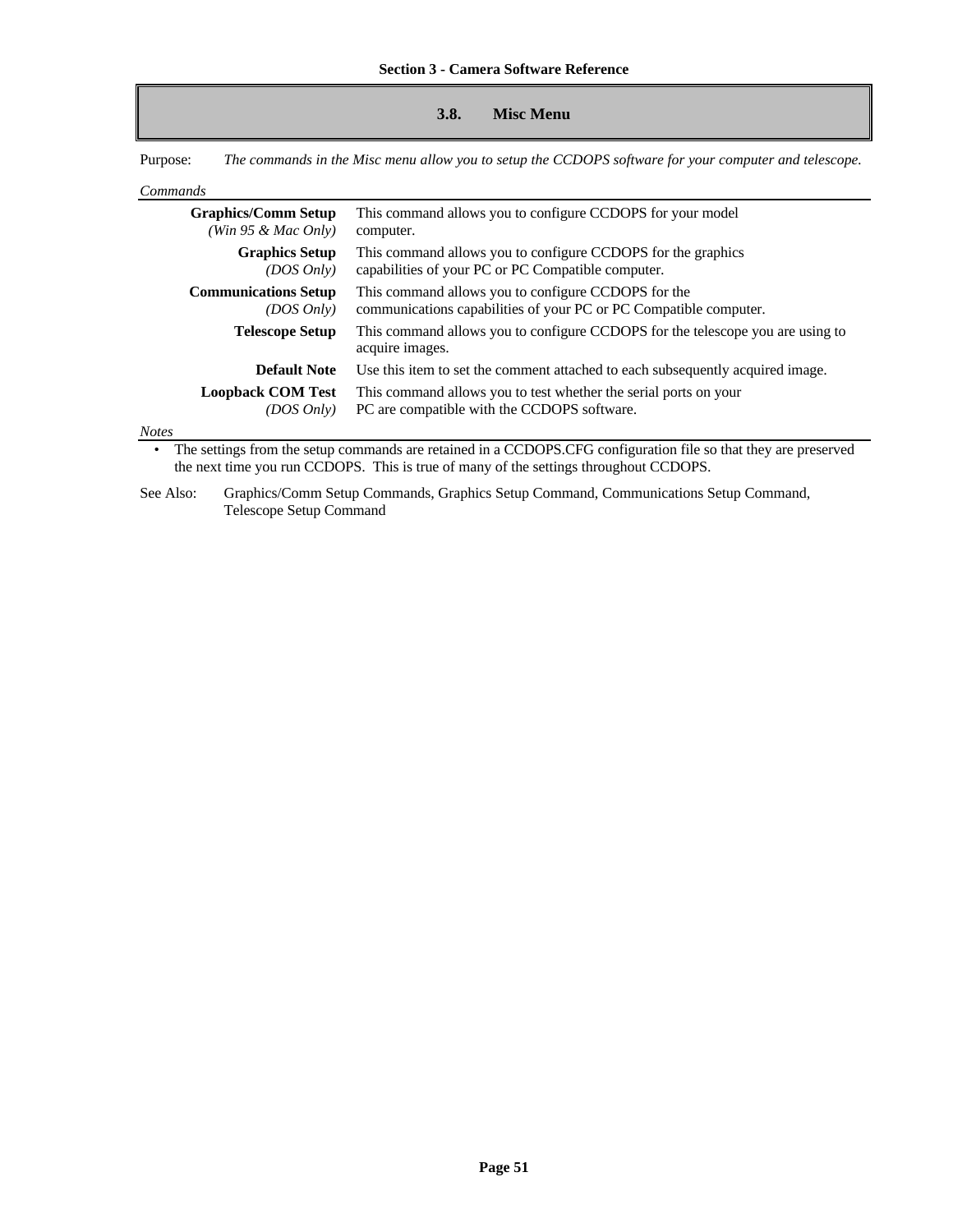## 3.8. Misc Menu

Purpose: *The commands in the Misc menu allow you to setup the CCDOPS software for your computer and telescope.*

*Commands*

| Command | Description |
|---|---|
| **Graphics/Comm Setup** *(Win 95 & Mac Only)* | This command allows you to configure CCDOPS for your model computer. |
| **Graphics Setup** *(DOS Only)* | This command allows you to configure CCDOPS for the graphics capabilities of your PC or PC Compatible computer. |
| **Communications Setup** *(DOS Only)* | This command allows you to configure CCDOPS for the communications capabilities of your PC or PC Compatible computer. |
| **Telescope Setup** | This command allows you to configure CCDOPS for the telescope you are using to acquire images. |
| **Default Note** | Use this item to set the comment attached to each subsequently acquired image. |
| **Loopback COM Test** *(DOS Only)* | This command allows you to test whether the serial ports on your PC are compatible with the CCDOPS software. |

*Notes*

- The settings from the setup commands are retained in a CCDOPS.CFG configuration file so that they are preserved the next time you run CCDOPS. This is true of many of the settings throughout CCDOPS.

See Also: Graphics/Comm Setup Commands, Graphics Setup Command, Communications Setup Command, Telescope Setup Command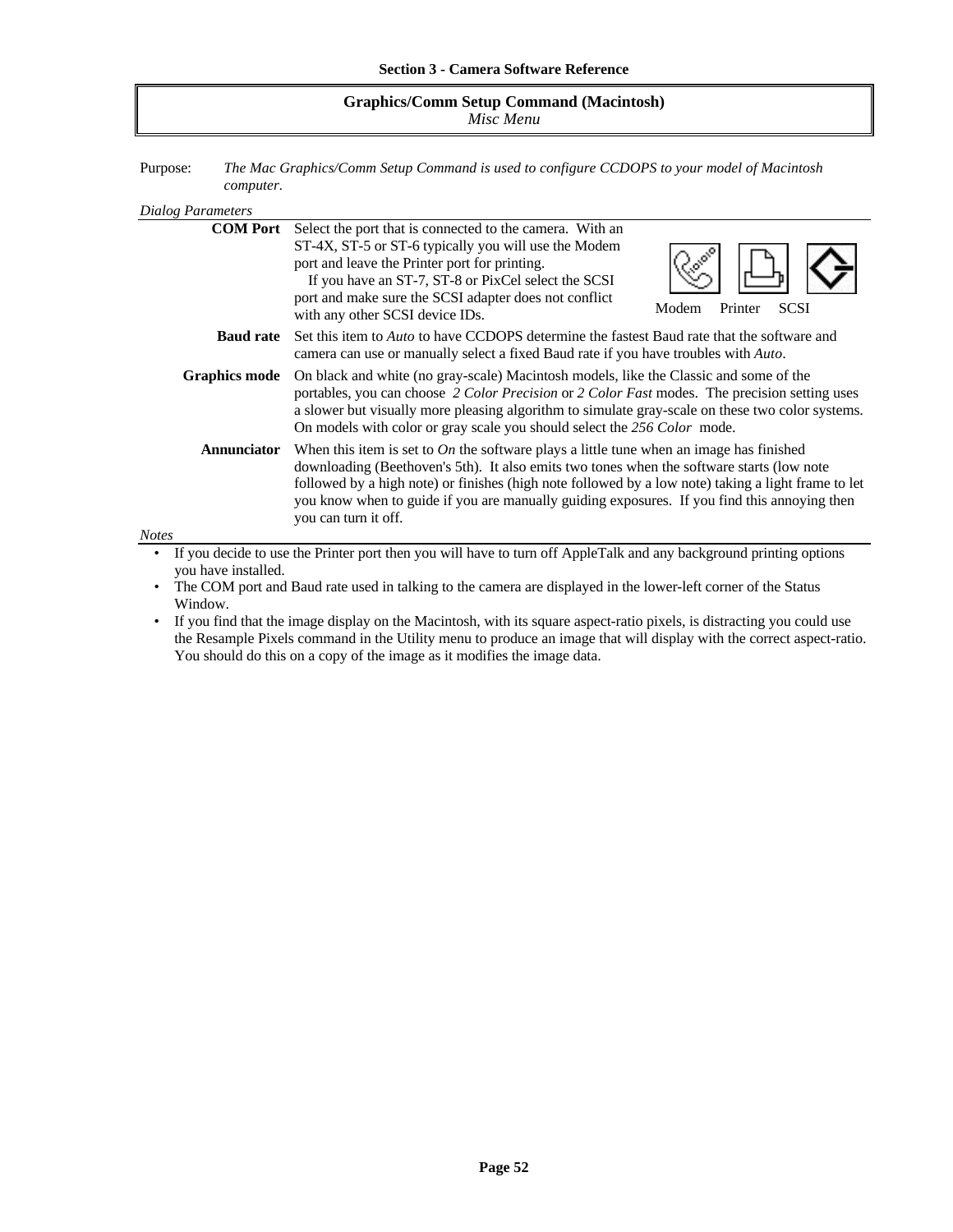## Graphics/Comm Setup Command (Macintosh)

*Misc Menu*

Purpose: *The Mac Graphics/Comm Setup Command is used to configure CCDOPS to your model of Macintosh computer.*

*Dialog Parameters*

**COM Port** Select the port that is connected to the camera. With an ST-4X, ST-5 or ST-6 typically you will use the Modem port and leave the Printer port for printing.
If you have an ST-7, ST-8 or PixCel select the SCSI port and make sure the SCSI adapter does not conflict with any other SCSI device IDs.

Modem Printer SCSI

**Baud rate** Set this item to *Auto* to have CCDOPS determine the fastest Baud rate that the software and camera can use or manually select a fixed Baud rate if you have troubles with *Auto*.

**Graphics mode** On black and white (no gray-scale) Macintosh models, like the Classic and some of the portables, you can choose *2 Color Precision* or *2 Color Fast* modes. The precision setting uses a slower but visually more pleasing algorithm to simulate gray-scale on these two color systems. On models with color or gray scale you should select the *256 Color* mode.

**Annunciator** When this item is set to *On* the software plays a little tune when an image has finished downloading (Beethoven's 5th). It also emits two tones when the software starts (low note followed by a high note) or finishes (high note followed by a low note) taking a light frame to let you know when to guide if you are manually guiding exposures. If you find this annoying then you can turn it off.

*Notes*

- If you decide to use the Printer port then you will have to turn off AppleTalk and any background printing options you have installed.
- The COM port and Baud rate used in talking to the camera are displayed in the lower-left corner of the Status Window.
- If you find that the image display on the Macintosh, with its square aspect-ratio pixels, is distracting you could use the Resample Pixels command in the Utility menu to produce an image that will display with the correct aspect-ratio. You should do this on a copy of the image as it modifies the image data.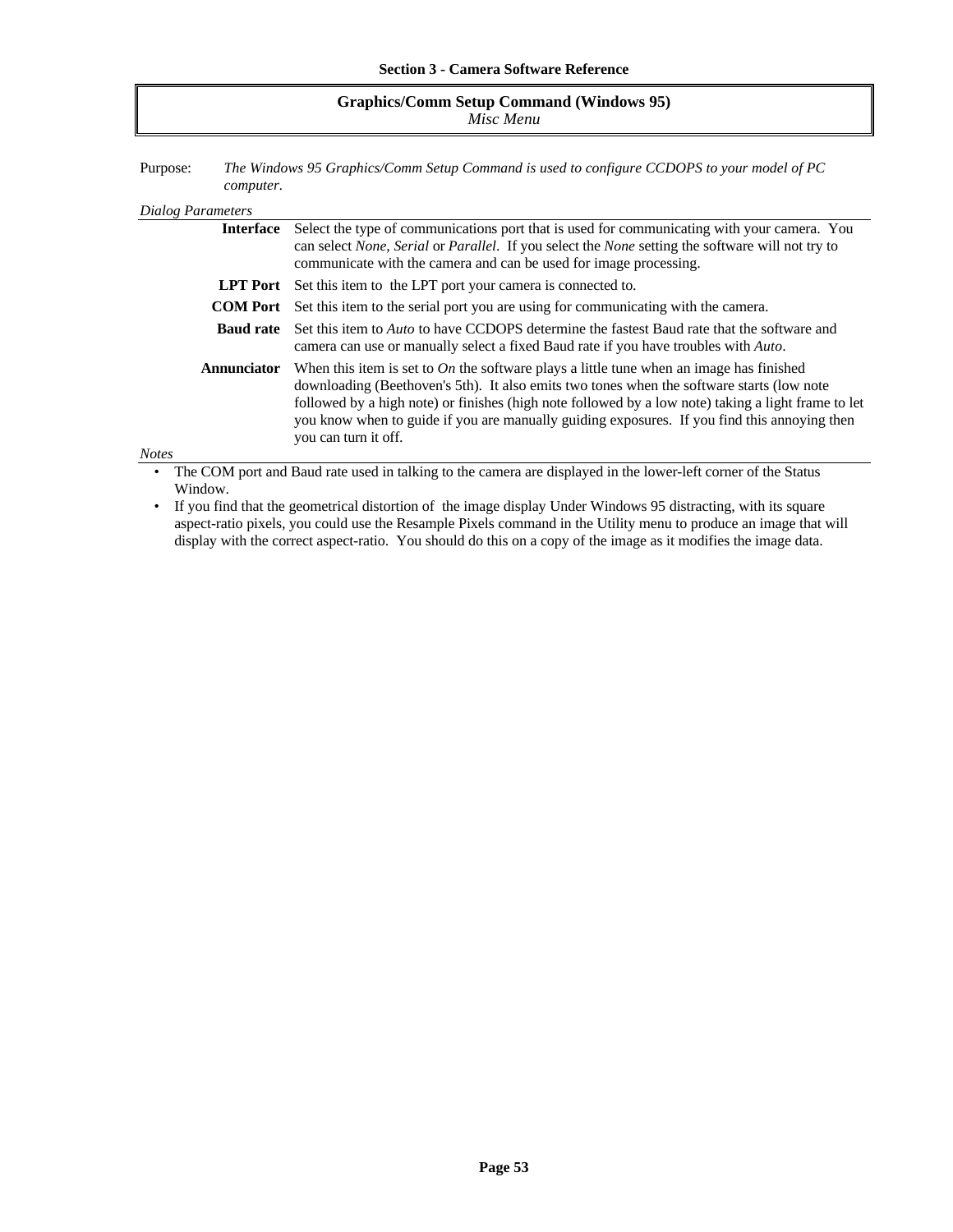## Graphics/Comm Setup Command (Windows 95)

*Misc Menu*

Purpose: *The Windows 95 Graphics/Comm Setup Command is used to configure CCDOPS to your model of PC computer.*

*Dialog Parameters*

**Interface** Select the type of communications port that is used for communicating with your camera. You can select *None*, *Serial* or *Parallel*. If you select the *None* setting the software will not try to communicate with the camera and can be used for image processing.

**LPT Port** Set this item to the LPT port your camera is connected to.

**COM Port** Set this item to the serial port you are using for communicating with the camera.

**Baud rate** Set this item to *Auto* to have CCDOPS determine the fastest Baud rate that the software and camera can use or manually select a fixed Baud rate if you have troubles with *Auto*.

**Annunciator** When this item is set to *On* the software plays a little tune when an image has finished downloading (Beethoven's 5th). It also emits two tones when the software starts (low note followed by a high note) or finishes (high note followed by a low note) taking a light frame to let you know when to guide if you are manually guiding exposures. If you find this annoying then you can turn it off.

*Notes*

- The COM port and Baud rate used in talking to the camera are displayed in the lower-left corner of the Status Window.
- If you find that the geometrical distortion of the image display Under Windows 95 distracting, with its square aspect-ratio pixels, you could use the Resample Pixels command in the Utility menu to produce an image that will display with the correct aspect-ratio. You should do this on a copy of the image as it modifies the image data.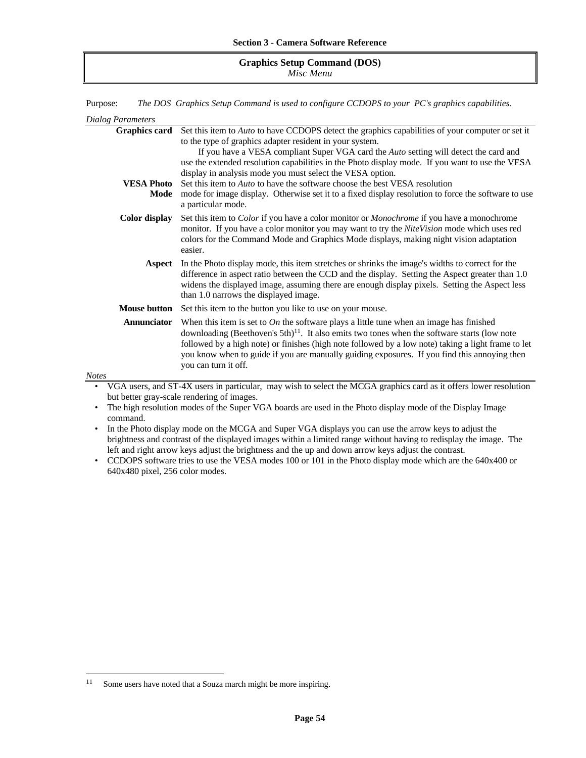## Graphics Setup Command (DOS)

*Misc Menu*

Purpose: *The DOS Graphics Setup Command is used to configure CCDOPS to your PC's graphics capabilities.*

*Dialog Parameters*

**Graphics card** Set this item to *Auto* to have CCDOPS detect the graphics capabilities of your computer or set it to the type of graphics adapter resident in your system.

If you have a VESA compliant Super VGA card the *Auto* setting will detect the card and use the extended resolution capabilities in the Photo display mode. If you want to use the VESA display in analysis mode you must select the VESA option.

**VESA Photo Mode** Set this item to *Auto* to have the software choose the best VESA resolution mode for image display. Otherwise set it to a fixed display resolution to force the software to use a particular mode.

**Color display** Set this item to *Color* if you have a color monitor or *Monochrome* if you have a monochrome monitor. If you have a color monitor you may want to try the *NiteVision* mode which uses red colors for the Command Mode and Graphics Mode displays, making night vision adaptation easier.

**Aspect** In the Photo display mode, this item stretches or shrinks the image's widths to correct for the difference in aspect ratio between the CCD and the display. Setting the Aspect greater than 1.0 widens the displayed image, assuming there are enough display pixels. Setting the Aspect less than 1.0 narrows the displayed image.

**Mouse button** Set this item to the button you like to use on your mouse.

**Annunciator** When this item is set to *On* the software plays a little tune when an image has finished downloading (Beethoven's 5th)[11]. It also emits two tones when the software starts (low note followed by a high note) or finishes (high note followed by a low note) taking a light frame to let you know when to guide if you are manually guiding exposures. If you find this annoying then you can turn it off.

*Notes*

- VGA users, and ST-4X users in particular, may wish to select the MCGA graphics card as it offers lower resolution but better gray-scale rendering of images.
- The high resolution modes of the Super VGA boards are used in the Photo display mode of the Display Image command.
- In the Photo display mode on the MCGA and Super VGA displays you can use the arrow keys to adjust the brightness and contrast of the displayed images within a limited range without having to redisplay the image. The left and right arrow keys adjust the brightness and the up and down arrow keys adjust the contrast.
- CCDOPS software tries to use the VESA modes 100 or 101 in the Photo display mode which are the 640x400 or 640x480 pixel, 256 color modes.

---

[11] Some users have noted that a Souza march might be more inspiring.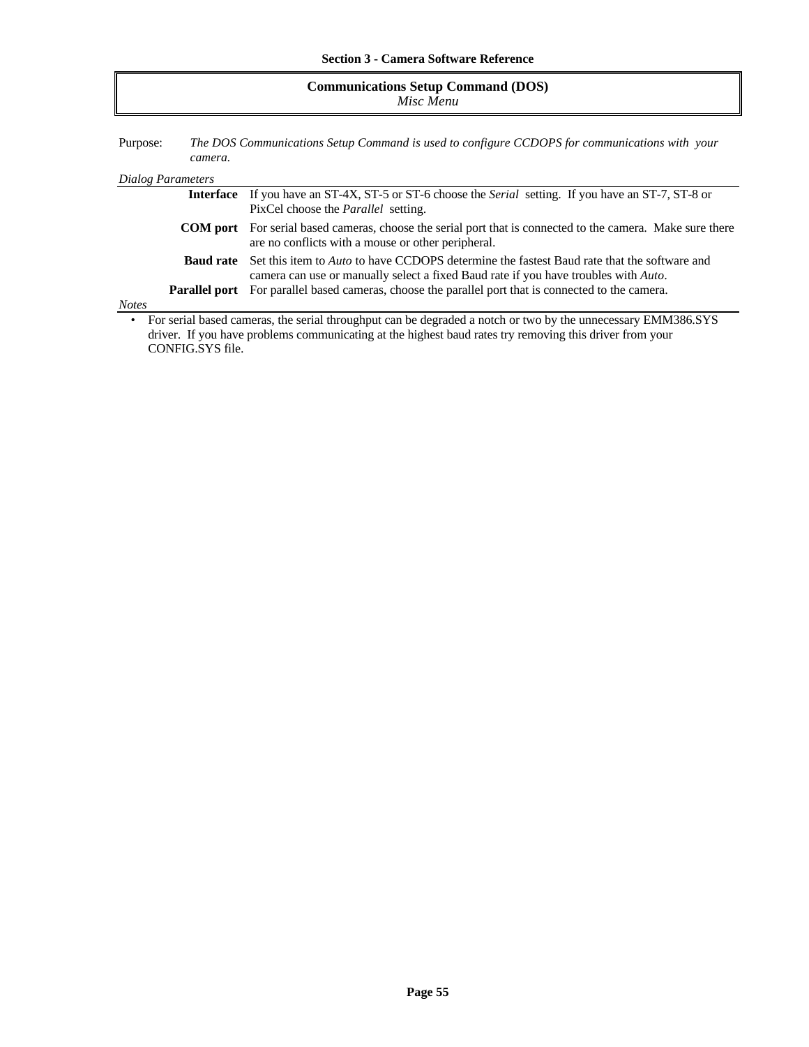## Communications Setup Command (DOS)

*Misc Menu*

Purpose: *The DOS Communications Setup Command is used to configure CCDOPS for communications with your camera.*

*Dialog Parameters*

**Interface** If you have an ST-4X, ST-5 or ST-6 choose the *Serial* setting. If you have an ST-7, ST-8 or PixCel choose the *Parallel* setting.

**COM port** For serial based cameras, choose the serial port that is connected to the camera. Make sure there are no conflicts with a mouse or other peripheral.

**Baud rate** Set this item to *Auto* to have CCDOPS determine the fastest Baud rate that the software and camera can use or manually select a fixed Baud rate if you have troubles with *Auto*.

**Parallel port** For parallel based cameras, choose the parallel port that is connected to the camera.

*Notes*

- For serial based cameras, the serial throughput can be degraded a notch or two by the unnecessary EMM386.SYS driver. If you have problems communicating at the highest baud rates try removing this driver from your CONFIG.SYS file.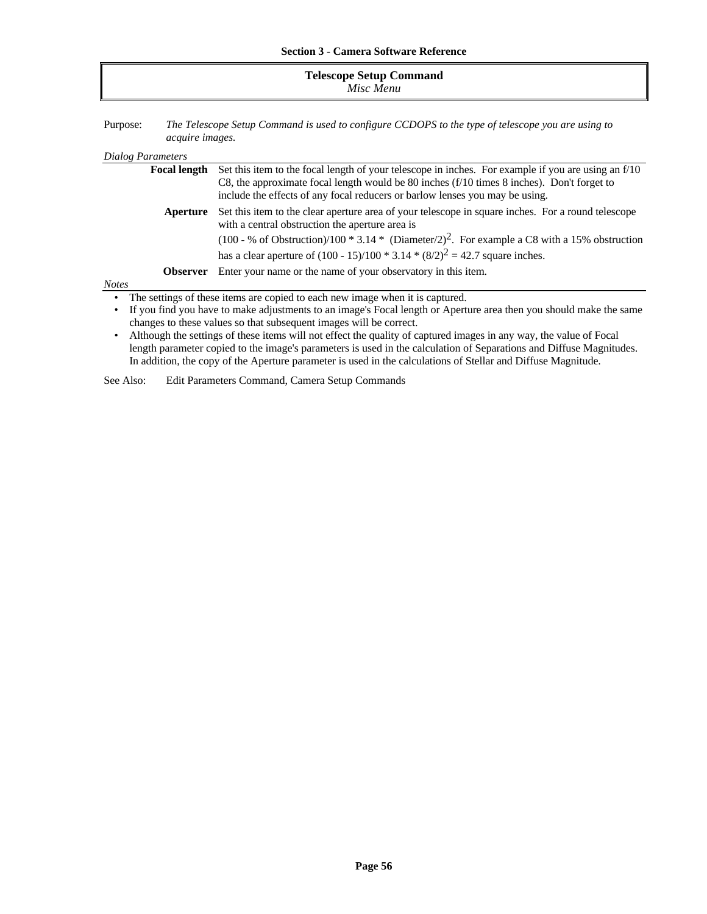## Telescope Setup Command

*Misc Menu*

Purpose: *The Telescope Setup Command is used to configure CCDOPS to the type of telescope you are using to acquire images.*

*Dialog Parameters*

**Focal length** Set this item to the focal length of your telescope in inches. For example if you are using an f/10 C8, the approximate focal length would be 80 inches (f/10 times 8 inches). Don't forget to include the effects of any focal reducers or barlow lenses you may be using.

**Aperture** Set this item to the clear aperture area of your telescope in square inches. For a round telescope with a central obstruction the aperture area is

$(100 - \% \text{ of Obstruction})/100 * 3.14 * (\text{Diameter}/2)^2$. For example a C8 with a 15% obstruction has a clear aperture of $(100 - 15)/100 * 3.14 * (8/2)^2 = 42.7$ square inches.

**Observer** Enter your name or the name of your observatory in this item.

*Notes*

- The settings of these items are copied to each new image when it is captured.
- If you find you have to make adjustments to an image's Focal length or Aperture area then you should make the same changes to these values so that subsequent images will be correct.
- Although the settings of these items will not effect the quality of captured images in any way, the value of Focal length parameter copied to the image's parameters is used in the calculation of Separations and Diffuse Magnitudes. In addition, the copy of the Aperture parameter is used in the calculations of Stellar and Diffuse Magnitude.

See Also: Edit Parameters Command, Camera Setup Commands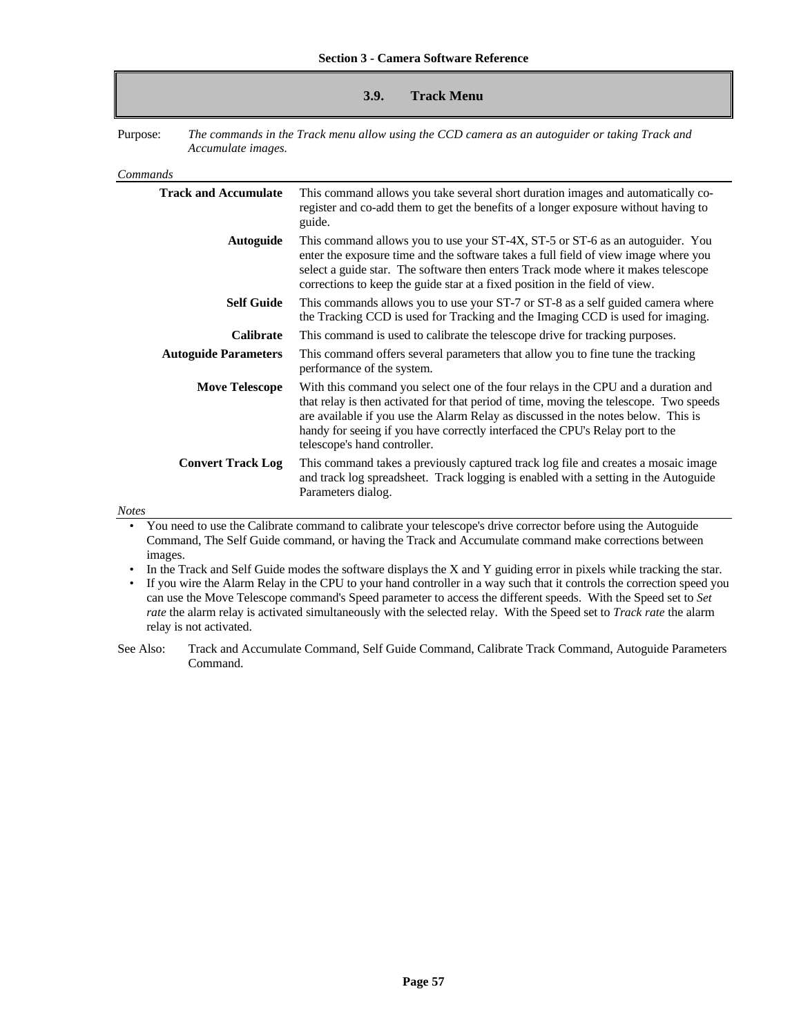## 3.9. Track Menu

Purpose: *The commands in the Track menu allow using the CCD camera as an autoguider or taking Track and Accumulate images.*

*Commands*

| | |
|---|---|
| **Track and Accumulate** | This command allows you take several short duration images and automatically co-register and co-add them to get the benefits of a longer exposure without having to guide. |
| **Autoguide** | This command allows you to use your ST-4X, ST-5 or ST-6 as an autoguider. You enter the exposure time and the software takes a full field of view image where you select a guide star. The software then enters Track mode where it makes telescope corrections to keep the guide star at a fixed position in the field of view. |
| **Self Guide** | This commands allows you to use your ST-7 or ST-8 as a self guided camera where the Tracking CCD is used for Tracking and the Imaging CCD is used for imaging. |
| **Calibrate** | This command is used to calibrate the telescope drive for tracking purposes. |
| **Autoguide Parameters** | This command offers several parameters that allow you to fine tune the tracking performance of the system. |
| **Move Telescope** | With this command you select one of the four relays in the CPU and a duration and that relay is then activated for that period of time, moving the telescope. Two speeds are available if you use the Alarm Relay as discussed in the notes below. This is handy for seeing if you have correctly interfaced the CPU's Relay port to the telescope's hand controller. |
| **Convert Track Log** | This command takes a previously captured track log file and creates a mosaic image and track log spreadsheet. Track logging is enabled with a setting in the Autoguide Parameters dialog. |

*Notes*

- You need to use the Calibrate command to calibrate your telescope's drive corrector before using the Autoguide Command, The Self Guide command, or having the Track and Accumulate command make corrections between images.
- In the Track and Self Guide modes the software displays the X and Y guiding error in pixels while tracking the star.
- If you wire the Alarm Relay in the CPU to your hand controller in a way such that it controls the correction speed you can use the Move Telescope command's Speed parameter to access the different speeds. With the Speed set to *Set rate* the alarm relay is activated simultaneously with the selected relay. With the Speed set to *Track rate* the alarm relay is not activated.

See Also: Track and Accumulate Command, Self Guide Command, Calibrate Track Command, Autoguide Parameters Command.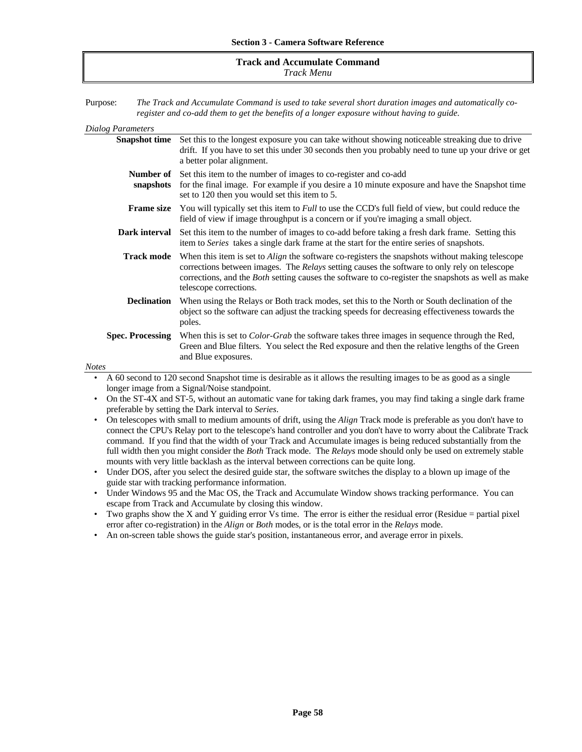## Track and Accumulate Command

*Track Menu*

Purpose: *The Track and Accumulate Command is used to take several short duration images and automatically co-register and co-add them to get the benefits of a longer exposure without having to guide.*

*Dialog Parameters*

**Snapshot time** Set this to the longest exposure you can take without showing noticeable streaking due to drive drift. If you have to set this under 30 seconds then you probably need to tune up your drive or get a better polar alignment.

**Number of snapshots** Set this item to the number of images to co-register and co-add for the final image. For example if you desire a 10 minute exposure and have the Snapshot time set to 120 then you would set this item to 5.

**Frame size** You will typically set this item to *Full* to use the CCD's full field of view, but could reduce the field of view if image throughput is a concern or if you're imaging a small object.

**Dark interval** Set this item to the number of images to co-add before taking a fresh dark frame. Setting this item to *Series* takes a single dark frame at the start for the entire series of snapshots.

**Track mode** When this item is set to *Align* the software co-registers the snapshots without making telescope corrections between images. The *Relays* setting causes the software to only rely on telescope corrections, and the *Both* setting causes the software to co-register the snapshots as well as make telescope corrections.

**Declination** When using the Relays or Both track modes, set this to the North or South declination of the object so the software can adjust the tracking speeds for decreasing effectiveness towards the poles.

**Spec. Processing** When this is set to *Color-Grab* the software takes three images in sequence through the Red, Green and Blue filters. You select the Red exposure and then the relative lengths of the Green and Blue exposures.

*Notes*

- A 60 second to 120 second Snapshot time is desirable as it allows the resulting images to be as good as a single longer image from a Signal/Noise standpoint.
- On the ST-4X and ST-5, without an automatic vane for taking dark frames, you may find taking a single dark frame preferable by setting the Dark interval to *Series*.
- On telescopes with small to medium amounts of drift, using the *Align* Track mode is preferable as you don't have to connect the CPU's Relay port to the telescope's hand controller and you don't have to worry about the Calibrate Track command. If you find that the width of your Track and Accumulate images is being reduced substantially from the full width then you might consider the *Both* Track mode. The *Relays* mode should only be used on extremely stable mounts with very little backlash as the interval between corrections can be quite long.
- Under DOS, after you select the desired guide star, the software switches the display to a blown up image of the guide star with tracking performance information.
- Under Windows 95 and the Mac OS, the Track and Accumulate Window shows tracking performance. You can escape from Track and Accumulate by closing this window.
- Two graphs show the X and Y guiding error Vs time. The error is either the residual error (Residue = partial pixel error after co-registration) in the *Align* or *Both* modes, or is the total error in the *Relays* mode.
- An on-screen table shows the guide star's position, instantaneous error, and average error in pixels.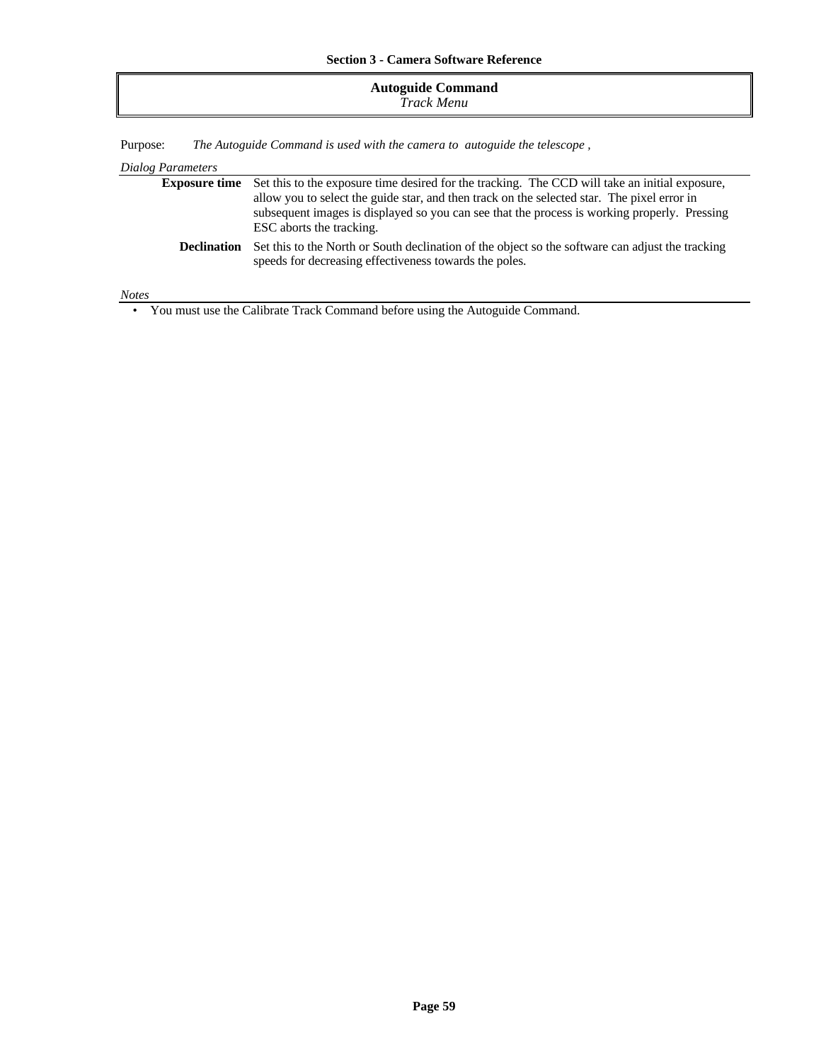## Autoguide Command

*Track Menu*

Purpose: *The Autoguide Command is used with the camera to autoguide the telescope ,*

*Dialog Parameters*

**Exposure time** Set this to the exposure time desired for the tracking. The CCD will take an initial exposure, allow you to select the guide star, and then track on the selected star. The pixel error in subsequent images is displayed so you can see that the process is working properly. Pressing ESC aborts the tracking.

**Declination** Set this to the North or South declination of the object so the software can adjust the tracking speeds for decreasing effectiveness towards the poles.

*Notes*

- You must use the Calibrate Track Command before using the Autoguide Command.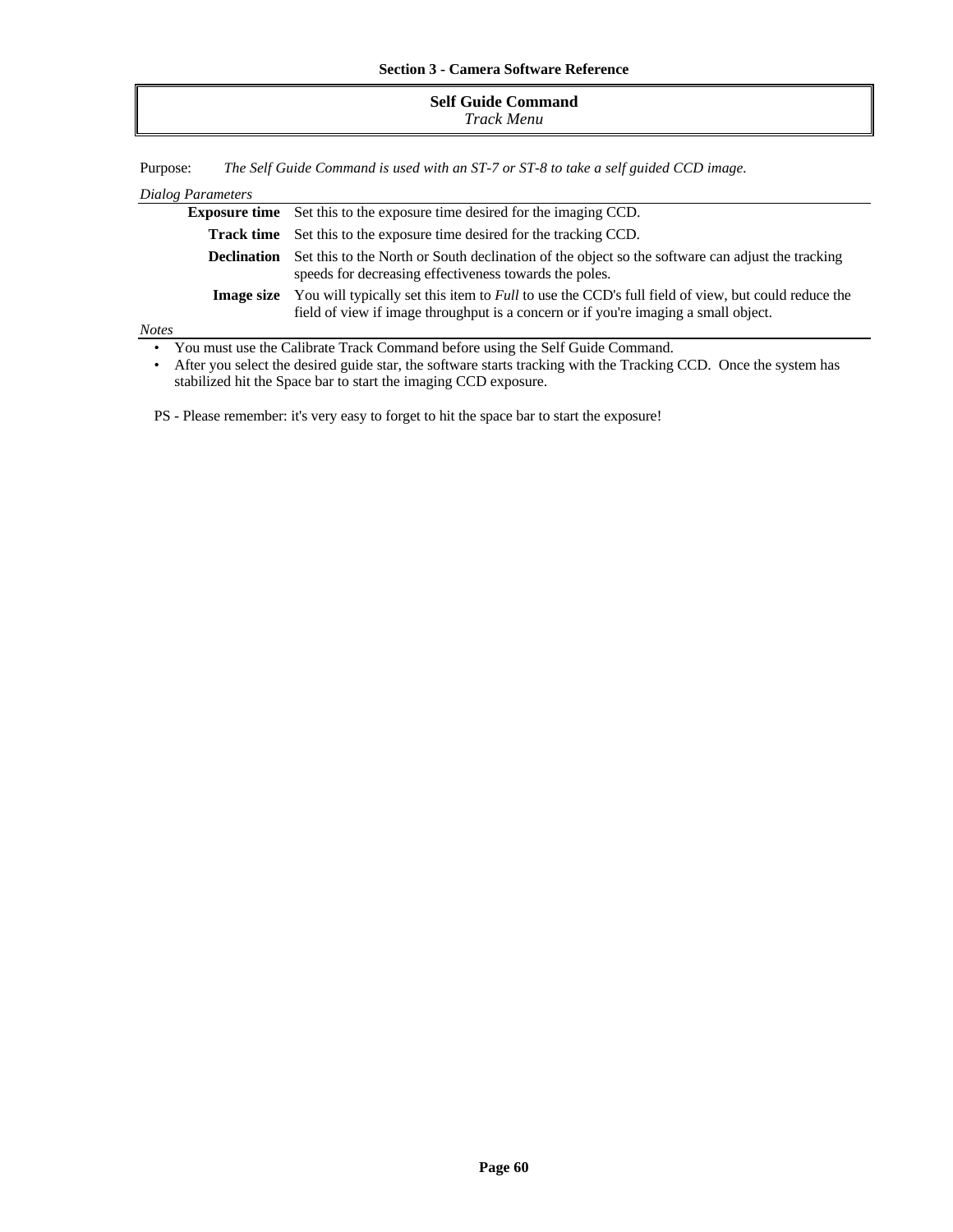## Self Guide Command
*Track Menu*

Purpose: *The Self Guide Command is used with an ST-7 or ST-8 to take a self guided CCD image.*

*Dialog Parameters*

**Exposure time** Set this to the exposure time desired for the imaging CCD.

**Track time** Set this to the exposure time desired for the tracking CCD.

**Declination** Set this to the North or South declination of the object so the software can adjust the tracking speeds for decreasing effectiveness towards the poles.

**Image size** You will typically set this item to *Full* to use the CCD's full field of view, but could reduce the field of view if image throughput is a concern or if you're imaging a small object.

*Notes*

- You must use the Calibrate Track Command before using the Self Guide Command.
- After you select the desired guide star, the software starts tracking with the Tracking CCD. Once the system has stabilized hit the Space bar to start the imaging CCD exposure.

PS - Please remember: it's very easy to forget to hit the space bar to start the exposure!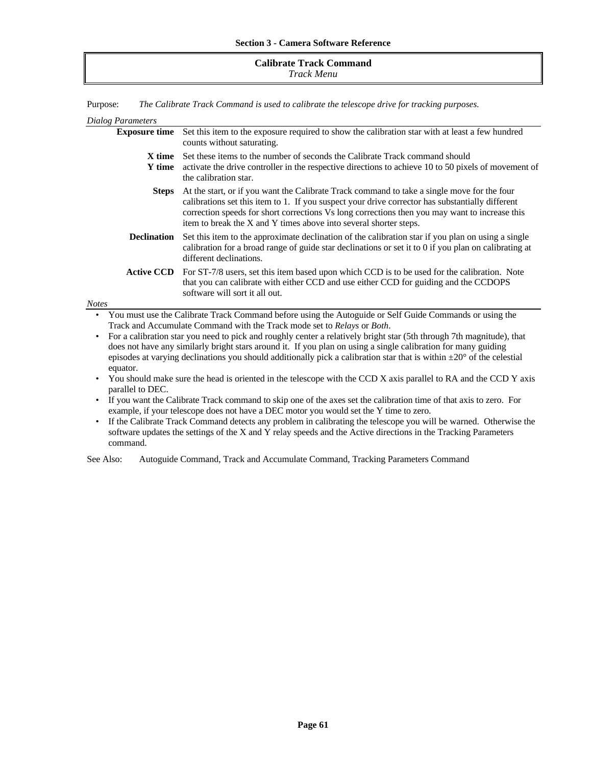## Calibrate Track Command

*Track Menu*

Purpose: *The Calibrate Track Command is used to calibrate the telescope drive for tracking purposes.*

*Dialog Parameters*

**Exposure time** Set this item to the exposure required to show the calibration star with at least a few hundred counts without saturating.

**X time**
**Y time** Set these items to the number of seconds the Calibrate Track command should activate the drive controller in the respective directions to achieve 10 to 50 pixels of movement of the calibration star.

**Steps** At the start, or if you want the Calibrate Track command to take a single move for the four calibrations set this item to 1. If you suspect your drive corrector has substantially different correction speeds for short corrections Vs long corrections then you may want to increase this item to break the X and Y times above into several shorter steps.

**Declination** Set this item to the approximate declination of the calibration star if you plan on using a single calibration for a broad range of guide star declinations or set it to 0 if you plan on calibrating at different declinations.

**Active CCD** For ST-7/8 users, set this item based upon which CCD is to be used for the calibration. Note that you can calibrate with either CCD and use either CCD for guiding and the CCDOPS software will sort it all out.

*Notes*

- You must use the Calibrate Track Command before using the Autoguide or Self Guide Commands or using the Track and Accumulate Command with the Track mode set to *Relays* or *Both*.
- For a calibration star you need to pick and roughly center a relatively bright star (5th through 7th magnitude), that does not have any similarly bright stars around it. If you plan on using a single calibration for many guiding episodes at varying declinations you should additionally pick a calibration star that is within ±20° of the celestial equator.
- You should make sure the head is oriented in the telescope with the CCD X axis parallel to RA and the CCD Y axis parallel to DEC.
- If you want the Calibrate Track command to skip one of the axes set the calibration time of that axis to zero. For example, if your telescope does not have a DEC motor you would set the Y time to zero.
- If the Calibrate Track Command detects any problem in calibrating the telescope you will be warned. Otherwise the software updates the settings of the X and Y relay speeds and the Active directions in the Tracking Parameters command.

See Also: Autoguide Command, Track and Accumulate Command, Tracking Parameters Command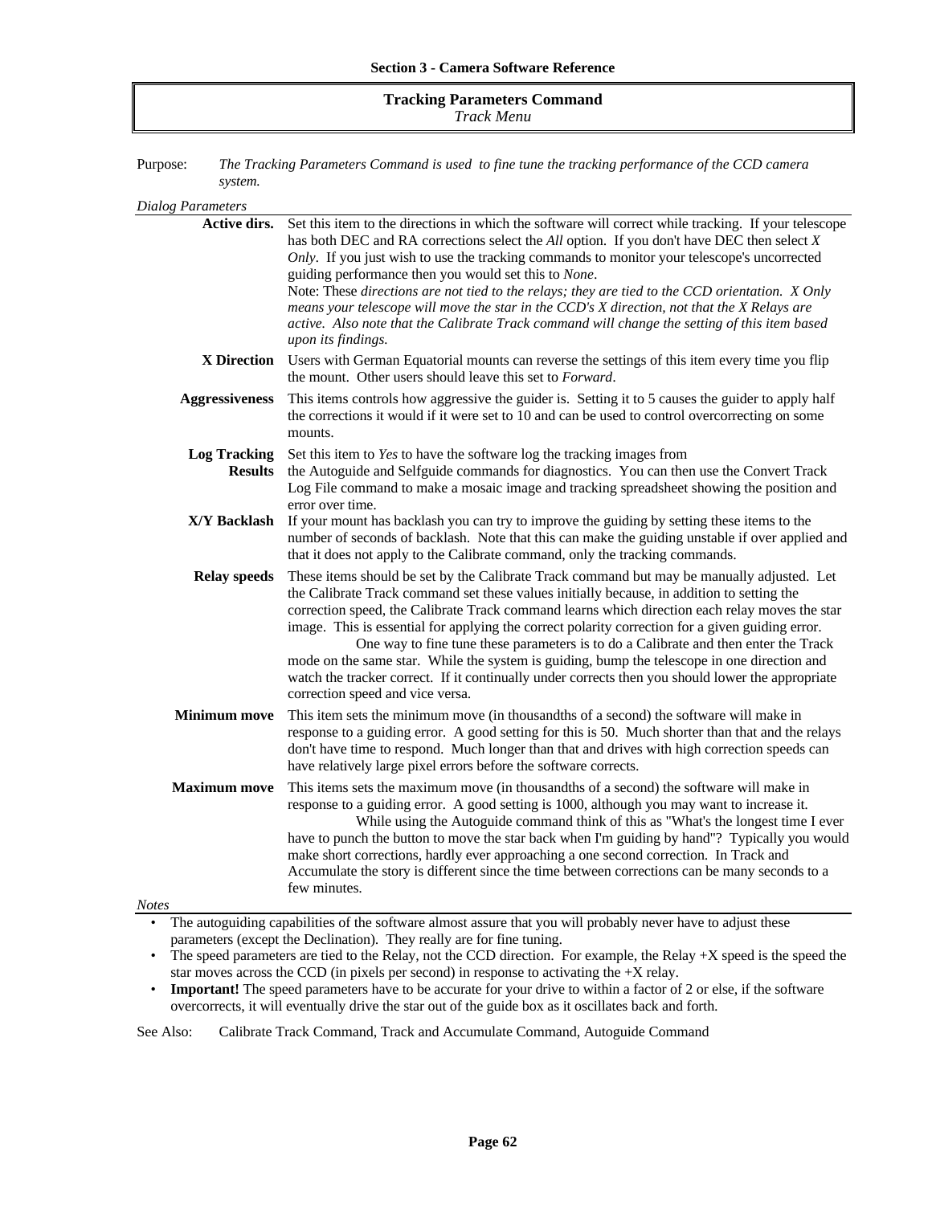## Tracking Parameters Command

*Track Menu*

Purpose: *The Tracking Parameters Command is used to fine tune the tracking performance of the CCD camera system.*

*Dialog Parameters*

**Active dirs.** Set this item to the directions in which the software will correct while tracking. If your telescope has both DEC and RA corrections select the *All* option. If you don't have DEC then select *X Only*. If you just wish to use the tracking commands to monitor your telescope's uncorrected guiding performance then you would set this to *None*.
Note: These *directions are not tied to the relays; they are tied to the CCD orientation. X Only means your telescope will move the star in the CCD's X direction, not that the X Relays are active. Also note that the Calibrate Track command will change the setting of this item based upon its findings.*

**X Direction** Users with German Equatorial mounts can reverse the settings of this item every time you flip the mount. Other users should leave this set to *Forward*.

**Aggressiveness** This items controls how aggressive the guider is. Setting it to 5 causes the guider to apply half the corrections it would if it were set to 10 and can be used to control overcorrecting on some mounts.

**Log Tracking Results** Set this item to *Yes* to have the software log the tracking images from the Autoguide and Selfguide commands for diagnostics. You can then use the Convert Track Log File command to make a mosaic image and tracking spreadsheet showing the position and error over time.

**X/Y Backlash** If your mount has backlash you can try to improve the guiding by setting these items to the number of seconds of backlash. Note that this can make the guiding unstable if over applied and that it does not apply to the Calibrate command, only the tracking commands.

**Relay speeds** These items should be set by the Calibrate Track command but may be manually adjusted. Let the Calibrate Track command set these values initially because, in addition to setting the correction speed, the Calibrate Track command learns which direction each relay moves the star image. This is essential for applying the correct polarity correction for a given guiding error.
One way to fine tune these parameters is to do a Calibrate and then enter the Track mode on the same star. While the system is guiding, bump the telescope in one direction and watch the tracker correct. If it continually under corrects then you should lower the appropriate correction speed and vice versa.

**Minimum move** This item sets the minimum move (in thousandths of a second) the software will make in response to a guiding error. A good setting for this is 50. Much shorter than that and the relays don't have time to respond. Much longer than that and drives with high correction speeds can have relatively large pixel errors before the software corrects.

**Maximum move** This items sets the maximum move (in thousandths of a second) the software will make in response to a guiding error. A good setting is 1000, although you may want to increase it.
While using the Autoguide command think of this as "What's the longest time I ever have to punch the button to move the star back when I'm guiding by hand"? Typically you would make short corrections, hardly ever approaching a one second correction. In Track and Accumulate the story is different since the time between corrections can be many seconds to a few minutes.

*Notes*

- The autoguiding capabilities of the software almost assure that you will probably never have to adjust these parameters (except the Declination). They really are for fine tuning.
- The speed parameters are tied to the Relay, not the CCD direction. For example, the Relay +X speed is the speed the star moves across the CCD (in pixels per second) in response to activating the +X relay.
- **Important!** The speed parameters have to be accurate for your drive to within a factor of 2 or else, if the software overcorrects, it will eventually drive the star out of the guide box as it oscillates back and forth.

See Also: Calibrate Track Command, Track and Accumulate Command, Autoguide Command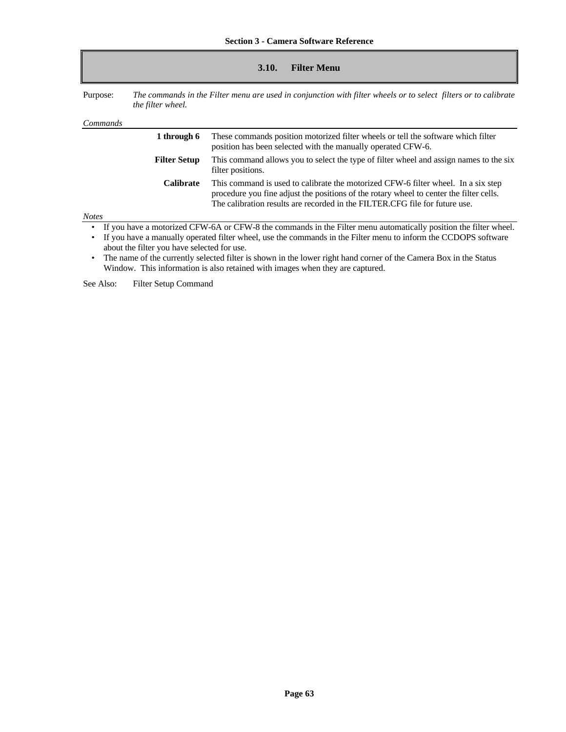## 3.10. Filter Menu

Purpose: *The commands in the Filter menu are used in conjunction with filter wheels or to select filters or to calibrate the filter wheel.*

*Commands*

| | |
|---|---|
| **1 through 6** | These commands position motorized filter wheels or tell the software which filter position has been selected with the manually operated CFW-6. |
| **Filter Setup** | This command allows you to select the type of filter wheel and assign names to the six filter positions. |
| **Calibrate** | This command is used to calibrate the motorized CFW-6 filter wheel. In a six step procedure you fine adjust the positions of the rotary wheel to center the filter cells. The calibration results are recorded in the FILTER.CFG file for future use. |

*Notes*

- If you have a motorized CFW-6A or CFW-8 the commands in the Filter menu automatically position the filter wheel.
- If you have a manually operated filter wheel, use the commands in the Filter menu to inform the CCDOPS software about the filter you have selected for use.
- The name of the currently selected filter is shown in the lower right hand corner of the Camera Box in the Status Window. This information is also retained with images when they are captured.

See Also: Filter Setup Command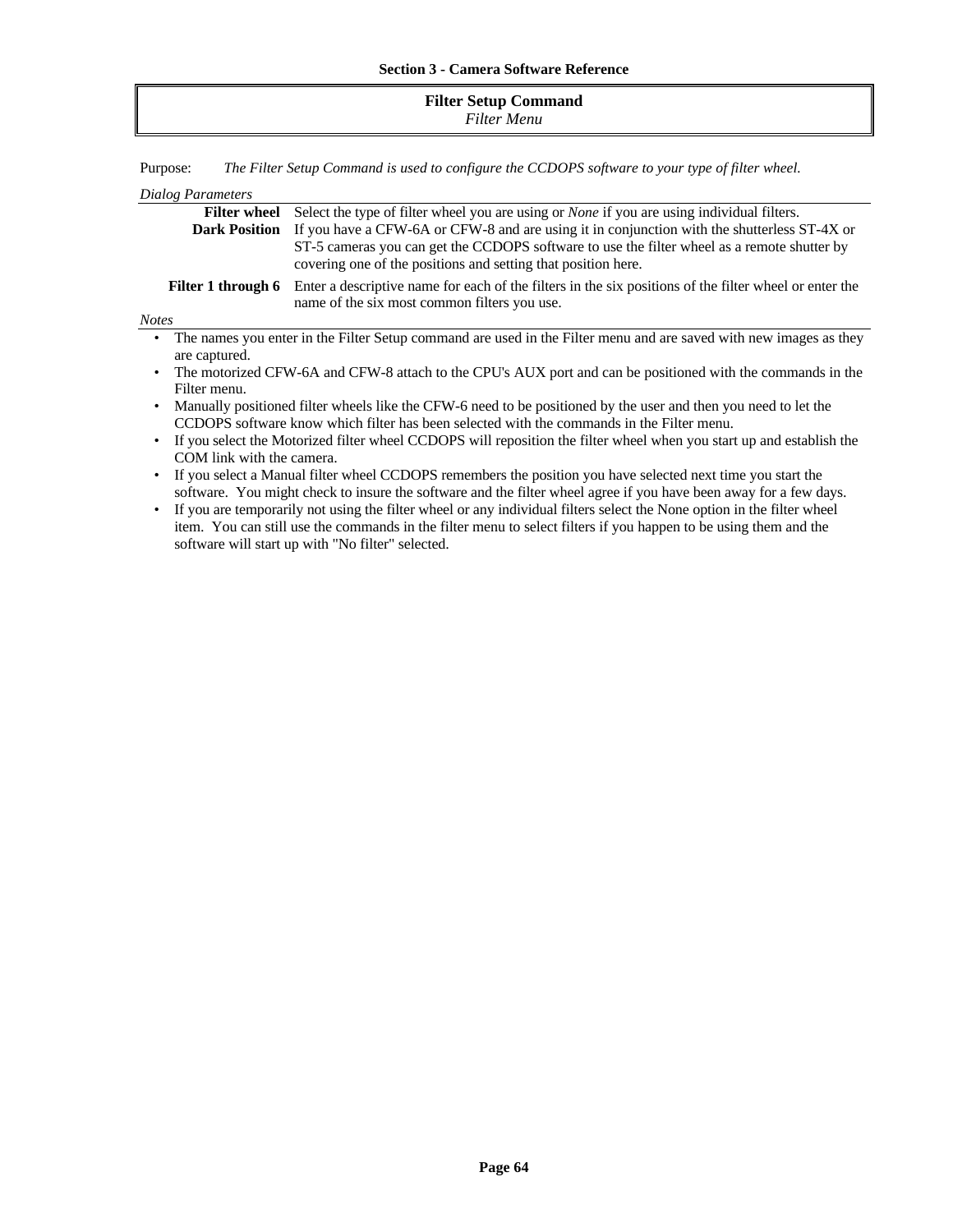## Filter Setup Command

*Filter Menu*

Purpose: *The Filter Setup Command is used to configure the CCDOPS software to your type of filter wheel.*

*Dialog Parameters*

**Filter wheel** Select the type of filter wheel you are using or *None* if you are using individual filters.

**Dark Position** If you have a CFW-6A or CFW-8 and are using it in conjunction with the shutterless ST-4X or ST-5 cameras you can get the CCDOPS software to use the filter wheel as a remote shutter by covering one of the positions and setting that position here.

**Filter 1 through 6** Enter a descriptive name for each of the filters in the six positions of the filter wheel or enter the name of the six most common filters you use.

*Notes*

- The names you enter in the Filter Setup command are used in the Filter menu and are saved with new images as they are captured.
- The motorized CFW-6A and CFW-8 attach to the CPU's AUX port and can be positioned with the commands in the Filter menu.
- Manually positioned filter wheels like the CFW-6 need to be positioned by the user and then you need to let the CCDOPS software know which filter has been selected with the commands in the Filter menu.
- If you select the Motorized filter wheel CCDOPS will reposition the filter wheel when you start up and establish the COM link with the camera.
- If you select a Manual filter wheel CCDOPS remembers the position you have selected next time you start the software. You might check to insure the software and the filter wheel agree if you have been away for a few days.
- If you are temporarily not using the filter wheel or any individual filters select the None option in the filter wheel item. You can still use the commands in the filter menu to select filters if you happen to be using them and the software will start up with "No filter" selected.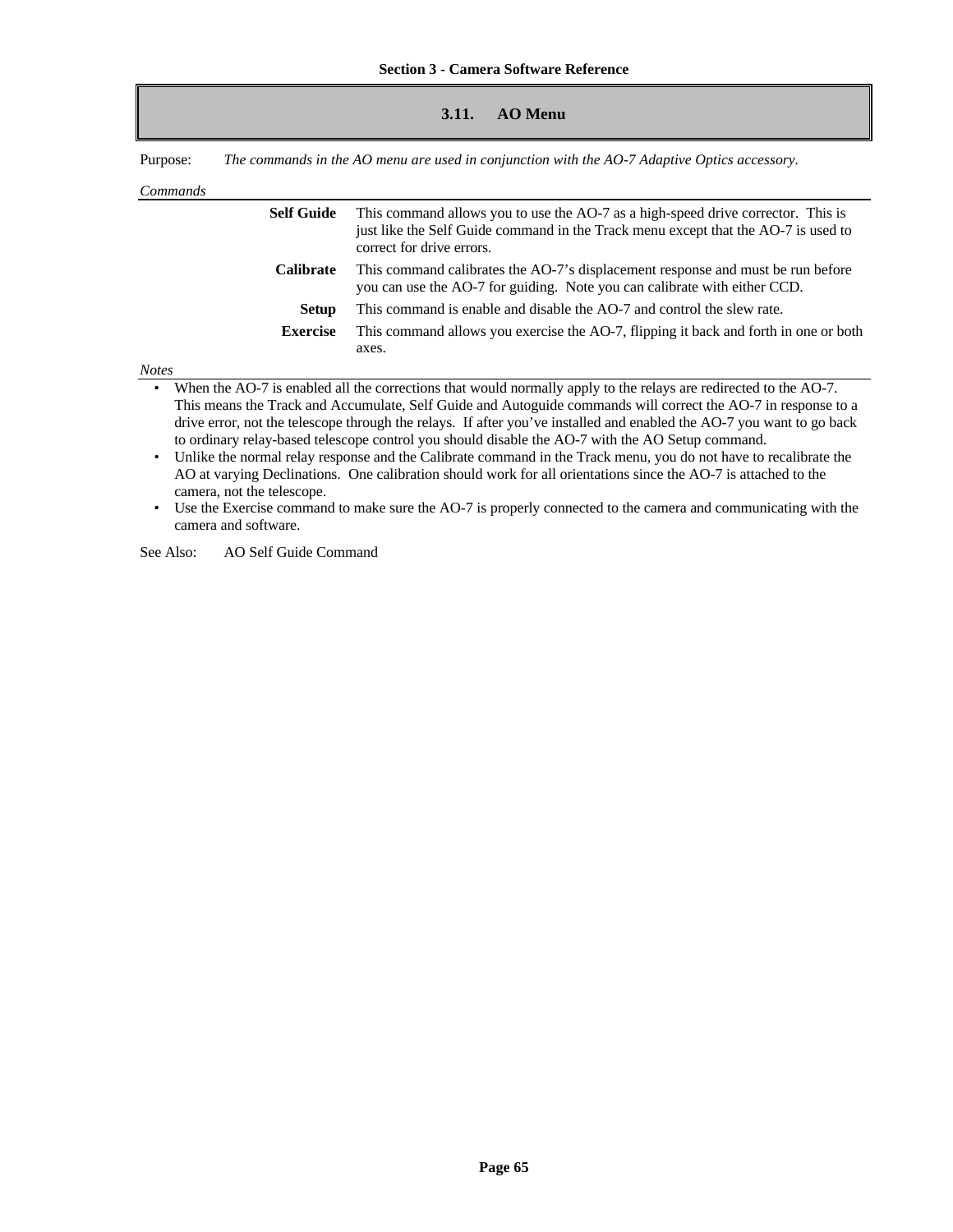## 3.11. AO Menu

Purpose: *The commands in the AO menu are used in conjunction with the AO-7 Adaptive Optics accessory.*

*Commands*

**Self Guide** This command allows you to use the AO-7 as a high-speed drive corrector. This is just like the Self Guide command in the Track menu except that the AO-7 is used to correct for drive errors.

**Calibrate** This command calibrates the AO-7's displacement response and must be run before you can use the AO-7 for guiding. Note you can calibrate with either CCD.

**Setup** This command is enable and disable the AO-7 and control the slew rate.

**Exercise** This command allows you exercise the AO-7, flipping it back and forth in one or both axes.

*Notes*

- When the AO-7 is enabled all the corrections that would normally apply to the relays are redirected to the AO-7. This means the Track and Accumulate, Self Guide and Autoguide commands will correct the AO-7 in response to a drive error, not the telescope through the relays. If after you've installed and enabled the AO-7 you want to go back to ordinary relay-based telescope control you should disable the AO-7 with the AO Setup command.
- Unlike the normal relay response and the Calibrate command in the Track menu, you do not have to recalibrate the AO at varying Declinations. One calibration should work for all orientations since the AO-7 is attached to the camera, not the telescope.
- Use the Exercise command to make sure the AO-7 is properly connected to the camera and communicating with the camera and software.

See Also: AO Self Guide Command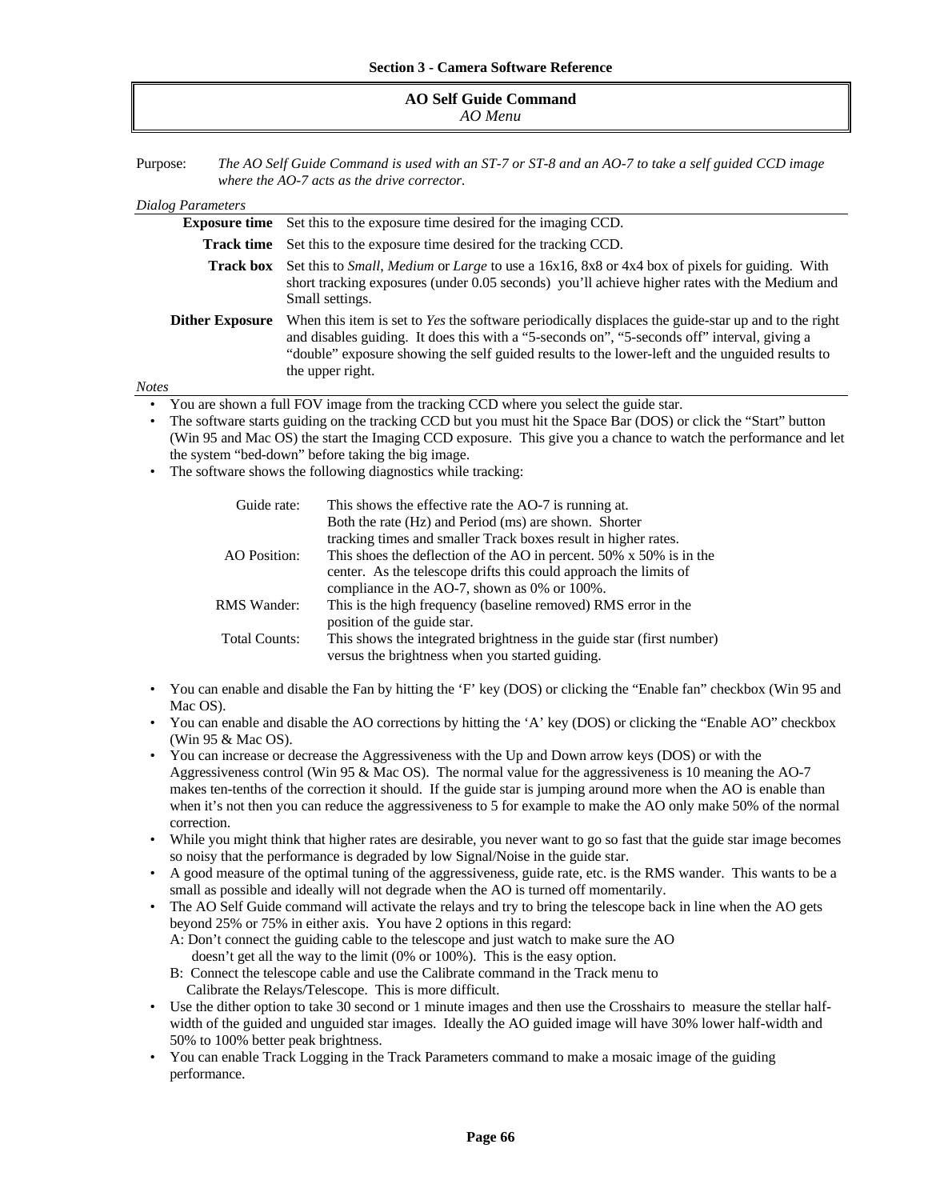## AO Self Guide Command

*AO Menu*

Purpose: *The AO Self Guide Command is used with an ST-7 or ST-8 and an AO-7 to take a self guided CCD image where the AO-7 acts as the drive corrector.*

*Dialog Parameters*

| | |
|---|---|
| **Exposure time** | Set this to the exposure time desired for the imaging CCD. |
| **Track time** | Set this to the exposure time desired for the tracking CCD. |
| **Track box** | Set this to *Small*, *Medium* or *Large* to use a 16x16, 8x8 or 4x4 box of pixels for guiding. With short tracking exposures (under 0.05 seconds) you'll achieve higher rates with the Medium and Small settings. |
| **Dither Exposure** | When this item is set to *Yes* the software periodically displaces the guide-star up and to the right and disables guiding. It does this with a "5-seconds on", "5-seconds off" interval, giving a "double" exposure showing the self guided results to the lower-left and the unguided results to the upper right. |

*Notes*

- You are shown a full FOV image from the tracking CCD where you select the guide star.
- The software starts guiding on the tracking CCD but you must hit the Space Bar (DOS) or click the "Start" button (Win 95 and Mac OS) the start the Imaging CCD exposure. This give you a chance to watch the performance and let the system "bed-down" before taking the big image.
- The software shows the following diagnostics while tracking:

| | |
|---|---|
| Guide rate: | This shows the effective rate the AO-7 is running at. Both the rate (Hz) and Period (ms) are shown. Shorter tracking times and smaller Track boxes result in higher rates. |
| AO Position: | This shoes the deflection of the AO in percent. 50% x 50% is in the center. As the telescope drifts this could approach the limits of compliance in the AO-7, shown as 0% or 100%. |
| RMS Wander: | This is the high frequency (baseline removed) RMS error in the position of the guide star. |
| Total Counts: | This shows the integrated brightness in the guide star (first number) versus the brightness when you started guiding. |

- You can enable and disable the Fan by hitting the 'F' key (DOS) or clicking the "Enable fan" checkbox (Win 95 and Mac OS).
- You can enable and disable the AO corrections by hitting the 'A' key (DOS) or clicking the "Enable AO" checkbox (Win 95 & Mac OS).
- You can increase or decrease the Aggressiveness with the Up and Down arrow keys (DOS) or with the Aggressiveness control (Win 95 & Mac OS). The normal value for the aggressiveness is 10 meaning the AO-7 makes ten-tenths of the correction it should. If the guide star is jumping around more when the AO is enable than when it's not then you can reduce the aggressiveness to 5 for example to make the AO only make 50% of the normal correction.
- While you might think that higher rates are desirable, you never want to go so fast that the guide star image becomes so noisy that the performance is degraded by low Signal/Noise in the guide star.
- A good measure of the optimal tuning of the aggressiveness, guide rate, etc. is the RMS wander. This wants to be a small as possible and ideally will not degrade when the AO is turned off momentarily.
- The AO Self Guide command will activate the relays and try to bring the telescope back in line when the AO gets beyond 25% or 75% in either axis. You have 2 options in this regard:
  A: Don't connect the guiding cable to the telescope and just watch to make sure the AO doesn't get all the way to the limit (0% or 100%). This is the easy option.
  B: Connect the telescope cable and use the Calibrate command in the Track menu to Calibrate the Relays/Telescope. This is more difficult.
- Use the dither option to take 30 second or 1 minute images and then use the Crosshairs to measure the stellar half-width of the guided and unguided star images. Ideally the AO guided image will have 30% lower half-width and 50% to 100% better peak brightness.
- You can enable Track Logging in the Track Parameters command to make a mosaic image of the guiding performance.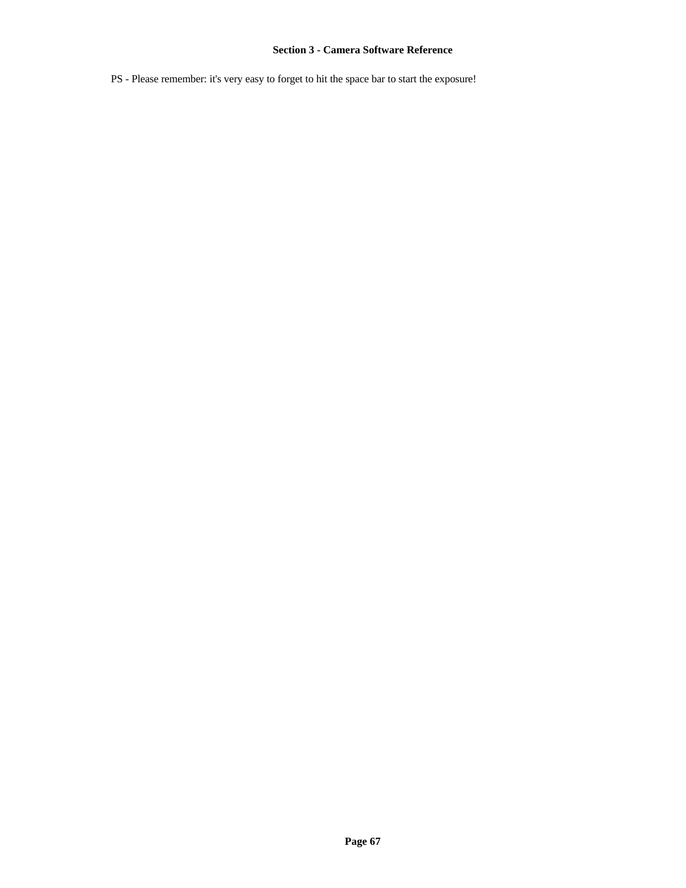PS - Please remember: it's very easy to forget to hit the space bar to start the exposure!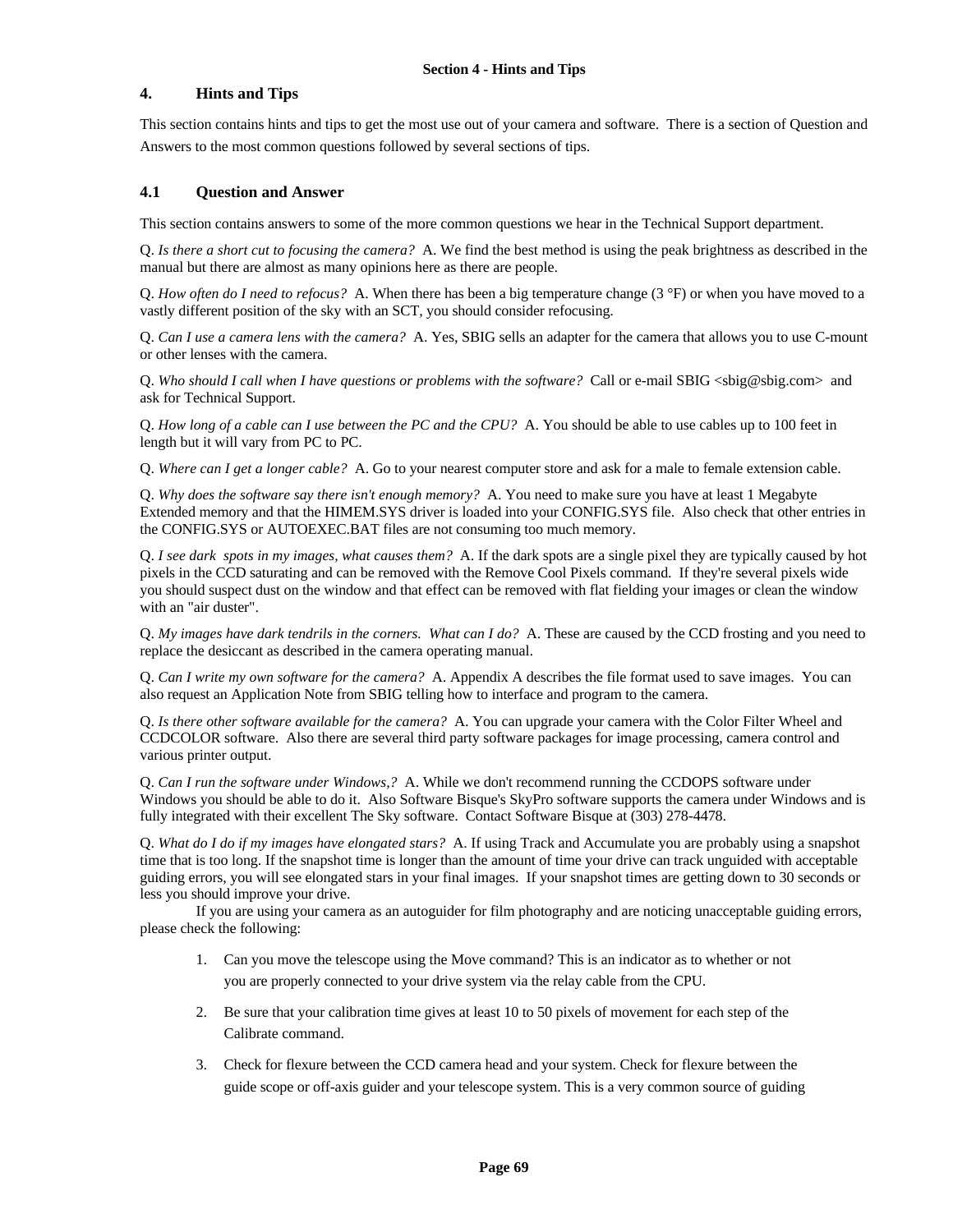# 4. Hints and Tips

This section contains hints and tips to get the most use out of your camera and software. There is a section of Question and Answers to the most common questions followed by several sections of tips.

## 4.1 Question and Answer

This section contains answers to some of the more common questions we hear in the Technical Support department.

Q. *Is there a short cut to focusing the camera?* A. We find the best method is using the peak brightness as described in the manual but there are almost as many opinions here as there are people.

Q. *How often do I need to refocus?* A. When there has been a big temperature change (3 °F) or when you have moved to a vastly different position of the sky with an SCT, you should consider refocusing.

Q. *Can I use a camera lens with the camera?* A. Yes, SBIG sells an adapter for the camera that allows you to use C-mount or other lenses with the camera.

Q. *Who should I call when I have questions or problems with the software?* Call or e-mail SBIG <sbig@sbig.com> and ask for Technical Support.

Q. *How long of a cable can I use between the PC and the CPU?* A. You should be able to use cables up to 100 feet in length but it will vary from PC to PC.

Q. *Where can I get a longer cable?* A. Go to your nearest computer store and ask for a male to female extension cable.

Q. *Why does the software say there isn't enough memory?* A. You need to make sure you have at least 1 Megabyte Extended memory and that the HIMEM.SYS driver is loaded into your CONFIG.SYS file. Also check that other entries in the CONFIG.SYS or AUTOEXEC.BAT files are not consuming too much memory.

Q. *I see dark spots in my images, what causes them?* A. If the dark spots are a single pixel they are typically caused by hot pixels in the CCD saturating and can be removed with the Remove Cool Pixels command. If they're several pixels wide you should suspect dust on the window and that effect can be removed with flat fielding your images or clean the window with an "air duster".

Q. *My images have dark tendrils in the corners. What can I do?* A. These are caused by the CCD frosting and you need to replace the desiccant as described in the camera operating manual.

Q. *Can I write my own software for the camera?* A. Appendix A describes the file format used to save images. You can also request an Application Note from SBIG telling how to interface and program to the camera.

Q. *Is there other software available for the camera?* A. You can upgrade your camera with the Color Filter Wheel and CCDCOLOR software. Also there are several third party software packages for image processing, camera control and various printer output.

Q. *Can I run the software under Windows,?* A. While we don't recommend running the CCDOPS software under Windows you should be able to do it. Also Software Bisque's SkyPro software supports the camera under Windows and is fully integrated with their excellent The Sky software. Contact Software Bisque at (303) 278-4478.

Q. *What do I do if my images have elongated stars?* A. If using Track and Accumulate you are probably using a snapshot time that is too long. If the snapshot time is longer than the amount of time your drive can track unguided with acceptable guiding errors, you will see elongated stars in your final images. If your snapshot times are getting down to 30 seconds or less you should improve your drive.

If you are using your camera as an autoguider for film photography and are noticing unacceptable guiding errors, please check the following:

1. Can you move the telescope using the Move command? This is an indicator as to whether or not you are properly connected to your drive system via the relay cable from the CPU.
2. Be sure that your calibration time gives at least 10 to 50 pixels of movement for each step of the Calibrate command.
3. Check for flexure between the CCD camera head and your system. Check for flexure between the guide scope or off-axis guider and your telescope system. This is a very common source of guiding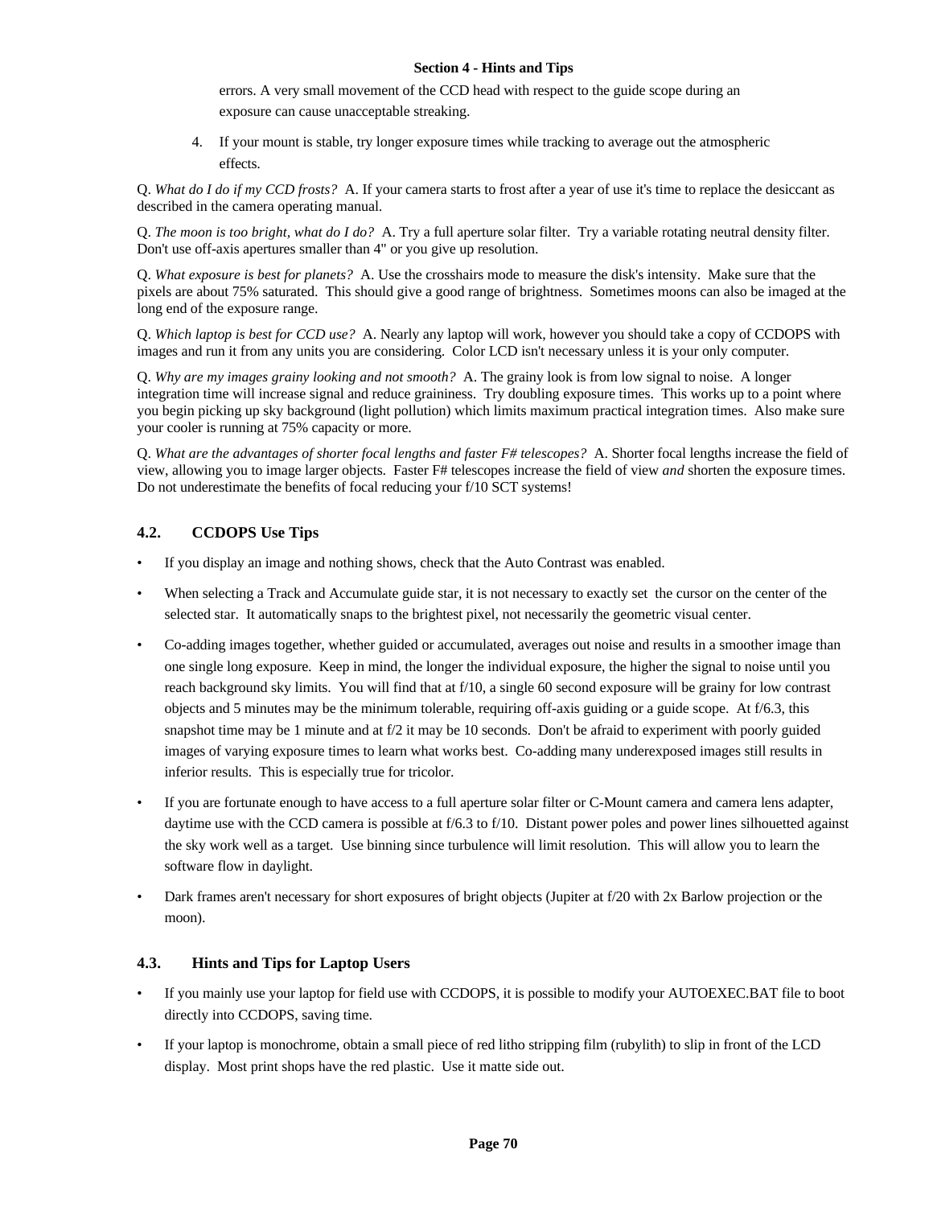errors. A very small movement of the CCD head with respect to the guide scope during an exposure can cause unacceptable streaking.

4. If your mount is stable, try longer exposure times while tracking to average out the atmospheric effects.

Q. *What do I do if my CCD frosts?* A. If your camera starts to frost after a year of use it's time to replace the desiccant as described in the camera operating manual.

Q. *The moon is too bright, what do I do?* A. Try a full aperture solar filter. Try a variable rotating neutral density filter. Don't use off-axis apertures smaller than 4" or you give up resolution.

Q. *What exposure is best for planets?* A. Use the crosshairs mode to measure the disk's intensity. Make sure that the pixels are about 75% saturated. This should give a good range of brightness. Sometimes moons can also be imaged at the long end of the exposure range.

Q. *Which laptop is best for CCD use?* A. Nearly any laptop will work, however you should take a copy of CCDOPS with images and run it from any units you are considering. Color LCD isn't necessary unless it is your only computer.

Q. *Why are my images grainy looking and not smooth?* A. The grainy look is from low signal to noise. A longer integration time will increase signal and reduce graininess. Try doubling exposure times. This works up to a point where you begin picking up sky background (light pollution) which limits maximum practical integration times. Also make sure your cooler is running at 75% capacity or more.

Q. *What are the advantages of shorter focal lengths and faster F# telescopes?* A. Shorter focal lengths increase the field of view, allowing you to image larger objects. Faster F# telescopes increase the field of view *and* shorten the exposure times. Do not underestimate the benefits of focal reducing your f/10 SCT systems!

## 4.2. CCDOPS Use Tips

- If you display an image and nothing shows, check that the Auto Contrast was enabled.
- When selecting a Track and Accumulate guide star, it is not necessary to exactly set the cursor on the center of the selected star. It automatically snaps to the brightest pixel, not necessarily the geometric visual center.
- Co-adding images together, whether guided or accumulated, averages out noise and results in a smoother image than one single long exposure. Keep in mind, the longer the individual exposure, the higher the signal to noise until you reach background sky limits. You will find that at f/10, a single 60 second exposure will be grainy for low contrast objects and 5 minutes may be the minimum tolerable, requiring off-axis guiding or a guide scope. At f/6.3, this snapshot time may be 1 minute and at f/2 it may be 10 seconds. Don't be afraid to experiment with poorly guided images of varying exposure times to learn what works best. Co-adding many underexposed images still results in inferior results. This is especially true for tricolor.
- If you are fortunate enough to have access to a full aperture solar filter or C-Mount camera and camera lens adapter, daytime use with the CCD camera is possible at f/6.3 to f/10. Distant power poles and power lines silhouetted against the sky work well as a target. Use binning since turbulence will limit resolution. This will allow you to learn the software flow in daylight.
- Dark frames aren't necessary for short exposures of bright objects (Jupiter at f/20 with 2x Barlow projection or the moon).

## 4.3. Hints and Tips for Laptop Users

- If you mainly use your laptop for field use with CCDOPS, it is possible to modify your AUTOEXEC.BAT file to boot directly into CCDOPS, saving time.
- If your laptop is monochrome, obtain a small piece of red litho stripping film (rubylith) to slip in front of the LCD display. Most print shops have the red plastic. Use it matte side out.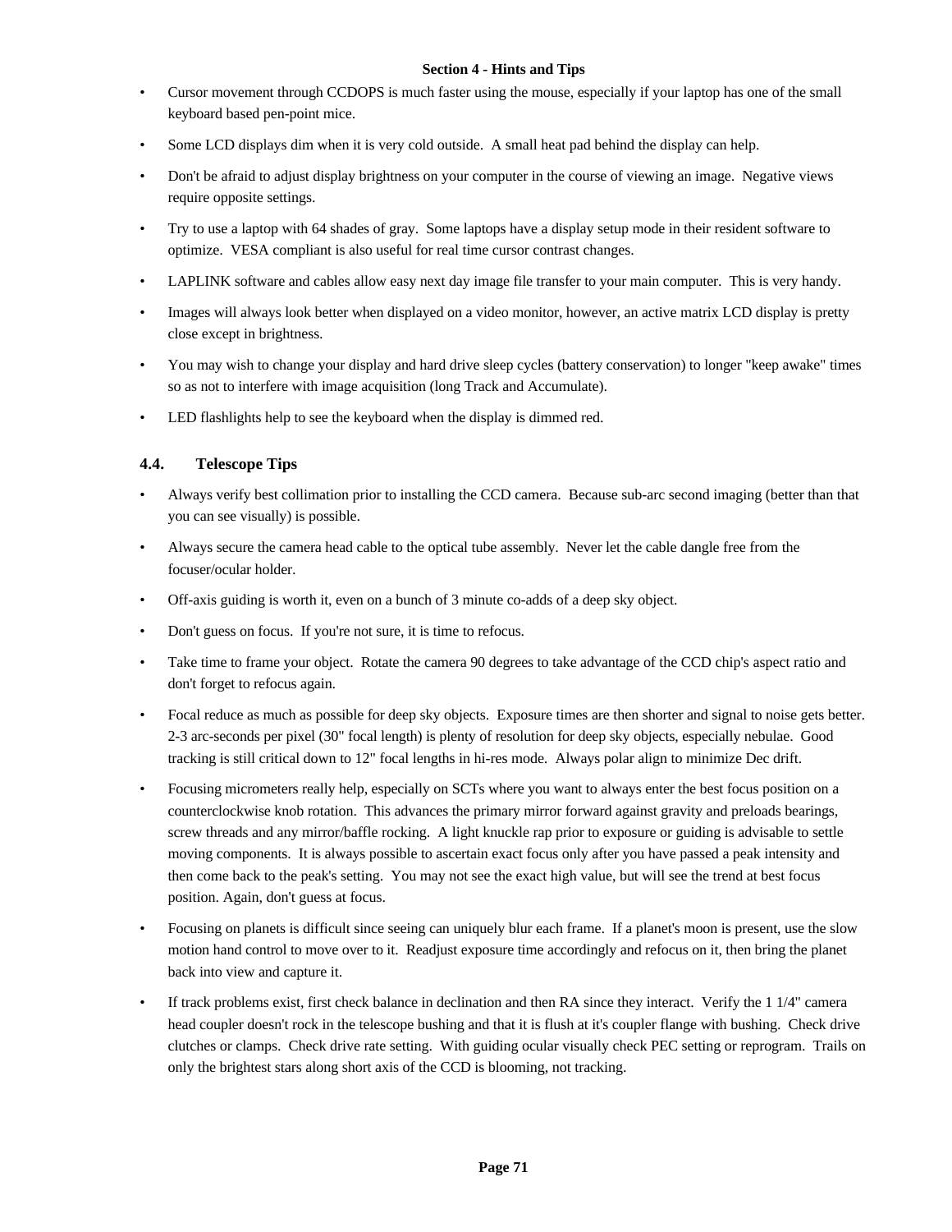- Cursor movement through CCDOPS is much faster using the mouse, especially if your laptop has one of the small keyboard based pen-point mice.
- Some LCD displays dim when it is very cold outside. A small heat pad behind the display can help.
- Don't be afraid to adjust display brightness on your computer in the course of viewing an image. Negative views require opposite settings.
- Try to use a laptop with 64 shades of gray. Some laptops have a display setup mode in their resident software to optimize. VESA compliant is also useful for real time cursor contrast changes.
- LAPLINK software and cables allow easy next day image file transfer to your main computer. This is very handy.
- Images will always look better when displayed on a video monitor, however, an active matrix LCD display is pretty close except in brightness.
- You may wish to change your display and hard drive sleep cycles (battery conservation) to longer "keep awake" times so as not to interfere with image acquisition (long Track and Accumulate).
- LED flashlights help to see the keyboard when the display is dimmed red.

## 4.4. Telescope Tips

- Always verify best collimation prior to installing the CCD camera. Because sub-arc second imaging (better than that you can see visually) is possible.
- Always secure the camera head cable to the optical tube assembly. Never let the cable dangle free from the focuser/ocular holder.
- Off-axis guiding is worth it, even on a bunch of 3 minute co-adds of a deep sky object.
- Don't guess on focus. If you're not sure, it is time to refocus.
- Take time to frame your object. Rotate the camera 90 degrees to take advantage of the CCD chip's aspect ratio and don't forget to refocus again.
- Focal reduce as much as possible for deep sky objects. Exposure times are then shorter and signal to noise gets better. 2-3 arc-seconds per pixel (30" focal length) is plenty of resolution for deep sky objects, especially nebulae. Good tracking is still critical down to 12" focal lengths in hi-res mode. Always polar align to minimize Dec drift.
- Focusing micrometers really help, especially on SCTs where you want to always enter the best focus position on a counterclockwise knob rotation. This advances the primary mirror forward against gravity and preloads bearings, screw threads and any mirror/baffle rocking. A light knuckle rap prior to exposure or guiding is advisable to settle moving components. It is always possible to ascertain exact focus only after you have passed a peak intensity and then come back to the peak's setting. You may not see the exact high value, but will see the trend at best focus position. Again, don't guess at focus.
- Focusing on planets is difficult since seeing can uniquely blur each frame. If a planet's moon is present, use the slow motion hand control to move over to it. Readjust exposure time accordingly and refocus on it, then bring the planet back into view and capture it.
- If track problems exist, first check balance in declination and then RA since they interact. Verify the 1 1/4" camera head coupler doesn't rock in the telescope bushing and that it is flush at it's coupler flange with bushing. Check drive clutches or clamps. Check drive rate setting. With guiding ocular visually check PEC setting or reprogram. Trails on only the brightest stars along short axis of the CCD is blooming, not tracking.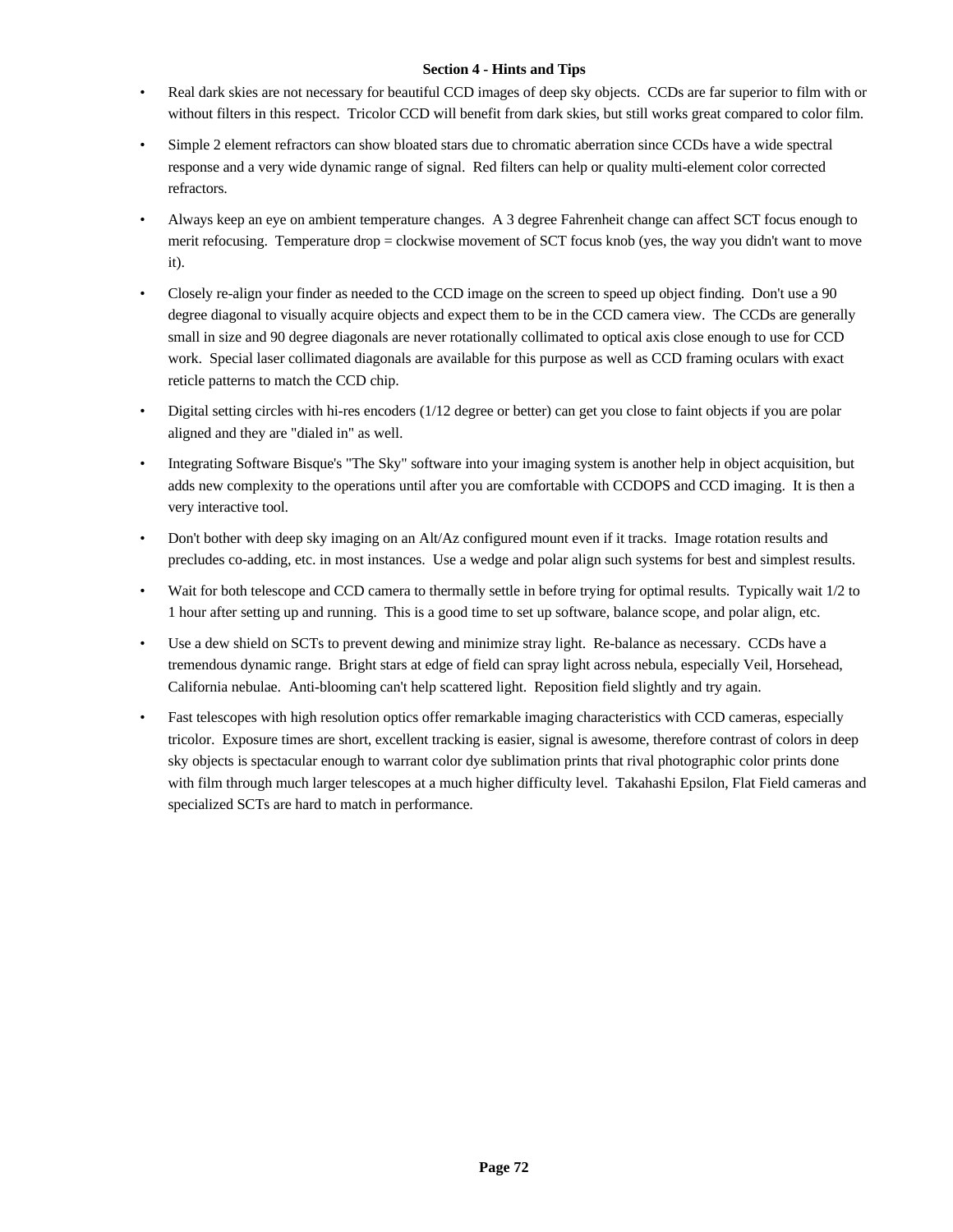## Section 4 - Hints and Tips

- Real dark skies are not necessary for beautiful CCD images of deep sky objects. CCDs are far superior to film with or without filters in this respect. Tricolor CCD will benefit from dark skies, but still works great compared to color film.
- Simple 2 element refractors can show bloated stars due to chromatic aberration since CCDs have a wide spectral response and a very wide dynamic range of signal. Red filters can help or quality multi-element color corrected refractors.
- Always keep an eye on ambient temperature changes. A 3 degree Fahrenheit change can affect SCT focus enough to merit refocusing. Temperature drop = clockwise movement of SCT focus knob (yes, the way you didn't want to move it).
- Closely re-align your finder as needed to the CCD image on the screen to speed up object finding. Don't use a 90 degree diagonal to visually acquire objects and expect them to be in the CCD camera view. The CCDs are generally small in size and 90 degree diagonals are never rotationally collimated to optical axis close enough to use for CCD work. Special laser collimated diagonals are available for this purpose as well as CCD framing oculars with exact reticle patterns to match the CCD chip.
- Digital setting circles with hi-res encoders (1/12 degree or better) can get you close to faint objects if you are polar aligned and they are "dialed in" as well.
- Integrating Software Bisque's "The Sky" software into your imaging system is another help in object acquisition, but adds new complexity to the operations until after you are comfortable with CCDOPS and CCD imaging. It is then a very interactive tool.
- Don't bother with deep sky imaging on an Alt/Az configured mount even if it tracks. Image rotation results and precludes co-adding, etc. in most instances. Use a wedge and polar align such systems for best and simplest results.
- Wait for both telescope and CCD camera to thermally settle in before trying for optimal results. Typically wait 1/2 to 1 hour after setting up and running. This is a good time to set up software, balance scope, and polar align, etc.
- Use a dew shield on SCTs to prevent dewing and minimize stray light. Re-balance as necessary. CCDs have a tremendous dynamic range. Bright stars at edge of field can spray light across nebula, especially Veil, Horsehead, California nebulae. Anti-blooming can't help scattered light. Reposition field slightly and try again.
- Fast telescopes with high resolution optics offer remarkable imaging characteristics with CCD cameras, especially tricolor. Exposure times are short, excellent tracking is easier, signal is awesome, therefore contrast of colors in deep sky objects is spectacular enough to warrant color dye sublimation prints that rival photographic color prints done with film through much larger telescopes at a much higher difficulty level. Takahashi Epsilon, Flat Field cameras and specialized SCTs are hard to match in performance.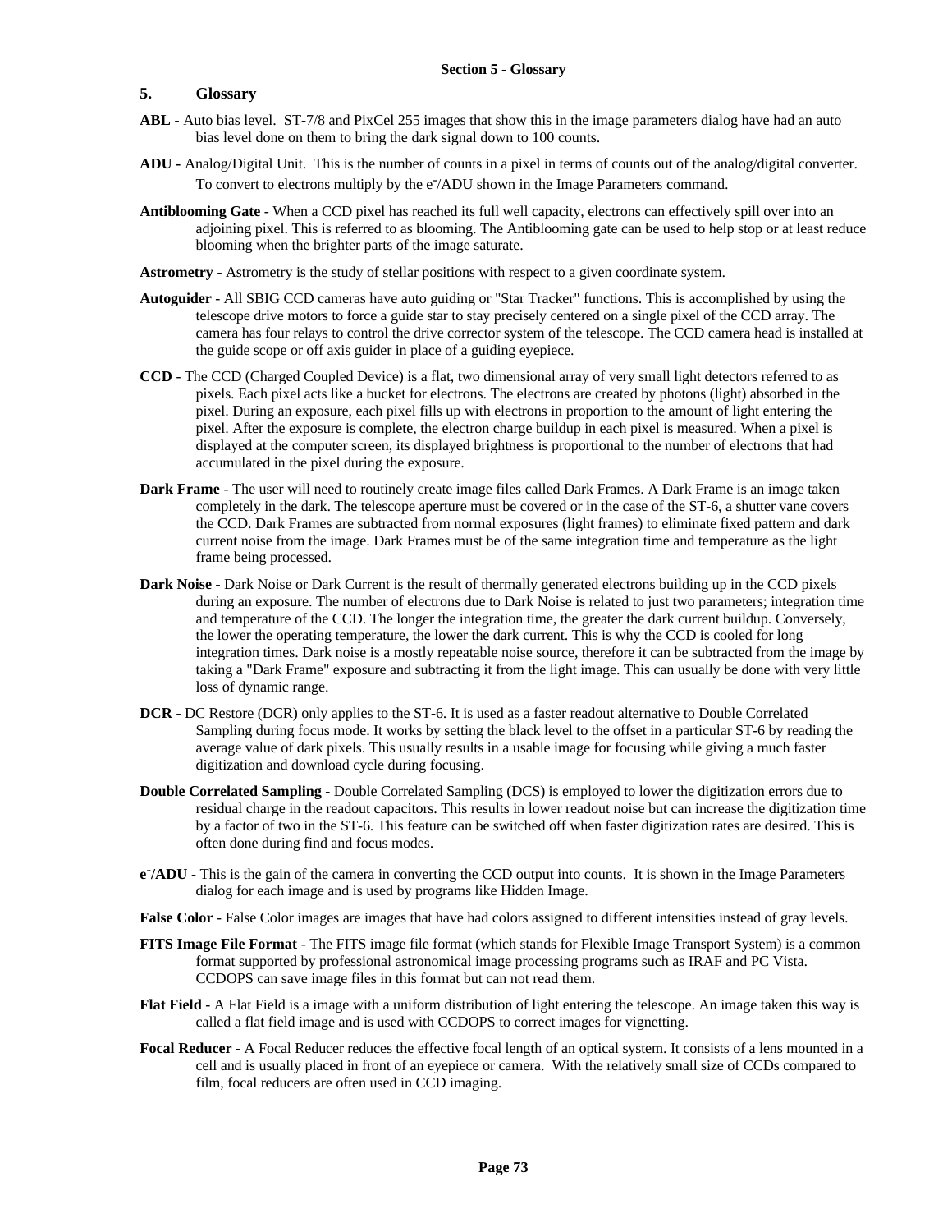# 5. Glossary

**ABL** - Auto bias level. ST-7/8 and PixCel 255 images that show this in the image parameters dialog have had an auto bias level done on them to bring the dark signal down to 100 counts.

**ADU -** Analog/Digital Unit. This is the number of counts in a pixel in terms of counts out of the analog/digital converter. To convert to electrons multiply by the $e^-$/ADU shown in the Image Parameters command.

**Antiblooming Gate** - When a CCD pixel has reached its full well capacity, electrons can effectively spill over into an adjoining pixel. This is referred to as blooming. The Antiblooming gate can be used to help stop or at least reduce blooming when the brighter parts of the image saturate.

**Astrometry** - Astrometry is the study of stellar positions with respect to a given coordinate system.

**Autoguider** - All SBIG CCD cameras have auto guiding or "Star Tracker" functions. This is accomplished by using the telescope drive motors to force a guide star to stay precisely centered on a single pixel of the CCD array. The camera has four relays to control the drive corrector system of the telescope. The CCD camera head is installed at the guide scope or off axis guider in place of a guiding eyepiece.

**CCD** - The CCD (Charged Coupled Device) is a flat, two dimensional array of very small light detectors referred to as pixels. Each pixel acts like a bucket for electrons. The electrons are created by photons (light) absorbed in the pixel. During an exposure, each pixel fills up with electrons in proportion to the amount of light entering the pixel. After the exposure is complete, the electron charge buildup in each pixel is measured. When a pixel is displayed at the computer screen, its displayed brightness is proportional to the number of electrons that had accumulated in the pixel during the exposure.

**Dark Frame** - The user will need to routinely create image files called Dark Frames. A Dark Frame is an image taken completely in the dark. The telescope aperture must be covered or in the case of the ST-6, a shutter vane covers the CCD. Dark Frames are subtracted from normal exposures (light frames) to eliminate fixed pattern and dark current noise from the image. Dark Frames must be of the same integration time and temperature as the light frame being processed.

**Dark Noise** - Dark Noise or Dark Current is the result of thermally generated electrons building up in the CCD pixels during an exposure. The number of electrons due to Dark Noise is related to just two parameters; integration time and temperature of the CCD. The longer the integration time, the greater the dark current buildup. Conversely, the lower the operating temperature, the lower the dark current. This is why the CCD is cooled for long integration times. Dark noise is a mostly repeatable noise source, therefore it can be subtracted from the image by taking a "Dark Frame" exposure and subtracting it from the light image. This can usually be done with very little loss of dynamic range.

**DCR** - DC Restore (DCR) only applies to the ST-6. It is used as a faster readout alternative to Double Correlated Sampling during focus mode. It works by setting the black level to the offset in a particular ST-6 by reading the average value of dark pixels. This usually results in a usable image for focusing while giving a much faster digitization and download cycle during focusing.

**Double Correlated Sampling** - Double Correlated Sampling (DCS) is employed to lower the digitization errors due to residual charge in the readout capacitors. This results in lower readout noise but can increase the digitization time by a factor of two in the ST-6. This feature can be switched off when faster digitization rates are desired. This is often done during find and focus modes.

**$e^-$/ADU** - This is the gain of the camera in converting the CCD output into counts. It is shown in the Image Parameters dialog for each image and is used by programs like Hidden Image.

**False Color** - False Color images are images that have had colors assigned to different intensities instead of gray levels.

**FITS Image File Format** - The FITS image file format (which stands for Flexible Image Transport System) is a common format supported by professional astronomical image processing programs such as IRAF and PC Vista. CCDOPS can save image files in this format but can not read them.

**Flat Field** - A Flat Field is a image with a uniform distribution of light entering the telescope. An image taken this way is called a flat field image and is used with CCDOPS to correct images for vignetting.

**Focal Reducer** - A Focal Reducer reduces the effective focal length of an optical system. It consists of a lens mounted in a cell and is usually placed in front of an eyepiece or camera. With the relatively small size of CCDs compared to film, focal reducers are often used in CCD imaging.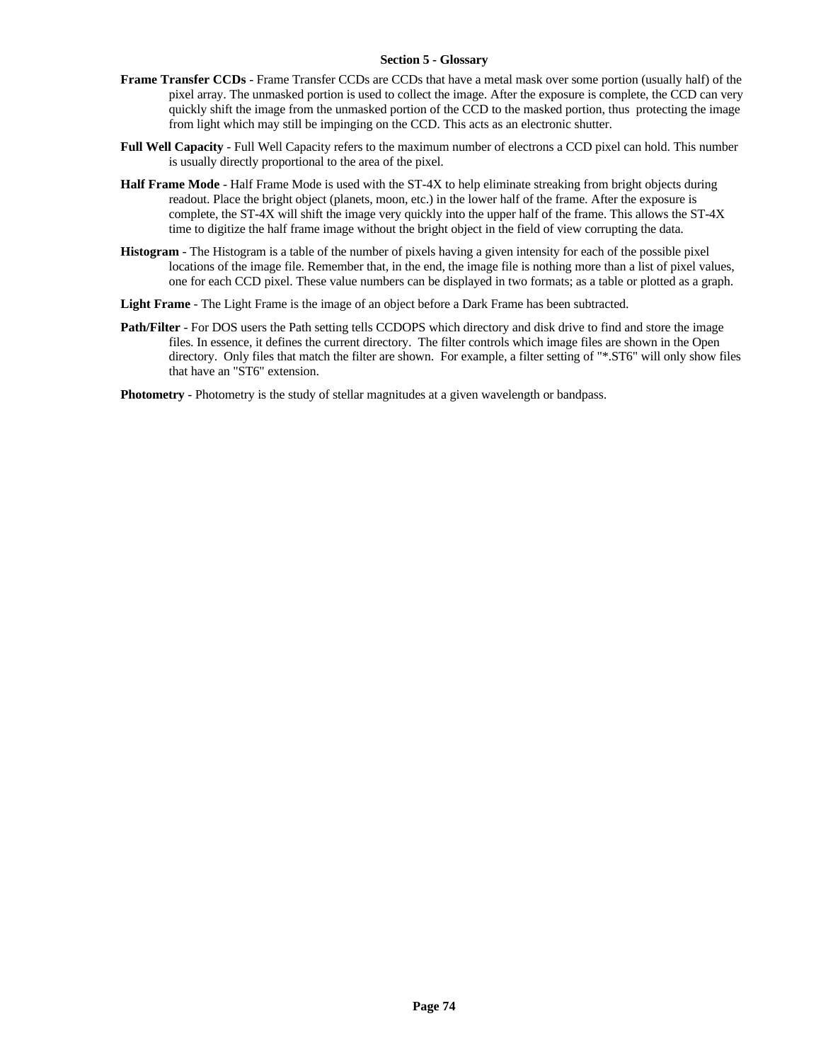## Section 5 - Glossary

**Frame Transfer CCDs** - Frame Transfer CCDs are CCDs that have a metal mask over some portion (usually half) of the pixel array. The unmasked portion is used to collect the image. After the exposure is complete, the CCD can very quickly shift the image from the unmasked portion of the CCD to the masked portion, thus protecting the image from light which may still be impinging on the CCD. This acts as an electronic shutter.

**Full Well Capacity** - Full Well Capacity refers to the maximum number of electrons a CCD pixel can hold. This number is usually directly proportional to the area of the pixel.

**Half Frame Mode** - Half Frame Mode is used with the ST-4X to help eliminate streaking from bright objects during readout. Place the bright object (planets, moon, etc.) in the lower half of the frame. After the exposure is complete, the ST-4X will shift the image very quickly into the upper half of the frame. This allows the ST-4X time to digitize the half frame image without the bright object in the field of view corrupting the data.

**Histogram** - The Histogram is a table of the number of pixels having a given intensity for each of the possible pixel locations of the image file. Remember that, in the end, the image file is nothing more than a list of pixel values, one for each CCD pixel. These value numbers can be displayed in two formats; as a table or plotted as a graph.

**Light Frame** - The Light Frame is the image of an object before a Dark Frame has been subtracted.

**Path/Filter** - For DOS users the Path setting tells CCDOPS which directory and disk drive to find and store the image files. In essence, it defines the current directory. The filter controls which image files are shown in the Open directory. Only files that match the filter are shown. For example, a filter setting of "*.ST6" will only show files that have an "ST6" extension.

**Photometry** - Photometry is the study of stellar magnitudes at a given wavelength or bandpass.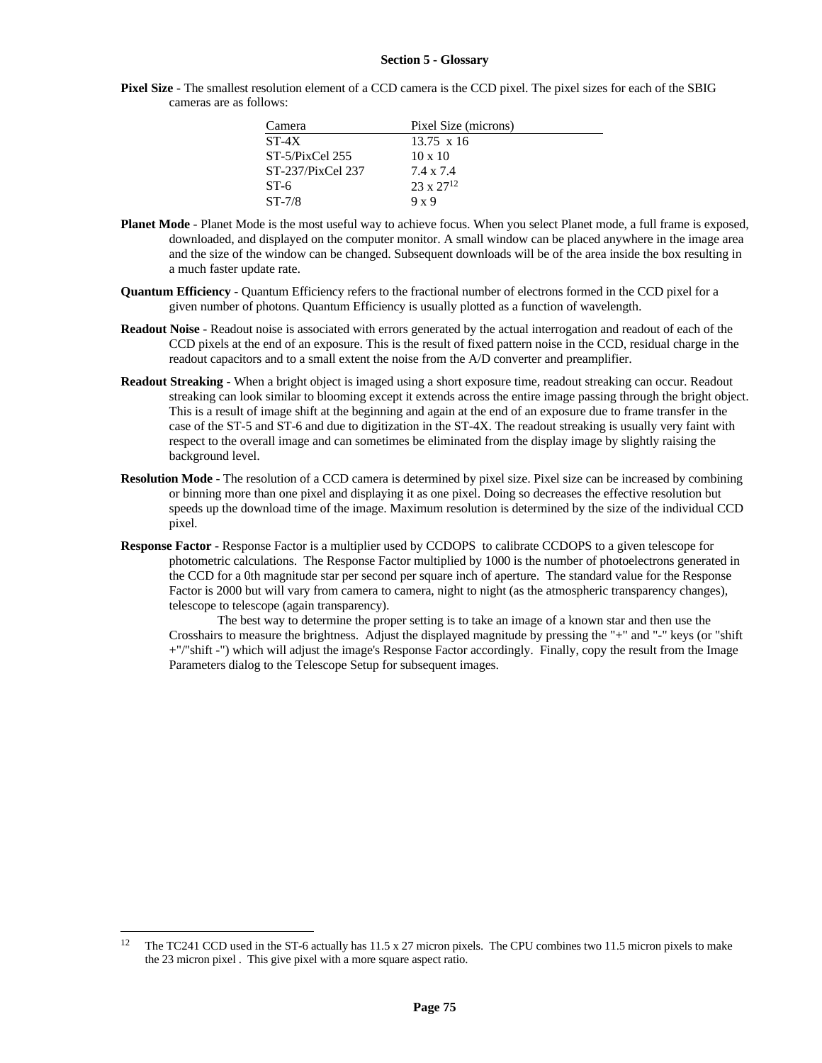## Section 5 - Glossary

**Pixel Size** - The smallest resolution element of a CCD camera is the CCD pixel. The pixel sizes for each of the SBIG cameras are as follows:

| Camera | Pixel Size (microns) |
|---|---|
| ST-4X | 13.75 x 16 |
| ST-5/PixCel 255 | 10 x 10 |
| ST-237/PixCel 237 | 7.4 x 7.4 |
| ST-6 | 23 x 27[12] |
| ST-7/8 | 9 x 9 |

**Planet Mode** - Planet Mode is the most useful way to achieve focus. When you select Planet mode, a full frame is exposed, downloaded, and displayed on the computer monitor. A small window can be placed anywhere in the image area and the size of the window can be changed. Subsequent downloads will be of the area inside the box resulting in a much faster update rate.

**Quantum Efficiency** - Quantum Efficiency refers to the fractional number of electrons formed in the CCD pixel for a given number of photons. Quantum Efficiency is usually plotted as a function of wavelength.

**Readout Noise** - Readout noise is associated with errors generated by the actual interrogation and readout of each of the CCD pixels at the end of an exposure. This is the result of fixed pattern noise in the CCD, residual charge in the readout capacitors and to a small extent the noise from the A/D converter and preamplifier.

**Readout Streaking** - When a bright object is imaged using a short exposure time, readout streaking can occur. Readout streaking can look similar to blooming except it extends across the entire image passing through the bright object. This is a result of image shift at the beginning and again at the end of an exposure due to frame transfer in the case of the ST-5 and ST-6 and due to digitization in the ST-4X. The readout streaking is usually very faint with respect to the overall image and can sometimes be eliminated from the display image by slightly raising the background level.

**Resolution Mode** - The resolution of a CCD camera is determined by pixel size. Pixel size can be increased by combining or binning more than one pixel and displaying it as one pixel. Doing so decreases the effective resolution but speeds up the download time of the image. Maximum resolution is determined by the size of the individual CCD pixel.

**Response Factor** - Response Factor is a multiplier used by CCDOPS to calibrate CCDOPS to a given telescope for photometric calculations. The Response Factor multiplied by 1000 is the number of photoelectrons generated in the CCD for a 0th magnitude star per second per square inch of aperture. The standard value for the Response Factor is 2000 but will vary from camera to camera, night to night (as the atmospheric transparency changes), telescope to telescope (again transparency).

The best way to determine the proper setting is to take an image of a known star and then use the Crosshairs to measure the brightness. Adjust the displayed magnitude by pressing the "+" and "-" keys (or "shift +"/"shift -") which will adjust the image's Response Factor accordingly. Finally, copy the result from the Image Parameters dialog to the Telescope Setup for subsequent images.

---

[12] The TC241 CCD used in the ST-6 actually has 11.5 x 27 micron pixels. The CPU combines two 11.5 micron pixels to make the 23 micron pixel . This give pixel with a more square aspect ratio.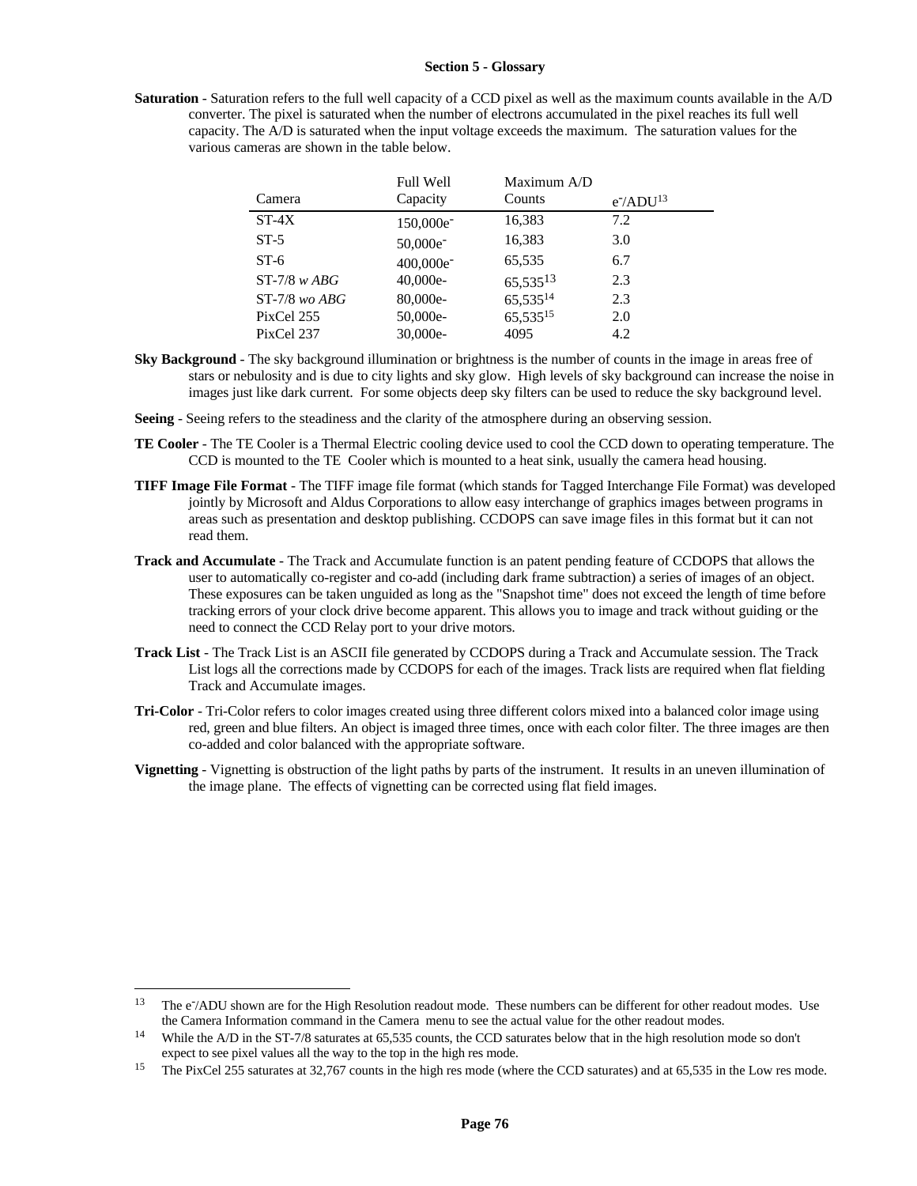**Saturation** - Saturation refers to the full well capacity of a CCD pixel as well as the maximum counts available in the A/D converter. The pixel is saturated when the number of electrons accumulated in the pixel reaches its full well capacity. The A/D is saturated when the input voltage exceeds the maximum. The saturation values for the various cameras are shown in the table below.

| Camera | Full Well Capacity | Maximum A/D Counts | $e^-$/ADU[13] |
|---|---|---|---|
| ST-4X | 150,000$e^-$ | 16,383 | 7.2 |
| ST-5 | 50,000$e^-$ | 16,383 | 3.0 |
| ST-6 | 400,000$e^-$ | 65,535 | 6.7 |
| ST-7/8 *w ABG* | 40,000e- | 65,535[13] | 2.3 |
| ST-7/8 *wo ABG* | 80,000e- | 65,535[14] | 2.3 |
| PixCel 255 | 50,000e- | 65,535[15] | 2.0 |
| PixCel 237 | 30,000e- | 4095 | 4.2 |

**Sky Background** - The sky background illumination or brightness is the number of counts in the image in areas free of stars or nebulosity and is due to city lights and sky glow. High levels of sky background can increase the noise in images just like dark current. For some objects deep sky filters can be used to reduce the sky background level.

**Seeing** - Seeing refers to the steadiness and the clarity of the atmosphere during an observing session.

**TE Cooler** - The TE Cooler is a Thermal Electric cooling device used to cool the CCD down to operating temperature. The CCD is mounted to the TE Cooler which is mounted to a heat sink, usually the camera head housing.

**TIFF Image File Format** - The TIFF image file format (which stands for Tagged Interchange File Format) was developed jointly by Microsoft and Aldus Corporations to allow easy interchange of graphics images between programs in areas such as presentation and desktop publishing. CCDOPS can save image files in this format but it can not read them.

**Track and Accumulate** - The Track and Accumulate function is an patent pending feature of CCDOPS that allows the user to automatically co-register and co-add (including dark frame subtraction) a series of images of an object. These exposures can be taken unguided as long as the "Snapshot time" does not exceed the length of time before tracking errors of your clock drive become apparent. This allows you to image and track without guiding or the need to connect the CCD Relay port to your drive motors.

**Track List** - The Track List is an ASCII file generated by CCDOPS during a Track and Accumulate session. The Track List logs all the corrections made by CCDOPS for each of the images. Track lists are required when flat fielding Track and Accumulate images.

**Tri-Color** - Tri-Color refers to color images created using three different colors mixed into a balanced color image using red, green and blue filters. An object is imaged three times, once with each color filter. The three images are then co-added and color balanced with the appropriate software.

**Vignetting** - Vignetting is obstruction of the light paths by parts of the instrument. It results in an uneven illumination of the image plane. The effects of vignetting can be corrected using flat field images.

---

[13] The $e^-$/ADU shown are for the High Resolution readout mode. These numbers can be different for other readout modes. Use the Camera Information command in the Camera menu to see the actual value for the other readout modes.

[14] While the A/D in the ST-7/8 saturates at 65,535 counts, the CCD saturates below that in the high resolution mode so don't expect to see pixel values all the way to the top in the high res mode.

[15] The PixCel 255 saturates at 32,767 counts in the high res mode (where the CCD saturates) and at 65,535 in the Low res mode.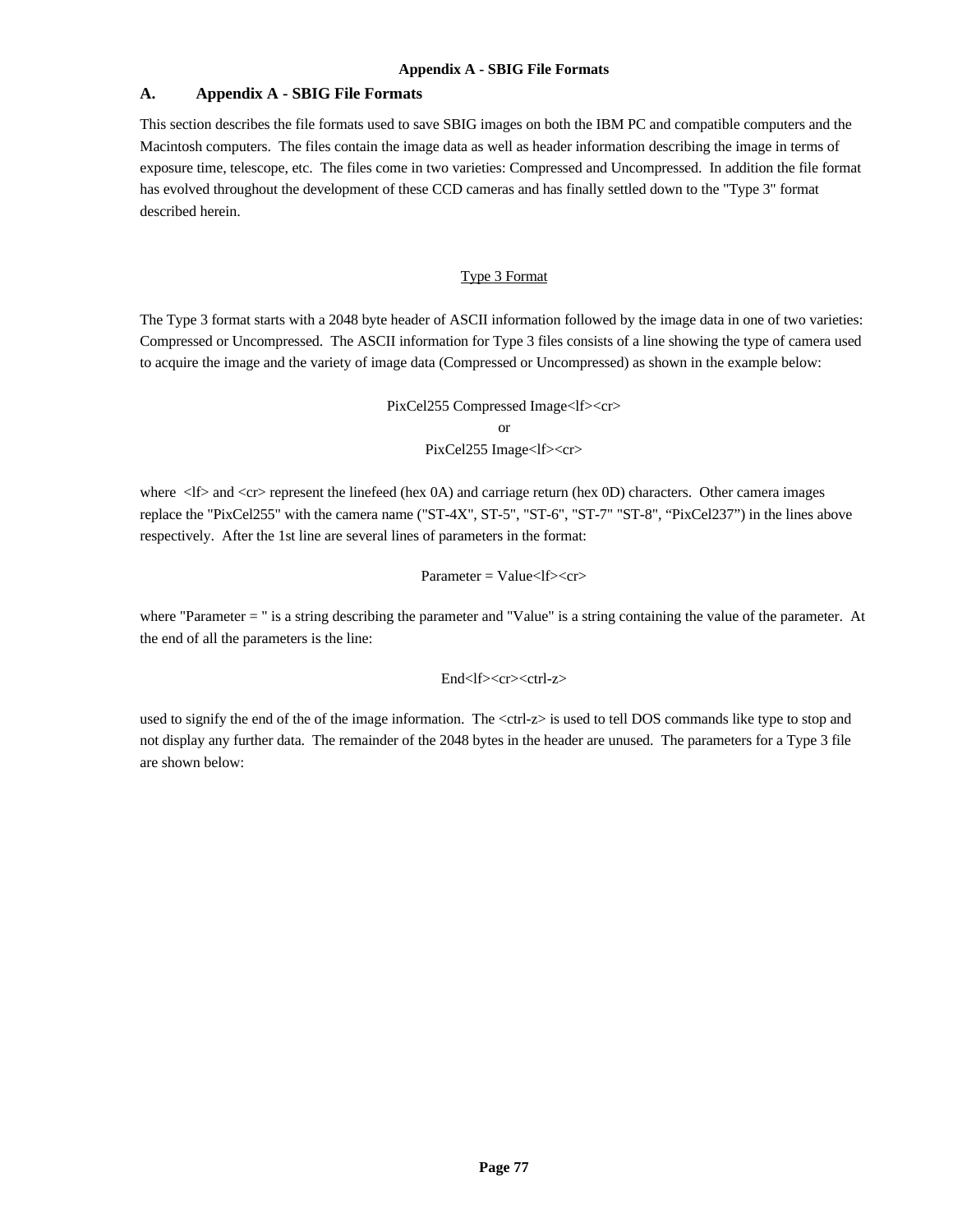## A. Appendix A - SBIG File Formats

This section describes the file formats used to save SBIG images on both the IBM PC and compatible computers and the Macintosh computers. The files contain the image data as well as header information describing the image in terms of exposure time, telescope, etc. The files come in two varieties: Compressed and Uncompressed. In addition the file format has evolved throughout the development of these CCD cameras and has finally settled down to the "Type 3" format described herein.

<u>Type 3 Format</u>

The Type 3 format starts with a 2048 byte header of ASCII information followed by the image data in one of two varieties: Compressed or Uncompressed. The ASCII information for Type 3 files consists of a line showing the type of camera used to acquire the image and the variety of image data (Compressed or Uncompressed) as shown in the example below:

PixCel255 Compressed Image<lf><cr>
or
PixCel255 Image<lf><cr>

where <lf> and <cr> represent the linefeed (hex 0A) and carriage return (hex 0D) characters. Other camera images replace the "PixCel255" with the camera name ("ST-4X", ST-5", "ST-6", "ST-7" "ST-8", “PixCel237”) in the lines above respectively. After the 1st line are several lines of parameters in the format:

Parameter = Value<lf><cr>

where "Parameter = " is a string describing the parameter and "Value" is a string containing the value of the parameter. At the end of all the parameters is the line:

End<lf><cr><ctrl-z>

used to signify the end of the of the image information. The <ctrl-z> is used to tell DOS commands like type to stop and not display any further data. The remainder of the 2048 bytes in the header are unused. The parameters for a Type 3 file are shown below: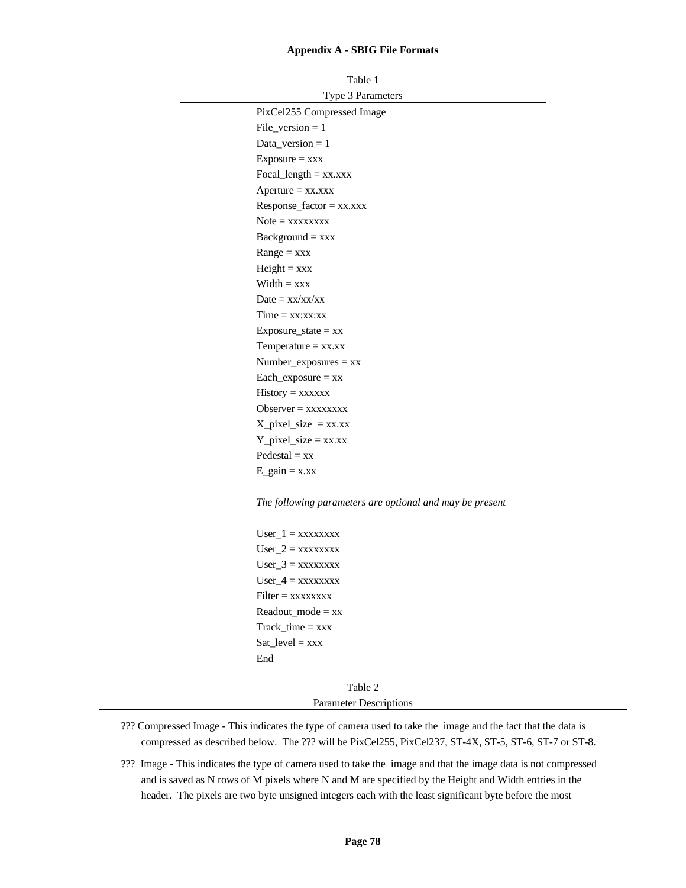**Appendix A - SBIG File Formats**

Table 1
Type 3 Parameters

PixCel255 Compressed Image
File_version = 1
Data_version = 1
Exposure = xxx
Focal_length = xx.xxx
Aperture = xx.xxx
Response_factor = xx.xxx
Note = xxxxxxxx
Background = xxx
Range = xxx
Height = xxx
Width = xxx
Date = xx/xx/xx
Time = xx:xx:xx
Exposure_state = xx
Temperature = xx.xx
Number_exposures = xx
Each_exposure = xx
History = xxxxxx
Observer = xxxxxxxx
X_pixel_size  = xx.xx
Y_pixel_size = xx.xx
Pedestal = xx
E_gain = x.xx

*The following parameters are optional and may be present*

User_1 = xxxxxxxx
User_2 = xxxxxxxx
User_3 = xxxxxxxx
User_4 = xxxxxxxx
Filter = xxxxxxxx
Readout_mode = xx
Track_time = xxx
Sat_level = xxx
End

Table 2
Parameter Descriptions

??? Compressed Image - This indicates the type of camera used to take the image and the fact that the data is compressed as described below. The ??? will be PixCel255, PixCel237, ST-4X, ST-5, ST-6, ST-7 or ST-8.

??? Image - This indicates the type of camera used to take the image and that the image data is not compressed and is saved as N rows of M pixels where N and M are specified by the Height and Width entries in the header. The pixels are two byte unsigned integers each with the least significant byte before the most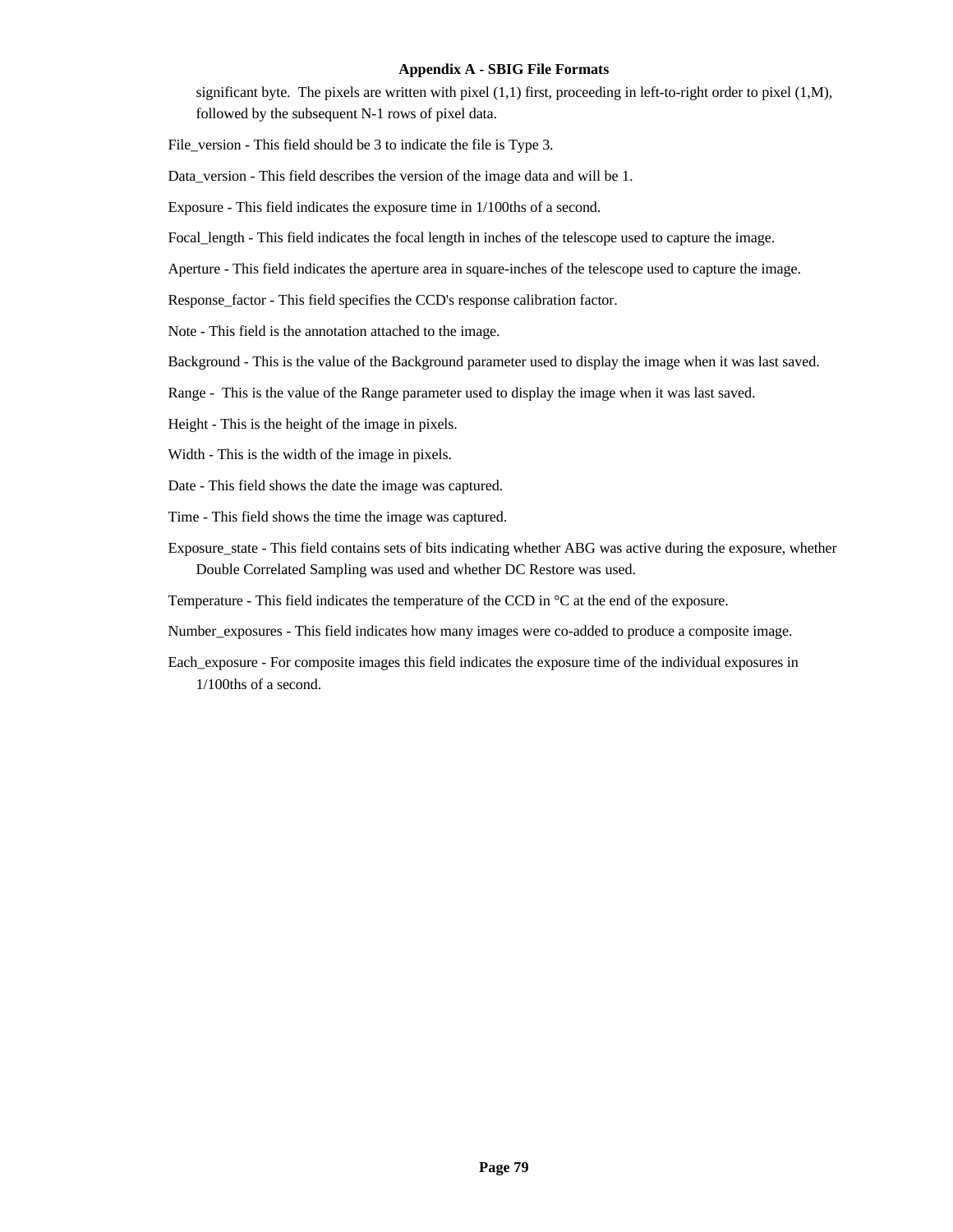significant byte. The pixels are written with pixel (1,1) first, proceeding in left-to-right order to pixel (1,M), followed by the subsequent N-1 rows of pixel data.

File_version - This field should be 3 to indicate the file is Type 3.

Data_version - This field describes the version of the image data and will be 1.

Exposure - This field indicates the exposure time in 1/100ths of a second.

Focal_length - This field indicates the focal length in inches of the telescope used to capture the image.

Aperture - This field indicates the aperture area in square-inches of the telescope used to capture the image.

Response_factor - This field specifies the CCD's response calibration factor.

Note - This field is the annotation attached to the image.

Background - This is the value of the Background parameter used to display the image when it was last saved.

Range - This is the value of the Range parameter used to display the image when it was last saved.

Height - This is the height of the image in pixels.

Width - This is the width of the image in pixels.

Date - This field shows the date the image was captured.

Time - This field shows the time the image was captured.

Exposure_state - This field contains sets of bits indicating whether ABG was active during the exposure, whether Double Correlated Sampling was used and whether DC Restore was used.

Temperature - This field indicates the temperature of the CCD in °C at the end of the exposure.

Number_exposures - This field indicates how many images were co-added to produce a composite image.

Each_exposure - For composite images this field indicates the exposure time of the individual exposures in 1/100ths of a second.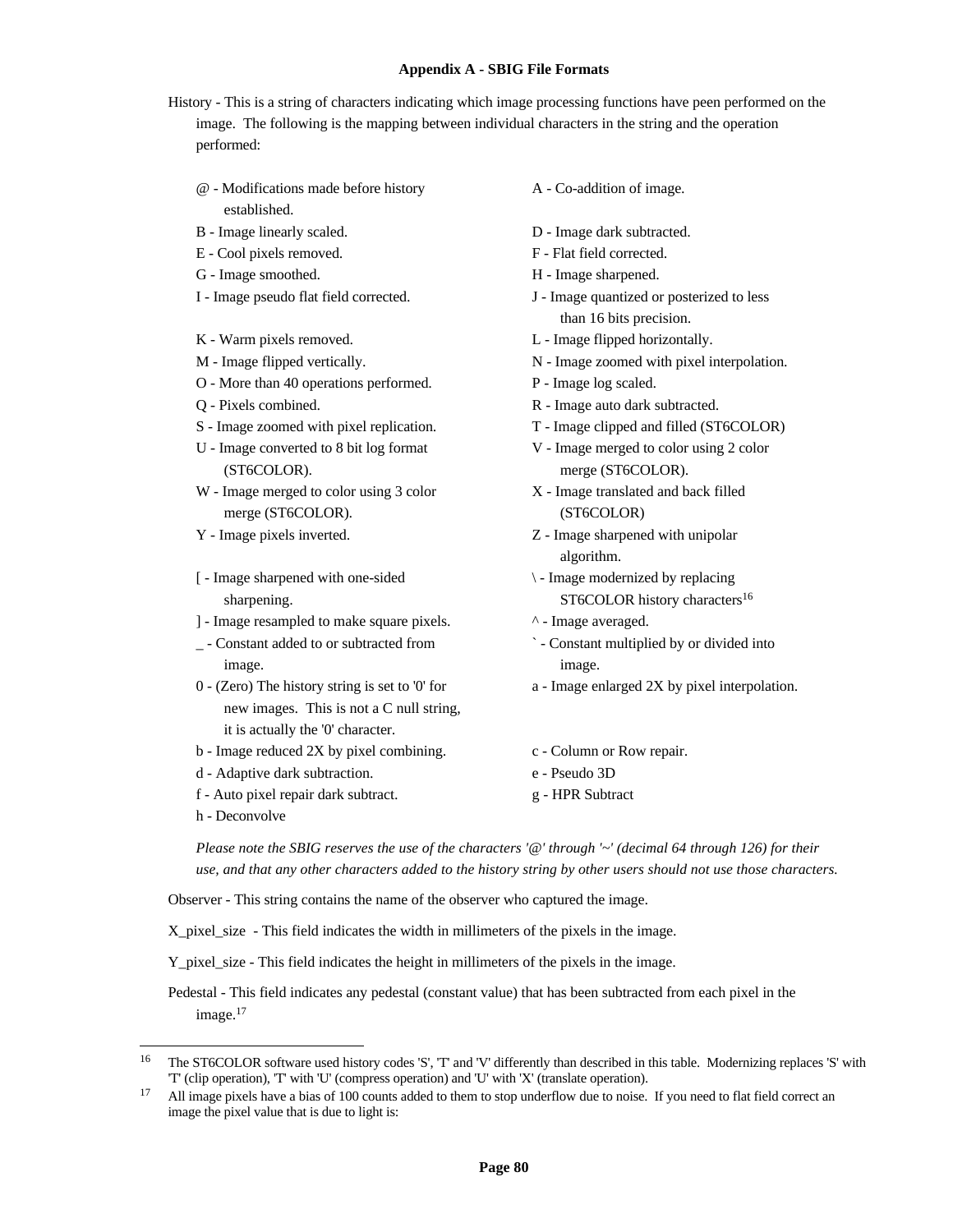### Appendix A - SBIG File Formats

History - This is a string of characters indicating which image processing functions have peen performed on the image. The following is the mapping between individual characters in the string and the operation performed:

- @ - Modifications made before history established.
- A - Co-addition of image.
- B - Image linearly scaled.
- D - Image dark subtracted.
- E - Cool pixels removed.
- F - Flat field corrected.
- G - Image smoothed.
- H - Image sharpened.
- I - Image pseudo flat field corrected.
- J - Image quantized or posterized to less than 16 bits precision.
- K - Warm pixels removed.
- L - Image flipped horizontally.
- M - Image flipped vertically.
- N - Image zoomed with pixel interpolation.
- O - More than 40 operations performed.
- P - Image log scaled.
- Q - Pixels combined.
- R - Image auto dark subtracted.
- S - Image zoomed with pixel replication.
- T - Image clipped and filled (ST6COLOR)
- U - Image converted to 8 bit log format (ST6COLOR).
- V - Image merged to color using 2 color merge (ST6COLOR).
- W - Image merged to color using 3 color merge (ST6COLOR).
- X - Image translated and back filled (ST6COLOR)
- Y - Image pixels inverted.
- Z - Image sharpened with unipolar algorithm.
- [ - Image sharpened with one-sided sharpening.
- \ - Image modernized by replacing ST6COLOR history characters[16]
- ] - Image resampled to make square pixels.
- ^ - Image averaged.
- _ - Constant added to or subtracted from image.
- ` - Constant multiplied by or divided into image.
- 0 - (Zero) The history string is set to '0' for new images. This is not a C null string, it is actually the '0' character.
- a - Image enlarged 2X by pixel interpolation.
- b - Image reduced 2X by pixel combining.
- c - Column or Row repair.
- d - Adaptive dark subtraction.
- e - Pseudo 3D
- f - Auto pixel repair dark subtract.
- g - HPR Subtract
- h - Deconvolve

*Please note the SBIG reserves the use of the characters '@' through '~' (decimal 64 through 126) for their use, and that any other characters added to the history string by other users should not use those characters.*

Observer - This string contains the name of the observer who captured the image.

X_pixel_size - This field indicates the width in millimeters of the pixels in the image.

Y_pixel_size - This field indicates the height in millimeters of the pixels in the image.

Pedestal - This field indicates any pedestal (constant value) that has been subtracted from each pixel in the image.[17]

---

[16] The ST6COLOR software used history codes 'S', 'T' and 'V' differently than described in this table. Modernizing replaces 'S' with 'T' (clip operation), 'T' with 'U' (compress operation) and 'U' with 'X' (translate operation).

[17] All image pixels have a bias of 100 counts added to them to stop underflow due to noise. If you need to flat field correct an image the pixel value that is due to light is: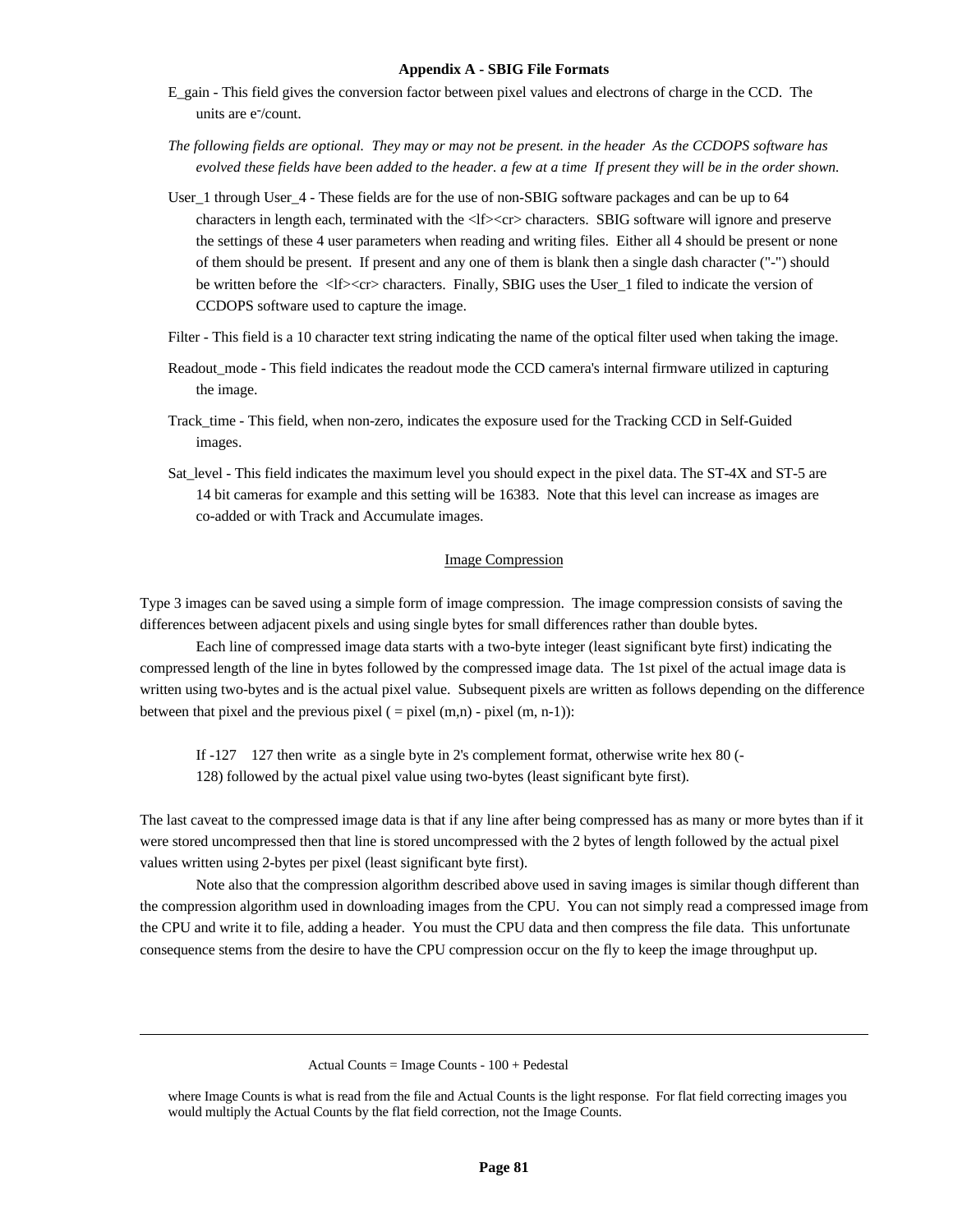### Appendix A - SBIG File Formats

E_gain - This field gives the conversion factor between pixel values and electrons of charge in the CCD. The units are $e^-$/count.

*The following fields are optional. They may or may not be present. in the header As the CCDOPS software has evolved these fields have been added to the header. a few at a time If present they will be in the order shown.*

User_1 through User_4 - These fields are for the use of non-SBIG software packages and can be up to 64 characters in length each, terminated with the <lf><cr> characters. SBIG software will ignore and preserve the settings of these 4 user parameters when reading and writing files. Either all 4 should be present or none of them should be present. If present and any one of them is blank then a single dash character ("-") should be written before the <lf><cr> characters. Finally, SBIG uses the User_1 filed to indicate the version of CCDOPS software used to capture the image.

Filter - This field is a 10 character text string indicating the name of the optical filter used when taking the image.

Readout_mode - This field indicates the readout mode the CCD camera's internal firmware utilized in capturing the image.

Track_time - This field, when non-zero, indicates the exposure used for the Tracking CCD in Self-Guided images.

Sat_level - This field indicates the maximum level you should expect in the pixel data. The ST-4X and ST-5 are 14 bit cameras for example and this setting will be 16383. Note that this level can increase as images are co-added or with Track and Accumulate images.

## Image Compression

Type 3 images can be saved using a simple form of image compression. The image compression consists of saving the differences between adjacent pixels and using single bytes for small differences rather than double bytes.

Each line of compressed image data starts with a two-byte integer (least significant byte first) indicating the compressed length of the line in bytes followed by the compressed image data. The 1st pixel of the actual image data is written using two-bytes and is the actual pixel value. Subsequent pixels are written as follows depending on the difference between that pixel and the previous pixel ( = pixel (m,n) - pixel (m, n-1)):

If -127 127 then write as a single byte in 2's complement format, otherwise write hex 80 (-128) followed by the actual pixel value using two-bytes (least significant byte first).

The last caveat to the compressed image data is that if any line after being compressed has as many or more bytes than if it were stored uncompressed then that line is stored uncompressed with the 2 bytes of length followed by the actual pixel values written using 2-bytes per pixel (least significant byte first).

Note also that the compression algorithm described above used in saving images is similar though different than the compression algorithm used in downloading images from the CPU. You can not simply read a compressed image from the CPU and write it to file, adding a header. You must the CPU data and then compress the file data. This unfortunate consequence stems from the desire to have the CPU compression occur on the fly to keep the image throughput up.

---

Actual Counts = Image Counts - 100 + Pedestal

where Image Counts is what is read from the file and Actual Counts is the light response. For flat field correcting images you would multiply the Actual Counts by the flat field correction, not the Image Counts.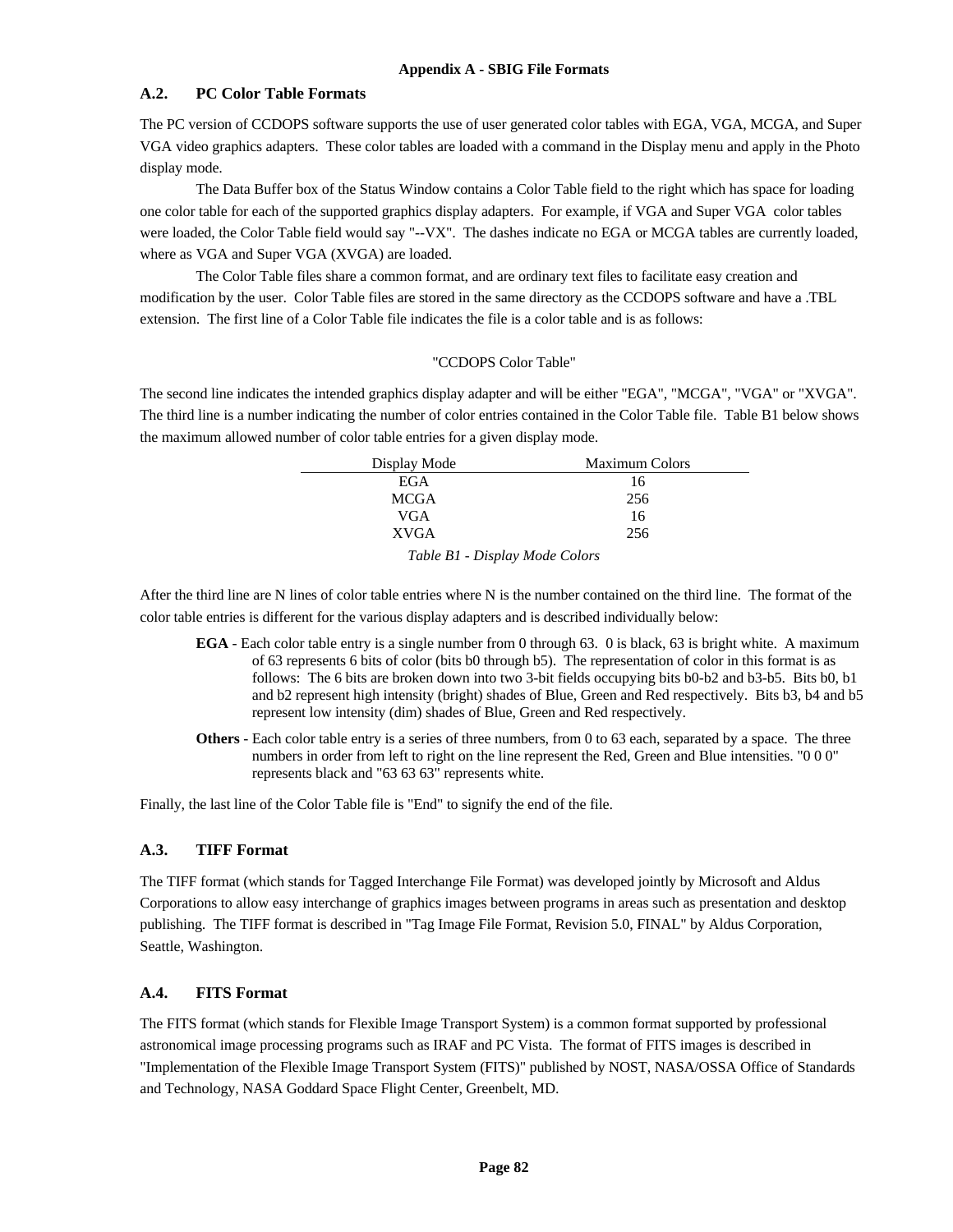## A.2. PC Color Table Formats

The PC version of CCDOPS software supports the use of user generated color tables with EGA, VGA, MCGA, and Super VGA video graphics adapters. These color tables are loaded with a command in the Display menu and apply in the Photo display mode.

The Data Buffer box of the Status Window contains a Color Table field to the right which has space for loading one color table for each of the supported graphics display adapters. For example, if VGA and Super VGA color tables were loaded, the Color Table field would say "--VX". The dashes indicate no EGA or MCGA tables are currently loaded, where as VGA and Super VGA (XVGA) are loaded.

The Color Table files share a common format, and are ordinary text files to facilitate easy creation and modification by the user. Color Table files are stored in the same directory as the CCDOPS software and have a .TBL extension. The first line of a Color Table file indicates the file is a color table and is as follows:

"CCDOPS Color Table"

The second line indicates the intended graphics display adapter and will be either "EGA", "MCGA", "VGA" or "XVGA". The third line is a number indicating the number of color entries contained in the Color Table file. Table B1 below shows the maximum allowed number of color table entries for a given display mode.

| Display Mode | Maximum Colors |
|---|---|
| EGA | 16 |
| MCGA | 256 |
| VGA | 16 |
| XVGA | 256 |

*Table B1 - Display Mode Colors*

After the third line are N lines of color table entries where N is the number contained on the third line. The format of the color table entries is different for the various display adapters and is described individually below:

**EGA** - Each color table entry is a single number from 0 through 63. 0 is black, 63 is bright white. A maximum of 63 represents 6 bits of color (bits b0 through b5). The representation of color in this format is as follows: The 6 bits are broken down into two 3-bit fields occupying bits b0-b2 and b3-b5. Bits b0, b1 and b2 represent high intensity (bright) shades of Blue, Green and Red respectively. Bits b3, b4 and b5 represent low intensity (dim) shades of Blue, Green and Red respectively.

**Others** - Each color table entry is a series of three numbers, from 0 to 63 each, separated by a space. The three numbers in order from left to right on the line represent the Red, Green and Blue intensities. "0 0 0" represents black and "63 63 63" represents white.

Finally, the last line of the Color Table file is "End" to signify the end of the file.

## A.3. TIFF Format

The TIFF format (which stands for Tagged Interchange File Format) was developed jointly by Microsoft and Aldus Corporations to allow easy interchange of graphics images between programs in areas such as presentation and desktop publishing. The TIFF format is described in "Tag Image File Format, Revision 5.0, FINAL" by Aldus Corporation, Seattle, Washington.

## A.4. FITS Format

The FITS format (which stands for Flexible Image Transport System) is a common format supported by professional astronomical image processing programs such as IRAF and PC Vista. The format of FITS images is described in "Implementation of the Flexible Image Transport System (FITS)" published by NOST, NASA/OSSA Office of Standards and Technology, NASA Goddard Space Flight Center, Greenbelt, MD.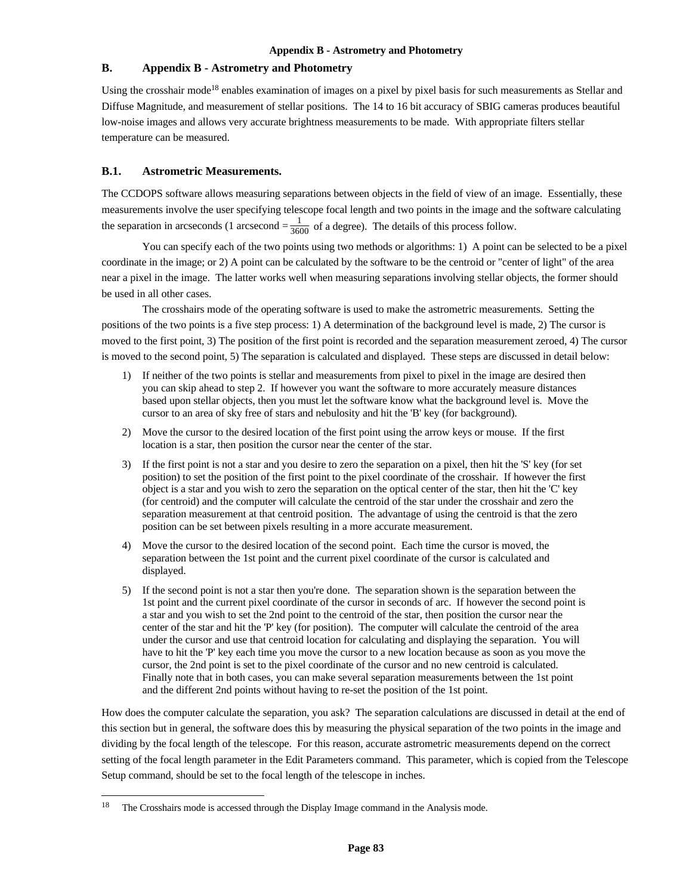## B. Appendix B - Astrometry and Photometry

Using the crosshair mode[18] enables examination of images on a pixel by pixel basis for such measurements as Stellar and Diffuse Magnitude, and measurement of stellar positions. The 14 to 16 bit accuracy of SBIG cameras produces beautiful low-noise images and allows very accurate brightness measurements to be made. With appropriate filters stellar temperature can be measured.

### B.1. Astrometric Measurements.

The CCDOPS software allows measuring separations between objects in the field of view of an image. Essentially, these measurements involve the user specifying telescope focal length and two points in the image and the software calculating the separation in arcseconds (1 arcsecond = $\frac{1}{3600}$ of a degree). The details of this process follow.

You can specify each of the two points using two methods or algorithms: 1) A point can be selected to be a pixel coordinate in the image; or 2) A point can be calculated by the software to be the centroid or "center of light" of the area near a pixel in the image. The latter works well when measuring separations involving stellar objects, the former should be used in all other cases.

The crosshairs mode of the operating software is used to make the astrometric measurements. Setting the positions of the two points is a five step process: 1) A determination of the background level is made, 2) The cursor is moved to the first point, 3) The position of the first point is recorded and the separation measurement zeroed, 4) The cursor is moved to the second point, 5) The separation is calculated and displayed. These steps are discussed in detail below:

1) If neither of the two points is stellar and measurements from pixel to pixel in the image are desired then you can skip ahead to step 2. If however you want the software to more accurately measure distances based upon stellar objects, then you must let the software know what the background level is. Move the cursor to an area of sky free of stars and nebulosity and hit the 'B' key (for background).
2) Move the cursor to the desired location of the first point using the arrow keys or mouse. If the first location is a star, then position the cursor near the center of the star.
3) If the first point is not a star and you desire to zero the separation on a pixel, then hit the 'S' key (for set position) to set the position of the first point to the pixel coordinate of the crosshair. If however the first object is a star and you wish to zero the separation on the optical center of the star, then hit the 'C' key (for centroid) and the computer will calculate the centroid of the star under the crosshair and zero the separation measurement at that centroid position. The advantage of using the centroid is that the zero position can be set between pixels resulting in a more accurate measurement.
4) Move the cursor to the desired location of the second point. Each time the cursor is moved, the separation between the 1st point and the current pixel coordinate of the cursor is calculated and displayed.
5) If the second point is not a star then you're done. The separation shown is the separation between the 1st point and the current pixel coordinate of the cursor in seconds of arc. If however the second point is a star and you wish to set the 2nd point to the centroid of the star, then position the cursor near the center of the star and hit the 'P' key (for position). The computer will calculate the centroid of the area under the cursor and use that centroid location for calculating and displaying the separation. You will have to hit the 'P' key each time you move the cursor to a new location because as soon as you move the cursor, the 2nd point is set to the pixel coordinate of the cursor and no new centroid is calculated. Finally note that in both cases, you can make several separation measurements between the 1st point and the different 2nd points without having to re-set the position of the 1st point.

How does the computer calculate the separation, you ask? The separation calculations are discussed in detail at the end of this section but in general, the software does this by measuring the physical separation of the two points in the image and dividing by the focal length of the telescope. For this reason, accurate astrometric measurements depend on the correct setting of the focal length parameter in the Edit Parameters command. This parameter, which is copied from the Telescope Setup command, should be set to the focal length of the telescope in inches.

[18] The Crosshairs mode is accessed through the Display Image command in the Analysis mode.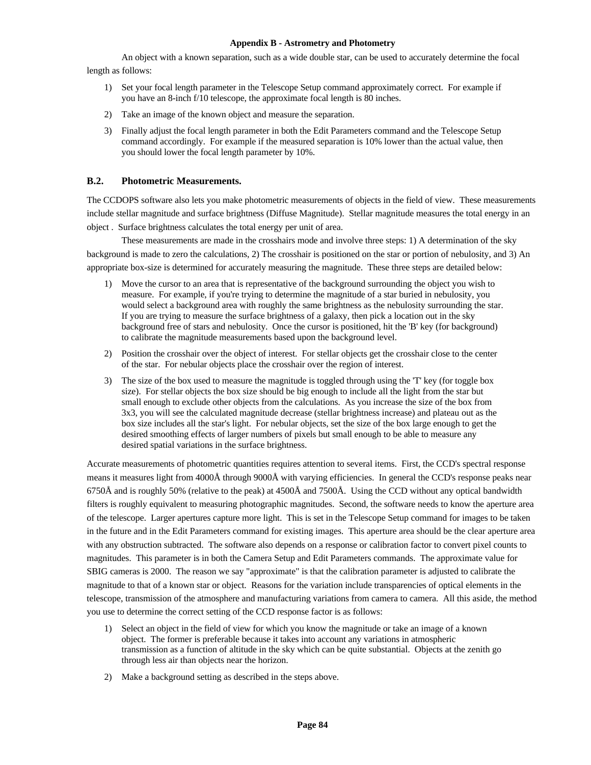An object with a known separation, such as a wide double star, can be used to accurately determine the focal length as follows:

1) Set your focal length parameter in the Telescope Setup command approximately correct. For example if you have an 8-inch f/10 telescope, the approximate focal length is 80 inches.
2) Take an image of the known object and measure the separation.
3) Finally adjust the focal length parameter in both the Edit Parameters command and the Telescope Setup command accordingly. For example if the measured separation is 10% lower than the actual value, then you should lower the focal length parameter by 10%.

## B.2. Photometric Measurements.

The CCDOPS software also lets you make photometric measurements of objects in the field of view. These measurements include stellar magnitude and surface brightness (Diffuse Magnitude). Stellar magnitude measures the total energy in an object . Surface brightness calculates the total energy per unit of area.

These measurements are made in the crosshairs mode and involve three steps: 1) A determination of the sky background is made to zero the calculations, 2) The crosshair is positioned on the star or portion of nebulosity, and 3) An appropriate box-size is determined for accurately measuring the magnitude. These three steps are detailed below:

1) Move the cursor to an area that is representative of the background surrounding the object you wish to measure. For example, if you're trying to determine the magnitude of a star buried in nebulosity, you would select a background area with roughly the same brightness as the nebulosity surrounding the star. If you are trying to measure the surface brightness of a galaxy, then pick a location out in the sky background free of stars and nebulosity. Once the cursor is positioned, hit the 'B' key (for background) to calibrate the magnitude measurements based upon the background level.
2) Position the crosshair over the object of interest. For stellar objects get the crosshair close to the center of the star. For nebular objects place the crosshair over the region of interest.
3) The size of the box used to measure the magnitude is toggled through using the 'T' key (for toggle box size). For stellar objects the box size should be big enough to include all the light from the star but small enough to exclude other objects from the calculations. As you increase the size of the box from 3x3, you will see the calculated magnitude decrease (stellar brightness increase) and plateau out as the box size includes all the star's light. For nebular objects, set the size of the box large enough to get the desired smoothing effects of larger numbers of pixels but small enough to be able to measure any desired spatial variations in the surface brightness.

Accurate measurements of photometric quantities requires attention to several items. First, the CCD's spectral response means it measures light from 4000Å through 9000Å with varying efficiencies. In general the CCD's response peaks near 6750Å and is roughly 50% (relative to the peak) at 4500Å and 7500Å. Using the CCD without any optical bandwidth filters is roughly equivalent to measuring photographic magnitudes. Second, the software needs to know the aperture area of the telescope. Larger apertures capture more light. This is set in the Telescope Setup command for images to be taken in the future and in the Edit Parameters command for existing images. This aperture area should be the clear aperture area with any obstruction subtracted. The software also depends on a response or calibration factor to convert pixel counts to magnitudes. This parameter is in both the Camera Setup and Edit Parameters commands. The approximate value for SBIG cameras is 2000. The reason we say "approximate" is that the calibration parameter is adjusted to calibrate the magnitude to that of a known star or object. Reasons for the variation include transparencies of optical elements in the telescope, transmission of the atmosphere and manufacturing variations from camera to camera. All this aside, the method you use to determine the correct setting of the CCD response factor is as follows:

1) Select an object in the field of view for which you know the magnitude or take an image of a known object. The former is preferable because it takes into account any variations in atmospheric transmission as a function of altitude in the sky which can be quite substantial. Objects at the zenith go through less air than objects near the horizon.
2) Make a background setting as described in the steps above.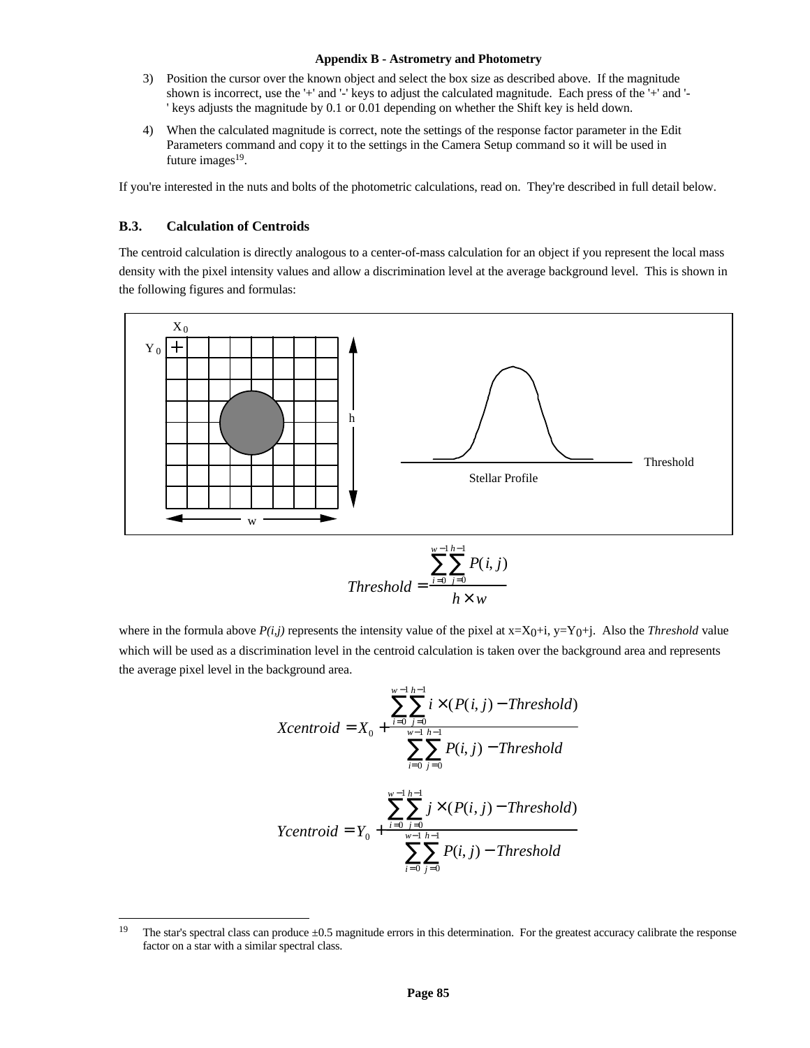3) Position the cursor over the known object and select the box size as described above. If the magnitude shown is incorrect, use the '+' and '-' keys to adjust the calculated magnitude. Each press of the '+' and '-' keys adjusts the magnitude by 0.1 or 0.01 depending on whether the Shift key is held down.

4) When the calculated magnitude is correct, note the settings of the response factor parameter in the Edit Parameters command and copy it to the settings in the Camera Setup command so it will be used in future images[19].

If you're interested in the nuts and bolts of the photometric calculations, read on. They're described in full detail below.

## B.3. Calculation of Centroids

The centroid calculation is directly analogous to a center-of-mass calculation for an object if you represent the local mass density with the pixel intensity values and allow a discrimination level at the average background level. This is shown in the following figures and formulas:

$$Threshold = \frac{\sum_{i=0}^{w-1}\sum_{j=0}^{h-1} P(i,j)}{h \times w}$$

where in the formula above $P(i,j)$ represents the intensity value of the pixel at $x=X_0+i$, $y=Y_0+j$. Also the *Threshold* value which will be used as a discrimination level in the centroid calculation is taken over the background area and represents the average pixel level in the background area.

$$Xcentroid = X_0 + \frac{\sum_{i=0}^{w-1}\sum_{j=0}^{h-1} i \times (P(i,j) - Threshold)}{\sum_{i=0}^{w-1}\sum_{j=0}^{h-1} P(i,j) - Threshold}$$

$$Ycentroid = Y_0 + \frac{\sum_{i=0}^{w-1}\sum_{j=0}^{h-1} j \times (P(i,j) - Threshold)}{\sum_{i=0}^{w-1}\sum_{j=0}^{h-1} P(i,j) - Threshold}$$

[19] The star's spectral class can produce ±0.5 magnitude errors in this determination. For the greatest accuracy calibrate the response factor on a star with a similar spectral class.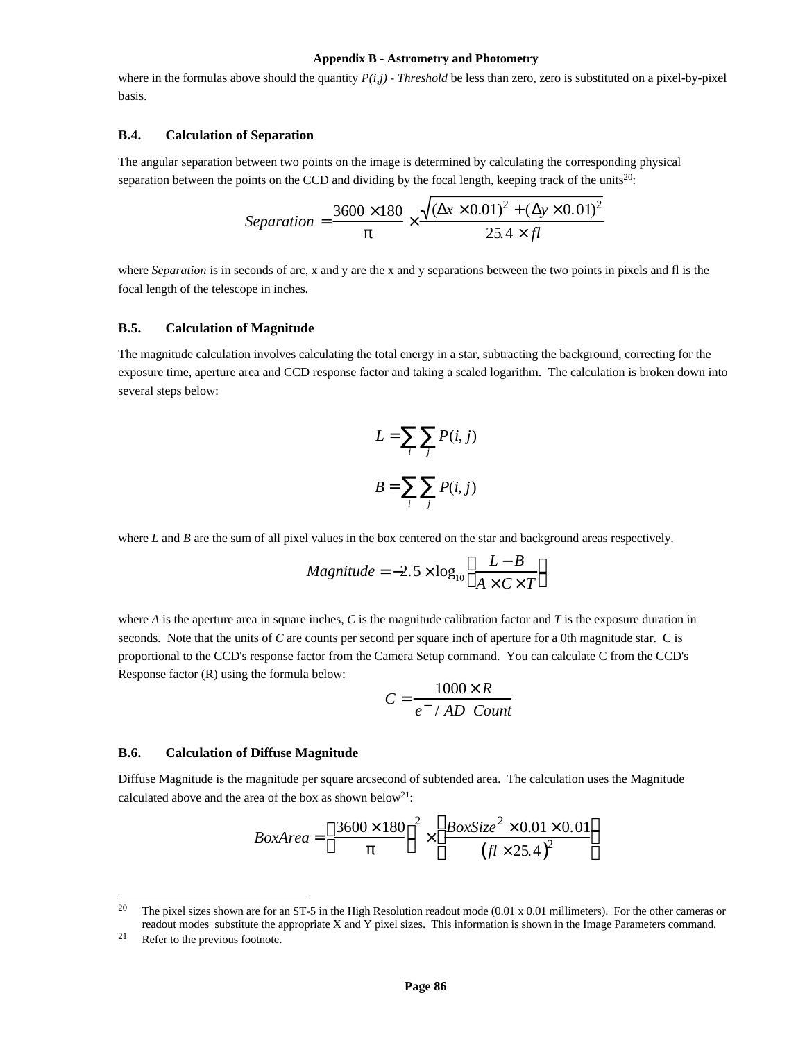where in the formulas above should the quantity *P(i,j) - Threshold* be less than zero, zero is substituted on a pixel-by-pixel basis.

### B.4. Calculation of Separation

The angular separation between two points on the image is determined by calculating the corresponding physical separation between the points on the CCD and dividing by the focal length, keeping track of the units[20]:

$$Separation = \frac{3600 \times 180}{\pi} \times \frac{\sqrt{(\Delta x \times 0.01)^2 + (\Delta y \times 0.01)^2}}{25.4 \times fl}$$

where *Separation* is in seconds of arc, x and y are the x and y separations between the two points in pixels and fl is the focal length of the telescope in inches.

### B.5. Calculation of Magnitude

The magnitude calculation involves calculating the total energy in a star, subtracting the background, correcting for the exposure time, aperture area and CCD response factor and taking a scaled logarithm. The calculation is broken down into several steps below:

$$L = \sum_i \sum_j P(i,j)$$

$$B = \sum_i \sum_j P(i,j)$$

where *L* and *B* are the sum of all pixel values in the box centered on the star and background areas respectively.

$$Magnitude = -2.5 \times \log_{10}\left(\frac{L - B}{A \times C \times T}\right)$$

where *A* is the aperture area in square inches, *C* is the magnitude calibration factor and *T* is the exposure duration in seconds. Note that the units of *C* are counts per second per square inch of aperture for a 0th magnitude star. C is proportional to the CCD's response factor from the Camera Setup command. You can calculate C from the CCD's Response factor (R) using the formula below:

$$C = \frac{1000 \times R}{e^{-} / AD\ \ Count}$$

### B.6. Calculation of Diffuse Magnitude

Diffuse Magnitude is the magnitude per square arcsecond of subtended area. The calculation uses the Magnitude calculated above and the area of the box as shown below[21]:

$$BoxArea = \left(\frac{3600 \times 180}{\pi}\right)^2 \times \left(\frac{BoxSize^2 \times 0.01 \times 0.01}{(fl \times 25.4)^2}\right)$$

---

[20] The pixel sizes shown are for an ST-5 in the High Resolution readout mode (0.01 x 0.01 millimeters). For the other cameras or readout modes substitute the appropriate X and Y pixel sizes. This information is shown in the Image Parameters command.

[21] Refer to the previous footnote.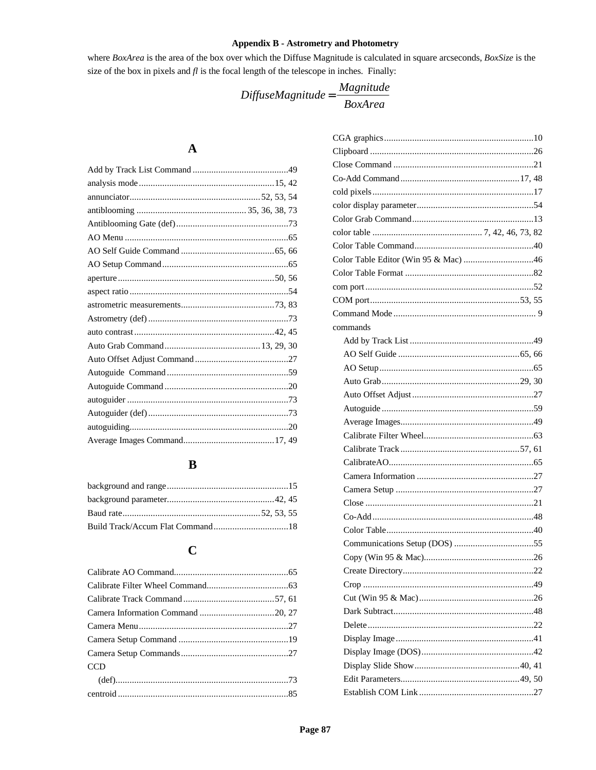where *BoxArea* is the area of the box over which the Diffuse Magnitude is calculated in square arcseconds, *BoxSize* is the size of the box in pixels and *fl* is the focal length of the telescope in inches. Finally:

$$DiffuseMagnitude = \frac{Magnitude}{BoxArea}$$

## A

Add by Track List Command ......49
analysis mode ......15, 42
annunciator ......52, 53, 54
antiblooming ......35, 36, 38, 73
Antiblooming Gate (def) ......73
AO Menu ......65
AO Self Guide Command ......65, 66
AO Setup Command ......65
aperture ......50, 56
aspect ratio ......54
astrometric measurements ......73, 83
Astrometry (def) ......73
auto contrast ......42, 45
Auto Grab Command ......13, 29, 30
Auto Offset Adjust Command ......27
Autoguide Command ......59
Autoguide Command ......20
autoguider ......73
Autoguider (def) ......73
autoguiding ......20
Average Images Command ......17, 49

## B

background and range ......15
background parameter ......42, 45
Baud rate ......52, 53, 55
Build Track/Accum Flat Command ......18

## C

Calibrate AO Command ......65
Calibrate Filter Wheel Command ......63
Calibrate Track Command ......57, 61
Camera Information Command ......20, 27
Camera Menu ......27
Camera Setup Command ......19
Camera Setup Commands ......27
CCD
  (def) ......73
centroid ......85
CGA graphics ......10
Clipboard ......26
Close Command ......21
Co-Add Command ......17, 48
cold pixels ......17
color display parameter ......54
Color Grab Command ......13
color table ......7, 42, 46, 73, 82
Color Table Command ......40
Color Table Editor (Win 95 & Mac) ......46
Color Table Format ......82
com port ......52
COM port ......53, 55
Command Mode ......9
commands
  Add by Track List ......49
  AO Self Guide ......65, 66
  AO Setup ......65
  Auto Grab ......29, 30
  Auto Offset Adjust ......27
  Autoguide ......59
  Average Images ......49
  Calibrate Filter Wheel ......63
  Calibrate Track ......57, 61
  CalibrateAO ......65
  Camera Information ......27
  Camera Setup ......27
  Close ......21
  Co-Add ......48
  Color Table ......40
  Communications Setup (DOS) ......55
  Copy (Win 95 & Mac) ......26
  Create Directory ......22
  Crop ......49
  Cut (Win 95 & Mac) ......26
  Dark Subtract ......48
  Delete ......22
  Display Image ......41
  Display Image (DOS) ......42
  Display Slide Show ......40, 41
  Edit Parameters ......49, 50
  Establish COM Link ......27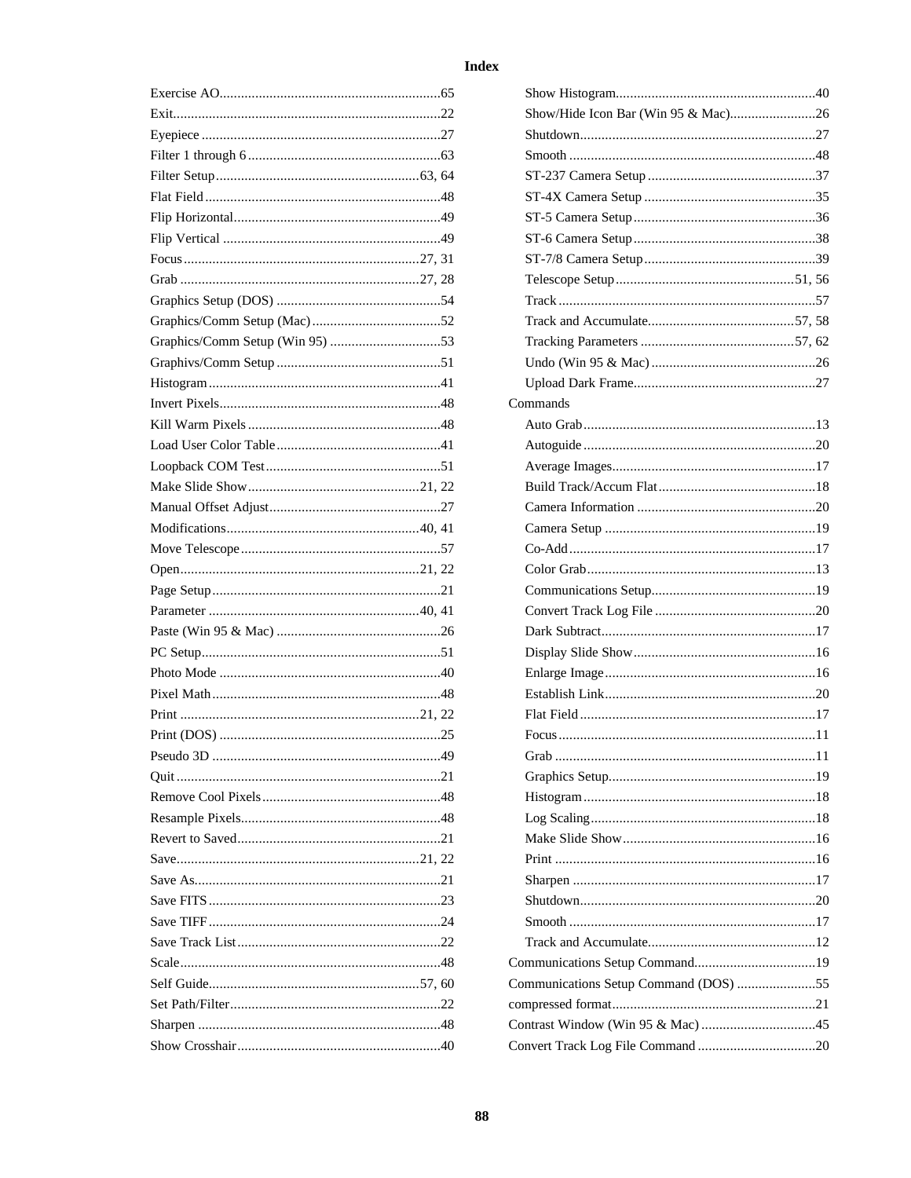# Index

Exercise AO....65
Exit....22
Eyepiece....27
Filter 1 through 6....63
Filter Setup....63, 64
Flat Field....48
Flip Horizontal....49
Flip Vertical....49
Focus....27, 31
Grab....27, 28
Graphics Setup (DOS)....54
Graphics/Comm Setup (Mac)....52
Graphics/Comm Setup (Win 95)....53
Graphivs/Comm Setup....51
Histogram....41
Invert Pixels....48
Kill Warm Pixels....48
Load User Color Table....41
Loopback COM Test....51
Make Slide Show....21, 22
Manual Offset Adjust....27
Modifications....40, 41
Move Telescope....57
Open....21, 22
Page Setup....21
Parameter....40, 41
Paste (Win 95 & Mac)....26
PC Setup....51
Photo Mode....40
Pixel Math....48
Print....21, 22
Print (DOS)....25
Pseudo 3D....49
Quit....21
Remove Cool Pixels....48
Resample Pixels....48
Revert to Saved....21
Save....21, 22
Save As....21
Save FITS....23
Save TIFF....24
Save Track List....22
Scale....48
Self Guide....57, 60
Set Path/Filter....22
Sharpen....48
Show Crosshair....40
Show Histogram....40
Show/Hide Icon Bar (Win 95 & Mac)....26
Shutdown....27
Smooth....48
ST-237 Camera Setup....37
ST-4X Camera Setup....35
ST-5 Camera Setup....36
ST-6 Camera Setup....38
ST-7/8 Camera Setup....39
Telescope Setup....51, 56
Track....57
Track and Accumulate....57, 58
Tracking Parameters....57, 62
Undo (Win 95 & Mac)....26
Upload Dark Frame....27

Commands
- Auto Grab....13
- Autoguide....20
- Average Images....17
- Build Track/Accum Flat....18
- Camera Information....20
- Camera Setup....19
- Co-Add....17
- Color Grab....13
- Communications Setup....19
- Convert Track Log File....20
- Dark Subtract....17
- Display Slide Show....16
- Enlarge Image....16
- Establish Link....20
- Flat Field....17
- Focus....11
- Grab....11
- Graphics Setup....19
- Histogram....18
- Log Scaling....18
- Make Slide Show....16
- Print....16
- Sharpen....17
- Shutdown....20
- Smooth....17
- Track and Accumulate....12

Communications Setup Command....19
Communications Setup Command (DOS)....55
compressed format....21
Contrast Window (Win 95 & Mac)....45
Convert Track Log File Command....20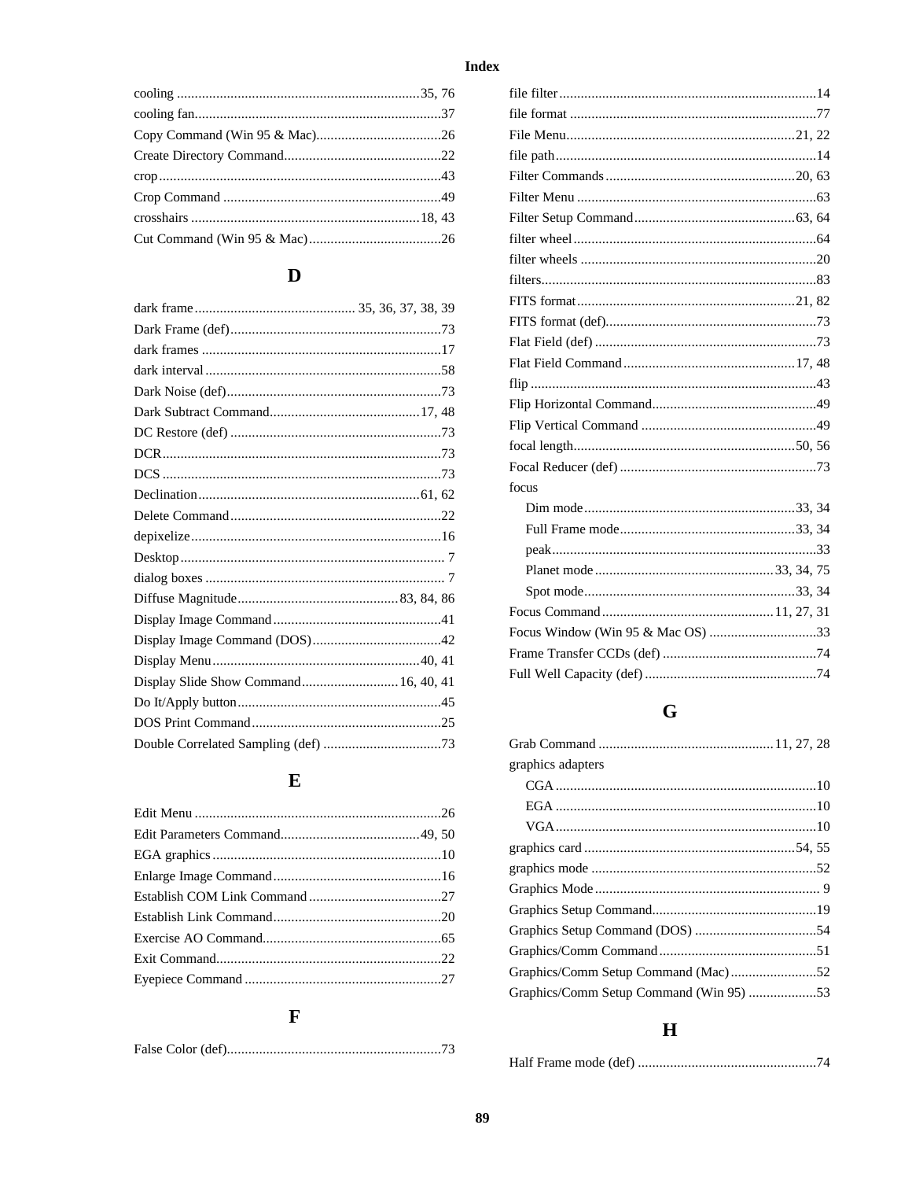# Index

cooling 35, 76
cooling fan 37
Copy Command (Win 95 & Mac) 26
Create Directory Command 22
crop 43
Crop Command 49
crosshairs 18, 43
Cut Command (Win 95 & Mac) 26

## D

dark frame 35, 36, 37, 38, 39
Dark Frame (def) 73
dark frames 17
dark interval 58
Dark Noise (def) 73
Dark Subtract Command 17, 48
DC Restore (def) 73
DCR 73
DCS 73
Declination 61, 62
Delete Command 22
depixelize 16
Desktop 7
dialog boxes 7
Diffuse Magnitude 83, 84, 86
Display Image Command 41
Display Image Command (DOS) 42
Display Menu 40, 41
Display Slide Show Command 16, 40, 41
Do It/Apply button 45
DOS Print Command 25
Double Correlated Sampling (def) 73

## E

Edit Menu 26
Edit Parameters Command 49, 50
EGA graphics 10
Enlarge Image Command 16
Establish COM Link Command 27
Establish Link Command 20
Exercise AO Command 65
Exit Command 22
Eyepiece Command 27

## F

False Color (def) 73
file filter 14
file format 77
File Menu 21, 22
file path 14
Filter Commands 20, 63
Filter Menu 63
Filter Setup Command 63, 64
filter wheel 64
filter wheels 20
filters 83
FITS format 21, 82
FITS format (def) 73
Flat Field (def) 73
Flat Field Command 17, 48
flip 43
Flip Horizontal Command 49
Flip Vertical Command 49
focal length 50, 56
Focal Reducer (def) 73
focus
- Dim mode 33, 34
- Full Frame mode 33, 34
- peak 33
- Planet mode 33, 34, 75
- Spot mode 33, 34

Focus Command 11, 27, 31
Focus Window (Win 95 & Mac OS) 33
Frame Transfer CCDs (def) 74
Full Well Capacity (def) 74

## G

Grab Command 11, 27, 28
graphics adapters
- CGA 10
- EGA 10
- VGA 10

graphics card 54, 55
graphics mode 52
Graphics Mode 9
Graphics Setup Command 19
Graphics Setup Command (DOS) 54
Graphics/Comm Command 51
Graphics/Comm Setup Command (Mac) 52
Graphics/Comm Setup Command (Win 95) 53

## H

Half Frame mode (def) 74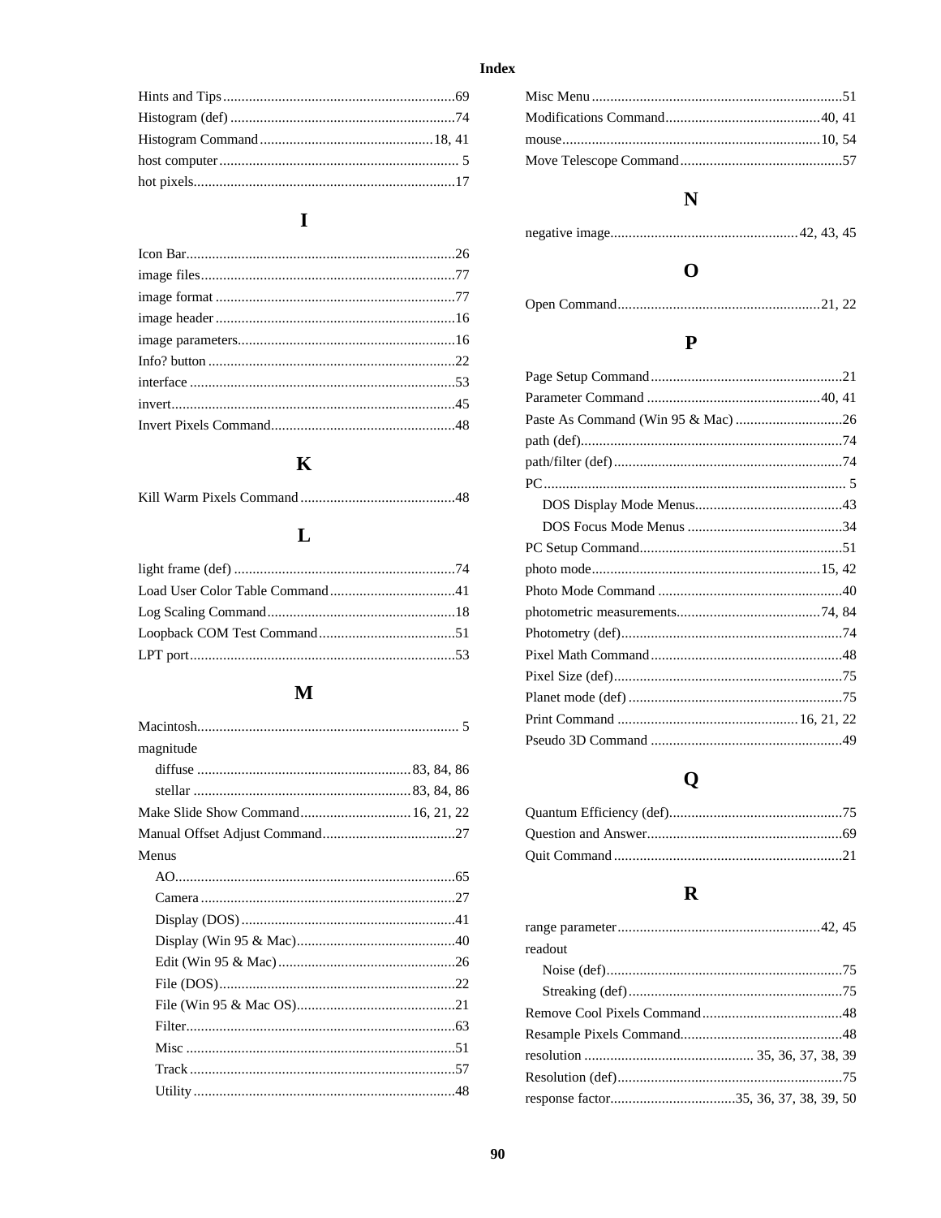# Index

Hints and Tips ........................................ 69
Histogram (def) ........................................ 74
Histogram Command ........................................ 18, 41
host computer ........................................ 5
hot pixels ........................................ 17

## I

Icon Bar ........................................ 26
image files ........................................ 77
image format ........................................ 77
image header ........................................ 16
image parameters ........................................ 16
Info? button ........................................ 22
interface ........................................ 53
invert ........................................ 45
Invert Pixels Command ........................................ 48

## K

Kill Warm Pixels Command ........................................ 48

## L

light frame (def) ........................................ 74
Load User Color Table Command ........................................ 41
Log Scaling Command ........................................ 18
Loopback COM Test Command ........................................ 51
LPT port ........................................ 53

## M

Macintosh ........................................ 5
magnitude
- diffuse ........................................ 83, 84, 86
- stellar ........................................ 83, 84, 86

Make Slide Show Command ........................................ 16, 21, 22
Manual Offset Adjust Command ........................................ 27
Menus
- AO ........................................ 65
- Camera ........................................ 27
- Display (DOS) ........................................ 41
- Display (Win 95 & Mac) ........................................ 40
- Edit (Win 95 & Mac) ........................................ 26
- File (DOS) ........................................ 22
- File (Win 95 & Mac OS) ........................................ 21
- Filter ........................................ 63
- Misc ........................................ 51
- Track ........................................ 57
- Utility ........................................ 48

Misc Menu ........................................ 51
Modifications Command ........................................ 40, 41
mouse ........................................ 10, 54
Move Telescope Command ........................................ 57

## N

negative image ........................................ 42, 43, 45

## O

Open Command ........................................ 21, 22

## P

Page Setup Command ........................................ 21
Parameter Command ........................................ 40, 41
Paste As Command (Win 95 & Mac) ........................................ 26
path (def) ........................................ 74
path/filter (def) ........................................ 74
PC ........................................ 5
- DOS Display Mode Menus ........................................ 43
- DOS Focus Mode Menus ........................................ 34

PC Setup Command ........................................ 51
photo mode ........................................ 15, 42
Photo Mode Command ........................................ 40
photometric measurements ........................................ 74, 84
Photometry (def) ........................................ 74
Pixel Math Command ........................................ 48
Pixel Size (def) ........................................ 75
Planet mode (def) ........................................ 75
Print Command ........................................ 16, 21, 22
Pseudo 3D Command ........................................ 49

## Q

Quantum Efficiency (def) ........................................ 75
Question and Answer ........................................ 69
Quit Command ........................................ 21

## R

range parameter ........................................ 42, 45
readout
- Noise (def) ........................................ 75
- Streaking (def) ........................................ 75

Remove Cool Pixels Command ........................................ 48
Resample Pixels Command ........................................ 48
resolution ........................................ 35, 36, 37, 38, 39
Resolution (def) ........................................ 75
response factor ........................................ 35, 36, 37, 38, 39, 50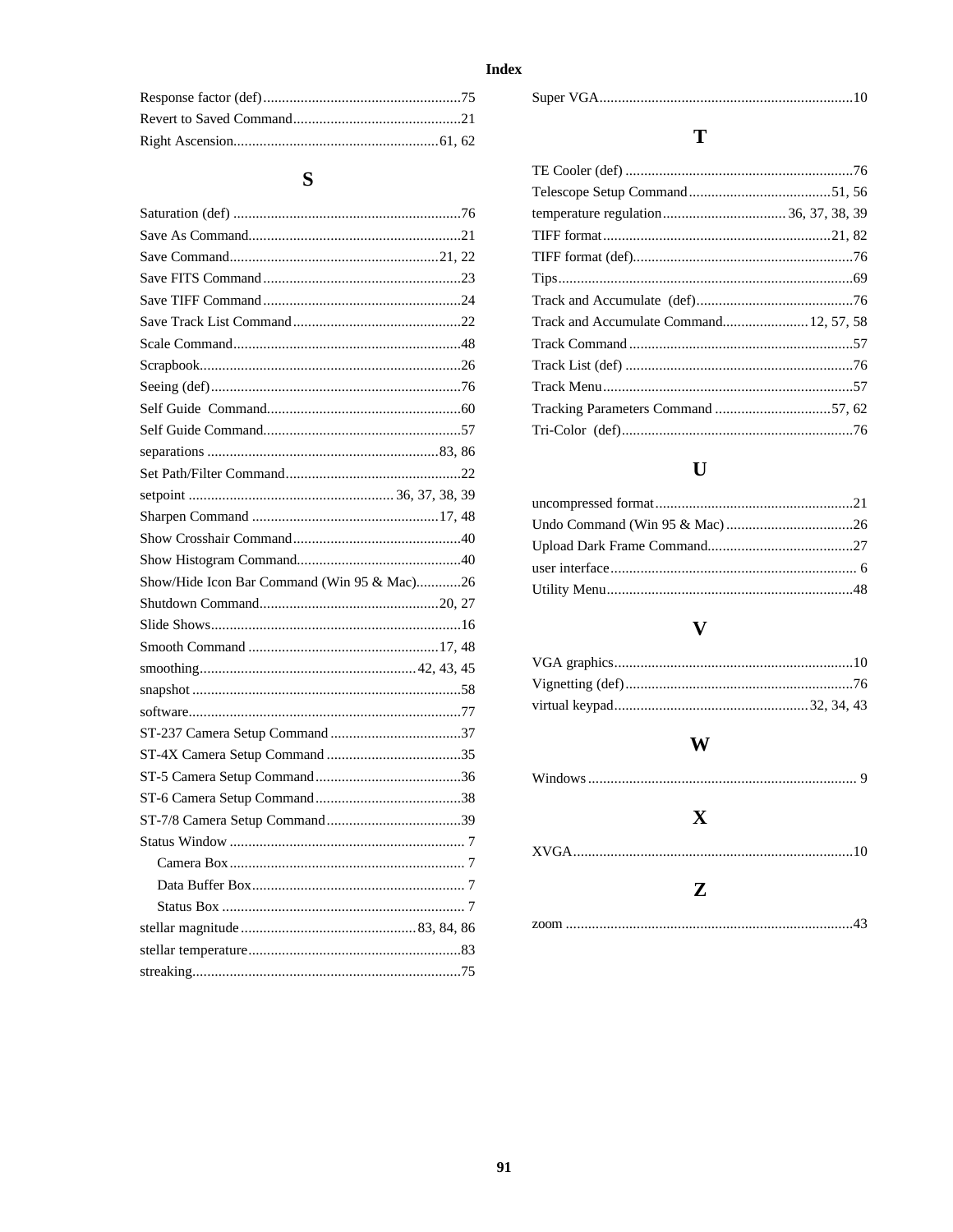# Index

Response factor (def)......................................................75
Revert to Saved Command.............................................21
Right Ascension.......................................................61, 62

## S

Saturation (def) .............................................................76
Save As Command.........................................................21
Save Command........................................................21, 22
Save FITS Command.....................................................23
Save TIFF Command.....................................................24
Save Track List Command.............................................22
Scale Command.............................................................48
Scrapbook......................................................................26
Seeing (def)...................................................................76
Self Guide  Command....................................................60
Self Guide Command.....................................................57
separations ..............................................................83, 86
Set Path/Filter Command...............................................22
setpoint .......................................................36, 37, 38, 39
Sharpen Command ..................................................17, 48
Show Crosshair Command.............................................40
Show Histogram Command............................................40
Show/Hide Icon Bar Command (Win 95 & Mac)............26
Shutdown Command................................................20, 27
Slide Shows...................................................................16
Smooth Command ...................................................17, 48
smoothing..........................................................42, 43, 45
snapshot ........................................................................58
software.........................................................................77
ST-237 Camera Setup Command...................................37
ST-4X Camera Setup Command ....................................35
ST-5 Camera Setup Command.......................................36
ST-6 Camera Setup Command.......................................38
ST-7/8 Camera Setup Command....................................39
Status Window ............................................................... 7
- Camera Box............................................................... 7
- Data Buffer Box.......................................................... 7
- Status Box ................................................................. 7

stellar magnitude...............................................83, 84, 86
stellar temperature.........................................................83
streaking........................................................................75

Super VGA....................................................................10

## T

TE Cooler (def) .............................................................76
Telescope Setup Command......................................51, 56
temperature regulation.................................36, 37, 38, 39
TIFF format.............................................................21, 82
TIFF format (def)...........................................................76
Tips...............................................................................69
Track and Accumulate  (def)..........................................76
Track and Accumulate Command.......................12, 57, 58
Track Command ............................................................57
Track List (def) .............................................................76
Track Menu...................................................................57
Tracking Parameters Command ...............................57, 62
Tri-Color  (def)..............................................................76

## U

uncompressed format.....................................................21
Undo Command (Win 95 & Mac) ..................................26
Upload Dark Frame Command.......................................27
user interface.................................................................. 6
Utility Menu..................................................................48

## V

VGA graphics................................................................10
Vignetting (def).............................................................76
virtual keypad....................................................32, 34, 43

## W

Windows........................................................................ 9

## X

XVGA...........................................................................10

## Z

zoom ............................................................................43